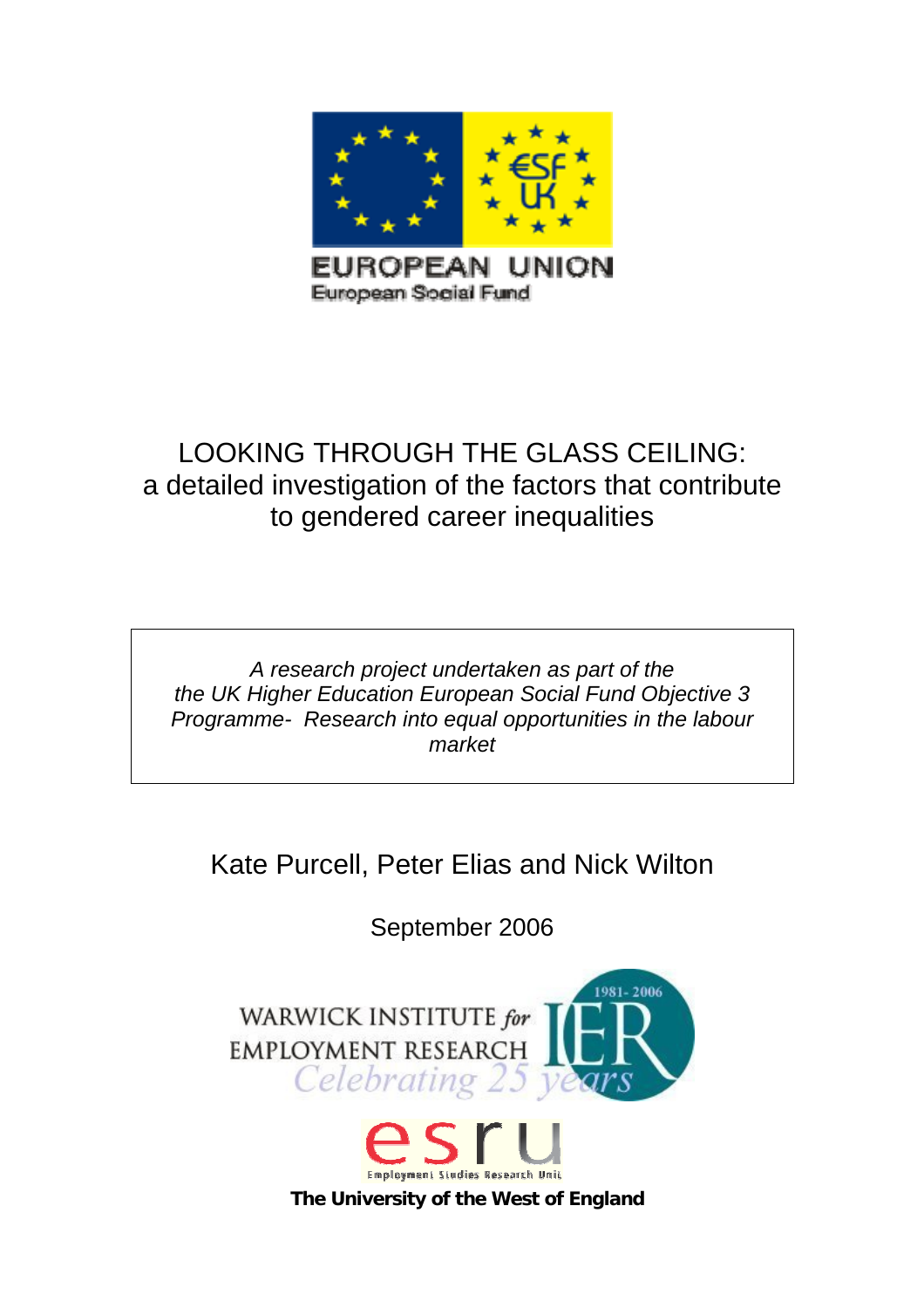EUROPEAN UNION
European Social Fund

# LOOKING THROUGH THE GLASS CEILING: a detailed investigation of the factors that contribute to gendered career inequalities

*A research project undertaken as part of the the UK Higher Education European Social Fund Objective 3 Programme- Research into equal opportunities in the labour market*

Kate Purcell, Peter Elias and Nick Wilton

September 2006

WARWICK INSTITUTE *for* EMPLOYMENT RESEARCH

*Celebrating 25 years*

IER 1981- 2006

esru

Employment Studies Research Unit

**The University of the West of England**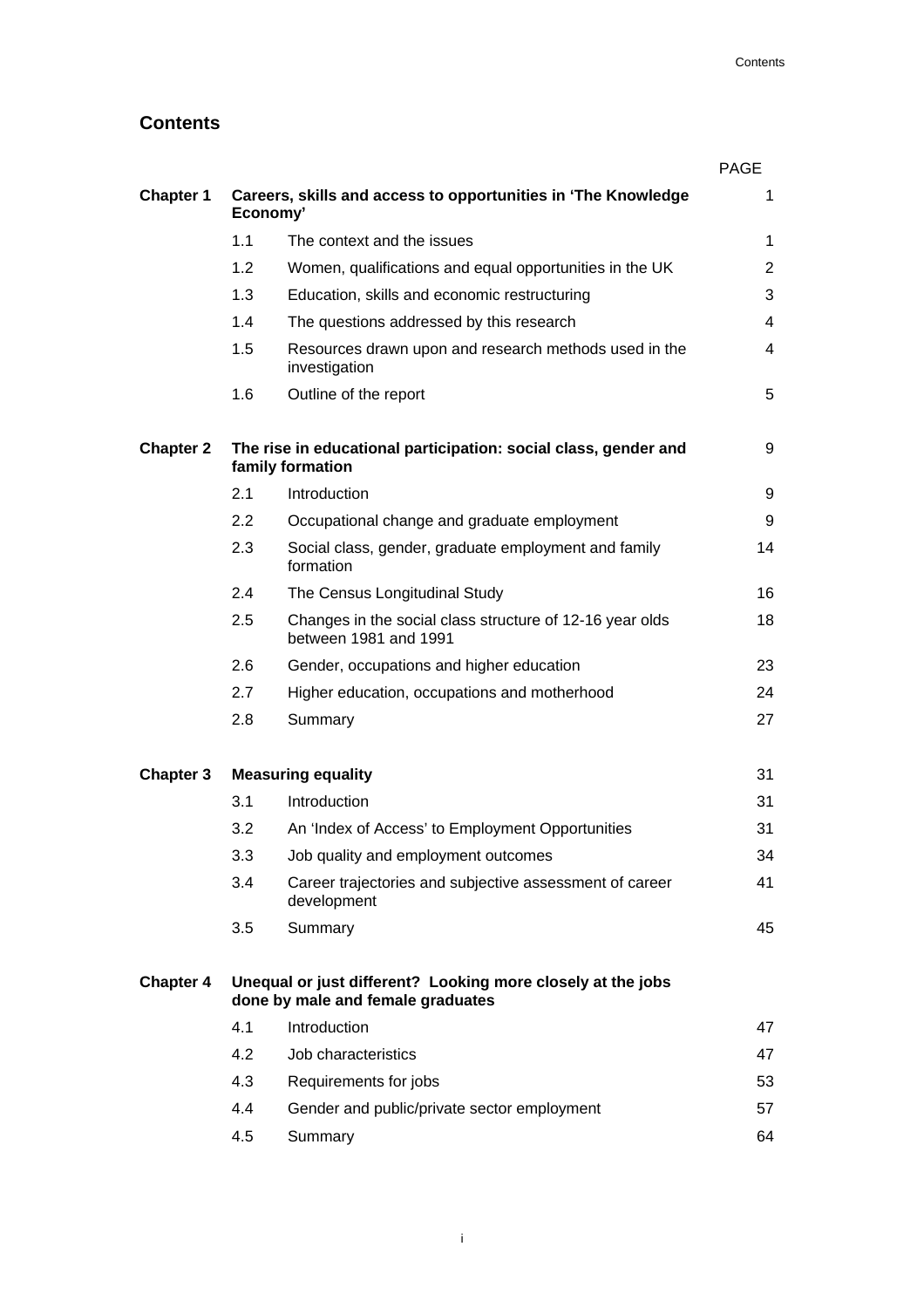# Contents

| | | | PAGE |
|---|---|---|---|
| **Chapter 1** | **Careers, skills and access to opportunities in 'The Knowledge Economy'** | | 1 |
| | 1.1 | The context and the issues | 1 |
| | 1.2 | Women, qualifications and equal opportunities in the UK | 2 |
| | 1.3 | Education, skills and economic restructuring | 3 |
| | 1.4 | The questions addressed by this research | 4 |
| | 1.5 | Resources drawn upon and research methods used in the investigation | 4 |
| | 1.6 | Outline of the report | 5 |
| **Chapter 2** | **The rise in educational participation: social class, gender and family formation** | | 9 |
| | 2.1 | Introduction | 9 |
| | 2.2 | Occupational change and graduate employment | 9 |
| | 2.3 | Social class, gender, graduate employment and family formation | 14 |
| | 2.4 | The Census Longitudinal Study | 16 |
| | 2.5 | Changes in the social class structure of 12-16 year olds between 1981 and 1991 | 18 |
| | 2.6 | Gender, occupations and higher education | 23 |
| | 2.7 | Higher education, occupations and motherhood | 24 |
| | 2.8 | Summary | 27 |
| **Chapter 3** | **Measuring equality** | | 31 |
| | 3.1 | Introduction | 31 |
| | 3.2 | An 'Index of Access' to Employment Opportunities | 31 |
| | 3.3 | Job quality and employment outcomes | 34 |
| | 3.4 | Career trajectories and subjective assessment of career development | 41 |
| | 3.5 | Summary | 45 |
| **Chapter 4** | **Unequal or just different? Looking more closely at the jobs done by male and female graduates** | | |
| | 4.1 | Introduction | 47 |
| | 4.2 | Job characteristics | 47 |
| | 4.3 | Requirements for jobs | 53 |
| | 4.4 | Gender and public/private sector employment | 57 |
| | 4.5 | Summary | 64 |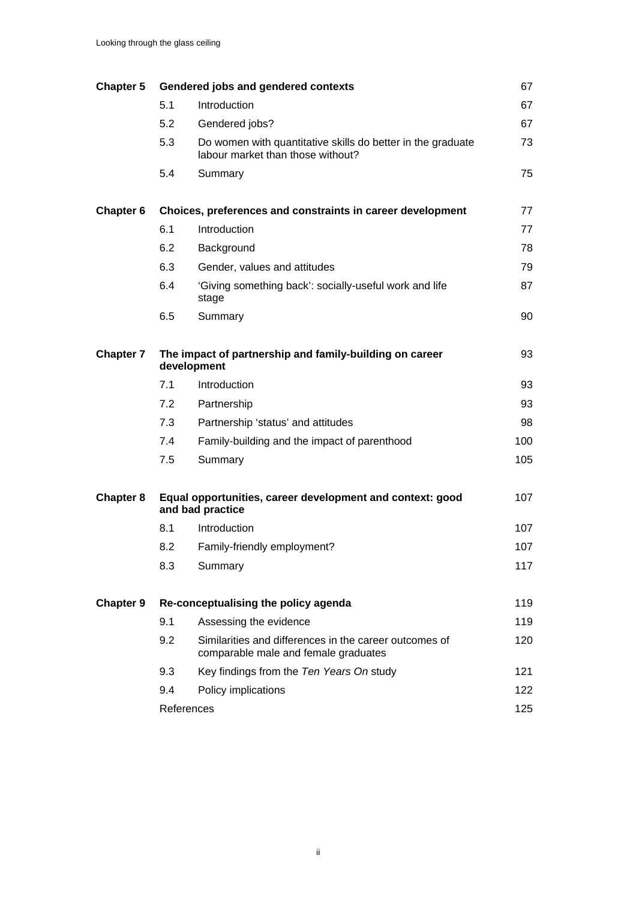| | | | |
|---|---|---|---|
| **Chapter 5** | **Gendered jobs and gendered contexts** | | 67 |
| | 5.1 | Introduction | 67 |
| | 5.2 | Gendered jobs? | 67 |
| | 5.3 | Do women with quantitative skills do better in the graduate labour market than those without? | 73 |
| | 5.4 | Summary | 75 |
| **Chapter 6** | **Choices, preferences and constraints in career development** | | 77 |
| | 6.1 | Introduction | 77 |
| | 6.2 | Background | 78 |
| | 6.3 | Gender, values and attitudes | 79 |
| | 6.4 | 'Giving something back': socially-useful work and life stage | 87 |
| | 6.5 | Summary | 90 |
| **Chapter 7** | **The impact of partnership and family-building on career development** | | 93 |
| | 7.1 | Introduction | 93 |
| | 7.2 | Partnership | 93 |
| | 7.3 | Partnership 'status' and attitudes | 98 |
| | 7.4 | Family-building and the impact of parenthood | 100 |
| | 7.5 | Summary | 105 |
| **Chapter 8** | **Equal opportunities, career development and context: good and bad practice** | | 107 |
| | 8.1 | Introduction | 107 |
| | 8.2 | Family-friendly employment? | 107 |
| | 8.3 | Summary | 117 |
| **Chapter 9** | **Re-conceptualising the policy agenda** | | 119 |
| | 9.1 | Assessing the evidence | 119 |
| | 9.2 | Similarities and differences in the career outcomes of comparable male and female graduates | 120 |
| | 9.3 | Key findings from the *Ten Years On* study | 121 |
| | 9.4 | Policy implications | 122 |
| | References | | 125 |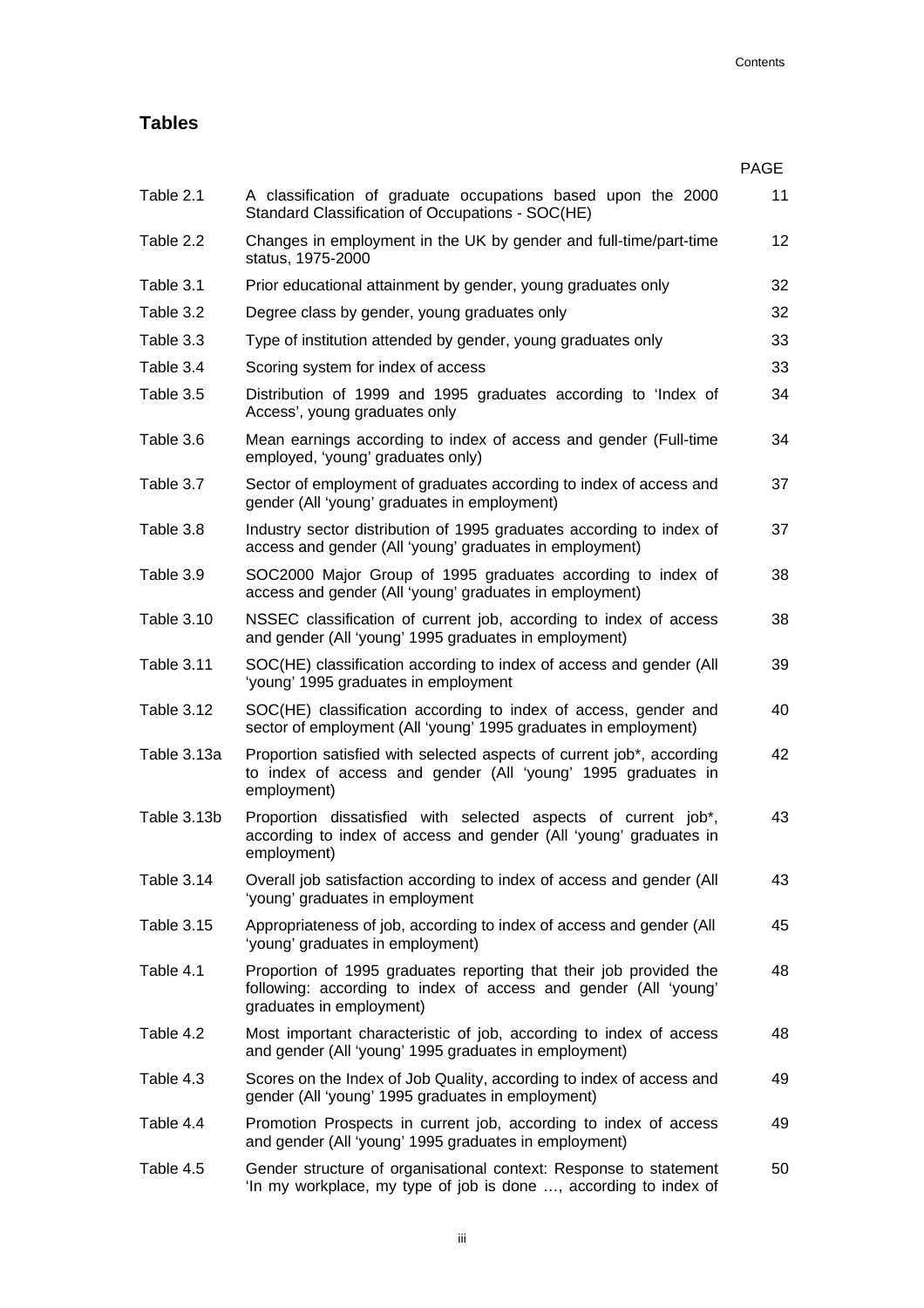## Tables

| | | PAGE |
|---|---|---|
| Table 2.1 | A classification of graduate occupations based upon the 2000 Standard Classification of Occupations - SOC(HE) | 11 |
| Table 2.2 | Changes in employment in the UK by gender and full-time/part-time status, 1975-2000 | 12 |
| Table 3.1 | Prior educational attainment by gender, young graduates only | 32 |
| Table 3.2 | Degree class by gender, young graduates only | 32 |
| Table 3.3 | Type of institution attended by gender, young graduates only | 33 |
| Table 3.4 | Scoring system for index of access | 33 |
| Table 3.5 | Distribution of 1999 and 1995 graduates according to 'Index of Access', young graduates only | 34 |
| Table 3.6 | Mean earnings according to index of access and gender (Full-time employed, 'young' graduates only) | 34 |
| Table 3.7 | Sector of employment of graduates according to index of access and gender (All 'young' graduates in employment) | 37 |
| Table 3.8 | Industry sector distribution of 1995 graduates according to index of access and gender (All 'young' graduates in employment) | 37 |
| Table 3.9 | SOC2000 Major Group of 1995 graduates according to index of access and gender (All 'young' graduates in employment) | 38 |
| Table 3.10 | NSSEC classification of current job, according to index of access and gender (All 'young' 1995 graduates in employment) | 38 |
| Table 3.11 | SOC(HE) classification according to index of access and gender (All 'young' 1995 graduates in employment | 39 |
| Table 3.12 | SOC(HE) classification according to index of access, gender and sector of employment (All 'young' 1995 graduates in employment) | 40 |
| Table 3.13a | Proportion satisfied with selected aspects of current job*, according to index of access and gender (All 'young' 1995 graduates in employment) | 42 |
| Table 3.13b | Proportion dissatisfied with selected aspects of current job*, according to index of access and gender (All 'young' graduates in employment) | 43 |
| Table 3.14 | Overall job satisfaction according to index of access and gender (All 'young' graduates in employment | 43 |
| Table 3.15 | Appropriateness of job, according to index of access and gender (All 'young' graduates in employment) | 45 |
| Table 4.1 | Proportion of 1995 graduates reporting that their job provided the following: according to index of access and gender (All 'young' graduates in employment) | 48 |
| Table 4.2 | Most important characteristic of job, according to index of access and gender (All 'young' 1995 graduates in employment) | 48 |
| Table 4.3 | Scores on the Index of Job Quality, according to index of access and gender (All 'young' 1995 graduates in employment) | 49 |
| Table 4.4 | Promotion Prospects in current job, according to index of access and gender (All 'young' 1995 graduates in employment) | 49 |
| Table 4.5 | Gender structure of organisational context: Response to statement 'In my workplace, my type of job is done …, according to index of | 50 |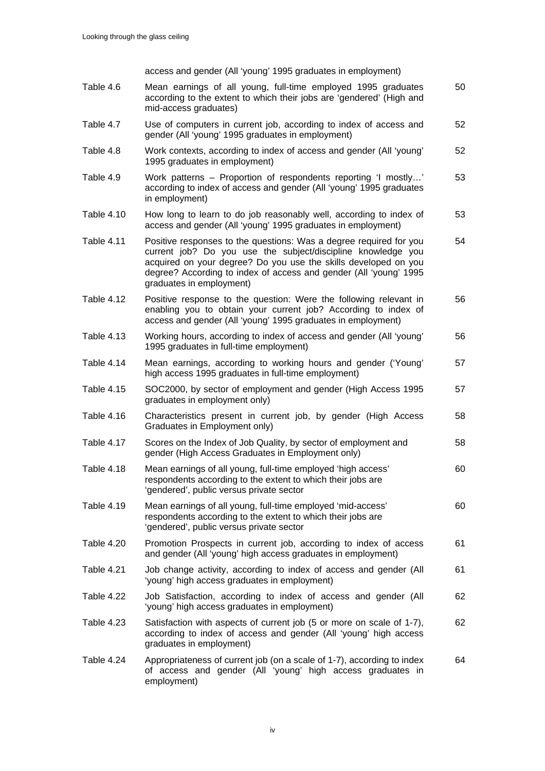| | | |
|---|---|---|
| | access and gender (All 'young' 1995 graduates in employment) | |
| Table 4.6 | Mean earnings of all young, full-time employed 1995 graduates according to the extent to which their jobs are 'gendered' (High and mid-access graduates) | 50 |
| Table 4.7 | Use of computers in current job, according to index of access and gender (All 'young' 1995 graduates in employment) | 52 |
| Table 4.8 | Work contexts, according to index of access and gender (All 'young' 1995 graduates in employment) | 52 |
| Table 4.9 | Work patterns – Proportion of respondents reporting 'I mostly…' according to index of access and gender (All 'young' 1995 graduates in employment) | 53 |
| Table 4.10 | How long to learn to do job reasonably well, according to index of access and gender (All 'young' 1995 graduates in employment) | 53 |
| Table 4.11 | Positive responses to the questions: Was a degree required for you current job? Do you use the subject/discipline knowledge you acquired on your degree? Do you use the skills developed on you degree? According to index of access and gender (All 'young' 1995 graduates in employment) | 54 |
| Table 4.12 | Positive response to the question: Were the following relevant in enabling you to obtain your current job? According to index of access and gender (All 'young' 1995 graduates in employment) | 56 |
| Table 4.13 | Working hours, according to index of access and gender (All 'young' 1995 graduates in full-time employment) | 56 |
| Table 4.14 | Mean earnings, according to working hours and gender ('Young' high access 1995 graduates in full-time employment) | 57 |
| Table 4.15 | SOC2000, by sector of employment and gender (High Access 1995 graduates in employment only) | 57 |
| Table 4.16 | Characteristics present in current job, by gender (High Access Graduates in Employment only) | 58 |
| Table 4.17 | Scores on the Index of Job Quality, by sector of employment and gender (High Access Graduates in Employment only) | 58 |
| Table 4.18 | Mean earnings of all young, full-time employed 'high access' respondents according to the extent to which their jobs are 'gendered', public versus private sector | 60 |
| Table 4.19 | Mean earnings of all young, full-time employed 'mid-access' respondents according to the extent to which their jobs are 'gendered', public versus private sector | 60 |
| Table 4.20 | Promotion Prospects in current job, according to index of access and gender (All 'young' high access graduates in employment) | 61 |
| Table 4.21 | Job change activity, according to index of access and gender (All 'young' high access graduates in employment) | 61 |
| Table 4.22 | Job Satisfaction, according to index of access and gender (All 'young' high access graduates in employment) | 62 |
| Table 4.23 | Satisfaction with aspects of current job (5 or more on scale of 1-7), according to index of access and gender (All 'young' high access graduates in employment) | 62 |
| Table 4.24 | Appropriateness of current job (on a scale of 1-7), according to index of access and gender (All 'young' high access graduates in employment) | 64 |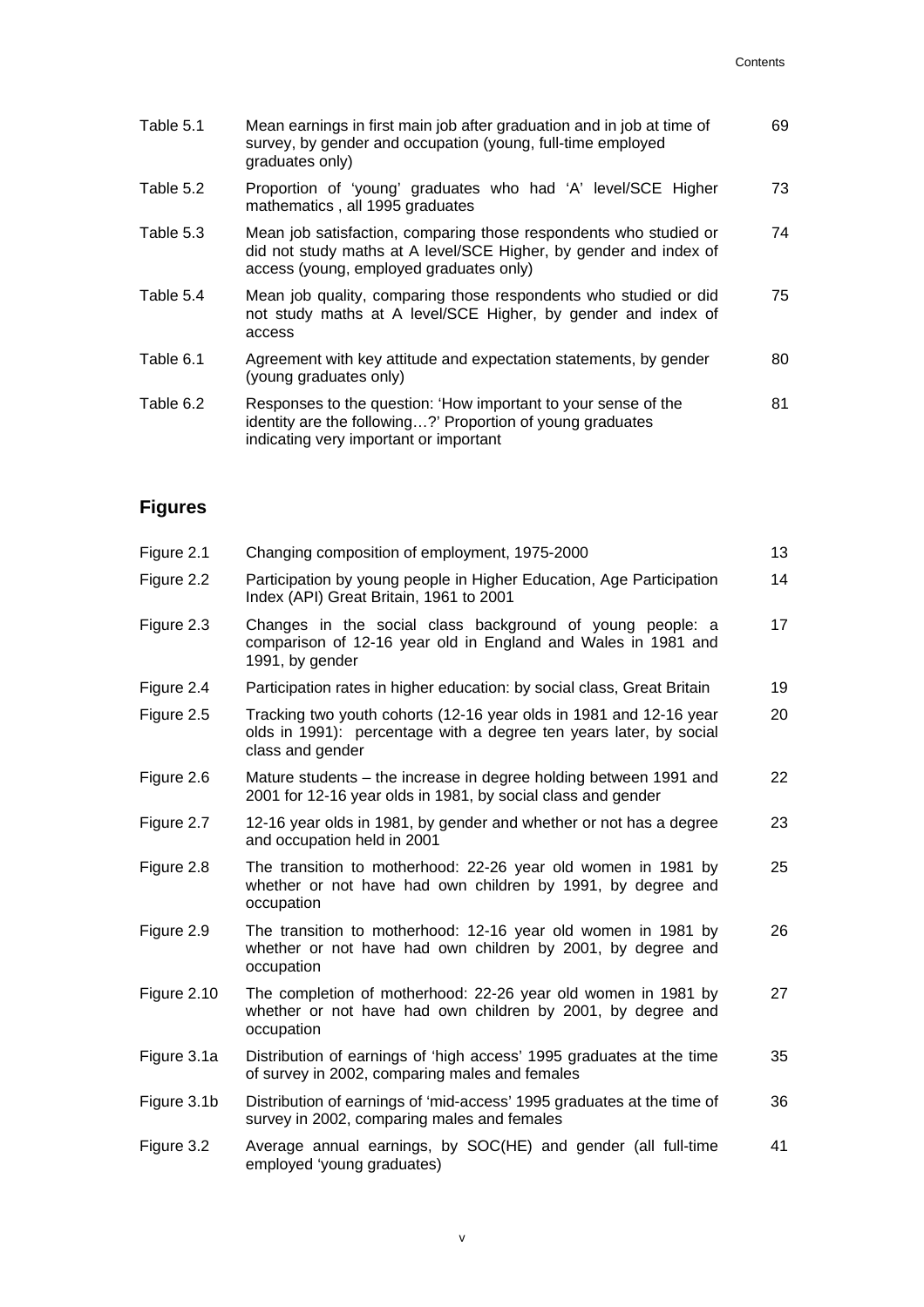| | | |
|---|---|---|
| Table 5.1 | Mean earnings in first main job after graduation and in job at time of survey, by gender and occupation (young, full-time employed graduates only) | 69 |
| Table 5.2 | Proportion of 'young' graduates who had 'A' level/SCE Higher mathematics , all 1995 graduates | 73 |
| Table 5.3 | Mean job satisfaction, comparing those respondents who studied or did not study maths at A level/SCE Higher, by gender and index of access (young, employed graduates only) | 74 |
| Table 5.4 | Mean job quality, comparing those respondents who studied or did not study maths at A level/SCE Higher, by gender and index of access | 75 |
| Table 6.1 | Agreement with key attitude and expectation statements, by gender (young graduates only) | 80 |
| Table 6.2 | Responses to the question: 'How important to your sense of the identity are the following…?' Proportion of young graduates indicating very important or important | 81 |

## Figures

| | | |
|---|---|---|
| Figure 2.1 | Changing composition of employment, 1975-2000 | 13 |
| Figure 2.2 | Participation by young people in Higher Education, Age Participation Index (API) Great Britain, 1961 to 2001 | 14 |
| Figure 2.3 | Changes in the social class background of young people: a comparison of 12-16 year old in England and Wales in 1981 and 1991, by gender | 17 |
| Figure 2.4 | Participation rates in higher education: by social class, Great Britain | 19 |
| Figure 2.5 | Tracking two youth cohorts (12-16 year olds in 1981 and 12-16 year olds in 1991): percentage with a degree ten years later, by social class and gender | 20 |
| Figure 2.6 | Mature students – the increase in degree holding between 1991 and 2001 for 12-16 year olds in 1981, by social class and gender | 22 |
| Figure 2.7 | 12-16 year olds in 1981, by gender and whether or not has a degree and occupation held in 2001 | 23 |
| Figure 2.8 | The transition to motherhood: 22-26 year old women in 1981 by whether or not have had own children by 1991, by degree and occupation | 25 |
| Figure 2.9 | The transition to motherhood: 12-16 year old women in 1981 by whether or not have had own children by 2001, by degree and occupation | 26 |
| Figure 2.10 | The completion of motherhood: 22-26 year old women in 1981 by whether or not have had own children by 2001, by degree and occupation | 27 |
| Figure 3.1a | Distribution of earnings of 'high access' 1995 graduates at the time of survey in 2002, comparing males and females | 35 |
| Figure 3.1b | Distribution of earnings of 'mid-access' 1995 graduates at the time of survey in 2002, comparing males and females | 36 |
| Figure 3.2 | Average annual earnings, by SOC(HE) and gender (all full-time employed 'young graduates) | 41 |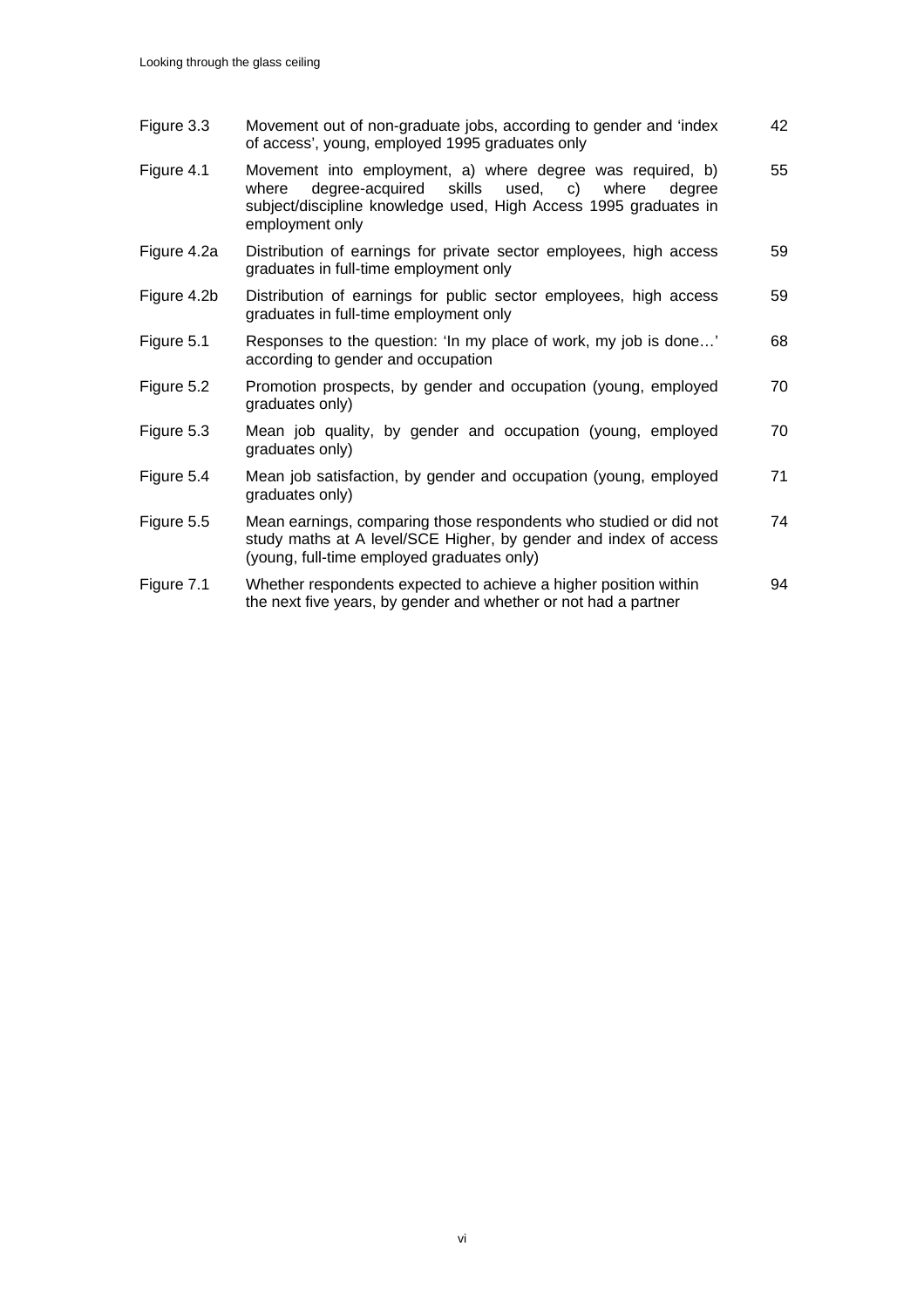| | | |
|---|---|---|
| Figure 3.3 | Movement out of non-graduate jobs, according to gender and 'index of access', young, employed 1995 graduates only | 42 |
| Figure 4.1 | Movement into employment, a) where degree was required, b) where degree-acquired skills used, c) where degree subject/discipline knowledge used, High Access 1995 graduates in employment only | 55 |
| Figure 4.2a | Distribution of earnings for private sector employees, high access graduates in full-time employment only | 59 |
| Figure 4.2b | Distribution of earnings for public sector employees, high access graduates in full-time employment only | 59 |
| Figure 5.1 | Responses to the question: 'In my place of work, my job is done…' according to gender and occupation | 68 |
| Figure 5.2 | Promotion prospects, by gender and occupation (young, employed graduates only) | 70 |
| Figure 5.3 | Mean job quality, by gender and occupation (young, employed graduates only) | 70 |
| Figure 5.4 | Mean job satisfaction, by gender and occupation (young, employed graduates only) | 71 |
| Figure 5.5 | Mean earnings, comparing those respondents who studied or did not study maths at A level/SCE Higher, by gender and index of access (young, full-time employed graduates only) | 74 |
| Figure 7.1 | Whether respondents expected to achieve a higher position within the next five years, by gender and whether or not had a partner | 94 |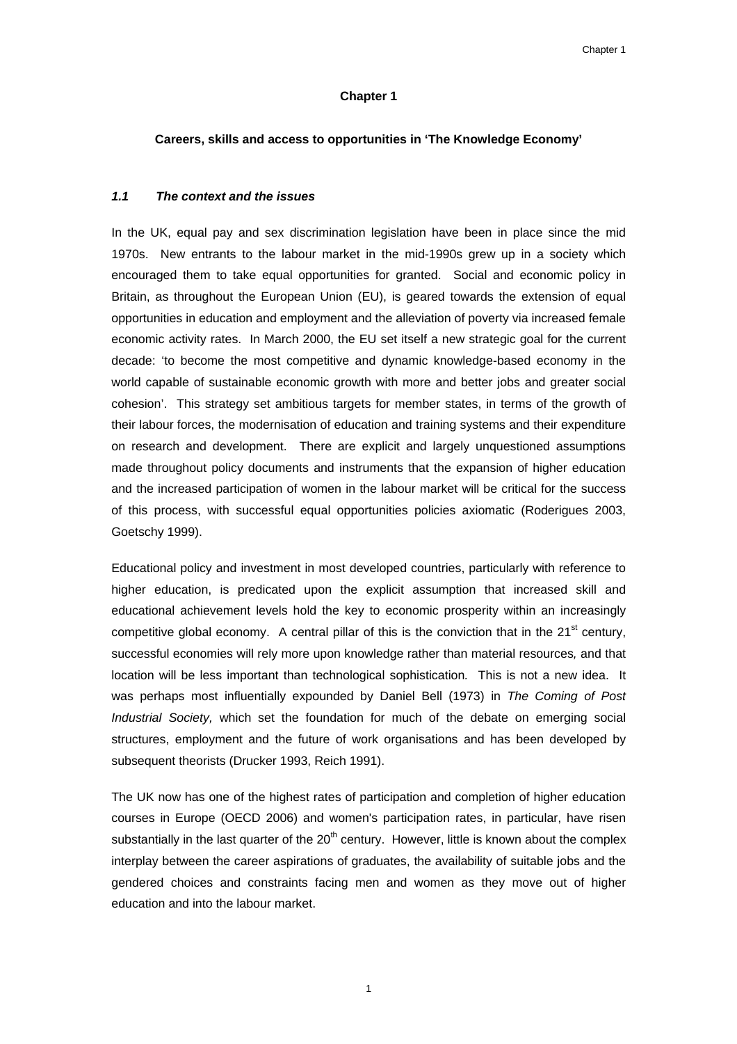# Chapter 1

## Careers, skills and access to opportunities in 'The Knowledge Economy'

### *1.1 The context and the issues*

In the UK, equal pay and sex discrimination legislation have been in place since the mid 1970s. New entrants to the labour market in the mid-1990s grew up in a society which encouraged them to take equal opportunities for granted. Social and economic policy in Britain, as throughout the European Union (EU), is geared towards the extension of equal opportunities in education and employment and the alleviation of poverty via increased female economic activity rates. In March 2000, the EU set itself a new strategic goal for the current decade: 'to become the most competitive and dynamic knowledge-based economy in the world capable of sustainable economic growth with more and better jobs and greater social cohesion'. This strategy set ambitious targets for member states, in terms of the growth of their labour forces, the modernisation of education and training systems and their expenditure on research and development. There are explicit and largely unquestioned assumptions made throughout policy documents and instruments that the expansion of higher education and the increased participation of women in the labour market will be critical for the success of this process, with successful equal opportunities policies axiomatic (Roderigues 2003, Goetschy 1999).

Educational policy and investment in most developed countries, particularly with reference to higher education, is predicated upon the explicit assumption that increased skill and educational achievement levels hold the key to economic prosperity within an increasingly competitive global economy. A central pillar of this is the conviction that in the 21st century, successful economies will rely more upon knowledge rather than material resources*,* and that location will be less important than technological sophistication*.* This is not a new idea. It was perhaps most influentially expounded by Daniel Bell (1973) in *The Coming of Post Industrial Society,* which set the foundation for much of the debate on emerging social structures, employment and the future of work organisations and has been developed by subsequent theorists (Drucker 1993, Reich 1991).

The UK now has one of the highest rates of participation and completion of higher education courses in Europe (OECD 2006) and women's participation rates, in particular, have risen substantially in the last quarter of the 20th century. However, little is known about the complex interplay between the career aspirations of graduates, the availability of suitable jobs and the gendered choices and constraints facing men and women as they move out of higher education and into the labour market.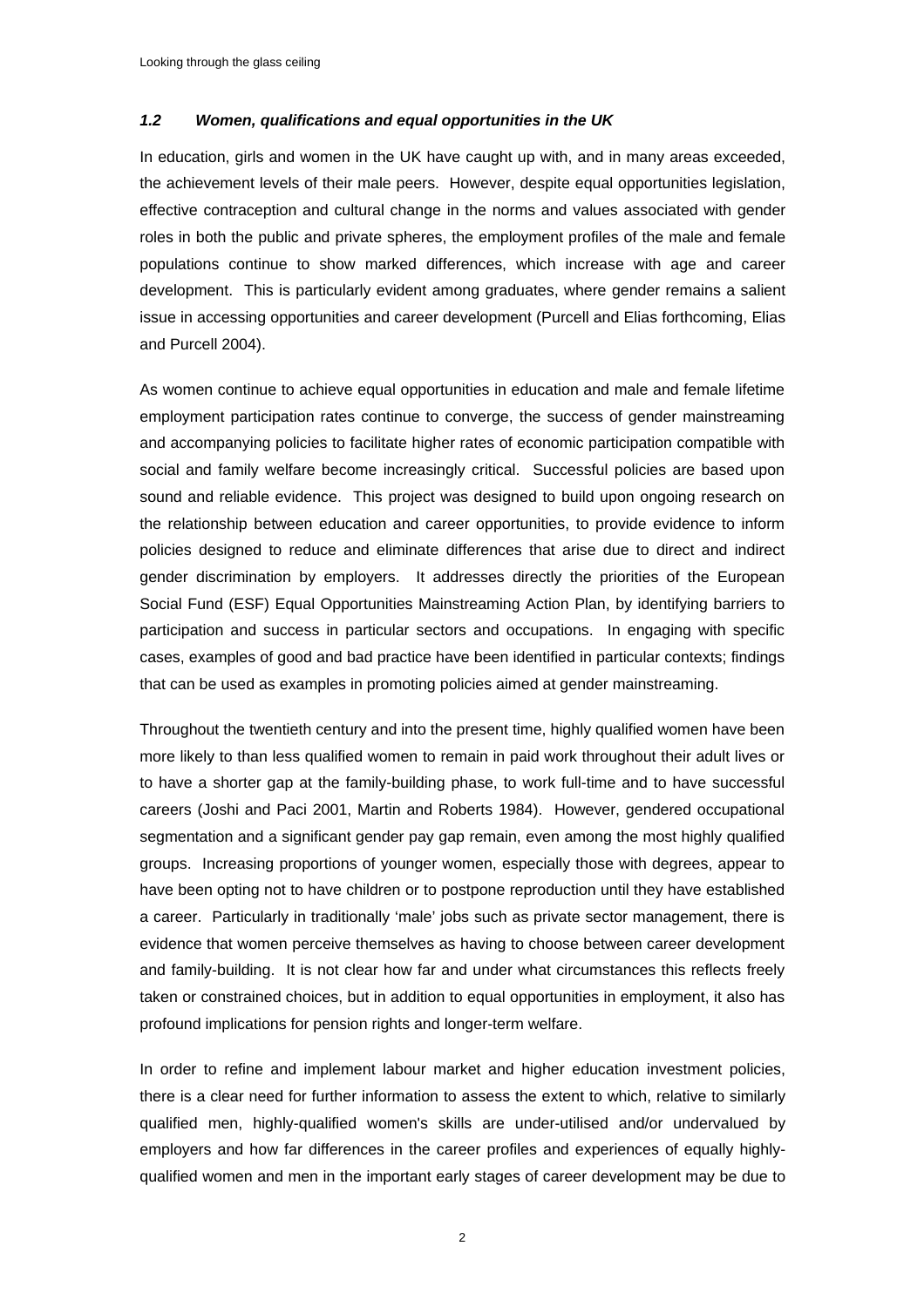### *1.2 Women, qualifications and equal opportunities in the UK*

In education, girls and women in the UK have caught up with, and in many areas exceeded, the achievement levels of their male peers. However, despite equal opportunities legislation, effective contraception and cultural change in the norms and values associated with gender roles in both the public and private spheres, the employment profiles of the male and female populations continue to show marked differences, which increase with age and career development. This is particularly evident among graduates, where gender remains a salient issue in accessing opportunities and career development (Purcell and Elias forthcoming, Elias and Purcell 2004).

As women continue to achieve equal opportunities in education and male and female lifetime employment participation rates continue to converge, the success of gender mainstreaming and accompanying policies to facilitate higher rates of economic participation compatible with social and family welfare become increasingly critical. Successful policies are based upon sound and reliable evidence. This project was designed to build upon ongoing research on the relationship between education and career opportunities, to provide evidence to inform policies designed to reduce and eliminate differences that arise due to direct and indirect gender discrimination by employers. It addresses directly the priorities of the European Social Fund (ESF) Equal Opportunities Mainstreaming Action Plan, by identifying barriers to participation and success in particular sectors and occupations. In engaging with specific cases, examples of good and bad practice have been identified in particular contexts; findings that can be used as examples in promoting policies aimed at gender mainstreaming.

Throughout the twentieth century and into the present time, highly qualified women have been more likely to than less qualified women to remain in paid work throughout their adult lives or to have a shorter gap at the family-building phase, to work full-time and to have successful careers (Joshi and Paci 2001, Martin and Roberts 1984). However, gendered occupational segmentation and a significant gender pay gap remain, even among the most highly qualified groups. Increasing proportions of younger women, especially those with degrees, appear to have been opting not to have children or to postpone reproduction until they have established a career. Particularly in traditionally 'male' jobs such as private sector management, there is evidence that women perceive themselves as having to choose between career development and family-building. It is not clear how far and under what circumstances this reflects freely taken or constrained choices, but in addition to equal opportunities in employment, it also has profound implications for pension rights and longer-term welfare.

In order to refine and implement labour market and higher education investment policies, there is a clear need for further information to assess the extent to which, relative to similarly qualified men, highly-qualified women's skills are under-utilised and/or undervalued by employers and how far differences in the career profiles and experiences of equally highly-qualified women and men in the important early stages of career development may be due to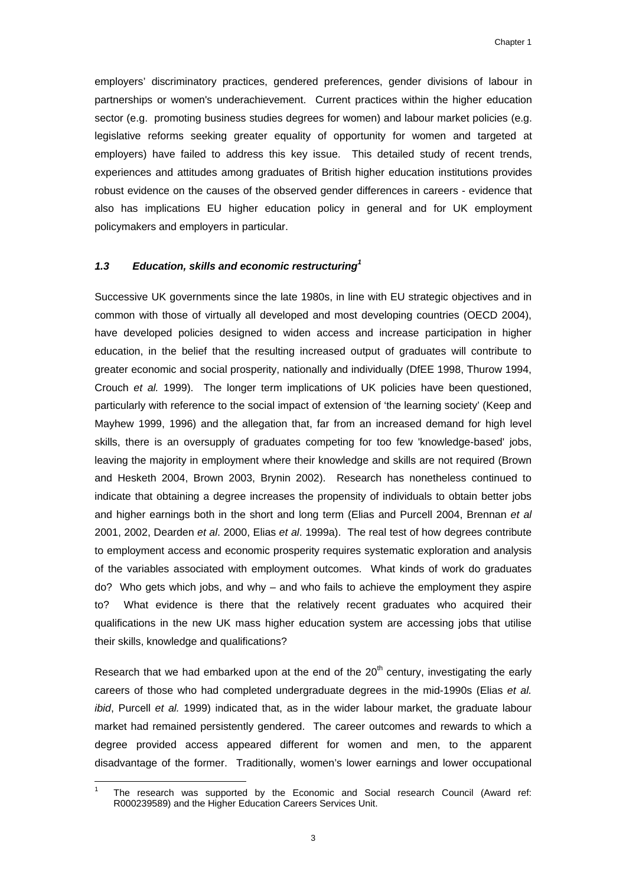employers' discriminatory practices, gendered preferences, gender divisions of labour in partnerships or women's underachievement. Current practices within the higher education sector (e.g. promoting business studies degrees for women) and labour market policies (e.g. legislative reforms seeking greater equality of opportunity for women and targeted at employers) have failed to address this key issue. This detailed study of recent trends, experiences and attitudes among graduates of British higher education institutions provides robust evidence on the causes of the observed gender differences in careers - evidence that also has implications EU higher education policy in general and for UK employment policymakers and employers in particular.

### *1.3 Education, skills and economic restructuring*[1]

Successive UK governments since the late 1980s, in line with EU strategic objectives and in common with those of virtually all developed and most developing countries (OECD 2004), have developed policies designed to widen access and increase participation in higher education, in the belief that the resulting increased output of graduates will contribute to greater economic and social prosperity, nationally and individually (DfEE 1998, Thurow 1994, Crouch *et al.* 1999). The longer term implications of UK policies have been questioned, particularly with reference to the social impact of extension of 'the learning society' (Keep and Mayhew 1999, 1996) and the allegation that, far from an increased demand for high level skills, there is an oversupply of graduates competing for too few 'knowledge-based' jobs, leaving the majority in employment where their knowledge and skills are not required (Brown and Hesketh 2004, Brown 2003, Brynin 2002). Research has nonetheless continued to indicate that obtaining a degree increases the propensity of individuals to obtain better jobs and higher earnings both in the short and long term (Elias and Purcell 2004, Brennan *et al* 2001, 2002, Dearden *et al*. 2000, Elias *et al*. 1999a). The real test of how degrees contribute to employment access and economic prosperity requires systematic exploration and analysis of the variables associated with employment outcomes. What kinds of work do graduates do? Who gets which jobs, and why – and who fails to achieve the employment they aspire to? What evidence is there that the relatively recent graduates who acquired their qualifications in the new UK mass higher education system are accessing jobs that utilise their skills, knowledge and qualifications?

Research that we had embarked upon at the end of the 20th century, investigating the early careers of those who had completed undergraduate degrees in the mid-1990s (Elias *et al. ibid*, Purcell *et al.* 1999) indicated that, as in the wider labour market, the graduate labour market had remained persistently gendered. The career outcomes and rewards to which a degree provided access appeared different for women and men, to the apparent disadvantage of the former. Traditionally, women's lower earnings and lower occupational

[1] The research was supported by the Economic and Social research Council (Award ref: R000239589) and the Higher Education Careers Services Unit.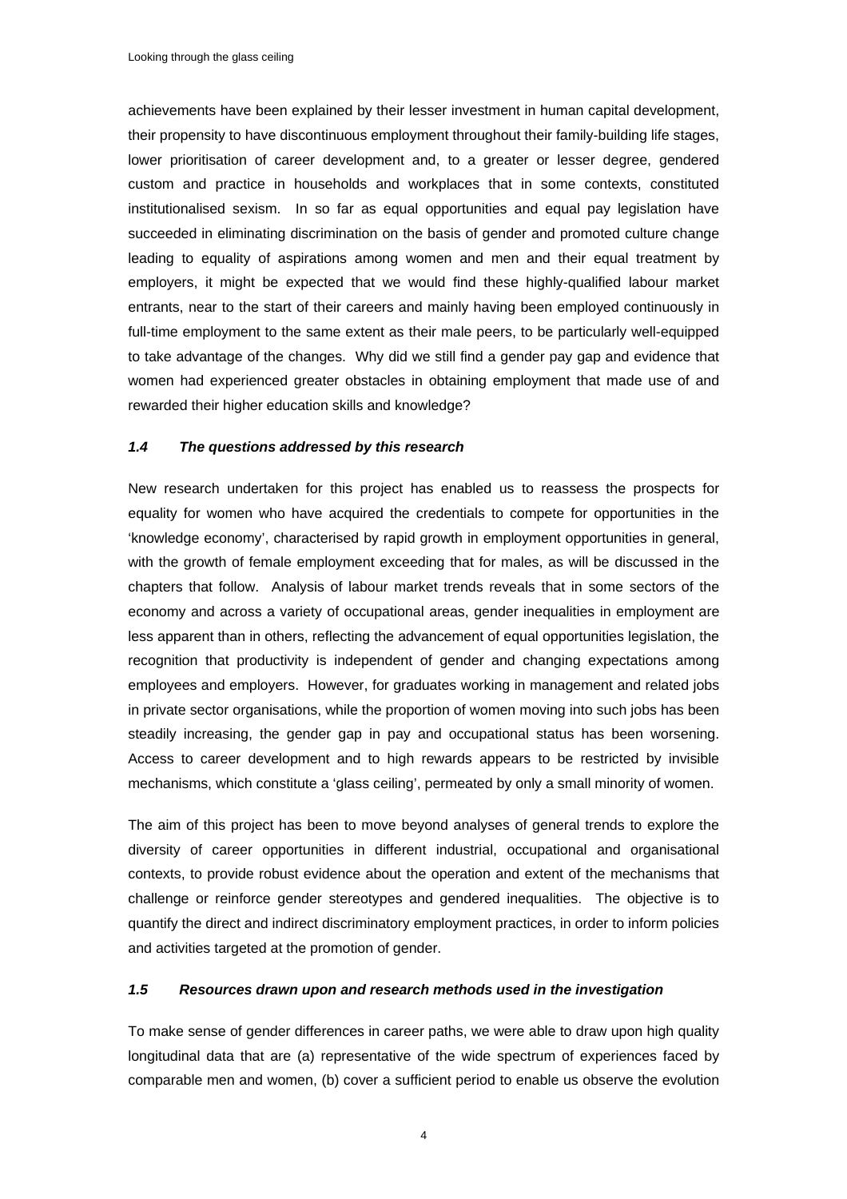achievements have been explained by their lesser investment in human capital development, their propensity to have discontinuous employment throughout their family-building life stages, lower prioritisation of career development and, to a greater or lesser degree, gendered custom and practice in households and workplaces that in some contexts, constituted institutionalised sexism. In so far as equal opportunities and equal pay legislation have succeeded in eliminating discrimination on the basis of gender and promoted culture change leading to equality of aspirations among women and men and their equal treatment by employers, it might be expected that we would find these highly-qualified labour market entrants, near to the start of their careers and mainly having been employed continuously in full-time employment to the same extent as their male peers, to be particularly well-equipped to take advantage of the changes. Why did we still find a gender pay gap and evidence that women had experienced greater obstacles in obtaining employment that made use of and rewarded their higher education skills and knowledge?

### *1.4 The questions addressed by this research*

New research undertaken for this project has enabled us to reassess the prospects for equality for women who have acquired the credentials to compete for opportunities in the 'knowledge economy', characterised by rapid growth in employment opportunities in general, with the growth of female employment exceeding that for males, as will be discussed in the chapters that follow. Analysis of labour market trends reveals that in some sectors of the economy and across a variety of occupational areas, gender inequalities in employment are less apparent than in others, reflecting the advancement of equal opportunities legislation, the recognition that productivity is independent of gender and changing expectations among employees and employers. However, for graduates working in management and related jobs in private sector organisations, while the proportion of women moving into such jobs has been steadily increasing, the gender gap in pay and occupational status has been worsening. Access to career development and to high rewards appears to be restricted by invisible mechanisms, which constitute a 'glass ceiling', permeated by only a small minority of women.

The aim of this project has been to move beyond analyses of general trends to explore the diversity of career opportunities in different industrial, occupational and organisational contexts, to provide robust evidence about the operation and extent of the mechanisms that challenge or reinforce gender stereotypes and gendered inequalities. The objective is to quantify the direct and indirect discriminatory employment practices, in order to inform policies and activities targeted at the promotion of gender.

### *1.5 Resources drawn upon and research methods used in the investigation*

To make sense of gender differences in career paths, we were able to draw upon high quality longitudinal data that are (a) representative of the wide spectrum of experiences faced by comparable men and women, (b) cover a sufficient period to enable us observe the evolution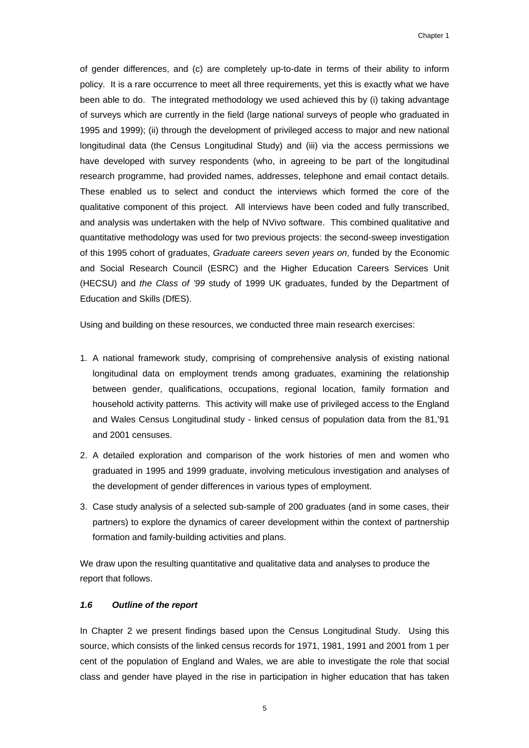of gender differences, and (c) are completely up-to-date in terms of their ability to inform policy. It is a rare occurrence to meet all three requirements, yet this is exactly what we have been able to do. The integrated methodology we used achieved this by (i) taking advantage of surveys which are currently in the field (large national surveys of people who graduated in 1995 and 1999); (ii) through the development of privileged access to major and new national longitudinal data (the Census Longitudinal Study) and (iii) via the access permissions we have developed with survey respondents (who, in agreeing to be part of the longitudinal research programme, had provided names, addresses, telephone and email contact details. These enabled us to select and conduct the interviews which formed the core of the qualitative component of this project. All interviews have been coded and fully transcribed, and analysis was undertaken with the help of NVivo software. This combined qualitative and quantitative methodology was used for two previous projects: the second-sweep investigation of this 1995 cohort of graduates, *Graduate careers seven years on*, funded by the Economic and Social Research Council (ESRC) and the Higher Education Careers Services Unit (HECSU) and *the Class of '99* study of 1999 UK graduates, funded by the Department of Education and Skills (DfES).

Using and building on these resources, we conducted three main research exercises:

1. A national framework study, comprising of comprehensive analysis of existing national longitudinal data on employment trends among graduates, examining the relationship between gender, qualifications, occupations, regional location, family formation and household activity patterns. This activity will make use of privileged access to the England and Wales Census Longitudinal study - linked census of population data from the 81,'91 and 2001 censuses.
2. A detailed exploration and comparison of the work histories of men and women who graduated in 1995 and 1999 graduate, involving meticulous investigation and analyses of the development of gender differences in various types of employment.
3. Case study analysis of a selected sub-sample of 200 graduates (and in some cases, their partners) to explore the dynamics of career development within the context of partnership formation and family-building activities and plans.

We draw upon the resulting quantitative and qualitative data and analyses to produce the report that follows.

### *1.6 Outline of the report*

In Chapter 2 we present findings based upon the Census Longitudinal Study. Using this source, which consists of the linked census records for 1971, 1981, 1991 and 2001 from 1 per cent of the population of England and Wales, we are able to investigate the role that social class and gender have played in the rise in participation in higher education that has taken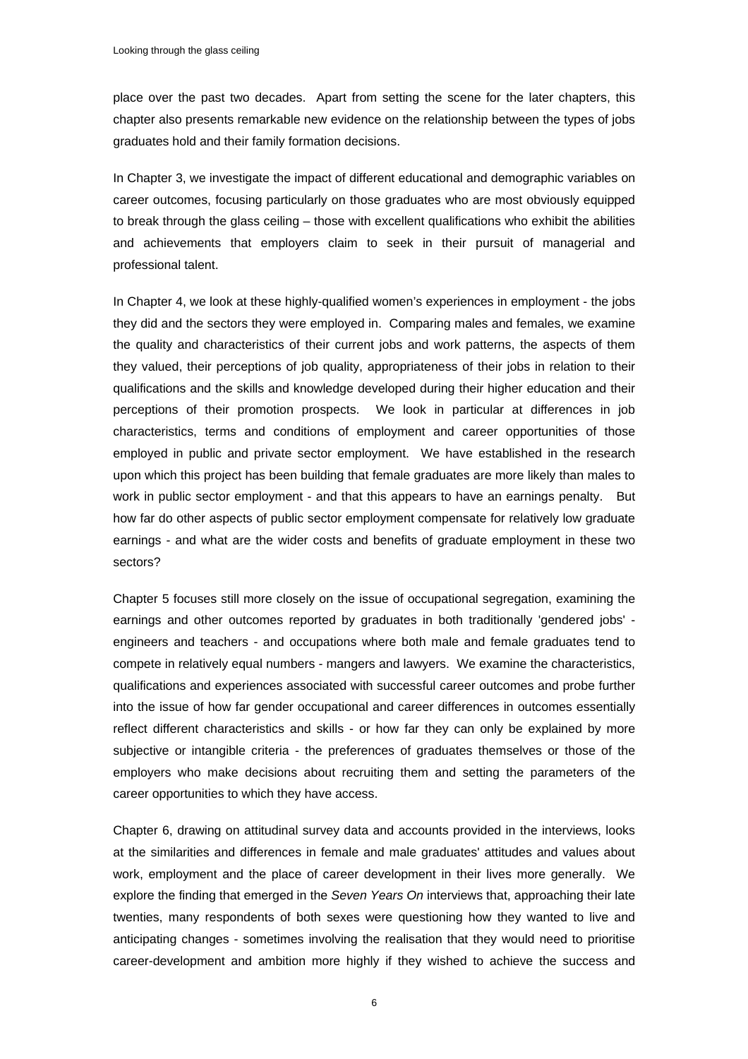place over the past two decades. Apart from setting the scene for the later chapters, this chapter also presents remarkable new evidence on the relationship between the types of jobs graduates hold and their family formation decisions.

In Chapter 3, we investigate the impact of different educational and demographic variables on career outcomes, focusing particularly on those graduates who are most obviously equipped to break through the glass ceiling – those with excellent qualifications who exhibit the abilities and achievements that employers claim to seek in their pursuit of managerial and professional talent.

In Chapter 4, we look at these highly-qualified women's experiences in employment - the jobs they did and the sectors they were employed in. Comparing males and females, we examine the quality and characteristics of their current jobs and work patterns, the aspects of them they valued, their perceptions of job quality, appropriateness of their jobs in relation to their qualifications and the skills and knowledge developed during their higher education and their perceptions of their promotion prospects. We look in particular at differences in job characteristics, terms and conditions of employment and career opportunities of those employed in public and private sector employment. We have established in the research upon which this project has been building that female graduates are more likely than males to work in public sector employment - and that this appears to have an earnings penalty. But how far do other aspects of public sector employment compensate for relatively low graduate earnings - and what are the wider costs and benefits of graduate employment in these two sectors?

Chapter 5 focuses still more closely on the issue of occupational segregation, examining the earnings and other outcomes reported by graduates in both traditionally 'gendered jobs' - engineers and teachers - and occupations where both male and female graduates tend to compete in relatively equal numbers - mangers and lawyers. We examine the characteristics, qualifications and experiences associated with successful career outcomes and probe further into the issue of how far gender occupational and career differences in outcomes essentially reflect different characteristics and skills - or how far they can only be explained by more subjective or intangible criteria - the preferences of graduates themselves or those of the employers who make decisions about recruiting them and setting the parameters of the career opportunities to which they have access.

Chapter 6, drawing on attitudinal survey data and accounts provided in the interviews, looks at the similarities and differences in female and male graduates' attitudes and values about work, employment and the place of career development in their lives more generally. We explore the finding that emerged in the *Seven Years On* interviews that, approaching their late twenties, many respondents of both sexes were questioning how they wanted to live and anticipating changes - sometimes involving the realisation that they would need to prioritise career-development and ambition more highly if they wished to achieve the success and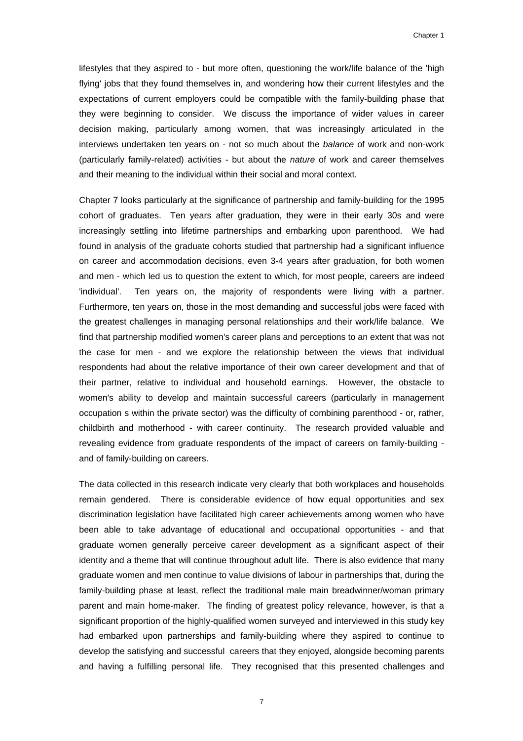lifestyles that they aspired to - but more often, questioning the work/life balance of the 'high flying' jobs that they found themselves in, and wondering how their current lifestyles and the expectations of current employers could be compatible with the family-building phase that they were beginning to consider. We discuss the importance of wider values in career decision making, particularly among women, that was increasingly articulated in the interviews undertaken ten years on - not so much about the *balance* of work and non-work (particularly family-related) activities - but about the *nature* of work and career themselves and their meaning to the individual within their social and moral context.

Chapter 7 looks particularly at the significance of partnership and family-building for the 1995 cohort of graduates. Ten years after graduation, they were in their early 30s and were increasingly settling into lifetime partnerships and embarking upon parenthood. We had found in analysis of the graduate cohorts studied that partnership had a significant influence on career and accommodation decisions, even 3-4 years after graduation, for both women and men - which led us to question the extent to which, for most people, careers are indeed 'individual'. Ten years on, the majority of respondents were living with a partner. Furthermore, ten years on, those in the most demanding and successful jobs were faced with the greatest challenges in managing personal relationships and their work/life balance. We find that partnership modified women's career plans and perceptions to an extent that was not the case for men - and we explore the relationship between the views that individual respondents had about the relative importance of their own career development and that of their partner, relative to individual and household earnings. However, the obstacle to women's ability to develop and maintain successful careers (particularly in management occupation s within the private sector) was the difficulty of combining parenthood - or, rather, childbirth and motherhood - with career continuity. The research provided valuable and revealing evidence from graduate respondents of the impact of careers on family-building - and of family-building on careers.

The data collected in this research indicate very clearly that both workplaces and households remain gendered. There is considerable evidence of how equal opportunities and sex discrimination legislation have facilitated high career achievements among women who have been able to take advantage of educational and occupational opportunities - and that graduate women generally perceive career development as a significant aspect of their identity and a theme that will continue throughout adult life. There is also evidence that many graduate women and men continue to value divisions of labour in partnerships that, during the family-building phase at least, reflect the traditional male main breadwinner/woman primary parent and main home-maker. The finding of greatest policy relevance, however, is that a significant proportion of the highly-qualified women surveyed and interviewed in this study key had embarked upon partnerships and family-building where they aspired to continue to develop the satisfying and successful careers that they enjoyed, alongside becoming parents and having a fulfilling personal life. They recognised that this presented challenges and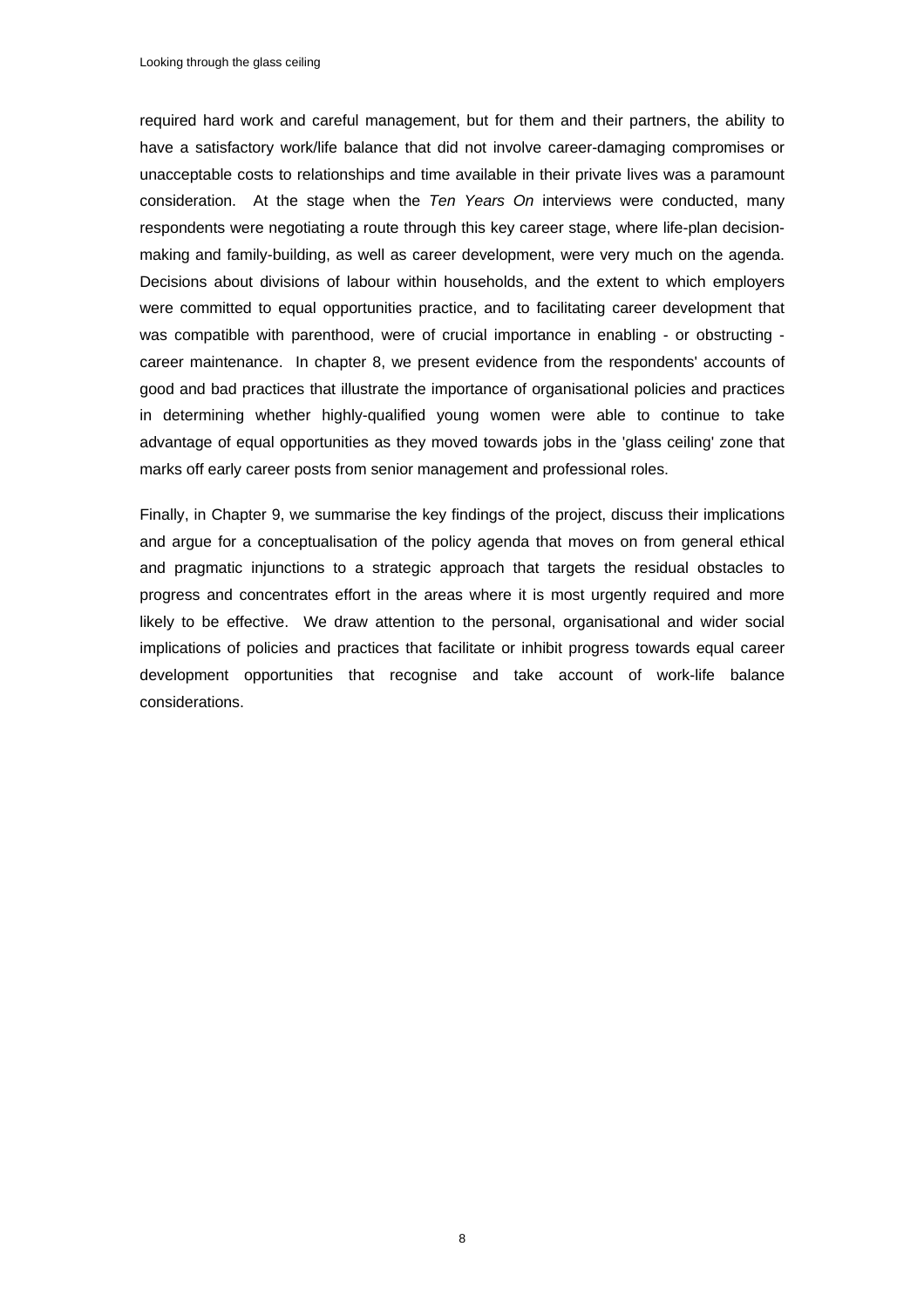required hard work and careful management, but for them and their partners, the ability to have a satisfactory work/life balance that did not involve career-damaging compromises or unacceptable costs to relationships and time available in their private lives was a paramount consideration. At the stage when the *Ten Years On* interviews were conducted, many respondents were negotiating a route through this key career stage, where life-plan decision-making and family-building, as well as career development, were very much on the agenda. Decisions about divisions of labour within households, and the extent to which employers were committed to equal opportunities practice, and to facilitating career development that was compatible with parenthood, were of crucial importance in enabling - or obstructing - career maintenance. In chapter 8, we present evidence from the respondents' accounts of good and bad practices that illustrate the importance of organisational policies and practices in determining whether highly-qualified young women were able to continue to take advantage of equal opportunities as they moved towards jobs in the 'glass ceiling' zone that marks off early career posts from senior management and professional roles.

Finally, in Chapter 9, we summarise the key findings of the project, discuss their implications and argue for a conceptualisation of the policy agenda that moves on from general ethical and pragmatic injunctions to a strategic approach that targets the residual obstacles to progress and concentrates effort in the areas where it is most urgently required and more likely to be effective. We draw attention to the personal, organisational and wider social implications of policies and practices that facilitate or inhibit progress towards equal career development opportunities that recognise and take account of work-life balance considerations.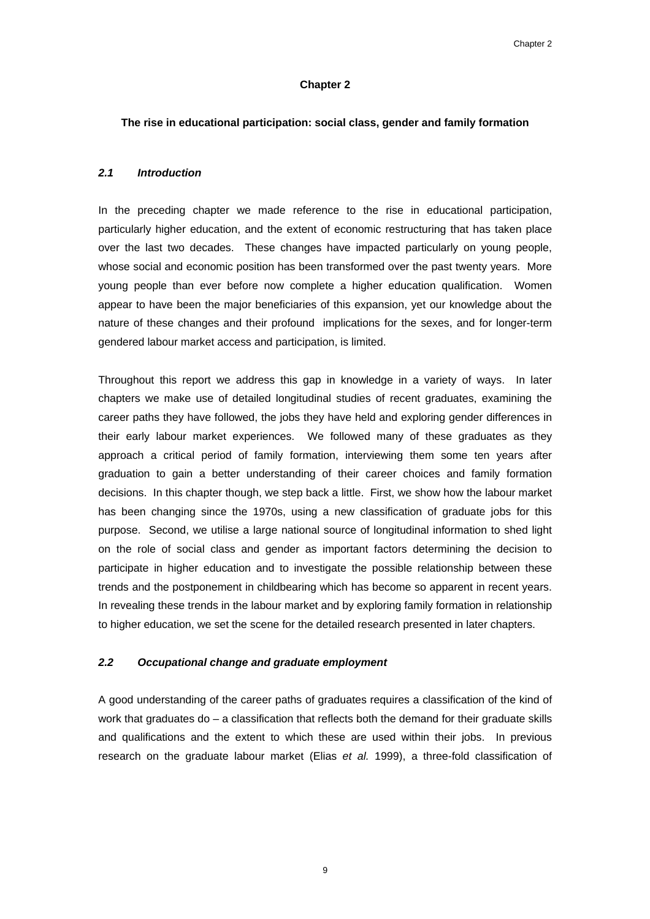# Chapter 2

## The rise in educational participation: social class, gender and family formation

### *2.1 Introduction*

In the preceding chapter we made reference to the rise in educational participation, particularly higher education, and the extent of economic restructuring that has taken place over the last two decades. These changes have impacted particularly on young people, whose social and economic position has been transformed over the past twenty years. More young people than ever before now complete a higher education qualification. Women appear to have been the major beneficiaries of this expansion, yet our knowledge about the nature of these changes and their profound implications for the sexes, and for longer-term gendered labour market access and participation, is limited.

Throughout this report we address this gap in knowledge in a variety of ways. In later chapters we make use of detailed longitudinal studies of recent graduates, examining the career paths they have followed, the jobs they have held and exploring gender differences in their early labour market experiences. We followed many of these graduates as they approach a critical period of family formation, interviewing them some ten years after graduation to gain a better understanding of their career choices and family formation decisions. In this chapter though, we step back a little. First, we show how the labour market has been changing since the 1970s, using a new classification of graduate jobs for this purpose. Second, we utilise a large national source of longitudinal information to shed light on the role of social class and gender as important factors determining the decision to participate in higher education and to investigate the possible relationship between these trends and the postponement in childbearing which has become so apparent in recent years. In revealing these trends in the labour market and by exploring family formation in relationship to higher education, we set the scene for the detailed research presented in later chapters.

### *2.2 Occupational change and graduate employment*

A good understanding of the career paths of graduates requires a classification of the kind of work that graduates do – a classification that reflects both the demand for their graduate skills and qualifications and the extent to which these are used within their jobs. In previous research on the graduate labour market (Elias *et al.* 1999), a three-fold classification of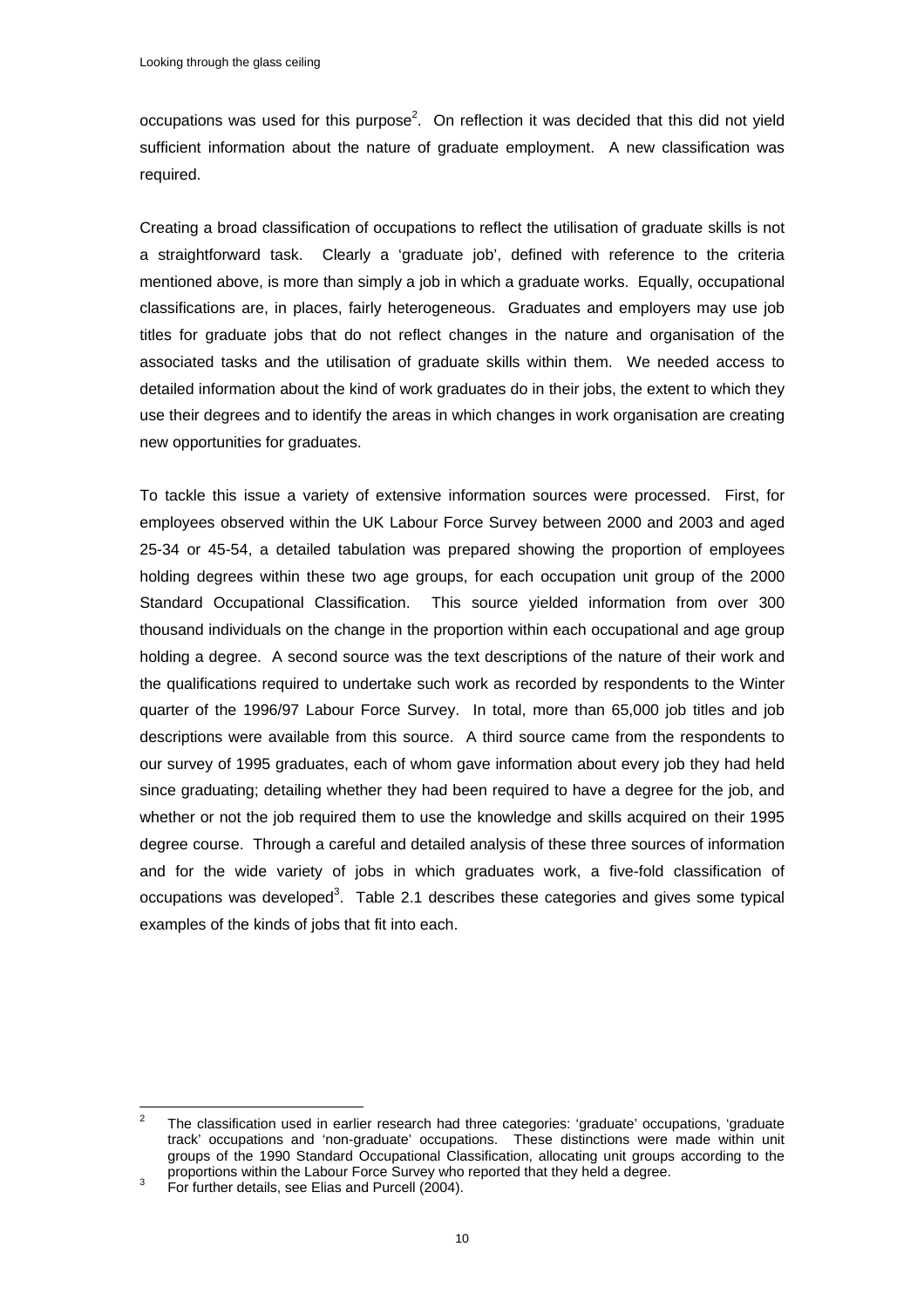occupations was used for this purpose[2]. On reflection it was decided that this did not yield sufficient information about the nature of graduate employment. A new classification was required.

Creating a broad classification of occupations to reflect the utilisation of graduate skills is not a straightforward task. Clearly a 'graduate job', defined with reference to the criteria mentioned above, is more than simply a job in which a graduate works. Equally, occupational classifications are, in places, fairly heterogeneous. Graduates and employers may use job titles for graduate jobs that do not reflect changes in the nature and organisation of the associated tasks and the utilisation of graduate skills within them. We needed access to detailed information about the kind of work graduates do in their jobs, the extent to which they use their degrees and to identify the areas in which changes in work organisation are creating new opportunities for graduates.

To tackle this issue a variety of extensive information sources were processed. First, for employees observed within the UK Labour Force Survey between 2000 and 2003 and aged 25-34 or 45-54, a detailed tabulation was prepared showing the proportion of employees holding degrees within these two age groups, for each occupation unit group of the 2000 Standard Occupational Classification. This source yielded information from over 300 thousand individuals on the change in the proportion within each occupational and age group holding a degree. A second source was the text descriptions of the nature of their work and the qualifications required to undertake such work as recorded by respondents to the Winter quarter of the 1996/97 Labour Force Survey. In total, more than 65,000 job titles and job descriptions were available from this source. A third source came from the respondents to our survey of 1995 graduates, each of whom gave information about every job they had held since graduating; detailing whether they had been required to have a degree for the job, and whether or not the job required them to use the knowledge and skills acquired on their 1995 degree course. Through a careful and detailed analysis of these three sources of information and for the wide variety of jobs in which graduates work, a five-fold classification of occupations was developed[3]. Table 2.1 describes these categories and gives some typical examples of the kinds of jobs that fit into each.

---

[2] The classification used in earlier research had three categories: 'graduate' occupations, 'graduate track' occupations and 'non-graduate' occupations. These distinctions were made within unit groups of the 1990 Standard Occupational Classification, allocating unit groups according to the proportions within the Labour Force Survey who reported that they held a degree.

[3] For further details, see Elias and Purcell (2004).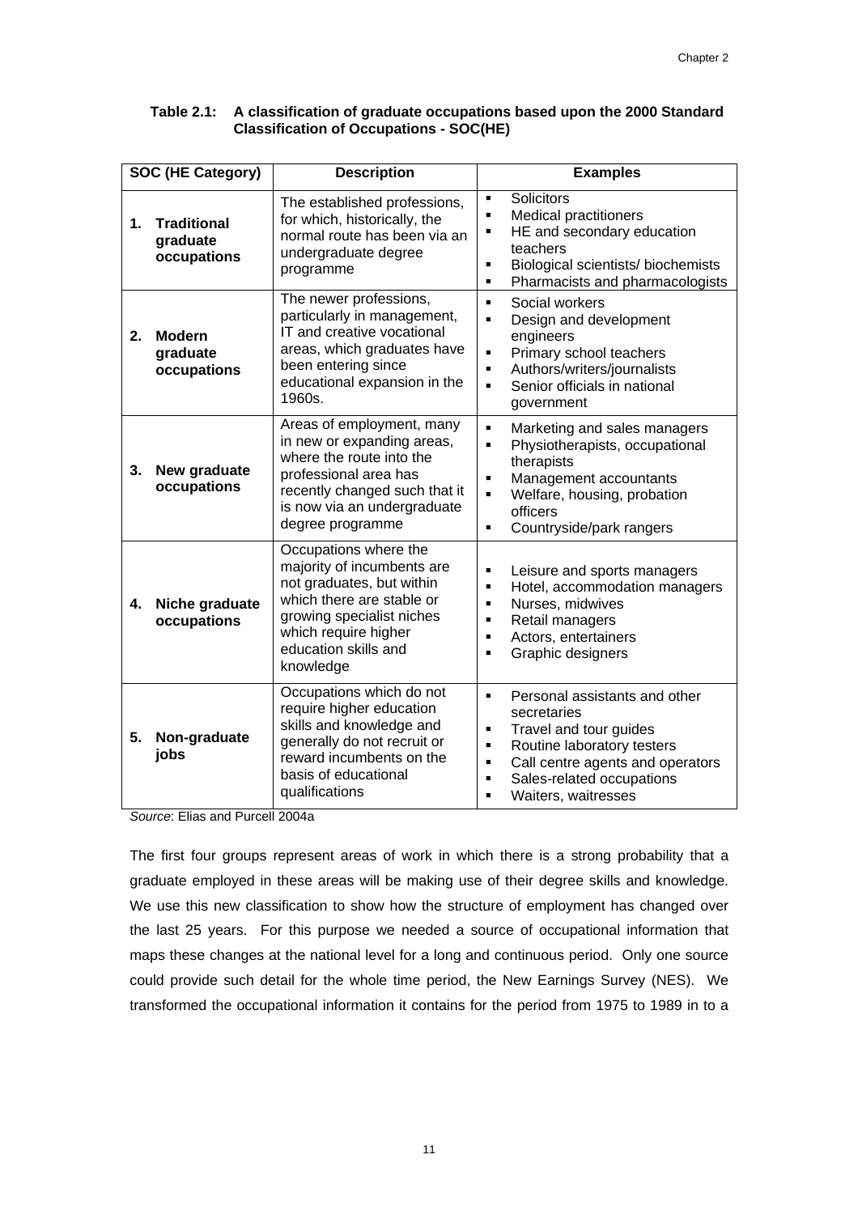**Table 2.1: A classification of graduate occupations based upon the 2000 Standard Classification of Occupations - SOC(HE)**

| SOC (HE Category) | Description | Examples |
|---|---|---|
| **1. Traditional graduate occupations** | The established professions, for which, historically, the normal route has been via an undergraduate degree programme | ▪ Solicitors<br>▪ Medical practitioners<br>▪ HE and secondary education teachers<br>▪ Biological scientists/ biochemists<br>▪ Pharmacists and pharmacologists |
| **2. Modern graduate occupations** | The newer professions, particularly in management, IT and creative vocational areas, which graduates have been entering since educational expansion in the 1960s. | ▪ Social workers<br>▪ Design and development engineers<br>▪ Primary school teachers<br>▪ Authors/writers/journalists<br>▪ Senior officials in national government |
| **3. New graduate occupations** | Areas of employment, many in new or expanding areas, where the route into the professional area has recently changed such that it is now via an undergraduate degree programme | ▪ Marketing and sales managers<br>▪ Physiotherapists, occupational therapists<br>▪ Management accountants<br>▪ Welfare, housing, probation officers<br>▪ Countryside/park rangers |
| **4. Niche graduate occupations** | Occupations where the majority of incumbents are not graduates, but within which there are stable or growing specialist niches which require higher education skills and knowledge | ▪ Leisure and sports managers<br>▪ Hotel, accommodation managers<br>▪ Nurses, midwives<br>▪ Retail managers<br>▪ Actors, entertainers<br>▪ Graphic designers |
| **5. Non-graduate jobs** | Occupations which do not require higher education skills and knowledge and generally do not recruit or reward incumbents on the basis of educational qualifications | ▪ Personal assistants and other secretaries<br>▪ Travel and tour guides<br>▪ Routine laboratory testers<br>▪ Call centre agents and operators<br>▪ Sales-related occupations<br>▪ Waiters, waitresses |

*Source*: Elias and Purcell 2004a

The first four groups represent areas of work in which there is a strong probability that a graduate employed in these areas will be making use of their degree skills and knowledge. We use this new classification to show how the structure of employment has changed over the last 25 years. For this purpose we needed a source of occupational information that maps these changes at the national level for a long and continuous period. Only one source could provide such detail for the whole time period, the New Earnings Survey (NES). We transformed the occupational information it contains for the period from 1975 to 1989 in to a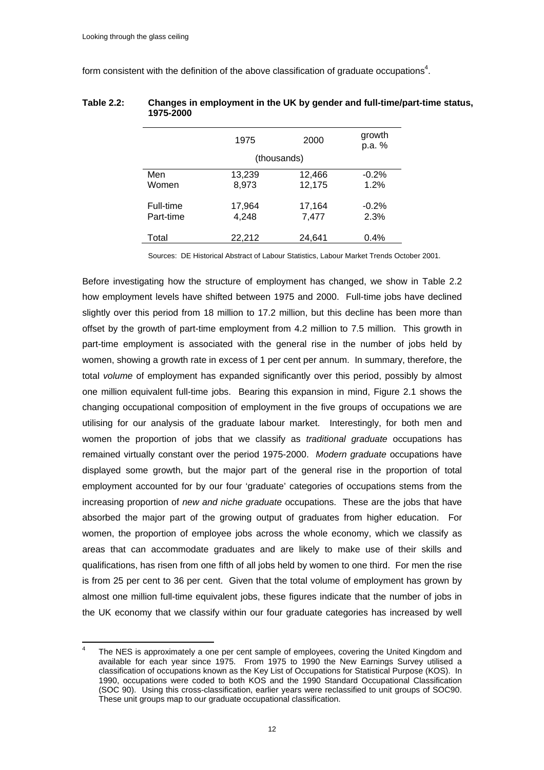form consistent with the definition of the above classification of graduate occupations[4].

**Table 2.2: Changes in employment in the UK by gender and full-time/part-time status, 1975-2000**

| | 1975 | 2000 | growth p.a. % |
|---|---|---|---|
| | (thousands) | | |
| Men | 13,239 | 12,466 | -0.2% |
| Women | 8,973 | 12,175 | 1.2% |
| Full-time | 17,964 | 17,164 | -0.2% |
| Part-time | 4,248 | 7,477 | 2.3% |
| Total | 22,212 | 24,641 | 0.4% |

Sources: DE Historical Abstract of Labour Statistics, Labour Market Trends October 2001.

Before investigating how the structure of employment has changed, we show in Table 2.2 how employment levels have shifted between 1975 and 2000. Full-time jobs have declined slightly over this period from 18 million to 17.2 million, but this decline has been more than offset by the growth of part-time employment from 4.2 million to 7.5 million. This growth in part-time employment is associated with the general rise in the number of jobs held by women, showing a growth rate in excess of 1 per cent per annum. In summary, therefore, the total *volume* of employment has expanded significantly over this period, possibly by almost one million equivalent full-time jobs. Bearing this expansion in mind, Figure 2.1 shows the changing occupational composition of employment in the five groups of occupations we are utilising for our analysis of the graduate labour market. Interestingly, for both men and women the proportion of jobs that we classify as *traditional graduate* occupations has remained virtually constant over the period 1975-2000. *Modern graduate* occupations have displayed some growth, but the major part of the general rise in the proportion of total employment accounted for by our four 'graduate' categories of occupations stems from the increasing proportion of *new and niche graduate* occupations. These are the jobs that have absorbed the major part of the growing output of graduates from higher education. For women, the proportion of employee jobs across the whole economy, which we classify as areas that can accommodate graduates and are likely to make use of their skills and qualifications, has risen from one fifth of all jobs held by women to one third. For men the rise is from 25 per cent to 36 per cent. Given that the total volume of employment has grown by almost one million full-time equivalent jobs, these figures indicate that the number of jobs in the UK economy that we classify within our four graduate categories has increased by well

[4] The NES is approximately a one per cent sample of employees, covering the United Kingdom and available for each year since 1975. From 1975 to 1990 the New Earnings Survey utilised a classification of occupations known as the Key List of Occupations for Statistical Purpose (KOS). In 1990, occupations were coded to both KOS and the 1990 Standard Occupational Classification (SOC 90). Using this cross-classification, earlier years were reclassified to unit groups of SOC90. These unit groups map to our graduate occupational classification.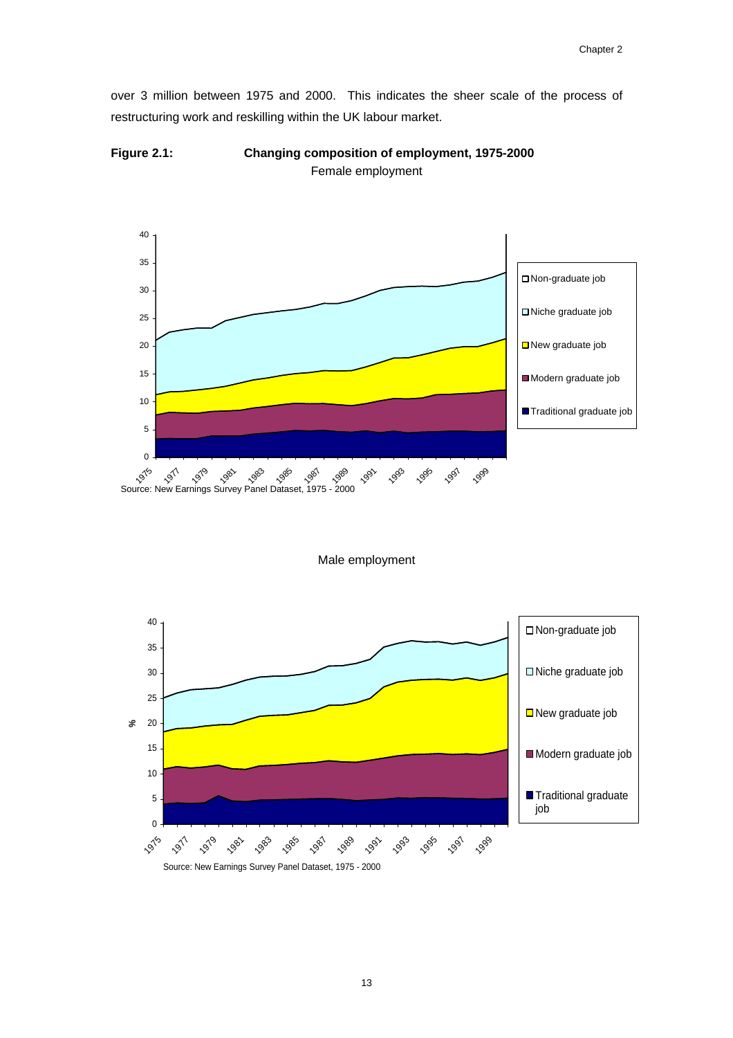over 3 million between 1975 and 2000. This indicates the sheer scale of the process of restructuring work and reskilling within the UK labour market.

**Figure 2.1: Changing composition of employment, 1975-2000**

Female employment

Source: New Earnings Survey Panel Dataset, 1975 - 2000

Male employment

Source: New Earnings Survey Panel Dataset, 1975 - 2000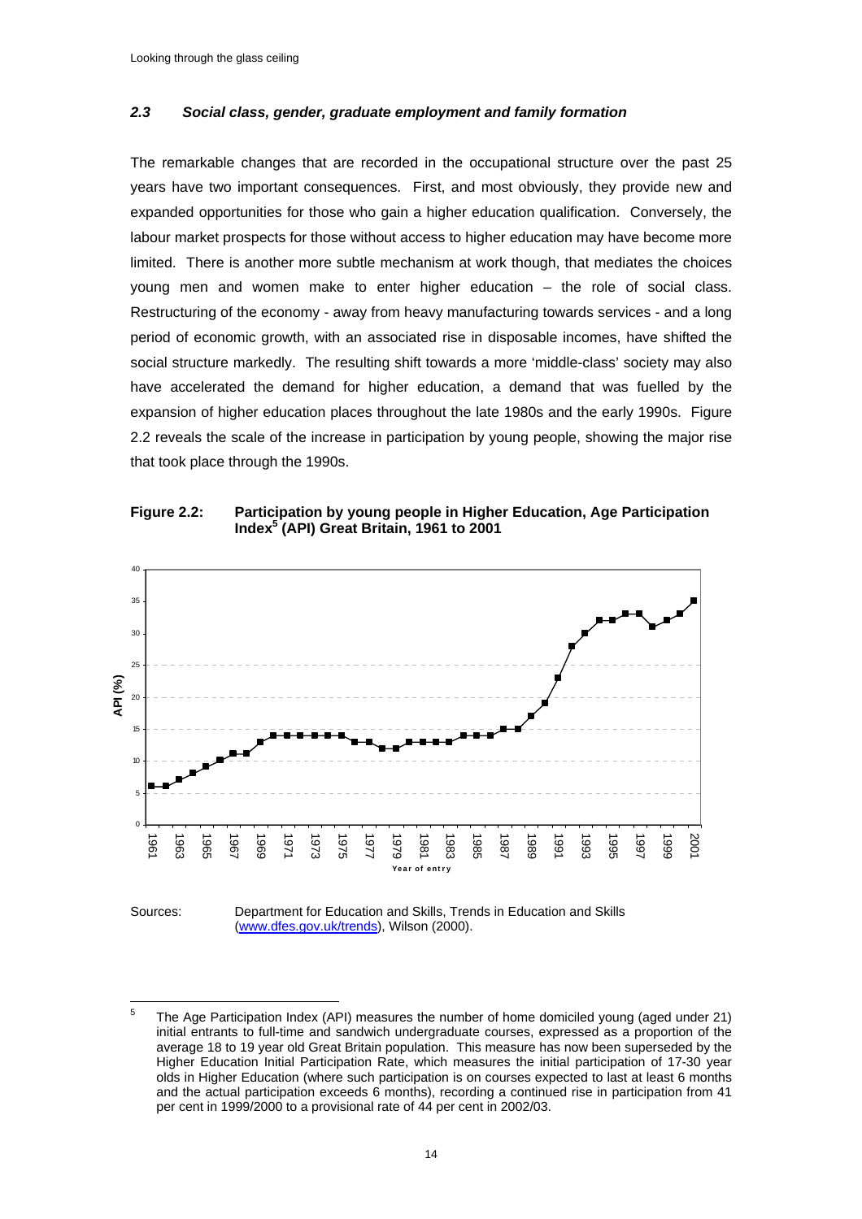### *2.3 Social class, gender, graduate employment and family formation*

The remarkable changes that are recorded in the occupational structure over the past 25 years have two important consequences. First, and most obviously, they provide new and expanded opportunities for those who gain a higher education qualification. Conversely, the labour market prospects for those without access to higher education may have become more limited. There is another more subtle mechanism at work though, that mediates the choices young men and women make to enter higher education – the role of social class. Restructuring of the economy - away from heavy manufacturing towards services - and a long period of economic growth, with an associated rise in disposable incomes, have shifted the social structure markedly. The resulting shift towards a more 'middle-class' society may also have accelerated the demand for higher education, a demand that was fuelled by the expansion of higher education places throughout the late 1980s and the early 1990s. Figure 2.2 reveals the scale of the increase in participation by young people, showing the major rise that took place through the 1990s.

**Figure 2.2: Participation by young people in Higher Education, Age Participation Index[5] (API) Great Britain, 1961 to 2001**

Sources: Department for Education and Skills, Trends in Education and Skills (www.dfes.gov.uk/trends), Wilson (2000).

[5] The Age Participation Index (API) measures the number of home domiciled young (aged under 21) initial entrants to full-time and sandwich undergraduate courses, expressed as a proportion of the average 18 to 19 year old Great Britain population. This measure has now been superseded by the Higher Education Initial Participation Rate, which measures the initial participation of 17-30 year olds in Higher Education (where such participation is on courses expected to last at least 6 months and the actual participation exceeds 6 months), recording a continued rise in participation from 41 per cent in 1999/2000 to a provisional rate of 44 per cent in 2002/03.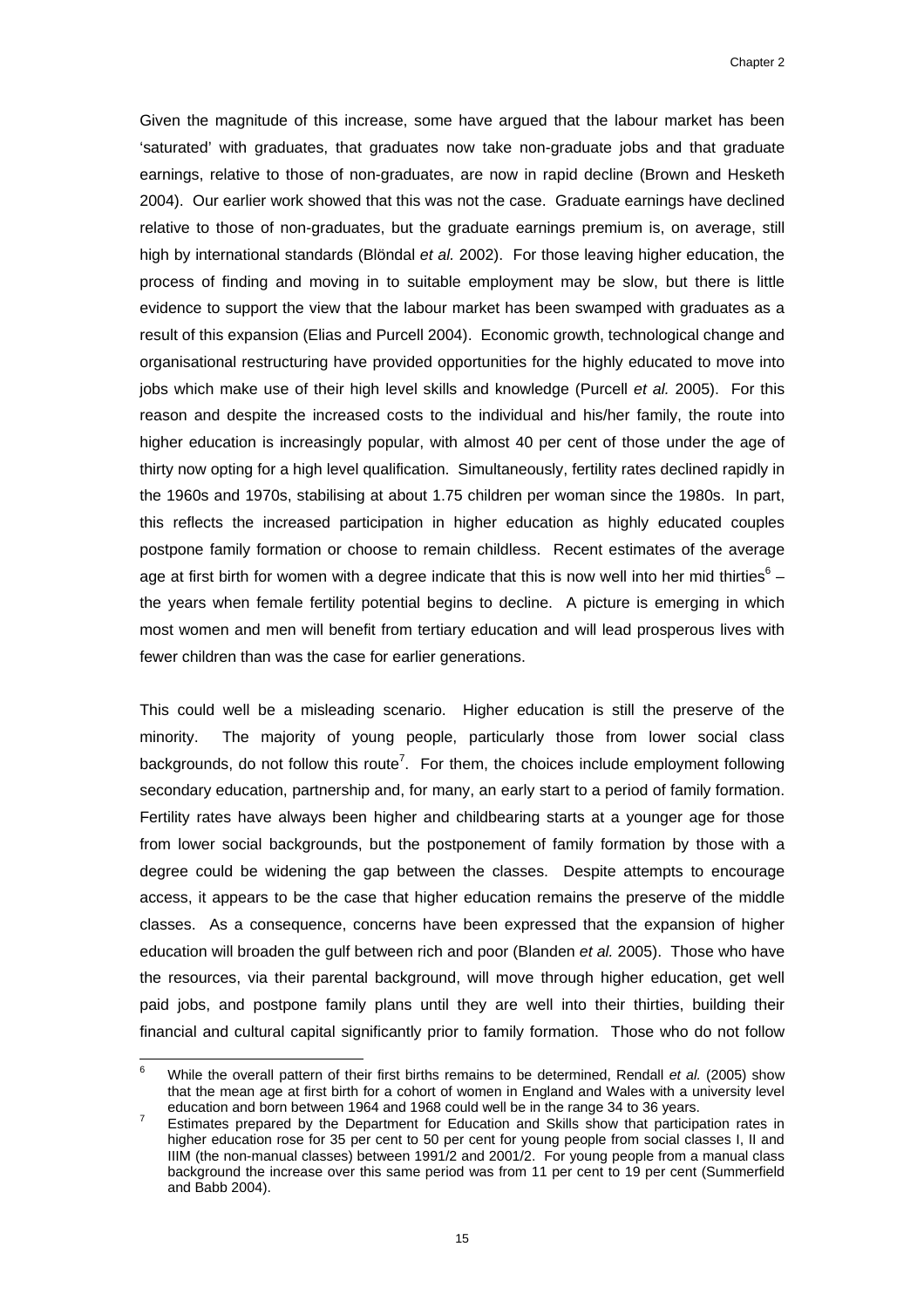Given the magnitude of this increase, some have argued that the labour market has been 'saturated' with graduates, that graduates now take non-graduate jobs and that graduate earnings, relative to those of non-graduates, are now in rapid decline (Brown and Hesketh 2004). Our earlier work showed that this was not the case. Graduate earnings have declined relative to those of non-graduates, but the graduate earnings premium is, on average, still high by international standards (Blöndal *et al.* 2002). For those leaving higher education, the process of finding and moving in to suitable employment may be slow, but there is little evidence to support the view that the labour market has been swamped with graduates as a result of this expansion (Elias and Purcell 2004). Economic growth, technological change and organisational restructuring have provided opportunities for the highly educated to move into jobs which make use of their high level skills and knowledge (Purcell *et al.* 2005). For this reason and despite the increased costs to the individual and his/her family, the route into higher education is increasingly popular, with almost 40 per cent of those under the age of thirty now opting for a high level qualification. Simultaneously, fertility rates declined rapidly in the 1960s and 1970s, stabilising at about 1.75 children per woman since the 1980s. In part, this reflects the increased participation in higher education as highly educated couples postpone family formation or choose to remain childless. Recent estimates of the average age at first birth for women with a degree indicate that this is now well into her mid thirties[6] – the years when female fertility potential begins to decline. A picture is emerging in which most women and men will benefit from tertiary education and will lead prosperous lives with fewer children than was the case for earlier generations.

This could well be a misleading scenario. Higher education is still the preserve of the minority. The majority of young people, particularly those from lower social class backgrounds, do not follow this route[7]. For them, the choices include employment following secondary education, partnership and, for many, an early start to a period of family formation. Fertility rates have always been higher and childbearing starts at a younger age for those from lower social backgrounds, but the postponement of family formation by those with a degree could be widening the gap between the classes. Despite attempts to encourage access, it appears to be the case that higher education remains the preserve of the middle classes. As a consequence, concerns have been expressed that the expansion of higher education will broaden the gulf between rich and poor (Blanden *et al.* 2005). Those who have the resources, via their parental background, will move through higher education, get well paid jobs, and postpone family plans until they are well into their thirties, building their financial and cultural capital significantly prior to family formation. Those who do not follow

---

[6] While the overall pattern of their first births remains to be determined, Rendall *et al.* (2005) show that the mean age at first birth for a cohort of women in England and Wales with a university level education and born between 1964 and 1968 could well be in the range 34 to 36 years.

[7] Estimates prepared by the Department for Education and Skills show that participation rates in higher education rose for 35 per cent to 50 per cent for young people from social classes I, II and IIIM (the non-manual classes) between 1991/2 and 2001/2. For young people from a manual class background the increase over this same period was from 11 per cent to 19 per cent (Summerfield and Babb 2004).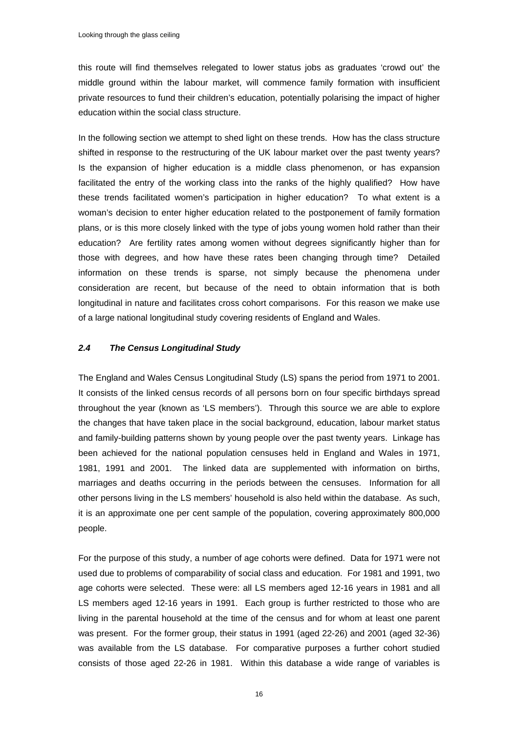this route will find themselves relegated to lower status jobs as graduates 'crowd out' the middle ground within the labour market, will commence family formation with insufficient private resources to fund their children's education, potentially polarising the impact of higher education within the social class structure.

In the following section we attempt to shed light on these trends. How has the class structure shifted in response to the restructuring of the UK labour market over the past twenty years? Is the expansion of higher education is a middle class phenomenon, or has expansion facilitated the entry of the working class into the ranks of the highly qualified? How have these trends facilitated women's participation in higher education? To what extent is a woman's decision to enter higher education related to the postponement of family formation plans, or is this more closely linked with the type of jobs young women hold rather than their education? Are fertility rates among women without degrees significantly higher than for those with degrees, and how have these rates been changing through time? Detailed information on these trends is sparse, not simply because the phenomena under consideration are recent, but because of the need to obtain information that is both longitudinal in nature and facilitates cross cohort comparisons. For this reason we make use of a large national longitudinal study covering residents of England and Wales.

### *2.4 The Census Longitudinal Study*

The England and Wales Census Longitudinal Study (LS) spans the period from 1971 to 2001. It consists of the linked census records of all persons born on four specific birthdays spread throughout the year (known as 'LS members'). Through this source we are able to explore the changes that have taken place in the social background, education, labour market status and family-building patterns shown by young people over the past twenty years. Linkage has been achieved for the national population censuses held in England and Wales in 1971, 1981, 1991 and 2001. The linked data are supplemented with information on births, marriages and deaths occurring in the periods between the censuses. Information for all other persons living in the LS members' household is also held within the database. As such, it is an approximate one per cent sample of the population, covering approximately 800,000 people.

For the purpose of this study, a number of age cohorts were defined. Data for 1971 were not used due to problems of comparability of social class and education. For 1981 and 1991, two age cohorts were selected. These were: all LS members aged 12-16 years in 1981 and all LS members aged 12-16 years in 1991. Each group is further restricted to those who are living in the parental household at the time of the census and for whom at least one parent was present. For the former group, their status in 1991 (aged 22-26) and 2001 (aged 32-36) was available from the LS database. For comparative purposes a further cohort studied consists of those aged 22-26 in 1981. Within this database a wide range of variables is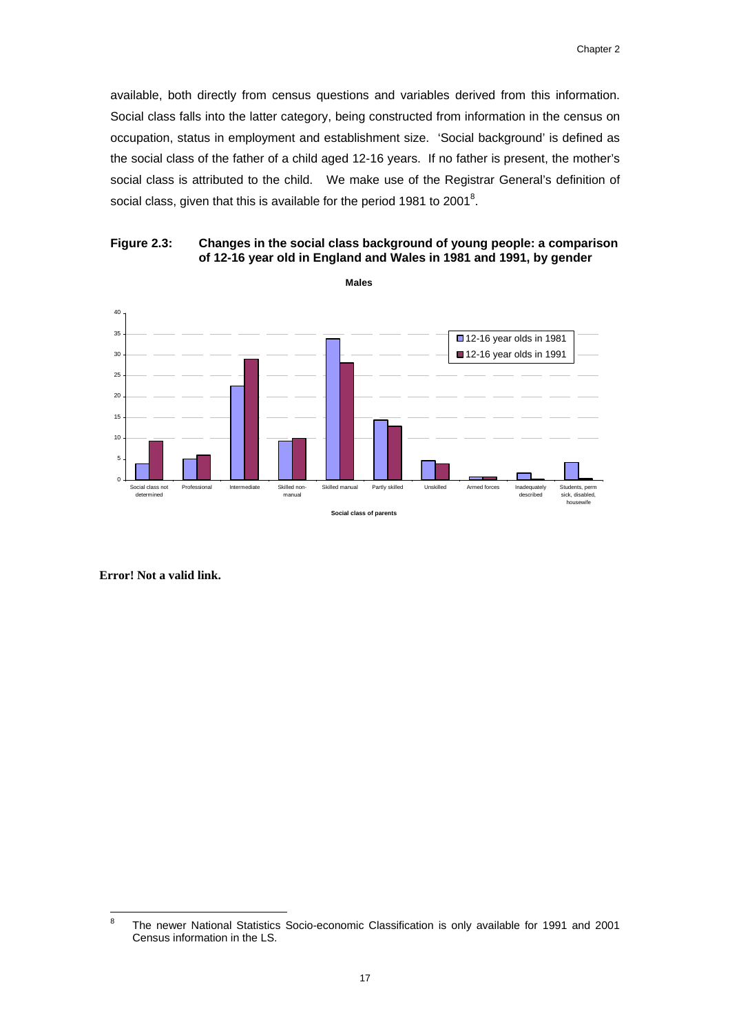available, both directly from census questions and variables derived from this information. Social class falls into the latter category, being constructed from information in the census on occupation, status in employment and establishment size. 'Social background' is defined as the social class of the father of a child aged 12-16 years. If no father is present, the mother's social class is attributed to the child. We make use of the Registrar General's definition of social class, given that this is available for the period 1981 to 2001[8].

**Figure 2.3: Changes in the social class background of young people: a comparison of 12-16 year old in England and Wales in 1981 and 1991, by gender**

Males

Legend: 12-16 year olds in 1981; 12-16 year olds in 1991

Y-axis: 0, 5, 10, 15, 20, 25, 30, 35, 40

X-axis (Social class of parents): Social class not determined; Professional; Intermediate; Skilled non-manual; Skilled manual; Partly skilled; Unskilled; Armed forces; Inadequately described; Students, perm sick, disabled, housewife

**Error! Not a valid link.**

[8] The newer National Statistics Socio-economic Classification is only available for 1991 and 2001 Census information in the LS.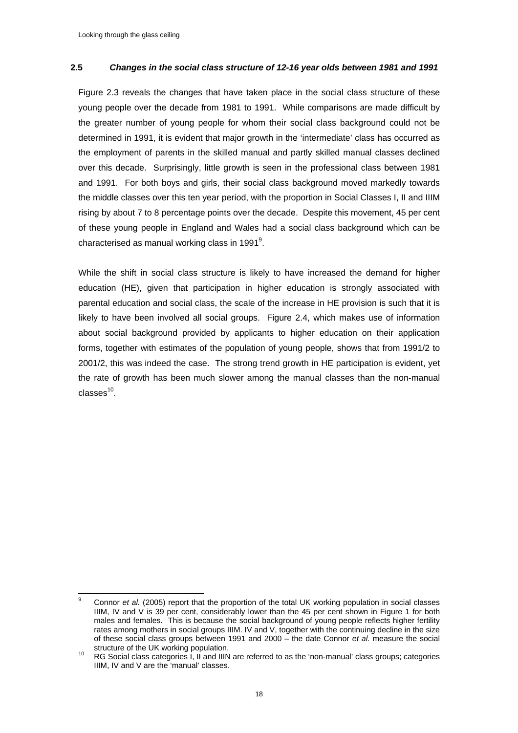## 2.5 *Changes in the social class structure of 12-16 year olds between 1981 and 1991*

Figure 2.3 reveals the changes that have taken place in the social class structure of these young people over the decade from 1981 to 1991. While comparisons are made difficult by the greater number of young people for whom their social class background could not be determined in 1991, it is evident that major growth in the 'intermediate' class has occurred as the employment of parents in the skilled manual and partly skilled manual classes declined over this decade. Surprisingly, little growth is seen in the professional class between 1981 and 1991. For both boys and girls, their social class background moved markedly towards the middle classes over this ten year period, with the proportion in Social Classes I, II and IIIM rising by about 7 to 8 percentage points over the decade. Despite this movement, 45 per cent of these young people in England and Wales had a social class background which can be characterised as manual working class in 1991[9].

While the shift in social class structure is likely to have increased the demand for higher education (HE), given that participation in higher education is strongly associated with parental education and social class, the scale of the increase in HE provision is such that it is likely to have been involved all social groups. Figure 2.4, which makes use of information about social background provided by applicants to higher education on their application forms, together with estimates of the population of young people, shows that from 1991/2 to 2001/2, this was indeed the case. The strong trend growth in HE participation is evident, yet the rate of growth has been much slower among the manual classes than the non-manual classes[10].

---

[9] Connor *et al.* (2005) report that the proportion of the total UK working population in social classes IIIM, IV and V is 39 per cent, considerably lower than the 45 per cent shown in Figure 1 for both males and females. This is because the social background of young people reflects higher fertility rates among mothers in social groups IIIM. IV and V, together with the continuing decline in the size of these social class groups between 1991 and 2000 – the date Connor *et al.* measure the social structure of the UK working population.

[10] RG Social class categories I, II and IIIN are referred to as the 'non-manual' class groups; categories IIIM, IV and V are the 'manual' classes.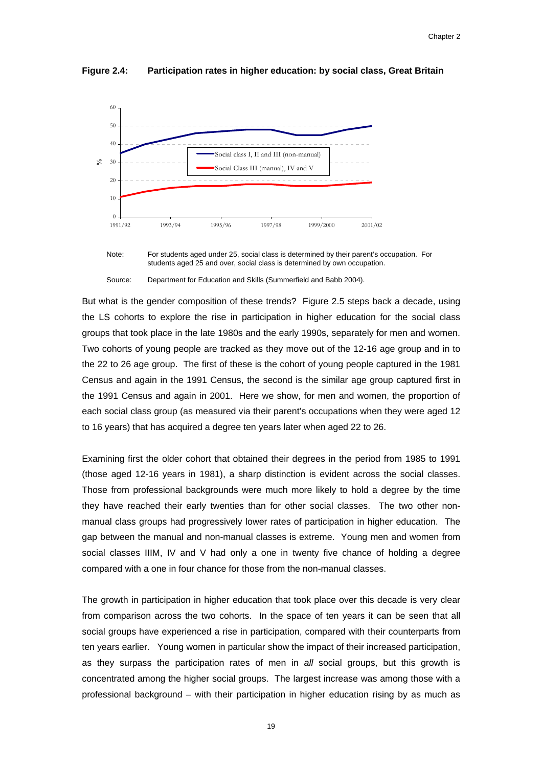**Figure 2.4: Participation rates in higher education: by social class, Great Britain**

Note: For students aged under 25, social class is determined by their parent's occupation. For students aged 25 and over, social class is determined by own occupation.

Source: Department for Education and Skills (Summerfield and Babb 2004).

But what is the gender composition of these trends? Figure 2.5 steps back a decade, using the LS cohorts to explore the rise in participation in higher education for the social class groups that took place in the late 1980s and the early 1990s, separately for men and women. Two cohorts of young people are tracked as they move out of the 12-16 age group and in to the 22 to 26 age group. The first of these is the cohort of young people captured in the 1981 Census and again in the 1991 Census, the second is the similar age group captured first in the 1991 Census and again in 2001. Here we show, for men and women, the proportion of each social class group (as measured via their parent's occupations when they were aged 12 to 16 years) that has acquired a degree ten years later when aged 22 to 26.

Examining first the older cohort that obtained their degrees in the period from 1985 to 1991 (those aged 12-16 years in 1981), a sharp distinction is evident across the social classes. Those from professional backgrounds were much more likely to hold a degree by the time they have reached their early twenties than for other social classes. The two other non-manual class groups had progressively lower rates of participation in higher education. The gap between the manual and non-manual classes is extreme. Young men and women from social classes IIIM, IV and V had only a one in twenty five chance of holding a degree compared with a one in four chance for those from the non-manual classes.

The growth in participation in higher education that took place over this decade is very clear from comparison across the two cohorts. In the space of ten years it can be seen that all social groups have experienced a rise in participation, compared with their counterparts from ten years earlier. Young women in particular show the impact of their increased participation, as they surpass the participation rates of men in *all* social groups, but this growth is concentrated among the higher social groups. The largest increase was among those with a professional background – with their participation in higher education rising by as much as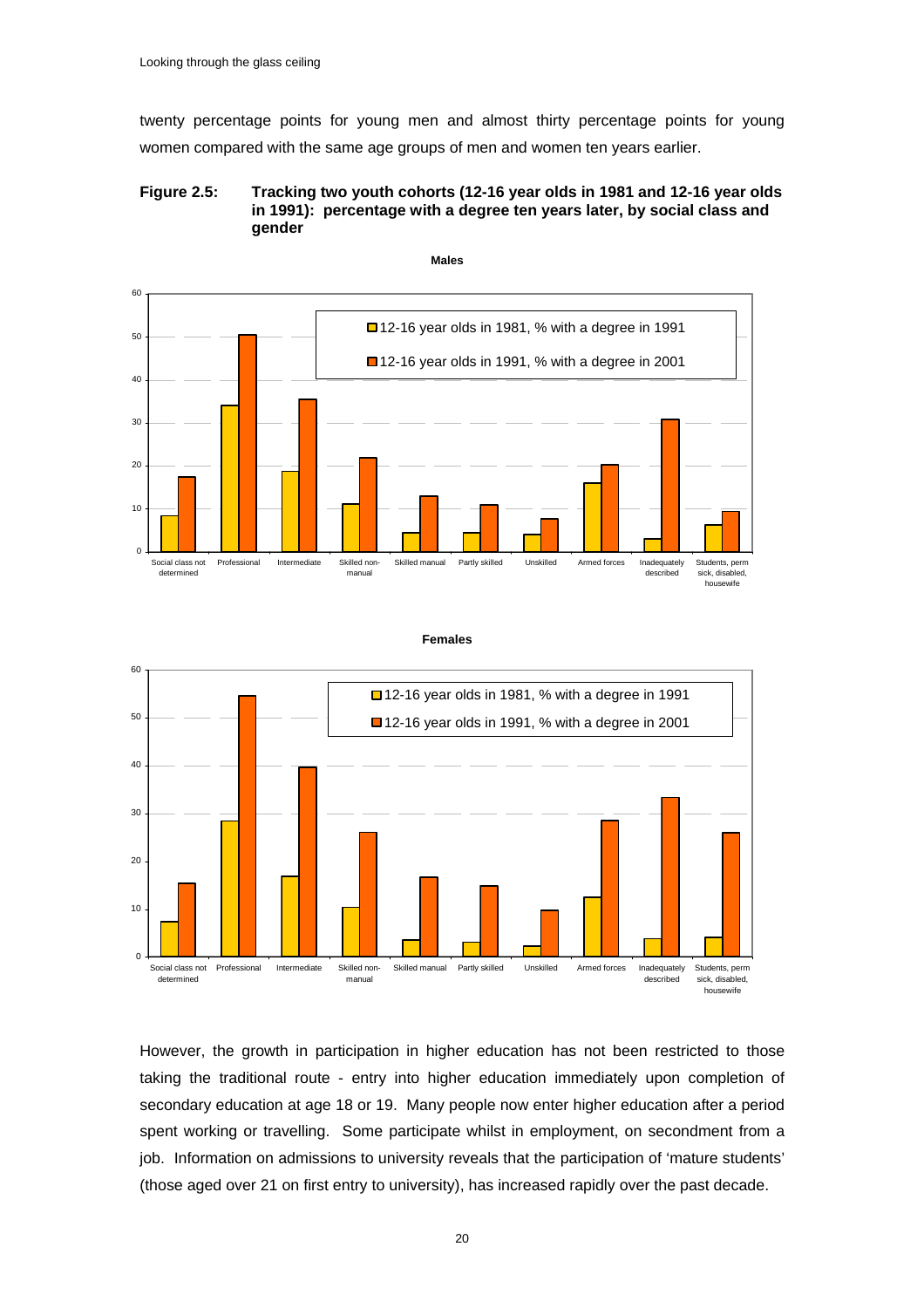twenty percentage points for young men and almost thirty percentage points for young women compared with the same age groups of men and women ten years earlier.

**Figure 2.5: Tracking two youth cohorts (12-16 year olds in 1981 and 12-16 year olds in 1991): percentage with a degree ten years later, by social class and gender**

**Males**

**Females**

However, the growth in participation in higher education has not been restricted to those taking the traditional route - entry into higher education immediately upon completion of secondary education at age 18 or 19. Many people now enter higher education after a period spent working or travelling. Some participate whilst in employment, on secondment from a job. Information on admissions to university reveals that the participation of 'mature students' (those aged over 21 on first entry to university), has increased rapidly over the past decade.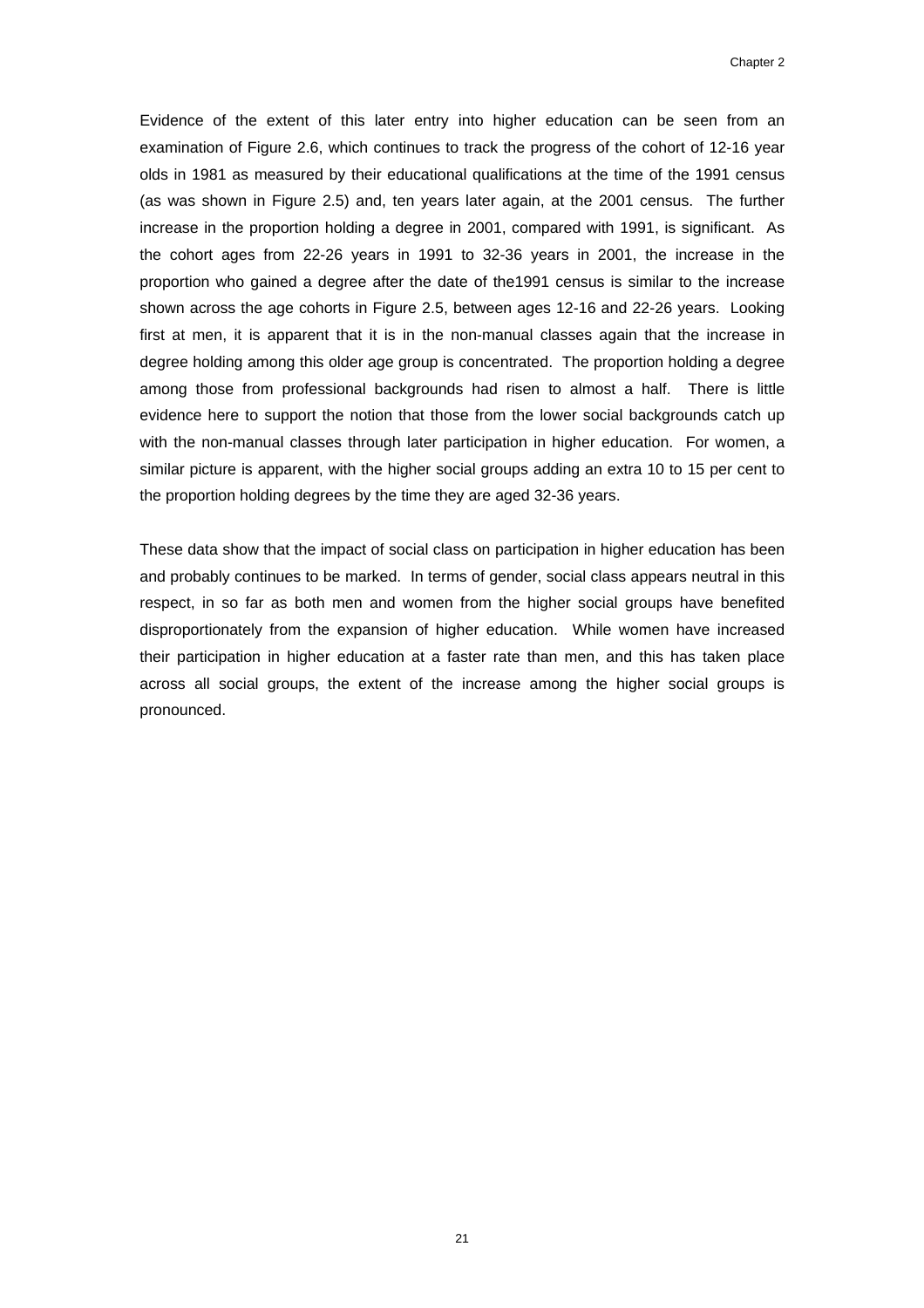Evidence of the extent of this later entry into higher education can be seen from an examination of Figure 2.6, which continues to track the progress of the cohort of 12-16 year olds in 1981 as measured by their educational qualifications at the time of the 1991 census (as was shown in Figure 2.5) and, ten years later again, at the 2001 census. The further increase in the proportion holding a degree in 2001, compared with 1991, is significant. As the cohort ages from 22-26 years in 1991 to 32-36 years in 2001, the increase in the proportion who gained a degree after the date of the1991 census is similar to the increase shown across the age cohorts in Figure 2.5, between ages 12-16 and 22-26 years. Looking first at men, it is apparent that it is in the non-manual classes again that the increase in degree holding among this older age group is concentrated. The proportion holding a degree among those from professional backgrounds had risen to almost a half. There is little evidence here to support the notion that those from the lower social backgrounds catch up with the non-manual classes through later participation in higher education. For women, a similar picture is apparent, with the higher social groups adding an extra 10 to 15 per cent to the proportion holding degrees by the time they are aged 32-36 years.

These data show that the impact of social class on participation in higher education has been and probably continues to be marked. In terms of gender, social class appears neutral in this respect, in so far as both men and women from the higher social groups have benefited disproportionately from the expansion of higher education. While women have increased their participation in higher education at a faster rate than men, and this has taken place across all social groups, the extent of the increase among the higher social groups is pronounced.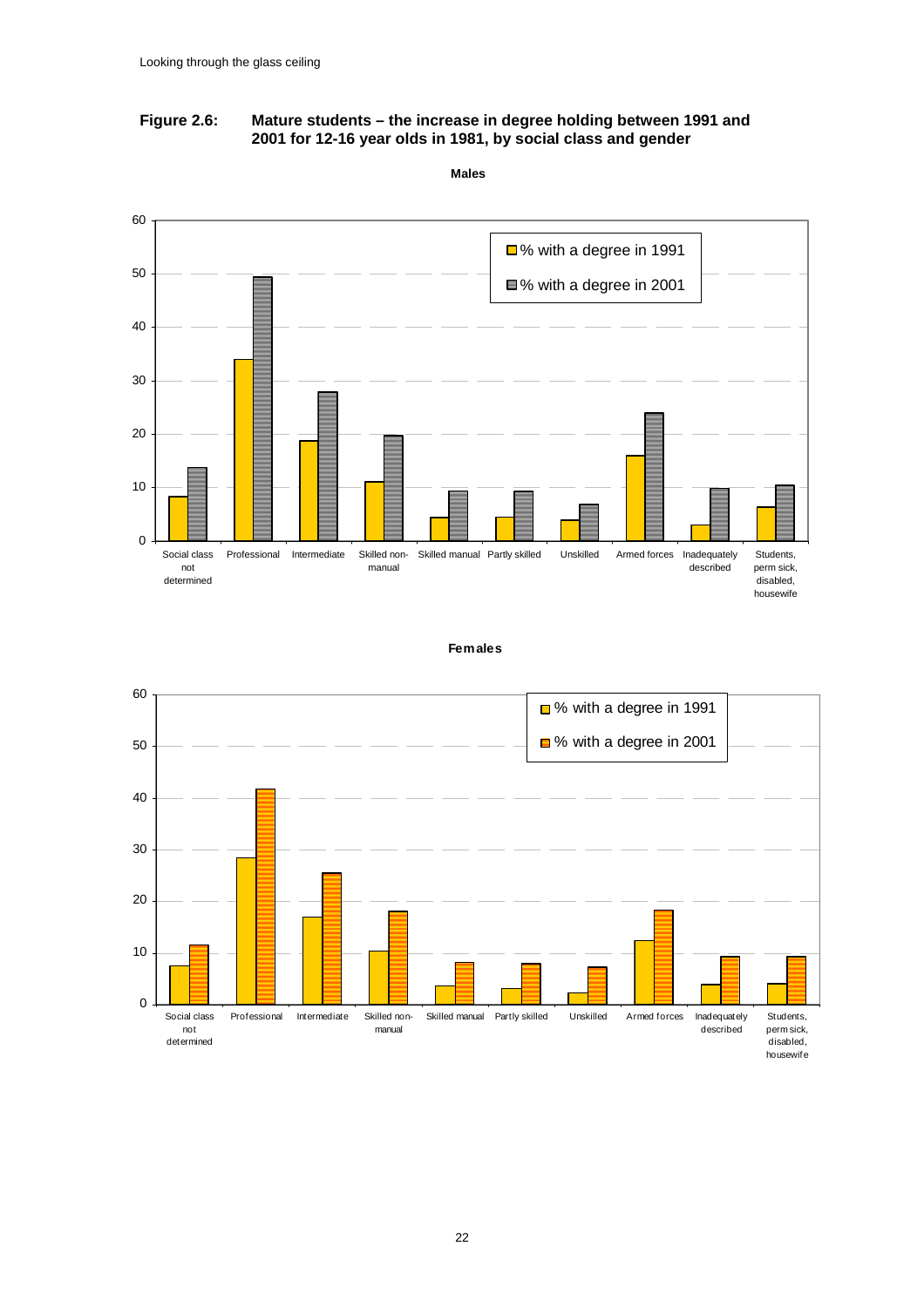**Figure 2.6: Mature students – the increase in degree holding between 1991 and 2001 for 12-16 year olds in 1981, by social class and gender**

**Males**

| Social class | % with a degree in 1991 | % with a degree in 2001 |
|---|---|---|
| Social class not determined | 8 | 14 |
| Professional | 34 | 49 |
| Intermediate | 19 | 28 |
| Skilled non-manual | 11 | 20 |
| Skilled manual | 4 | 9 |
| Partly skilled | 4 | 9 |
| Unskilled | 4 | 7 |
| Armed forces | 16 | 24 |
| Inadequately described | 3 | 10 |
| Students, perm sick, disabled, housewife | 6 | 10 |

**Females**

| Social class | % with a degree in 1991 | % with a degree in 2001 |
|---|---|---|
| Social class not determined | 7 | 11 |
| Professional | 28 | 42 |
| Intermediate | 17 | 25 |
| Skilled non-manual | 10 | 18 |
| Skilled manual | 4 | 8 |
| Partly skilled | 3 | 8 |
| Unskilled | 2 | 7 |
| Armed forces | 12 | 18 |
| Inadequately described | 4 | 9 |
| Students, perm sick, disabled, housewife | 4 | 9 |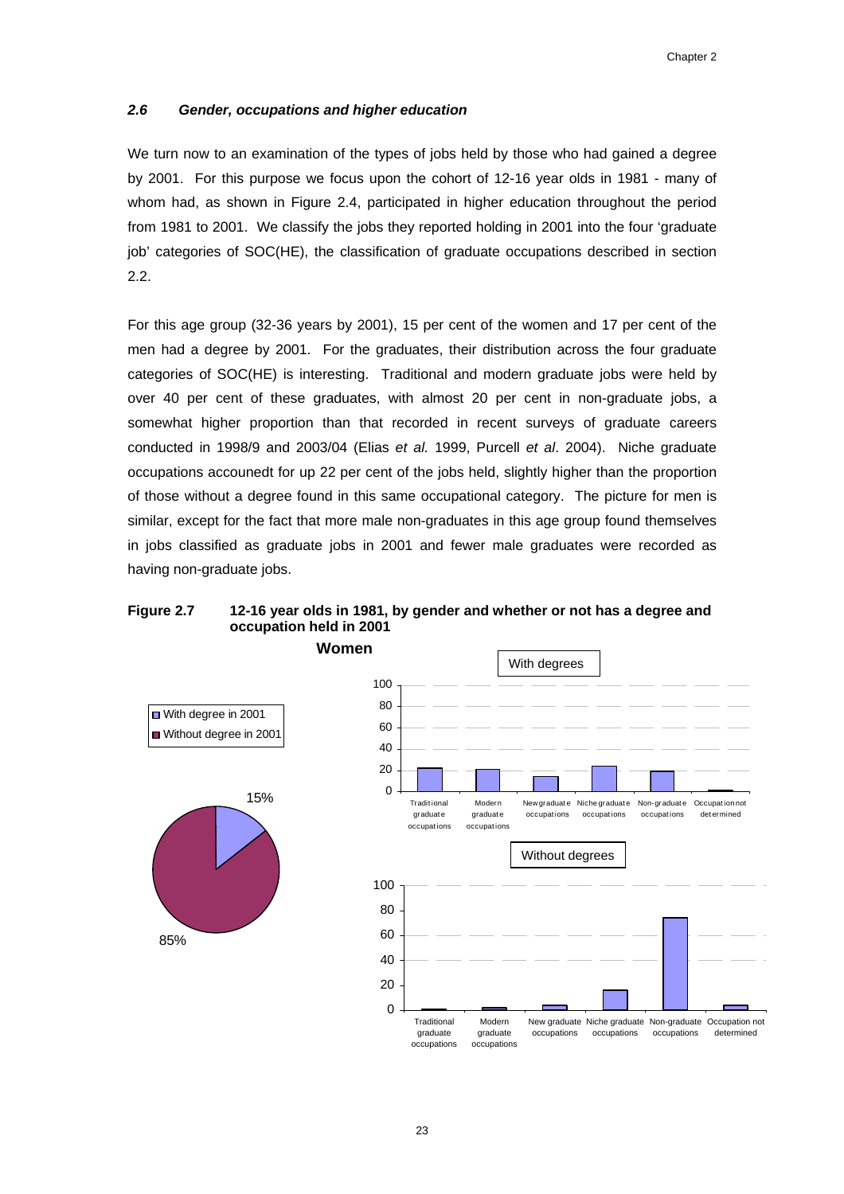### *2.6 Gender, occupations and higher education*

We turn now to an examination of the types of jobs held by those who had gained a degree by 2001. For this purpose we focus upon the cohort of 12-16 year olds in 1981 - many of whom had, as shown in Figure 2.4, participated in higher education throughout the period from 1981 to 2001. We classify the jobs they reported holding in 2001 into the four 'graduate job' categories of SOC(HE), the classification of graduate occupations described in section 2.2.

For this age group (32-36 years by 2001), 15 per cent of the women and 17 per cent of the men had a degree by 2001. For the graduates, their distribution across the four graduate categories of SOC(HE) is interesting. Traditional and modern graduate jobs were held by over 40 per cent of these graduates, with almost 20 per cent in non-graduate jobs, a somewhat higher proportion than that recorded in recent surveys of graduate careers conducted in 1998/9 and 2003/04 (Elias *et al.* 1999, Purcell *et al*. 2004). Niche graduate occupations accounedt for up 22 per cent of the jobs held, slightly higher than the proportion of those without a degree found in this same occupational category. The picture for men is similar, except for the fact that more male non-graduates in this age group found themselves in jobs classified as graduate jobs in 2001 and fewer male graduates were recorded as having non-graduate jobs.

**Figure 2.7 12-16 year olds in 1981, by gender and whether or not has a degree and occupation held in 2001**

**Women**

With degree in 2001: 15%
Without degree in 2001: 85%

With degrees: Traditional graduate occupations; Modern graduate occupations; New graduate occupations; Niche graduate occupations; Non-graduate occupations; Occupation not determined

Without degrees: Traditional graduate occupations; Modern graduate occupations; New graduate occupations; Niche graduate occupations; Non-graduate occupations; Occupation not determined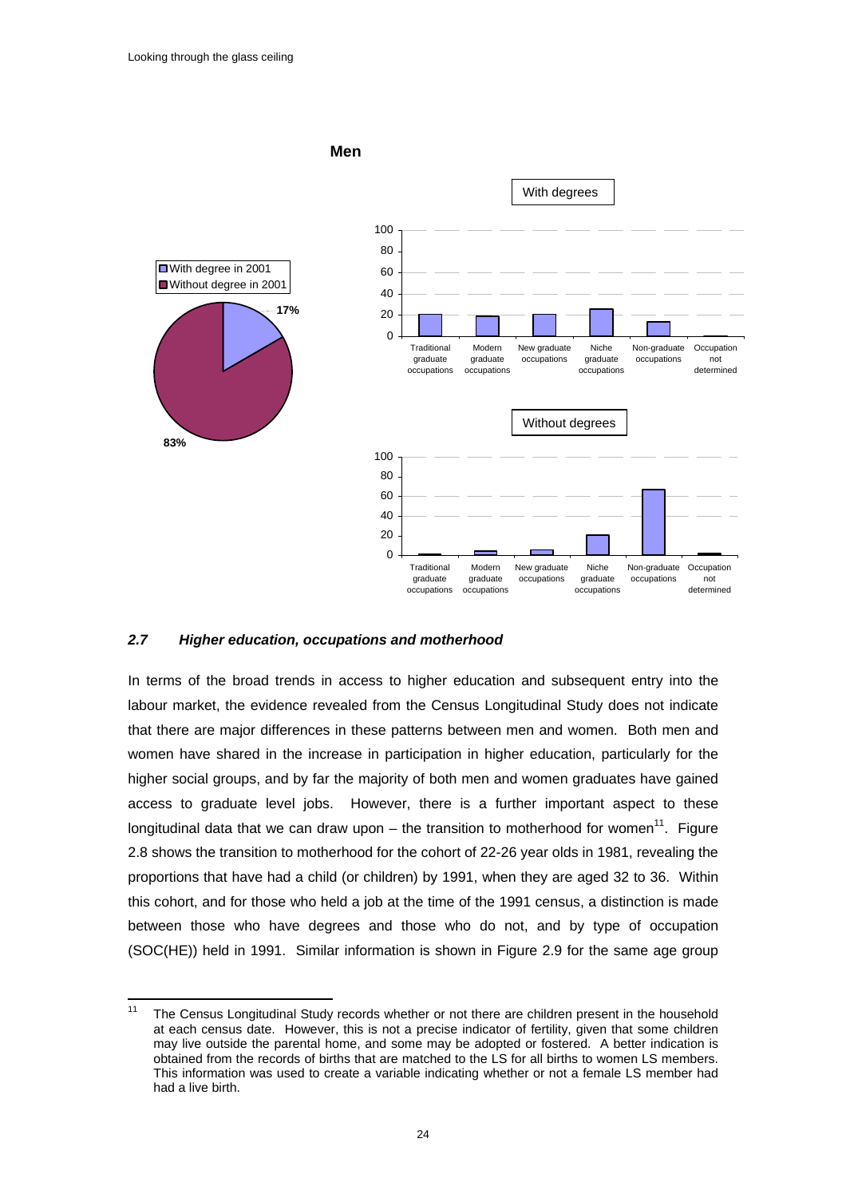**Men**

With degree in 2001: 17%
Without degree in 2001: 83%

With degrees

Traditional graduate occupations | Modern graduate occupations | New graduate occupations | Niche graduate occupations | Non-graduate occupations | Occupation not determined

Without degrees

Traditional graduate occupations | Modern graduate occupations | New graduate occupations | Niche graduate occupations | Non-graduate occupations | Occupation not determined

### *2.7 Higher education, occupations and motherhood*

In terms of the broad trends in access to higher education and subsequent entry into the labour market, the evidence revealed from the Census Longitudinal Study does not indicate that there are major differences in these patterns between men and women. Both men and women have shared in the increase in participation in higher education, particularly for the higher social groups, and by far the majority of both men and women graduates have gained access to graduate level jobs. However, there is a further important aspect to these longitudinal data that we can draw upon – the transition to motherhood for women[11]. Figure 2.8 shows the transition to motherhood for the cohort of 22-26 year olds in 1981, revealing the proportions that have had a child (or children) by 1991, when they are aged 32 to 36. Within this cohort, and for those who held a job at the time of the 1991 census, a distinction is made between those who have degrees and those who do not, and by type of occupation (SOC(HE)) held in 1991. Similar information is shown in Figure 2.9 for the same age group

[11] The Census Longitudinal Study records whether or not there are children present in the household at each census date. However, this is not a precise indicator of fertility, given that some children may live outside the parental home, and some may be adopted or fostered. A better indication is obtained from the records of births that are matched to the LS for all births to women LS members. This information was used to create a variable indicating whether or not a female LS member had had a live birth.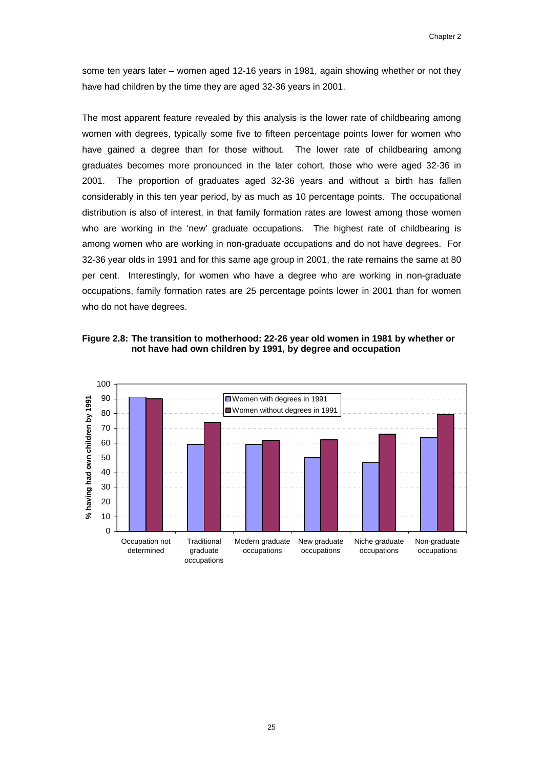some ten years later – women aged 12-16 years in 1981, again showing whether or not they have had children by the time they are aged 32-36 years in 2001.

The most apparent feature revealed by this analysis is the lower rate of childbearing among women with degrees, typically some five to fifteen percentage points lower for women who have gained a degree than for those without. The lower rate of childbearing among graduates becomes more pronounced in the later cohort, those who were aged 32-36 in 2001. The proportion of graduates aged 32-36 years and without a birth has fallen considerably in this ten year period, by as much as 10 percentage points. The occupational distribution is also of interest, in that family formation rates are lowest among those women who are working in the 'new' graduate occupations. The highest rate of childbearing is among women who are working in non-graduate occupations and do not have degrees. For 32-36 year olds in 1991 and for this same age group in 2001, the rate remains the same at 80 per cent. Interestingly, for women who have a degree who are working in non-graduate occupations, family formation rates are 25 percentage points lower in 2001 than for women who do not have degrees.

**Figure 2.8: The transition to motherhood: 22-26 year old women in 1981 by whether or not have had own children by 1991, by degree and occupation**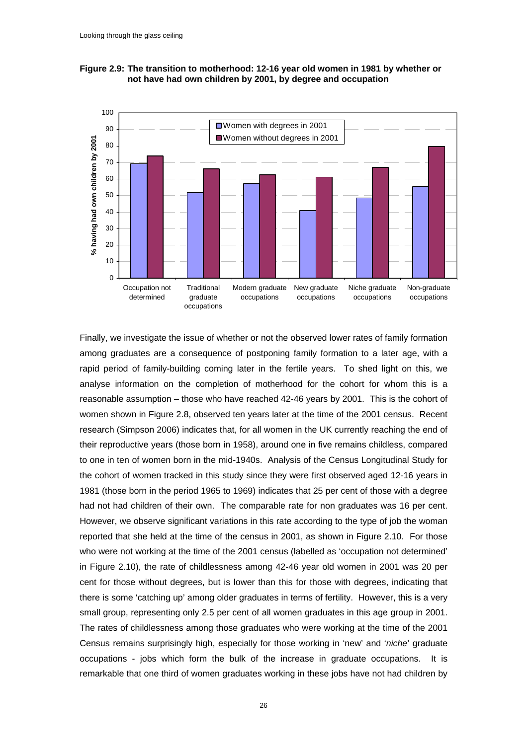**Figure 2.9: The transition to motherhood: 12-16 year old women in 1981 by whether or not have had own children by 2001, by degree and occupation**

Finally, we investigate the issue of whether or not the observed lower rates of family formation among graduates are a consequence of postponing family formation to a later age, with a rapid period of family-building coming later in the fertile years. To shed light on this, we analyse information on the completion of motherhood for the cohort for whom this is a reasonable assumption – those who have reached 42-46 years by 2001. This is the cohort of women shown in Figure 2.8, observed ten years later at the time of the 2001 census. Recent research (Simpson 2006) indicates that, for all women in the UK currently reaching the end of their reproductive years (those born in 1958), around one in five remains childless, compared to one in ten of women born in the mid-1940s. Analysis of the Census Longitudinal Study for the cohort of women tracked in this study since they were first observed aged 12-16 years in 1981 (those born in the period 1965 to 1969) indicates that 25 per cent of those with a degree had not had children of their own. The comparable rate for non graduates was 16 per cent. However, we observe significant variations in this rate according to the type of job the woman reported that she held at the time of the census in 2001, as shown in Figure 2.10. For those who were not working at the time of the 2001 census (labelled as 'occupation not determined' in Figure 2.10), the rate of childlessness among 42-46 year old women in 2001 was 20 per cent for those without degrees, but is lower than this for those with degrees, indicating that there is some 'catching up' among older graduates in terms of fertility. However, this is a very small group, representing only 2.5 per cent of all women graduates in this age group in 2001. The rates of childlessness among those graduates who were working at the time of the 2001 Census remains surprisingly high, especially for those working in 'new' and '*niche*' graduate occupations - jobs which form the bulk of the increase in graduate occupations. It is remarkable that one third of women graduates working in these jobs have not had children by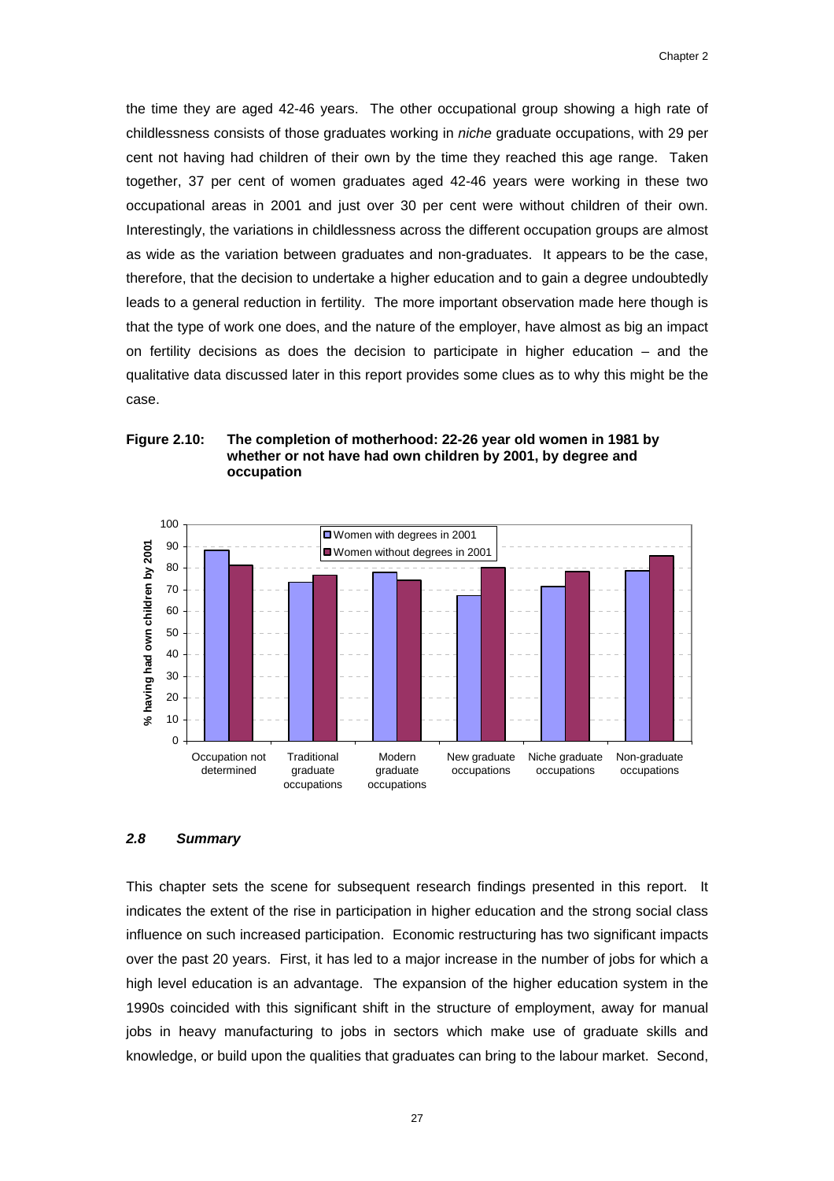the time they are aged 42-46 years. The other occupational group showing a high rate of childlessness consists of those graduates working in *niche* graduate occupations, with 29 per cent not having had children of their own by the time they reached this age range. Taken together, 37 per cent of women graduates aged 42-46 years were working in these two occupational areas in 2001 and just over 30 per cent were without children of their own. Interestingly, the variations in childlessness across the different occupation groups are almost as wide as the variation between graduates and non-graduates. It appears to be the case, therefore, that the decision to undertake a higher education and to gain a degree undoubtedly leads to a general reduction in fertility. The more important observation made here though is that the type of work one does, and the nature of the employer, have almost as big an impact on fertility decisions as does the decision to participate in higher education – and the qualitative data discussed later in this report provides some clues as to why this might be the case.

**Figure 2.10: The completion of motherhood: 22-26 year old women in 1981 by whether or not have had own children by 2001, by degree and occupation**

### *2.8 Summary*

This chapter sets the scene for subsequent research findings presented in this report. It indicates the extent of the rise in participation in higher education and the strong social class influence on such increased participation. Economic restructuring has two significant impacts over the past 20 years. First, it has led to a major increase in the number of jobs for which a high level education is an advantage. The expansion of the higher education system in the 1990s coincided with this significant shift in the structure of employment, away for manual jobs in heavy manufacturing to jobs in sectors which make use of graduate skills and knowledge, or build upon the qualities that graduates can bring to the labour market. Second,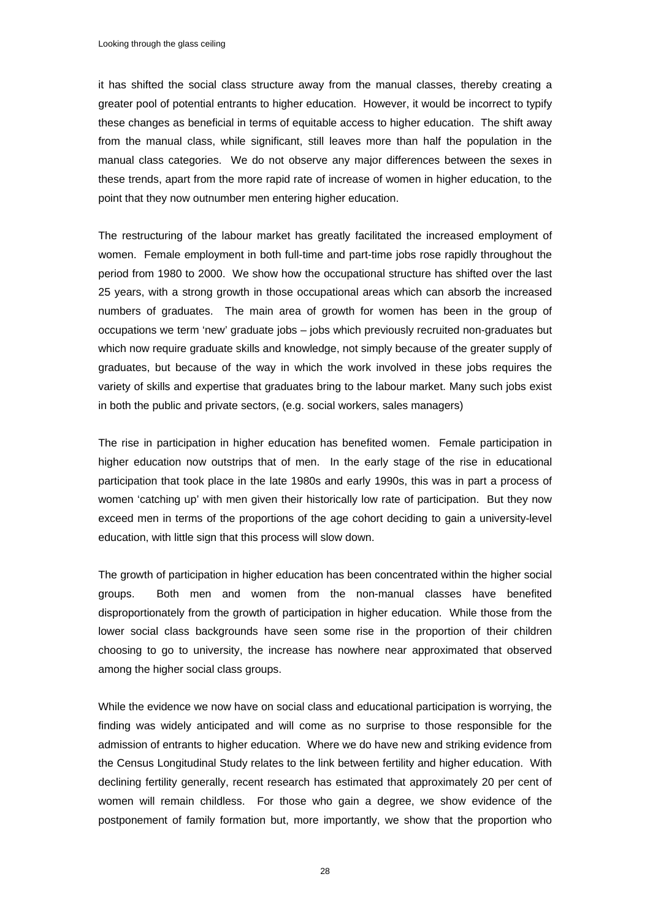it has shifted the social class structure away from the manual classes, thereby creating a greater pool of potential entrants to higher education. However, it would be incorrect to typify these changes as beneficial in terms of equitable access to higher education. The shift away from the manual class, while significant, still leaves more than half the population in the manual class categories. We do not observe any major differences between the sexes in these trends, apart from the more rapid rate of increase of women in higher education, to the point that they now outnumber men entering higher education.

The restructuring of the labour market has greatly facilitated the increased employment of women. Female employment in both full-time and part-time jobs rose rapidly throughout the period from 1980 to 2000. We show how the occupational structure has shifted over the last 25 years, with a strong growth in those occupational areas which can absorb the increased numbers of graduates. The main area of growth for women has been in the group of occupations we term 'new' graduate jobs – jobs which previously recruited non-graduates but which now require graduate skills and knowledge, not simply because of the greater supply of graduates, but because of the way in which the work involved in these jobs requires the variety of skills and expertise that graduates bring to the labour market. Many such jobs exist in both the public and private sectors, (e.g. social workers, sales managers)

The rise in participation in higher education has benefited women. Female participation in higher education now outstrips that of men. In the early stage of the rise in educational participation that took place in the late 1980s and early 1990s, this was in part a process of women 'catching up' with men given their historically low rate of participation. But they now exceed men in terms of the proportions of the age cohort deciding to gain a university-level education, with little sign that this process will slow down.

The growth of participation in higher education has been concentrated within the higher social groups. Both men and women from the non-manual classes have benefited disproportionately from the growth of participation in higher education. While those from the lower social class backgrounds have seen some rise in the proportion of their children choosing to go to university, the increase has nowhere near approximated that observed among the higher social class groups.

While the evidence we now have on social class and educational participation is worrying, the finding was widely anticipated and will come as no surprise to those responsible for the admission of entrants to higher education. Where we do have new and striking evidence from the Census Longitudinal Study relates to the link between fertility and higher education. With declining fertility generally, recent research has estimated that approximately 20 per cent of women will remain childless. For those who gain a degree, we show evidence of the postponement of family formation but, more importantly, we show that the proportion who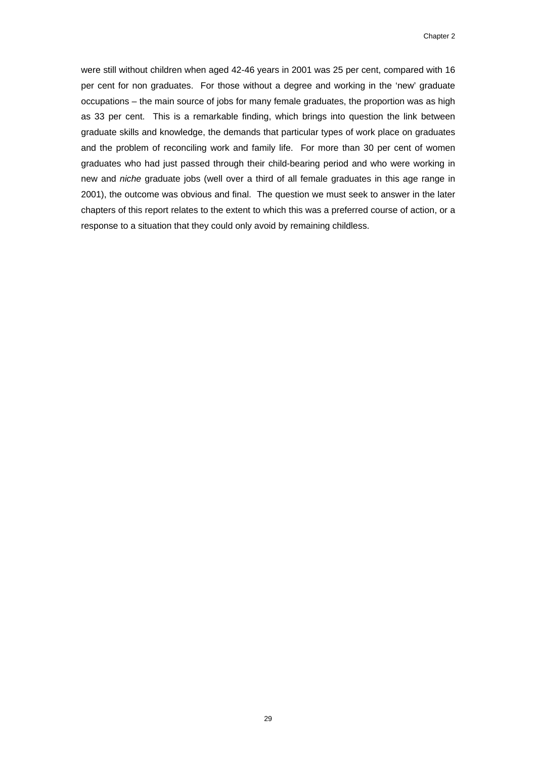were still without children when aged 42-46 years in 2001 was 25 per cent, compared with 16 per cent for non graduates. For those without a degree and working in the 'new' graduate occupations – the main source of jobs for many female graduates, the proportion was as high as 33 per cent. This is a remarkable finding, which brings into question the link between graduate skills and knowledge, the demands that particular types of work place on graduates and the problem of reconciling work and family life. For more than 30 per cent of women graduates who had just passed through their child-bearing period and who were working in new and *niche* graduate jobs (well over a third of all female graduates in this age range in 2001), the outcome was obvious and final. The question we must seek to answer in the later chapters of this report relates to the extent to which this was a preferred course of action, or a response to a situation that they could only avoid by remaining childless.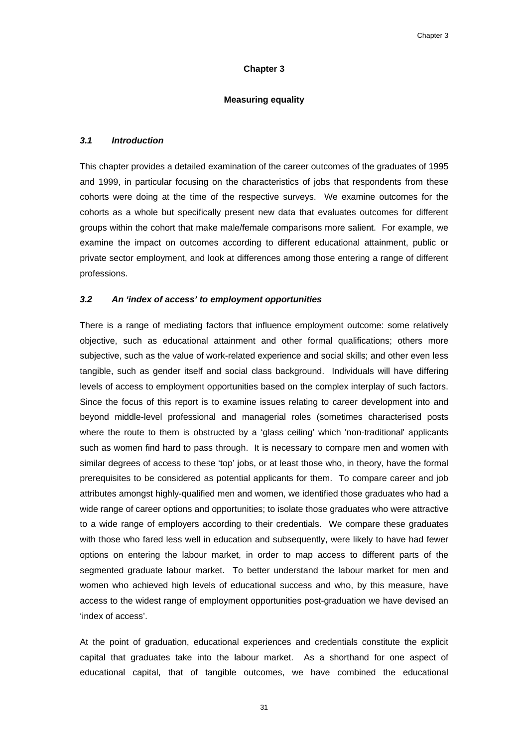# Chapter 3

## Measuring equality

### *3.1 Introduction*

This chapter provides a detailed examination of the career outcomes of the graduates of 1995 and 1999, in particular focusing on the characteristics of jobs that respondents from these cohorts were doing at the time of the respective surveys. We examine outcomes for the cohorts as a whole but specifically present new data that evaluates outcomes for different groups within the cohort that make male/female comparisons more salient. For example, we examine the impact on outcomes according to different educational attainment, public or private sector employment, and look at differences among those entering a range of different professions.

### *3.2 An 'index of access' to employment opportunities*

There is a range of mediating factors that influence employment outcome: some relatively objective, such as educational attainment and other formal qualifications; others more subjective, such as the value of work-related experience and social skills; and other even less tangible, such as gender itself and social class background. Individuals will have differing levels of access to employment opportunities based on the complex interplay of such factors. Since the focus of this report is to examine issues relating to career development into and beyond middle-level professional and managerial roles (sometimes characterised posts where the route to them is obstructed by a 'glass ceiling' which 'non-traditional' applicants such as women find hard to pass through. It is necessary to compare men and women with similar degrees of access to these 'top' jobs, or at least those who, in theory, have the formal prerequisites to be considered as potential applicants for them. To compare career and job attributes amongst highly-qualified men and women, we identified those graduates who had a wide range of career options and opportunities; to isolate those graduates who were attractive to a wide range of employers according to their credentials. We compare these graduates with those who fared less well in education and subsequently, were likely to have had fewer options on entering the labour market, in order to map access to different parts of the segmented graduate labour market. To better understand the labour market for men and women who achieved high levels of educational success and who, by this measure, have access to the widest range of employment opportunities post-graduation we have devised an 'index of access'.

At the point of graduation, educational experiences and credentials constitute the explicit capital that graduates take into the labour market. As a shorthand for one aspect of educational capital, that of tangible outcomes, we have combined the educational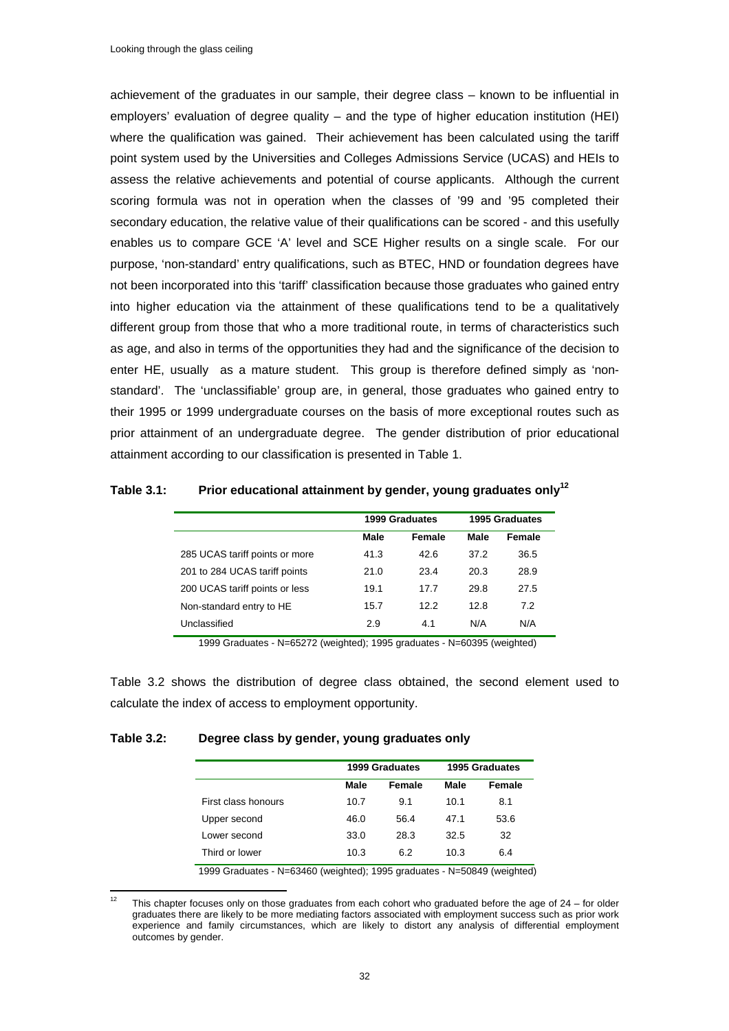achievement of the graduates in our sample, their degree class – known to be influential in employers' evaluation of degree quality – and the type of higher education institution (HEI) where the qualification was gained. Their achievement has been calculated using the tariff point system used by the Universities and Colleges Admissions Service (UCAS) and HEIs to assess the relative achievements and potential of course applicants. Although the current scoring formula was not in operation when the classes of '99 and '95 completed their secondary education, the relative value of their qualifications can be scored - and this usefully enables us to compare GCE 'A' level and SCE Higher results on a single scale. For our purpose, 'non-standard' entry qualifications, such as BTEC, HND or foundation degrees have not been incorporated into this 'tariff' classification because those graduates who gained entry into higher education via the attainment of these qualifications tend to be a qualitatively different group from those that who a more traditional route, in terms of characteristics such as age, and also in terms of the opportunities they had and the significance of the decision to enter HE, usually as a mature student. This group is therefore defined simply as 'non-standard'. The 'unclassifiable' group are, in general, those graduates who gained entry to their 1995 or 1999 undergraduate courses on the basis of more exceptional routes such as prior attainment of an undergraduate degree. The gender distribution of prior educational attainment according to our classification is presented in Table 1.

**Table 3.1: Prior educational attainment by gender, young graduates only[12]**

| | 1999 Graduates | | 1995 Graduates | |
|---|---|---|---|---|
| | **Male** | **Female** | **Male** | **Female** |
| 285 UCAS tariff points or more | 41.3 | 42.6 | 37.2 | 36.5 |
| 201 to 284 UCAS tariff points | 21.0 | 23.4 | 20.3 | 28.9 |
| 200 UCAS tariff points or less | 19.1 | 17.7 | 29.8 | 27.5 |
| Non-standard entry to HE | 15.7 | 12.2 | 12.8 | 7.2 |
| Unclassified | 2.9 | 4.1 | N/A | N/A |

1999 Graduates - N=65272 (weighted); 1995 graduates - N=60395 (weighted)

Table 3.2 shows the distribution of degree class obtained, the second element used to calculate the index of access to employment opportunity.

**Table 3.2: Degree class by gender, young graduates only**

| | 1999 Graduates | | 1995 Graduates | |
|---|---|---|---|---|
| | **Male** | **Female** | **Male** | **Female** |
| First class honours | 10.7 | 9.1 | 10.1 | 8.1 |
| Upper second | 46.0 | 56.4 | 47.1 | 53.6 |
| Lower second | 33.0 | 28.3 | 32.5 | 32 |
| Third or lower | 10.3 | 6.2 | 10.3 | 6.4 |

1999 Graduates - N=63460 (weighted); 1995 graduates - N=50849 (weighted)

[12] This chapter focuses only on those graduates from each cohort who graduated before the age of 24 – for older graduates there are likely to be more mediating factors associated with employment success such as prior work experience and family circumstances, which are likely to distort any analysis of differential employment outcomes by gender.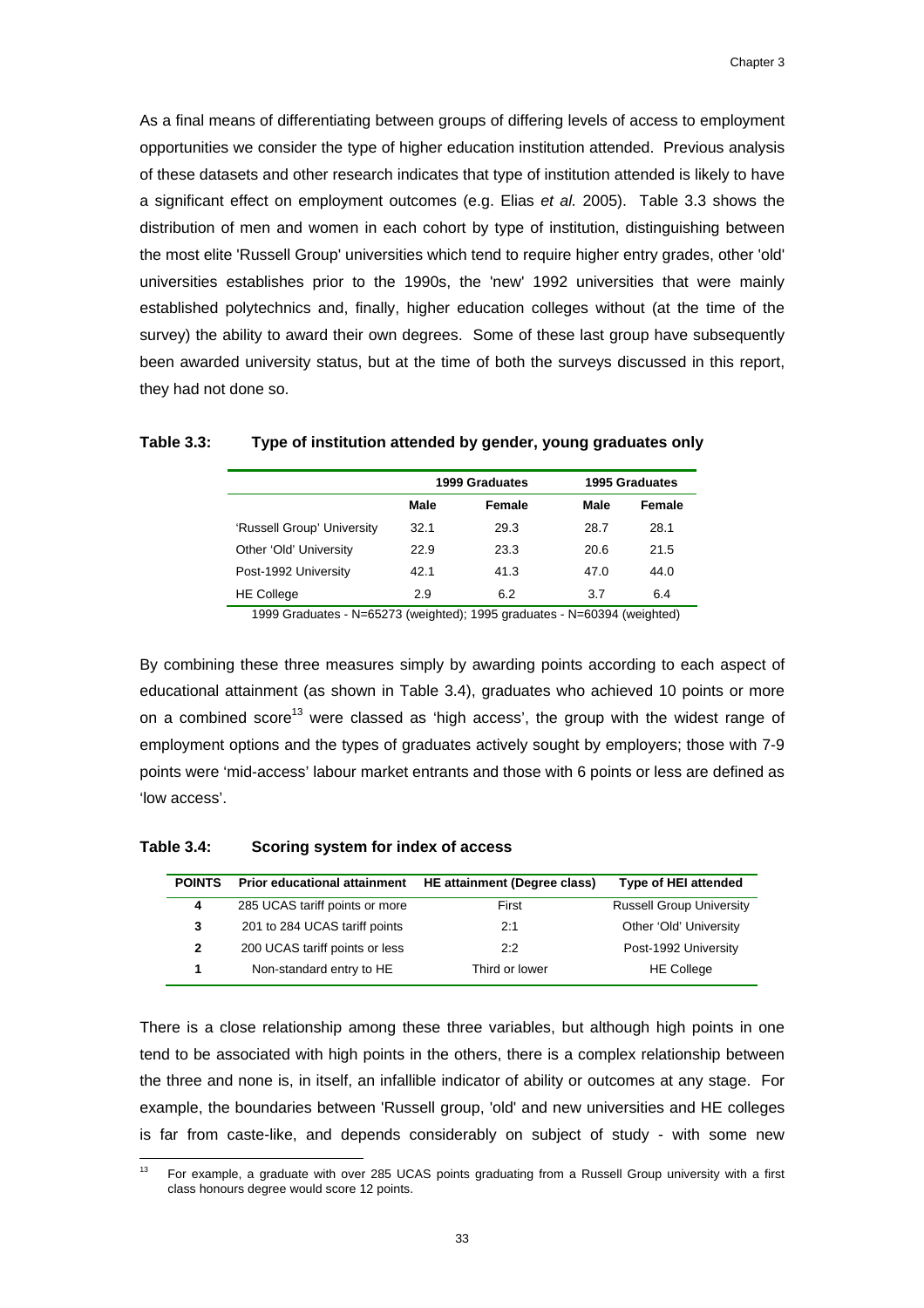As a final means of differentiating between groups of differing levels of access to employment opportunities we consider the type of higher education institution attended. Previous analysis of these datasets and other research indicates that type of institution attended is likely to have a significant effect on employment outcomes (e.g. Elias *et al.* 2005). Table 3.3 shows the distribution of men and women in each cohort by type of institution, distinguishing between the most elite 'Russell Group' universities which tend to require higher entry grades, other 'old' universities establishes prior to the 1990s, the 'new' 1992 universities that were mainly established polytechnics and, finally, higher education colleges without (at the time of the survey) the ability to award their own degrees. Some of these last group have subsequently been awarded university status, but at the time of both the surveys discussed in this report, they had not done so.

**Table 3.3: Type of institution attended by gender, young graduates only**

| | 1999 Graduates | | 1995 Graduates | |
|---|---|---|---|---|
| | Male | Female | Male | Female |
| 'Russell Group' University | 32.1 | 29.3 | 28.7 | 28.1 |
| Other 'Old' University | 22.9 | 23.3 | 20.6 | 21.5 |
| Post-1992 University | 42.1 | 41.3 | 47.0 | 44.0 |
| HE College | 2.9 | 6.2 | 3.7 | 6.4 |

1999 Graduates - N=65273 (weighted); 1995 graduates - N=60394 (weighted)

By combining these three measures simply by awarding points according to each aspect of educational attainment (as shown in Table 3.4), graduates who achieved 10 points or more on a combined score[13] were classed as 'high access', the group with the widest range of employment options and the types of graduates actively sought by employers; those with 7-9 points were 'mid-access' labour market entrants and those with 6 points or less are defined as 'low access'.

**Table 3.4: Scoring system for index of access**

| POINTS | Prior educational attainment | HE attainment (Degree class) | Type of HEI attended |
|---|---|---|---|
| 4 | 285 UCAS tariff points or more | First | Russell Group University |
| 3 | 201 to 284 UCAS tariff points | 2:1 | Other 'Old' University |
| 2 | 200 UCAS tariff points or less | 2:2 | Post-1992 University |
| 1 | Non-standard entry to HE | Third or lower | HE College |

There is a close relationship among these three variables, but although high points in one tend to be associated with high points in the others, there is a complex relationship between the three and none is, in itself, an infallible indicator of ability or outcomes at any stage. For example, the boundaries between 'Russell group, 'old' and new universities and HE colleges is far from caste-like, and depends considerably on subject of study - with some new

[13] For example, a graduate with over 285 UCAS points graduating from a Russell Group university with a first class honours degree would score 12 points.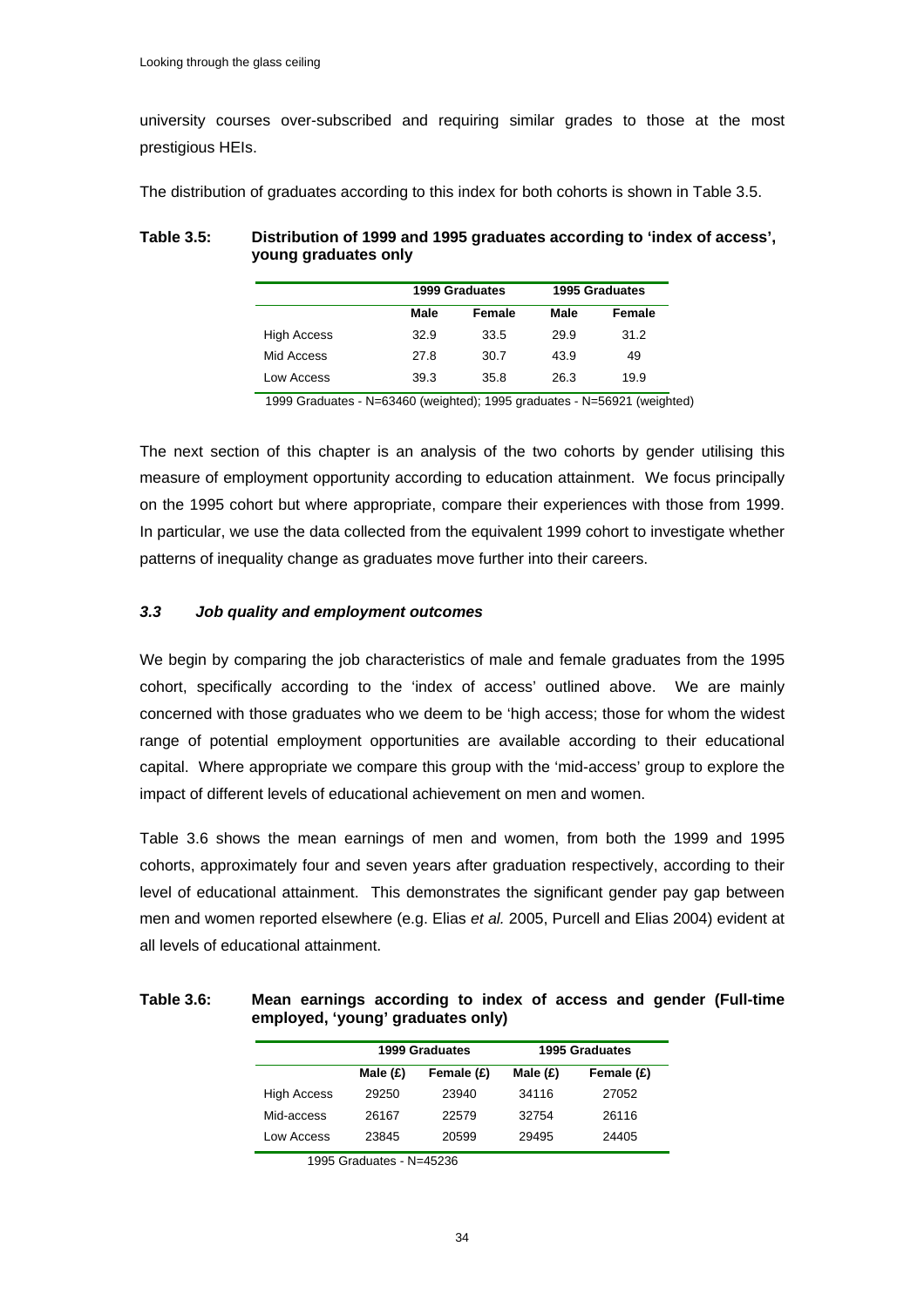university courses over-subscribed and requiring similar grades to those at the most prestigious HEIs.

The distribution of graduates according to this index for both cohorts is shown in Table 3.5.

**Table 3.5: Distribution of 1999 and 1995 graduates according to 'index of access', young graduates only**

| | 1999 Graduates | | 1995 Graduates | |
|---|---|---|---|---|
| | **Male** | **Female** | **Male** | **Female** |
| High Access | 32.9 | 33.5 | 29.9 | 31.2 |
| Mid Access | 27.8 | 30.7 | 43.9 | 49 |
| Low Access | 39.3 | 35.8 | 26.3 | 19.9 |

1999 Graduates - N=63460 (weighted); 1995 graduates - N=56921 (weighted)

The next section of this chapter is an analysis of the two cohorts by gender utilising this measure of employment opportunity according to education attainment. We focus principally on the 1995 cohort but where appropriate, compare their experiences with those from 1999. In particular, we use the data collected from the equivalent 1999 cohort to investigate whether patterns of inequality change as graduates move further into their careers.

### *3.3 Job quality and employment outcomes*

We begin by comparing the job characteristics of male and female graduates from the 1995 cohort, specifically according to the 'index of access' outlined above. We are mainly concerned with those graduates who we deem to be 'high access; those for whom the widest range of potential employment opportunities are available according to their educational capital. Where appropriate we compare this group with the 'mid-access' group to explore the impact of different levels of educational achievement on men and women.

Table 3.6 shows the mean earnings of men and women, from both the 1999 and 1995 cohorts, approximately four and seven years after graduation respectively, according to their level of educational attainment. This demonstrates the significant gender pay gap between men and women reported elsewhere (e.g. Elias *et al.* 2005, Purcell and Elias 2004) evident at all levels of educational attainment.

**Table 3.6: Mean earnings according to index of access and gender (Full-time employed, 'young' graduates only)**

| | 1999 Graduates | | 1995 Graduates | |
|---|---|---|---|---|
| | **Male (£)** | **Female (£)** | **Male (£)** | **Female (£)** |
| High Access | 29250 | 23940 | 34116 | 27052 |
| Mid-access | 26167 | 22579 | 32754 | 26116 |
| Low Access | 23845 | 20599 | 29495 | 24405 |

1995 Graduates - N=45236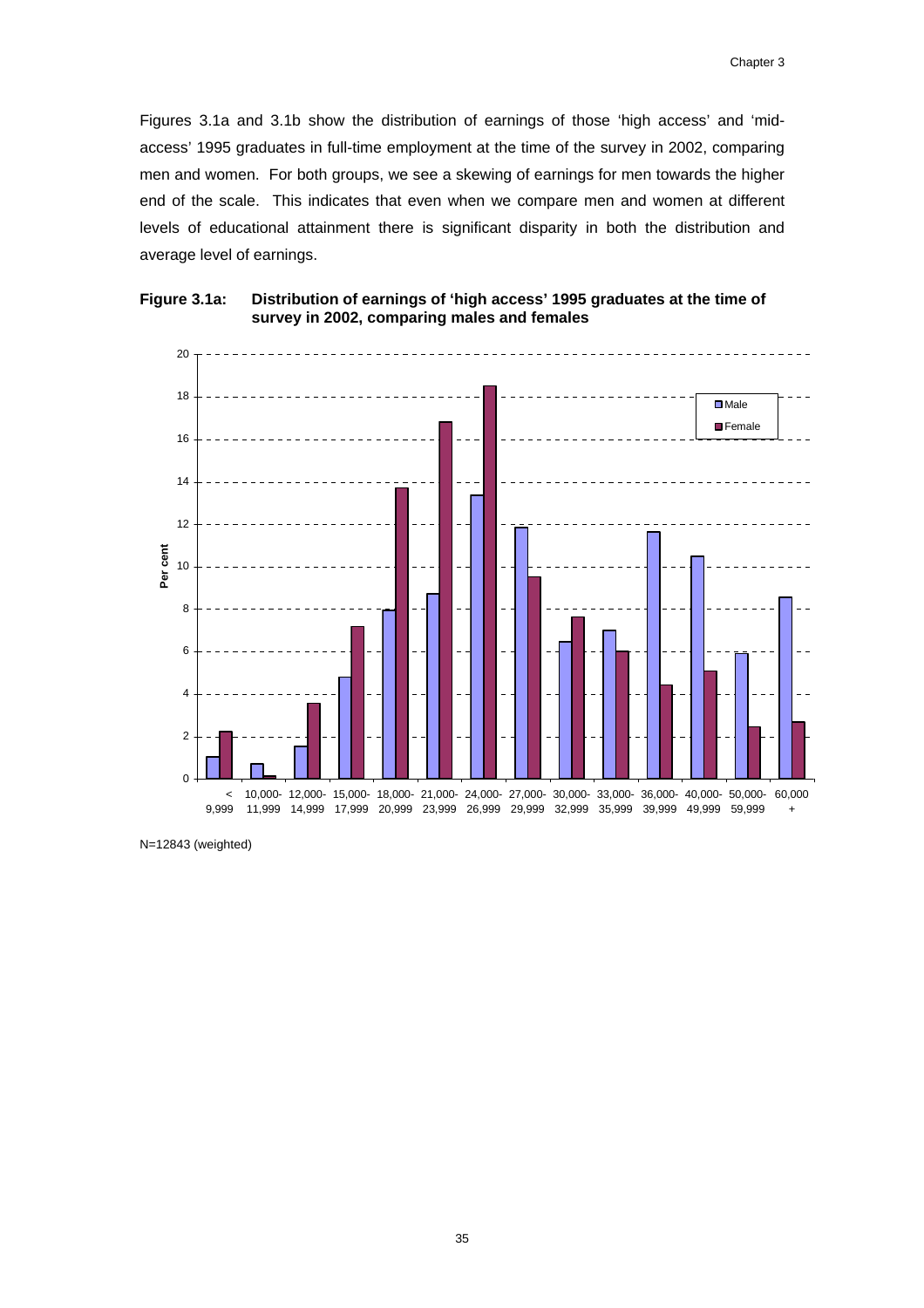Figures 3.1a and 3.1b show the distribution of earnings of those 'high access' and 'mid-access' 1995 graduates in full-time employment at the time of the survey in 2002, comparing men and women. For both groups, we see a skewing of earnings for men towards the higher end of the scale. This indicates that even when we compare men and women at different levels of educational attainment there is significant disparity in both the distribution and average level of earnings.

**Figure 3.1a: Distribution of earnings of 'high access' 1995 graduates at the time of survey in 2002, comparing males and females**

N=12843 (weighted)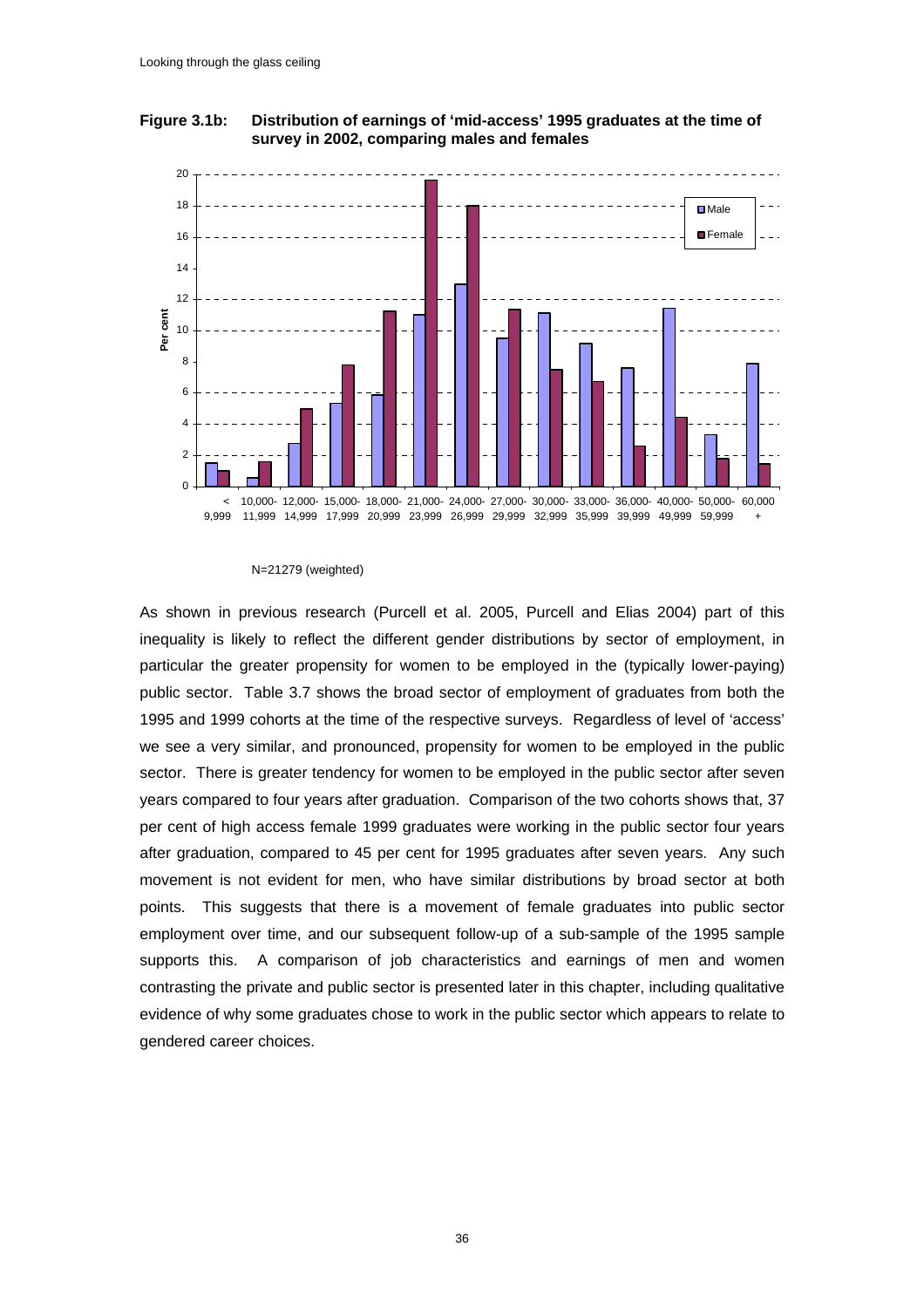**Figure 3.1b: Distribution of earnings of 'mid-access' 1995 graduates at the time of survey in 2002, comparing males and females**

N=21279 (weighted)

As shown in previous research (Purcell et al. 2005, Purcell and Elias 2004) part of this inequality is likely to reflect the different gender distributions by sector of employment, in particular the greater propensity for women to be employed in the (typically lower-paying) public sector. Table 3.7 shows the broad sector of employment of graduates from both the 1995 and 1999 cohorts at the time of the respective surveys. Regardless of level of 'access' we see a very similar, and pronounced, propensity for women to be employed in the public sector. There is greater tendency for women to be employed in the public sector after seven years compared to four years after graduation. Comparison of the two cohorts shows that, 37 per cent of high access female 1999 graduates were working in the public sector four years after graduation, compared to 45 per cent for 1995 graduates after seven years. Any such movement is not evident for men, who have similar distributions by broad sector at both points. This suggests that there is a movement of female graduates into public sector employment over time, and our subsequent follow-up of a sub-sample of the 1995 sample supports this. A comparison of job characteristics and earnings of men and women contrasting the private and public sector is presented later in this chapter, including qualitative evidence of why some graduates chose to work in the public sector which appears to relate to gendered career choices.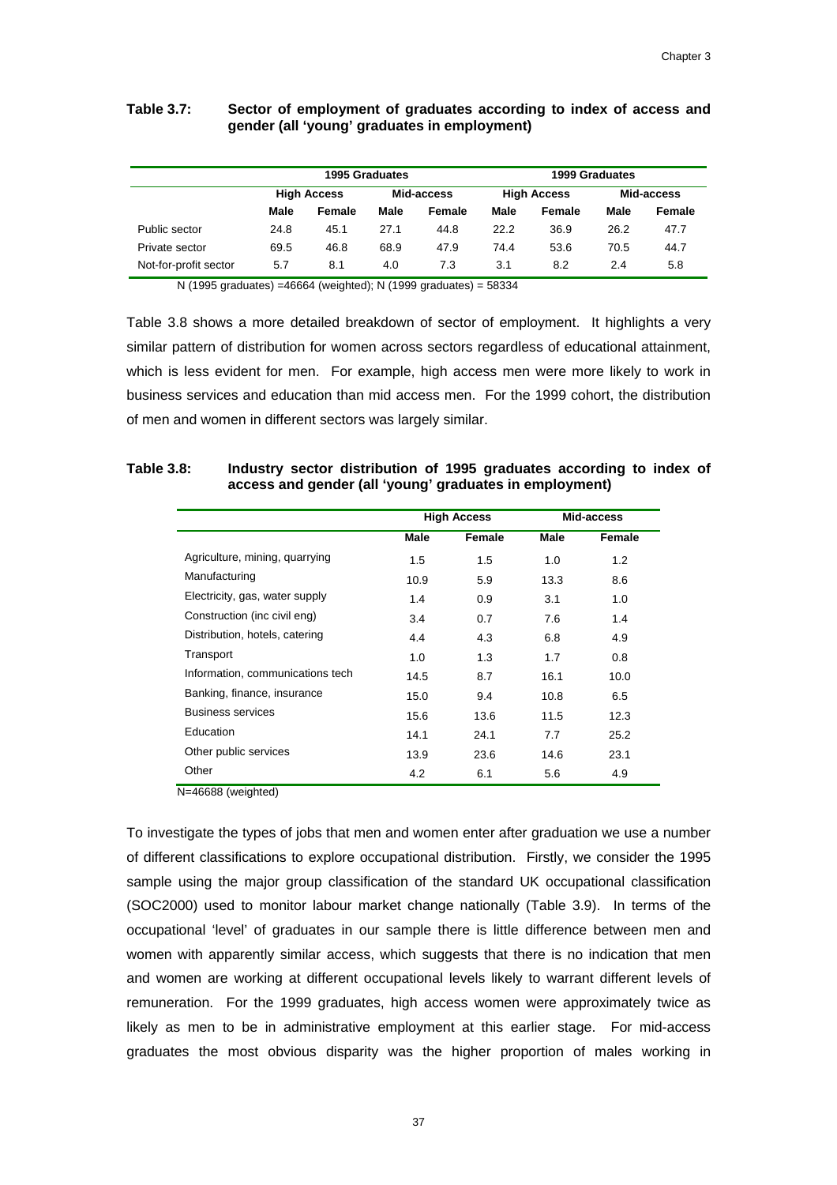**Table 3.7: Sector of employment of graduates according to index of access and gender (all 'young' graduates in employment)**

| | 1995 Graduates | | | | 1999 Graduates | | | |
|---|---|---|---|---|---|---|---|---|
| | High Access | | Mid-access | | High Access | | Mid-access | |
| | Male | Female | Male | Female | Male | Female | Male | Female |
| Public sector | 24.8 | 45.1 | 27.1 | 44.8 | 22.2 | 36.9 | 26.2 | 47.7 |
| Private sector | 69.5 | 46.8 | 68.9 | 47.9 | 74.4 | 53.6 | 70.5 | 44.7 |
| Not-for-profit sector | 5.7 | 8.1 | 4.0 | 7.3 | 3.1 | 8.2 | 2.4 | 5.8 |

N (1995 graduates) =46664 (weighted); N (1999 graduates) = 58334

Table 3.8 shows a more detailed breakdown of sector of employment. It highlights a very similar pattern of distribution for women across sectors regardless of educational attainment, which is less evident for men. For example, high access men were more likely to work in business services and education than mid access men. For the 1999 cohort, the distribution of men and women in different sectors was largely similar.

**Table 3.8: Industry sector distribution of 1995 graduates according to index of access and gender (all 'young' graduates in employment)**

| | High Access | | Mid-access | |
|---|---|---|---|---|
| | Male | Female | Male | Female |
| Agriculture, mining, quarrying | 1.5 | 1.5 | 1.0 | 1.2 |
| Manufacturing | 10.9 | 5.9 | 13.3 | 8.6 |
| Electricity, gas, water supply | 1.4 | 0.9 | 3.1 | 1.0 |
| Construction (inc civil eng) | 3.4 | 0.7 | 7.6 | 1.4 |
| Distribution, hotels, catering | 4.4 | 4.3 | 6.8 | 4.9 |
| Transport | 1.0 | 1.3 | 1.7 | 0.8 |
| Information, communications tech | 14.5 | 8.7 | 16.1 | 10.0 |
| Banking, finance, insurance | 15.0 | 9.4 | 10.8 | 6.5 |
| Business services | 15.6 | 13.6 | 11.5 | 12.3 |
| Education | 14.1 | 24.1 | 7.7 | 25.2 |
| Other public services | 13.9 | 23.6 | 14.6 | 23.1 |
| Other | 4.2 | 6.1 | 5.6 | 4.9 |

N=46688 (weighted)

To investigate the types of jobs that men and women enter after graduation we use a number of different classifications to explore occupational distribution. Firstly, we consider the 1995 sample using the major group classification of the standard UK occupational classification (SOC2000) used to monitor labour market change nationally (Table 3.9). In terms of the occupational 'level' of graduates in our sample there is little difference between men and women with apparently similar access, which suggests that there is no indication that men and women are working at different occupational levels likely to warrant different levels of remuneration. For the 1999 graduates, high access women were approximately twice as likely as men to be in administrative employment at this earlier stage. For mid-access graduates the most obvious disparity was the higher proportion of males working in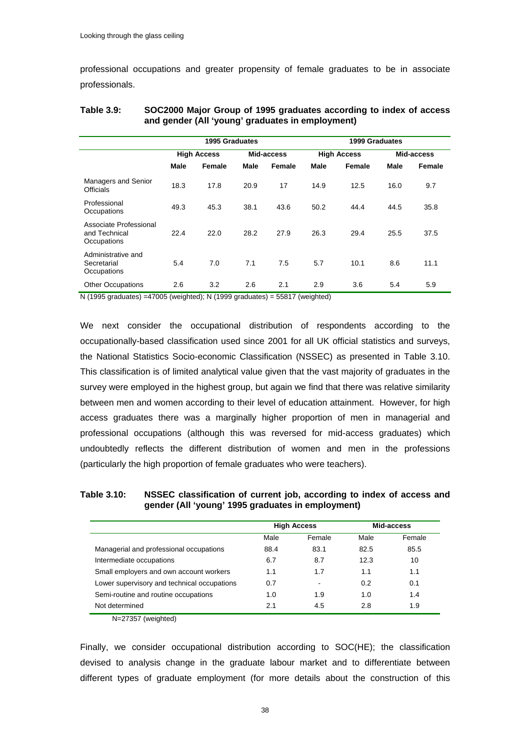professional occupations and greater propensity of female graduates to be in associate professionals.

**Table 3.9: SOC2000 Major Group of 1995 graduates according to index of access and gender (All 'young' graduates in employment)**

| | 1995 Graduates | | | | 1999 Graduates | | | |
|---|---|---|---|---|---|---|---|---|
| | High Access | | Mid-access | | High Access | | Mid-access | |
| | Male | Female | Male | Female | Male | Female | Male | Female |
| Managers and Senior Officials | 18.3 | 17.8 | 20.9 | 17 | 14.9 | 12.5 | 16.0 | 9.7 |
| Professional Occupations | 49.3 | 45.3 | 38.1 | 43.6 | 50.2 | 44.4 | 44.5 | 35.8 |
| Associate Professional and Technical Occupations | 22.4 | 22.0 | 28.2 | 27.9 | 26.3 | 29.4 | 25.5 | 37.5 |
| Administrative and Secretarial Occupations | 5.4 | 7.0 | 7.1 | 7.5 | 5.7 | 10.1 | 8.6 | 11.1 |
| Other Occupations | 2.6 | 3.2 | 2.6 | 2.1 | 2.9 | 3.6 | 5.4 | 5.9 |

N (1995 graduates) =47005 (weighted); N (1999 graduates) = 55817 (weighted)

We next consider the occupational distribution of respondents according to the occupationally-based classification used since 2001 for all UK official statistics and surveys, the National Statistics Socio-economic Classification (NSSEC) as presented in Table 3.10. This classification is of limited analytical value given that the vast majority of graduates in the survey were employed in the highest group, but again we find that there was relative similarity between men and women according to their level of education attainment. However, for high access graduates there was a marginally higher proportion of men in managerial and professional occupations (although this was reversed for mid-access graduates) which undoubtedly reflects the different distribution of women and men in the professions (particularly the high proportion of female graduates who were teachers).

**Table 3.10: NSSEC classification of current job, according to index of access and gender (All 'young' 1995 graduates in employment)**

| | High Access | | Mid-access | |
|---|---|---|---|---|
| | Male | Female | Male | Female |
| Managerial and professional occupations | 88.4 | 83.1 | 82.5 | 85.5 |
| Intermediate occupations | 6.7 | 8.7 | 12.3 | 10 |
| Small employers and own account workers | 1.1 | 1.7 | 1.1 | 1.1 |
| Lower supervisory and technical occupations | 0.7 | - | 0.2 | 0.1 |
| Semi-routine and routine occupations | 1.0 | 1.9 | 1.0 | 1.4 |
| Not determined | 2.1 | 4.5 | 2.8 | 1.9 |

N=27357 (weighted)

Finally, we consider occupational distribution according to SOC(HE); the classification devised to analysis change in the graduate labour market and to differentiate between different types of graduate employment (for more details about the construction of this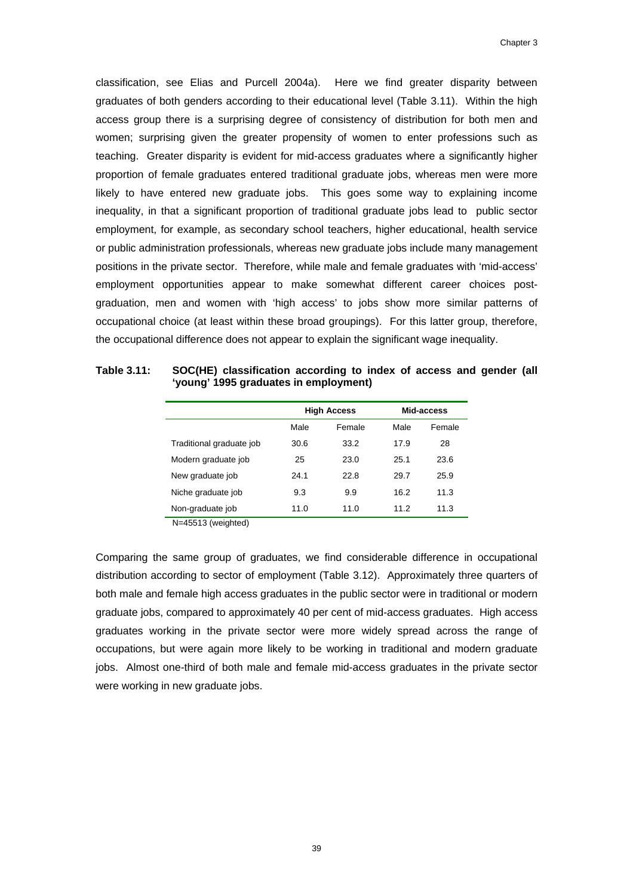classification, see Elias and Purcell 2004a). Here we find greater disparity between graduates of both genders according to their educational level (Table 3.11). Within the high access group there is a surprising degree of consistency of distribution for both men and women; surprising given the greater propensity of women to enter professions such as teaching. Greater disparity is evident for mid-access graduates where a significantly higher proportion of female graduates entered traditional graduate jobs, whereas men were more likely to have entered new graduate jobs. This goes some way to explaining income inequality, in that a significant proportion of traditional graduate jobs lead to public sector employment, for example, as secondary school teachers, higher educational, health service or public administration professionals, whereas new graduate jobs include many management positions in the private sector. Therefore, while male and female graduates with 'mid-access' employment opportunities appear to make somewhat different career choices post-graduation, men and women with 'high access' to jobs show more similar patterns of occupational choice (at least within these broad groupings). For this latter group, therefore, the occupational difference does not appear to explain the significant wage inequality.

**Table 3.11: SOC(HE) classification according to index of access and gender (all 'young' 1995 graduates in employment)**

| | High Access | | Mid-access | |
|---|---|---|---|---|
| | Male | Female | Male | Female |
| Traditional graduate job | 30.6 | 33.2 | 17.9 | 28 |
| Modern graduate job | 25 | 23.0 | 25.1 | 23.6 |
| New graduate job | 24.1 | 22.8 | 29.7 | 25.9 |
| Niche graduate job | 9.3 | 9.9 | 16.2 | 11.3 |
| Non-graduate job | 11.0 | 11.0 | 11.2 | 11.3 |

N=45513 (weighted)

Comparing the same group of graduates, we find considerable difference in occupational distribution according to sector of employment (Table 3.12). Approximately three quarters of both male and female high access graduates in the public sector were in traditional or modern graduate jobs, compared to approximately 40 per cent of mid-access graduates. High access graduates working in the private sector were more widely spread across the range of occupations, but were again more likely to be working in traditional and modern graduate jobs. Almost one-third of both male and female mid-access graduates in the private sector were working in new graduate jobs.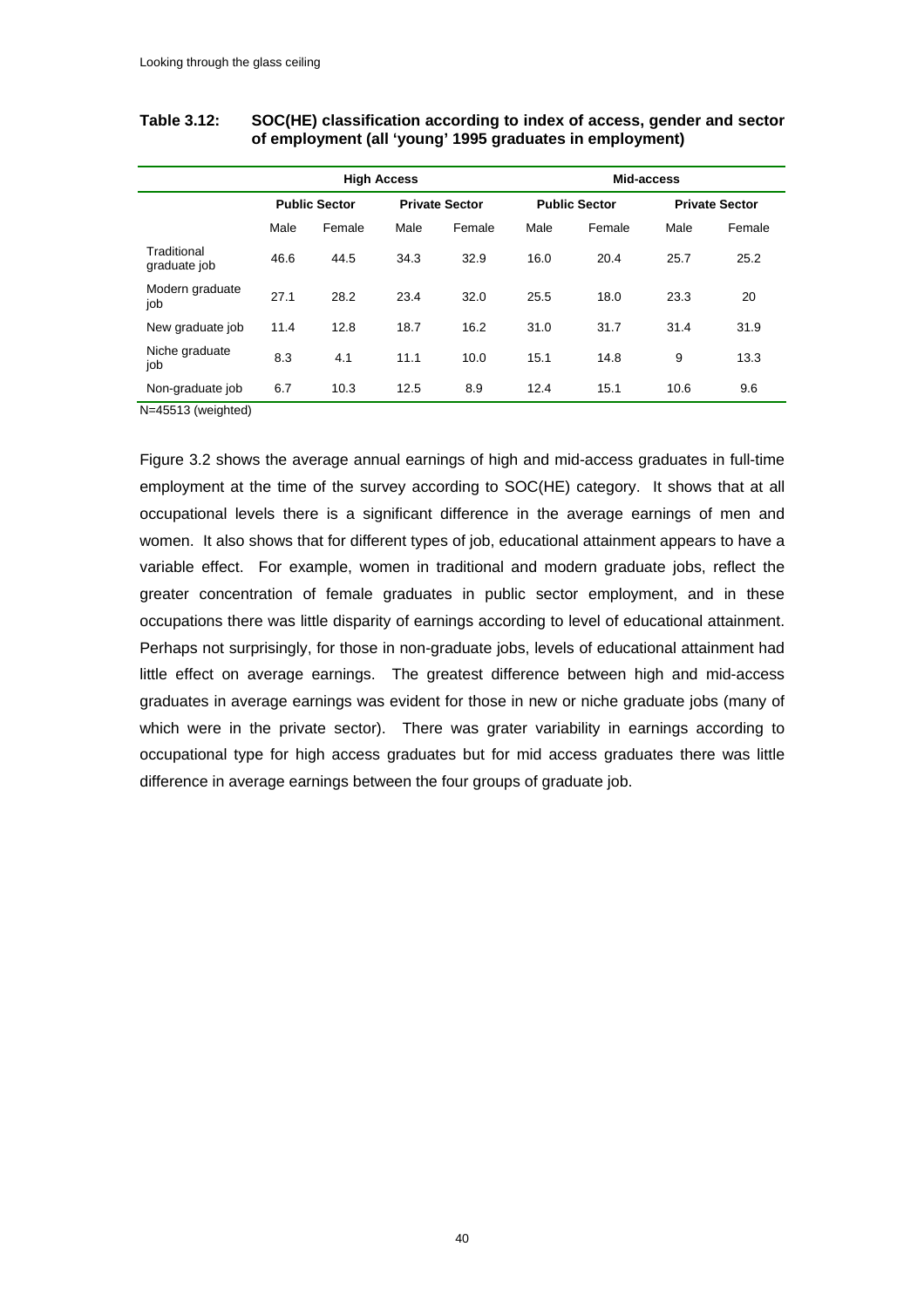**Table 3.12: SOC(HE) classification according to index of access, gender and sector of employment (all 'young' 1995 graduates in employment)**

| | High Access | | | | Mid-access | | | |
|---|---|---|---|---|---|---|---|---|
| | Public Sector | | Private Sector | | Public Sector | | Private Sector | |
| | Male | Female | Male | Female | Male | Female | Male | Female |
| Traditional graduate job | 46.6 | 44.5 | 34.3 | 32.9 | 16.0 | 20.4 | 25.7 | 25.2 |
| Modern graduate job | 27.1 | 28.2 | 23.4 | 32.0 | 25.5 | 18.0 | 23.3 | 20 |
| New graduate job | 11.4 | 12.8 | 18.7 | 16.2 | 31.0 | 31.7 | 31.4 | 31.9 |
| Niche graduate job | 8.3 | 4.1 | 11.1 | 10.0 | 15.1 | 14.8 | 9 | 13.3 |
| Non-graduate job | 6.7 | 10.3 | 12.5 | 8.9 | 12.4 | 15.1 | 10.6 | 9.6 |

N=45513 (weighted)

Figure 3.2 shows the average annual earnings of high and mid-access graduates in full-time employment at the time of the survey according to SOC(HE) category. It shows that at all occupational levels there is a significant difference in the average earnings of men and women. It also shows that for different types of job, educational attainment appears to have a variable effect. For example, women in traditional and modern graduate jobs, reflect the greater concentration of female graduates in public sector employment, and in these occupations there was little disparity of earnings according to level of educational attainment. Perhaps not surprisingly, for those in non-graduate jobs, levels of educational attainment had little effect on average earnings. The greatest difference between high and mid-access graduates in average earnings was evident for those in new or niche graduate jobs (many of which were in the private sector). There was grater variability in earnings according to occupational type for high access graduates but for mid access graduates there was little difference in average earnings between the four groups of graduate job.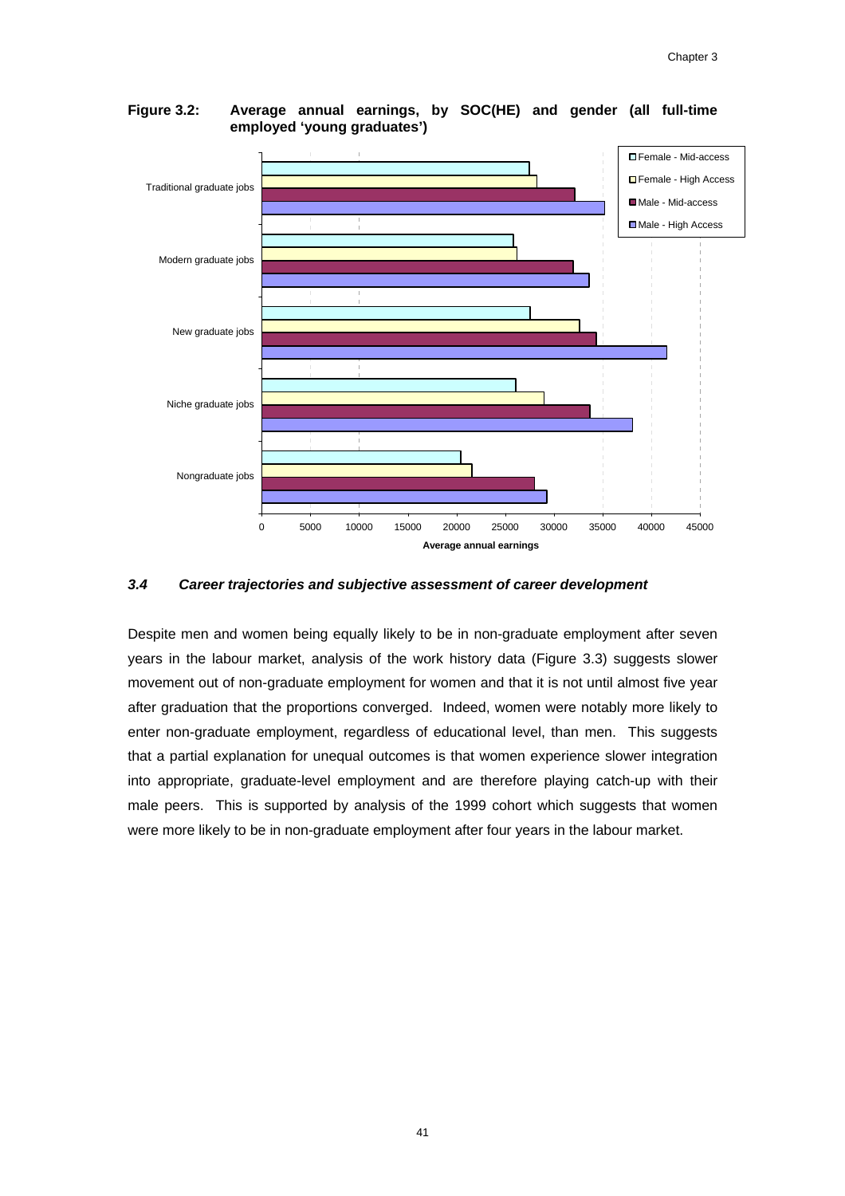**Figure 3.2: Average annual earnings, by SOC(HE) and gender (all full-time employed 'young graduates')**

### 3.4 *Career trajectories and subjective assessment of career development*

Despite men and women being equally likely to be in non-graduate employment after seven years in the labour market, analysis of the work history data (Figure 3.3) suggests slower movement out of non-graduate employment for women and that it is not until almost five year after graduation that the proportions converged. Indeed, women were notably more likely to enter non-graduate employment, regardless of educational level, than men. This suggests that a partial explanation for unequal outcomes is that women experience slower integration into appropriate, graduate-level employment and are therefore playing catch-up with their male peers. This is supported by analysis of the 1999 cohort which suggests that women were more likely to be in non-graduate employment after four years in the labour market.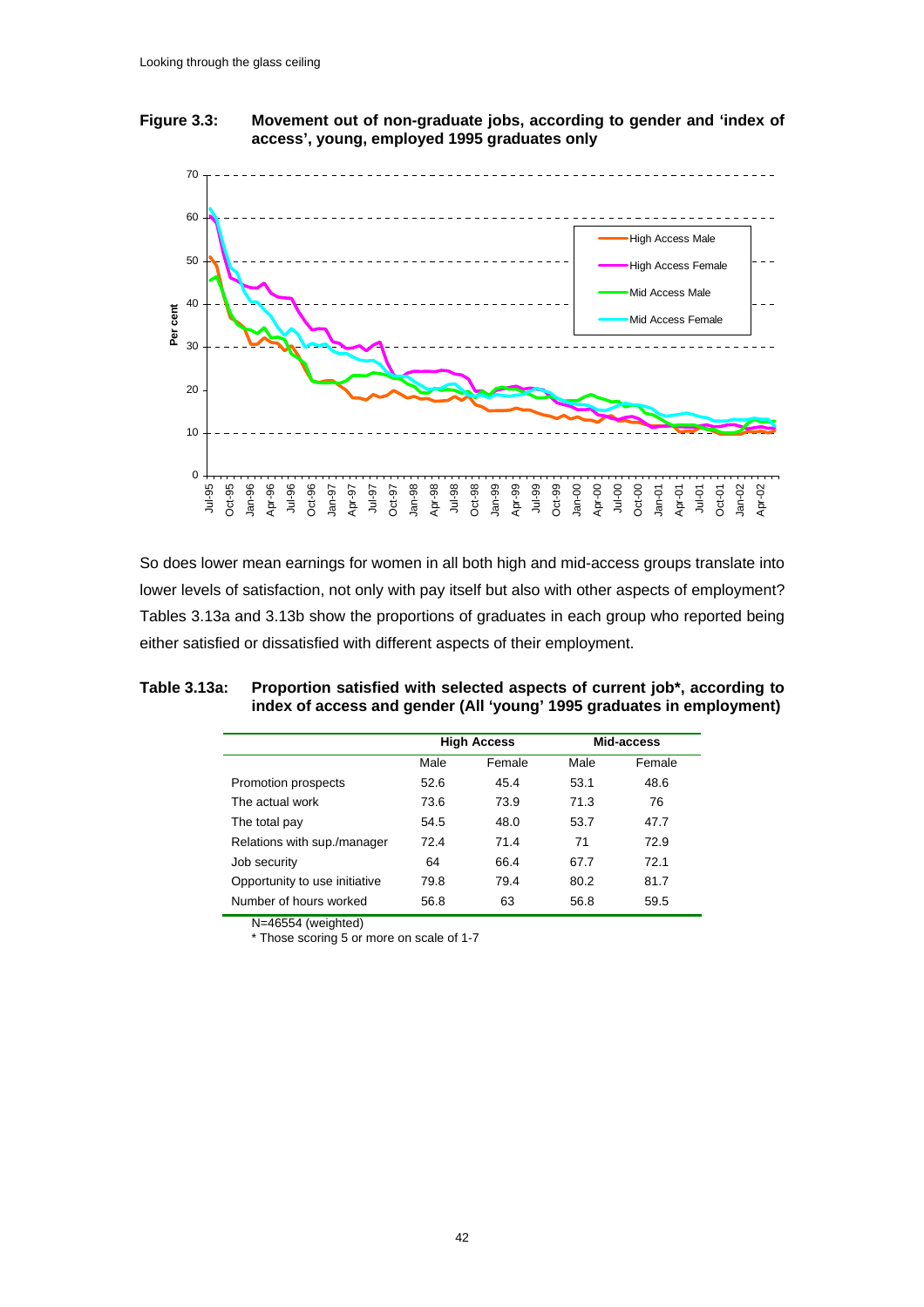**Figure 3.3: Movement out of non-graduate jobs, according to gender and 'index of access', young, employed 1995 graduates only**

So does lower mean earnings for women in all both high and mid-access groups translate into lower levels of satisfaction, not only with pay itself but also with other aspects of employment? Tables 3.13a and 3.13b show the proportions of graduates in each group who reported being either satisfied or dissatisfied with different aspects of their employment.

**Table 3.13a: Proportion satisfied with selected aspects of current job\*, according to index of access and gender (All 'young' 1995 graduates in employment)**

| | High Access | | Mid-access | |
|---|---|---|---|---|
| | Male | Female | Male | Female |
| Promotion prospects | 52.6 | 45.4 | 53.1 | 48.6 |
| The actual work | 73.6 | 73.9 | 71.3 | 76 |
| The total pay | 54.5 | 48.0 | 53.7 | 47.7 |
| Relations with sup./manager | 72.4 | 71.4 | 71 | 72.9 |
| Job security | 64 | 66.4 | 67.7 | 72.1 |
| Opportunity to use initiative | 79.8 | 79.4 | 80.2 | 81.7 |
| Number of hours worked | 56.8 | 63 | 56.8 | 59.5 |

N=46554 (weighted)

\* Those scoring 5 or more on scale of 1-7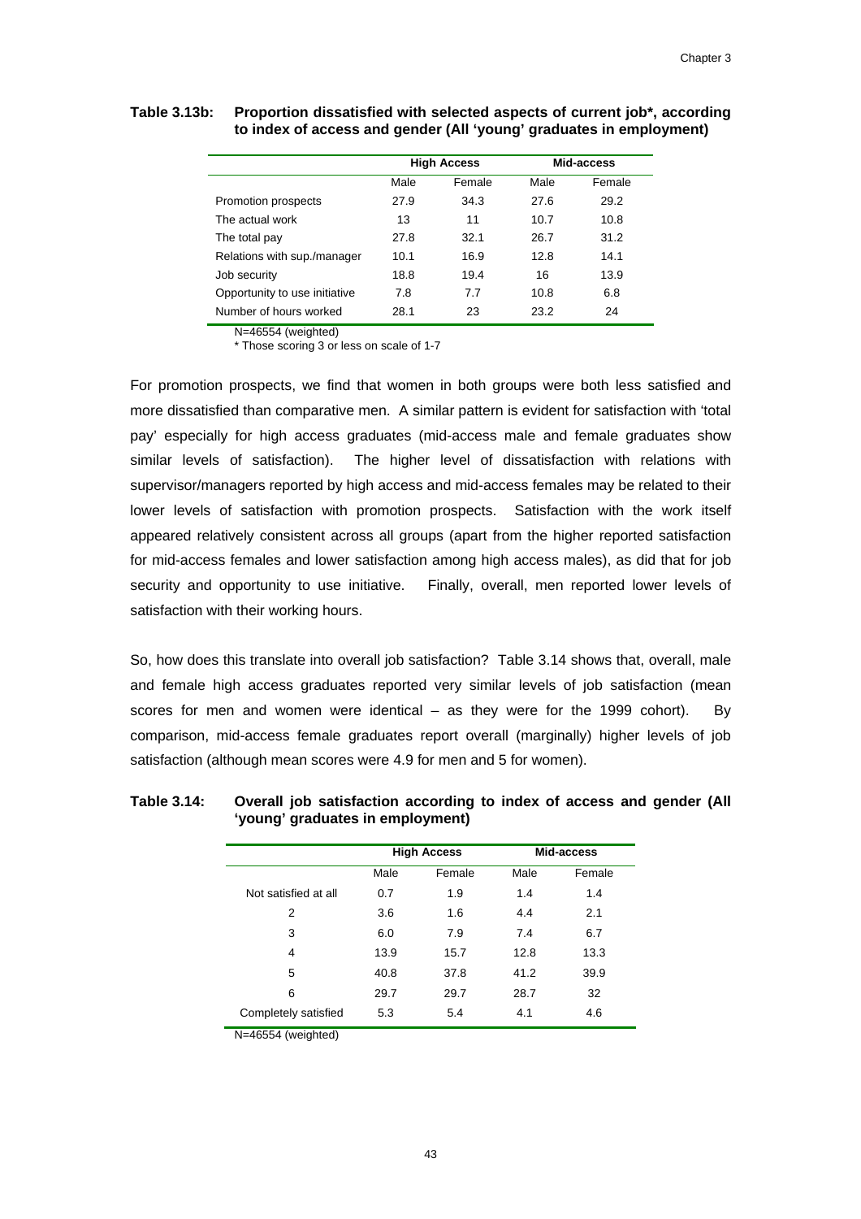**Table 3.13b: Proportion dissatisfied with selected aspects of current job\*, according to index of access and gender (All 'young' graduates in employment)**

| | High Access | | Mid-access | |
|---|---|---|---|---|
| | Male | Female | Male | Female |
| Promotion prospects | 27.9 | 34.3 | 27.6 | 29.2 |
| The actual work | 13 | 11 | 10.7 | 10.8 |
| The total pay | 27.8 | 32.1 | 26.7 | 31.2 |
| Relations with sup./manager | 10.1 | 16.9 | 12.8 | 14.1 |
| Job security | 18.8 | 19.4 | 16 | 13.9 |
| Opportunity to use initiative | 7.8 | 7.7 | 10.8 | 6.8 |
| Number of hours worked | 28.1 | 23 | 23.2 | 24 |

N=46554 (weighted)

\* Those scoring 3 or less on scale of 1-7

For promotion prospects, we find that women in both groups were both less satisfied and more dissatisfied than comparative men. A similar pattern is evident for satisfaction with 'total pay' especially for high access graduates (mid-access male and female graduates show similar levels of satisfaction). The higher level of dissatisfaction with relations with supervisor/managers reported by high access and mid-access females may be related to their lower levels of satisfaction with promotion prospects. Satisfaction with the work itself appeared relatively consistent across all groups (apart from the higher reported satisfaction for mid-access females and lower satisfaction among high access males), as did that for job security and opportunity to use initiative. Finally, overall, men reported lower levels of satisfaction with their working hours.

So, how does this translate into overall job satisfaction? Table 3.14 shows that, overall, male and female high access graduates reported very similar levels of job satisfaction (mean scores for men and women were identical – as they were for the 1999 cohort). By comparison, mid-access female graduates report overall (marginally) higher levels of job satisfaction (although mean scores were 4.9 for men and 5 for women).

**Table 3.14: Overall job satisfaction according to index of access and gender (All 'young' graduates in employment)**

| | High Access | | Mid-access | |
|---|---|---|---|---|
| | Male | Female | Male | Female |
| Not satisfied at all | 0.7 | 1.9 | 1.4 | 1.4 |
| 2 | 3.6 | 1.6 | 4.4 | 2.1 |
| 3 | 6.0 | 7.9 | 7.4 | 6.7 |
| 4 | 13.9 | 15.7 | 12.8 | 13.3 |
| 5 | 40.8 | 37.8 | 41.2 | 39.9 |
| 6 | 29.7 | 29.7 | 28.7 | 32 |
| Completely satisfied | 5.3 | 5.4 | 4.1 | 4.6 |

N=46554 (weighted)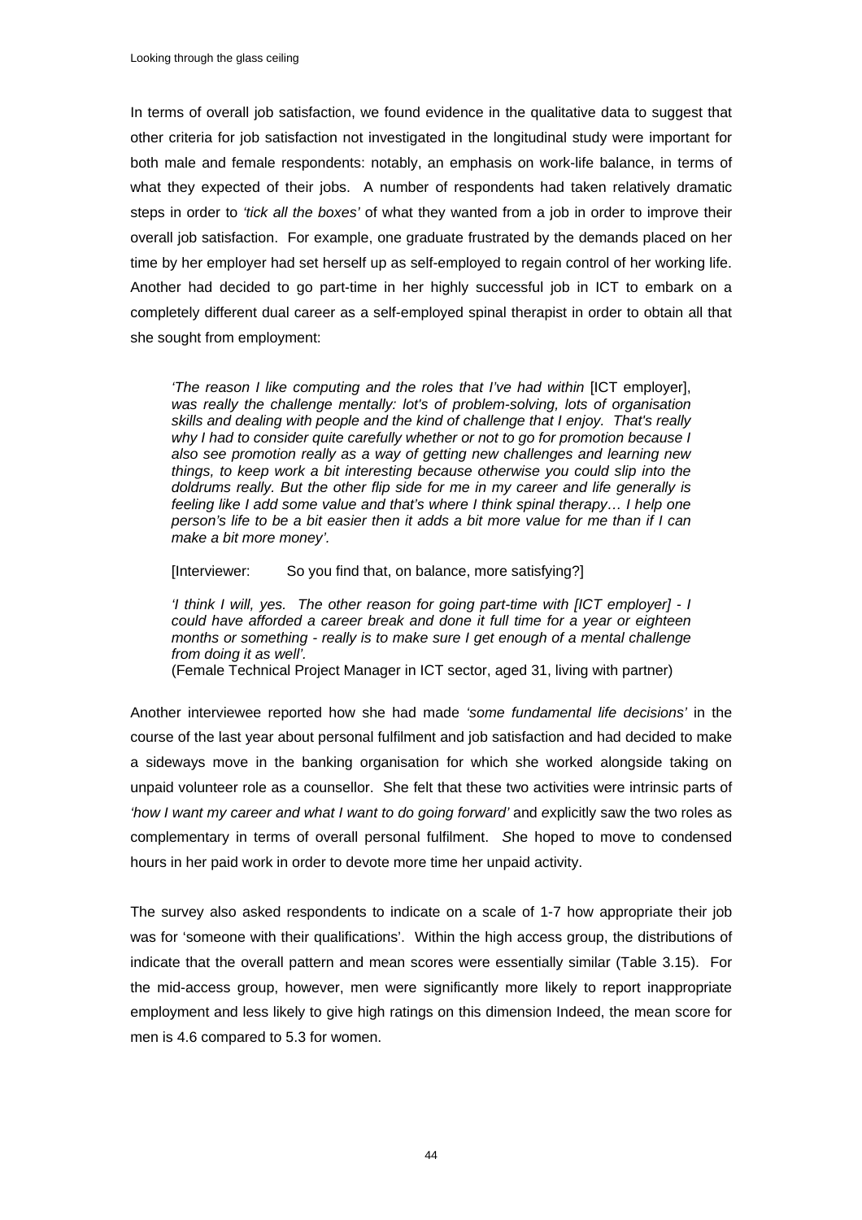In terms of overall job satisfaction, we found evidence in the qualitative data to suggest that other criteria for job satisfaction not investigated in the longitudinal study were important for both male and female respondents: notably, an emphasis on work-life balance, in terms of what they expected of their jobs. A number of respondents had taken relatively dramatic steps in order to *'tick all the boxes'* of what they wanted from a job in order to improve their overall job satisfaction. For example, one graduate frustrated by the demands placed on her time by her employer had set herself up as self-employed to regain control of her working life. Another had decided to go part-time in her highly successful job in ICT to embark on a completely different dual career as a self-employed spinal therapist in order to obtain all that she sought from employment:

> *'The reason I like computing and the roles that I've had within* [ICT employer], *was really the challenge mentally: lot's of problem-solving, lots of organisation skills and dealing with people and the kind of challenge that I enjoy. That's really why I had to consider quite carefully whether or not to go for promotion because I also see promotion really as a way of getting new challenges and learning new things, to keep work a bit interesting because otherwise you could slip into the doldrums really. But the other flip side for me in my career and life generally is feeling like I add some value and that's where I think spinal therapy… I help one person's life to be a bit easier then it adds a bit more value for me than if I can make a bit more money'.*
>
> [Interviewer: So you find that, on balance, more satisfying?]
>
> *'I think I will, yes. The other reason for going part-time with [ICT employer] - I could have afforded a career break and done it full time for a year or eighteen months or something - really is to make sure I get enough of a mental challenge from doing it as well'.*
> (Female Technical Project Manager in ICT sector, aged 31, living with partner)

Another interviewee reported how she had made *'some fundamental life decisions'* in the course of the last year about personal fulfilment and job satisfaction and had decided to make a sideways move in the banking organisation for which she worked alongside taking on unpaid volunteer role as a counsellor. She felt that these two activities were intrinsic parts of *'how I want my career and what I want to do going forward'* and explicitly saw the two roles as complementary in terms of overall personal fulfilment. She hoped to move to condensed hours in her paid work in order to devote more time her unpaid activity.

The survey also asked respondents to indicate on a scale of 1-7 how appropriate their job was for 'someone with their qualifications'. Within the high access group, the distributions of indicate that the overall pattern and mean scores were essentially similar (Table 3.15). For the mid-access group, however, men were significantly more likely to report inappropriate employment and less likely to give high ratings on this dimension Indeed, the mean score for men is 4.6 compared to 5.3 for women.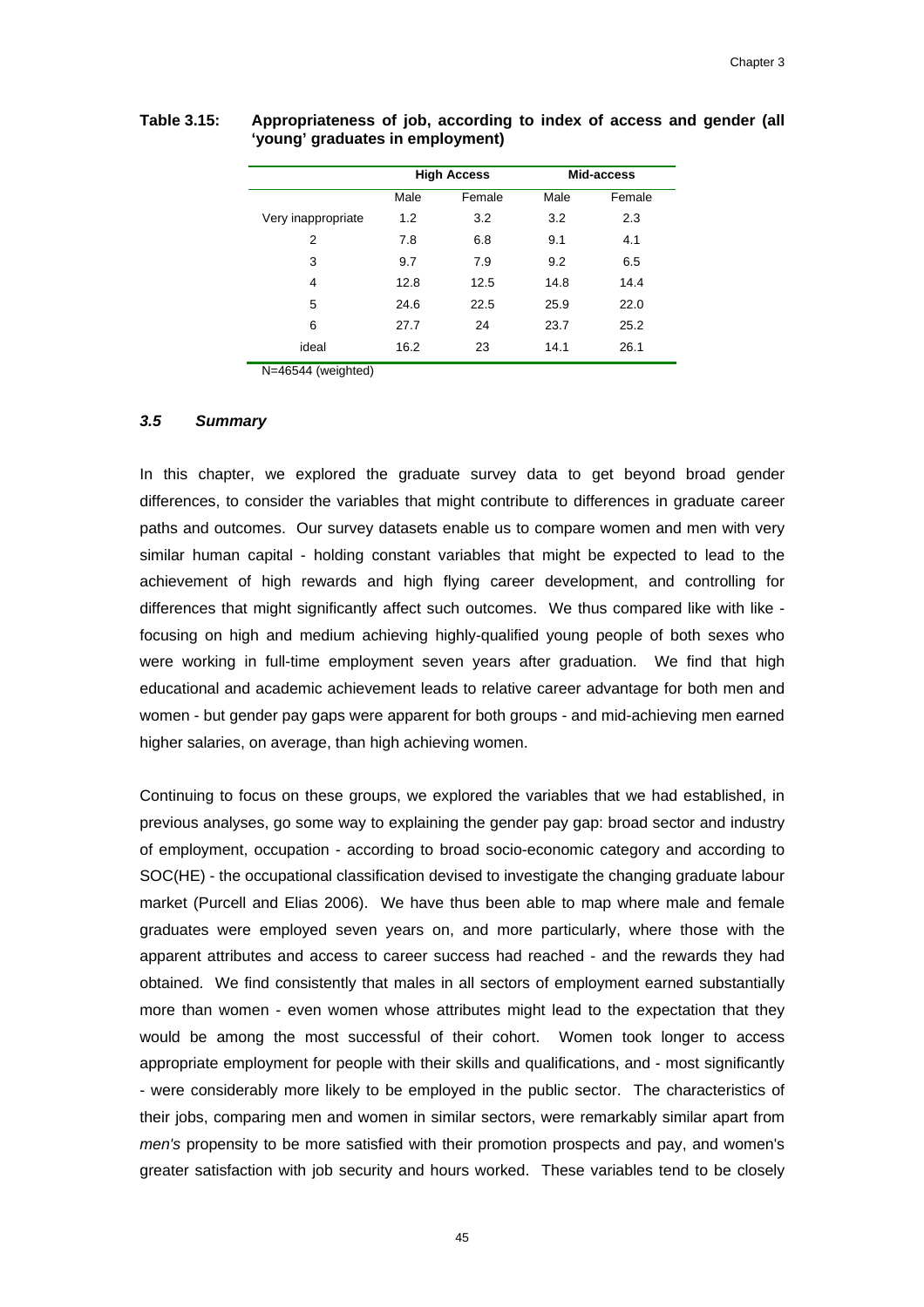**Table 3.15: Appropriateness of job, according to index of access and gender (all 'young' graduates in employment)**

| | High Access | | Mid-access | |
|---|---|---|---|---|
| | Male | Female | Male | Female |
| Very inappropriate | 1.2 | 3.2 | 3.2 | 2.3 |
| 2 | 7.8 | 6.8 | 9.1 | 4.1 |
| 3 | 9.7 | 7.9 | 9.2 | 6.5 |
| 4 | 12.8 | 12.5 | 14.8 | 14.4 |
| 5 | 24.6 | 22.5 | 25.9 | 22.0 |
| 6 | 27.7 | 24 | 23.7 | 25.2 |
| ideal | 16.2 | 23 | 14.1 | 26.1 |

N=46544 (weighted)

### *3.5 Summary*

In this chapter, we explored the graduate survey data to get beyond broad gender differences, to consider the variables that might contribute to differences in graduate career paths and outcomes. Our survey datasets enable us to compare women and men with very similar human capital - holding constant variables that might be expected to lead to the achievement of high rewards and high flying career development, and controlling for differences that might significantly affect such outcomes. We thus compared like with like - focusing on high and medium achieving highly-qualified young people of both sexes who were working in full-time employment seven years after graduation. We find that high educational and academic achievement leads to relative career advantage for both men and women - but gender pay gaps were apparent for both groups - and mid-achieving men earned higher salaries, on average, than high achieving women.

Continuing to focus on these groups, we explored the variables that we had established, in previous analyses, go some way to explaining the gender pay gap: broad sector and industry of employment, occupation - according to broad socio-economic category and according to SOC(HE) - the occupational classification devised to investigate the changing graduate labour market (Purcell and Elias 2006). We have thus been able to map where male and female graduates were employed seven years on, and more particularly, where those with the apparent attributes and access to career success had reached - and the rewards they had obtained. We find consistently that males in all sectors of employment earned substantially more than women - even women whose attributes might lead to the expectation that they would be among the most successful of their cohort. Women took longer to access appropriate employment for people with their skills and qualifications, and - most significantly - were considerably more likely to be employed in the public sector. The characteristics of their jobs, comparing men and women in similar sectors, were remarkably similar apart from *men's* propensity to be more satisfied with their promotion prospects and pay, and women's greater satisfaction with job security and hours worked. These variables tend to be closely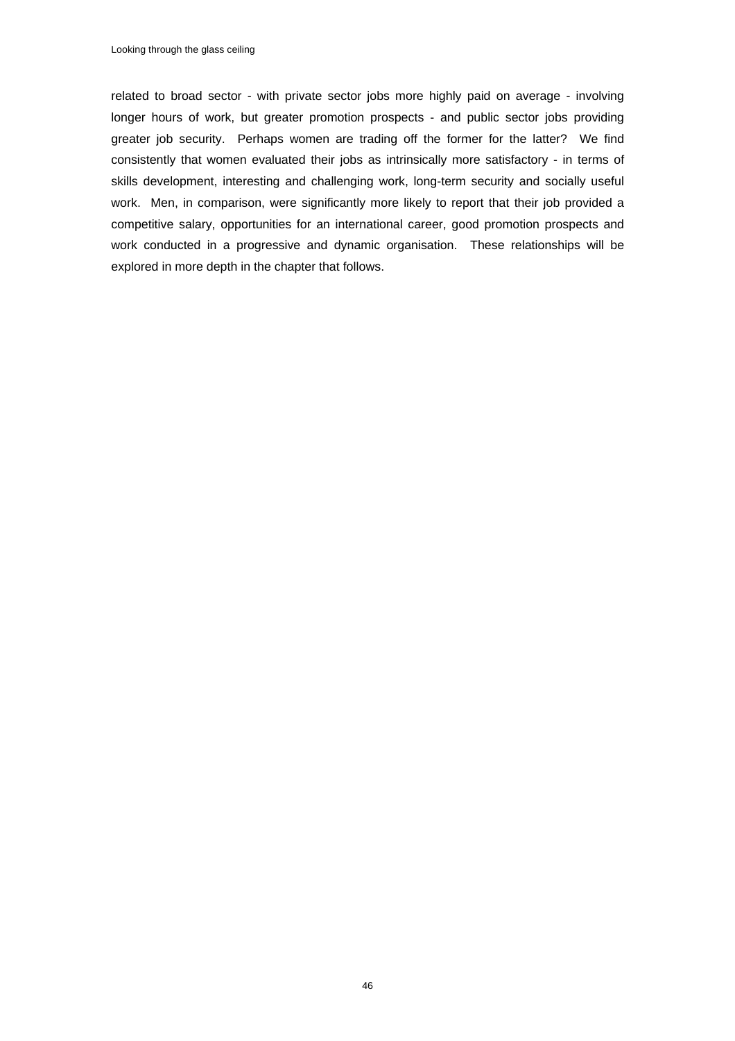related to broad sector - with private sector jobs more highly paid on average - involving longer hours of work, but greater promotion prospects - and public sector jobs providing greater job security. Perhaps women are trading off the former for the latter? We find consistently that women evaluated their jobs as intrinsically more satisfactory - in terms of skills development, interesting and challenging work, long-term security and socially useful work. Men, in comparison, were significantly more likely to report that their job provided a competitive salary, opportunities for an international career, good promotion prospects and work conducted in a progressive and dynamic organisation. These relationships will be explored in more depth in the chapter that follows.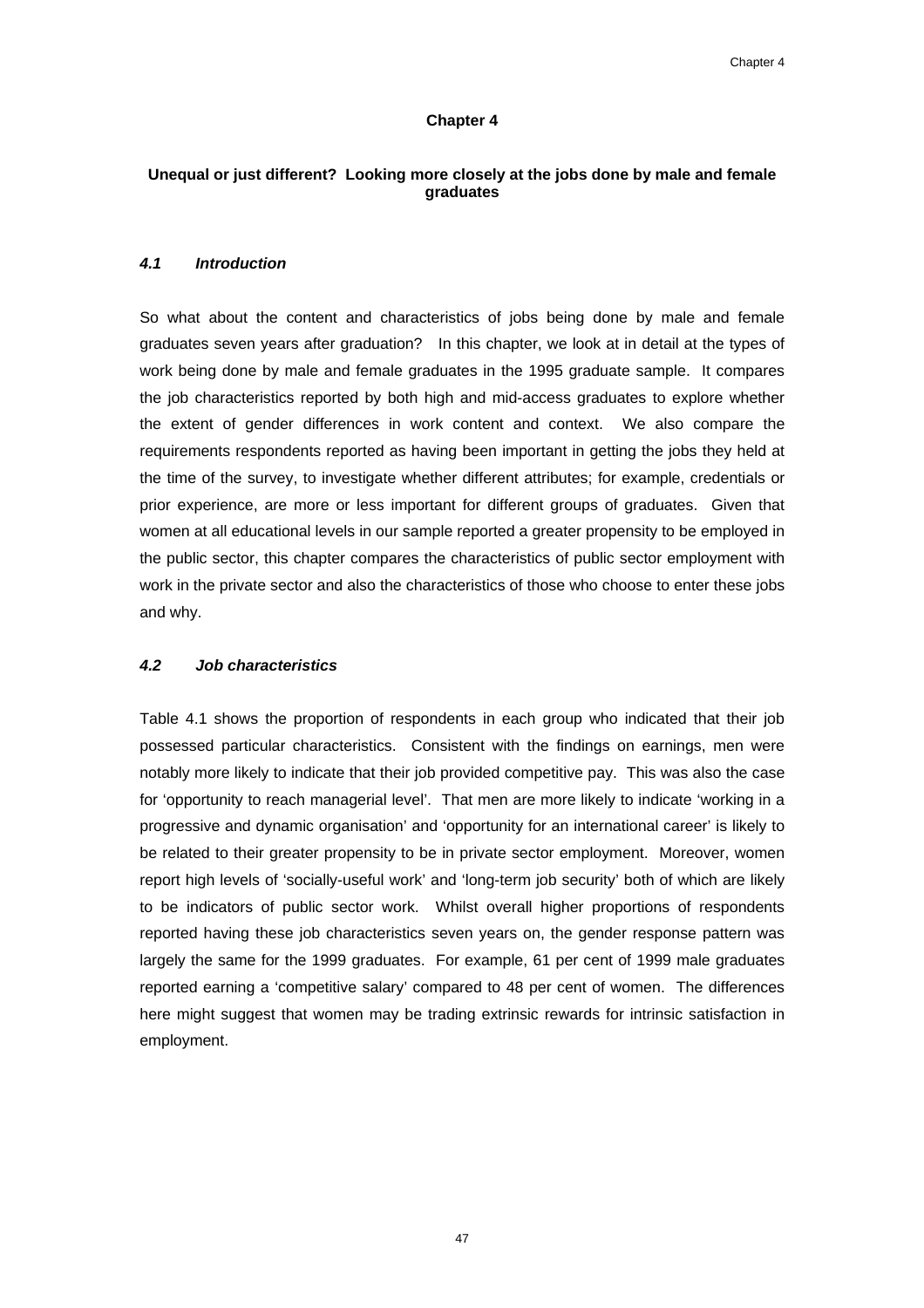# Chapter 4

## Unequal or just different? Looking more closely at the jobs done by male and female graduates

### *4.1 Introduction*

So what about the content and characteristics of jobs being done by male and female graduates seven years after graduation? In this chapter, we look at in detail at the types of work being done by male and female graduates in the 1995 graduate sample. It compares the job characteristics reported by both high and mid-access graduates to explore whether the extent of gender differences in work content and context. We also compare the requirements respondents reported as having been important in getting the jobs they held at the time of the survey, to investigate whether different attributes; for example, credentials or prior experience, are more or less important for different groups of graduates. Given that women at all educational levels in our sample reported a greater propensity to be employed in the public sector, this chapter compares the characteristics of public sector employment with work in the private sector and also the characteristics of those who choose to enter these jobs and why.

### *4.2 Job characteristics*

Table 4.1 shows the proportion of respondents in each group who indicated that their job possessed particular characteristics. Consistent with the findings on earnings, men were notably more likely to indicate that their job provided competitive pay. This was also the case for 'opportunity to reach managerial level'. That men are more likely to indicate 'working in a progressive and dynamic organisation' and 'opportunity for an international career' is likely to be related to their greater propensity to be in private sector employment. Moreover, women report high levels of 'socially-useful work' and 'long-term job security' both of which are likely to be indicators of public sector work. Whilst overall higher proportions of respondents reported having these job characteristics seven years on, the gender response pattern was largely the same for the 1999 graduates. For example, 61 per cent of 1999 male graduates reported earning a 'competitive salary' compared to 48 per cent of women. The differences here might suggest that women may be trading extrinsic rewards for intrinsic satisfaction in employment.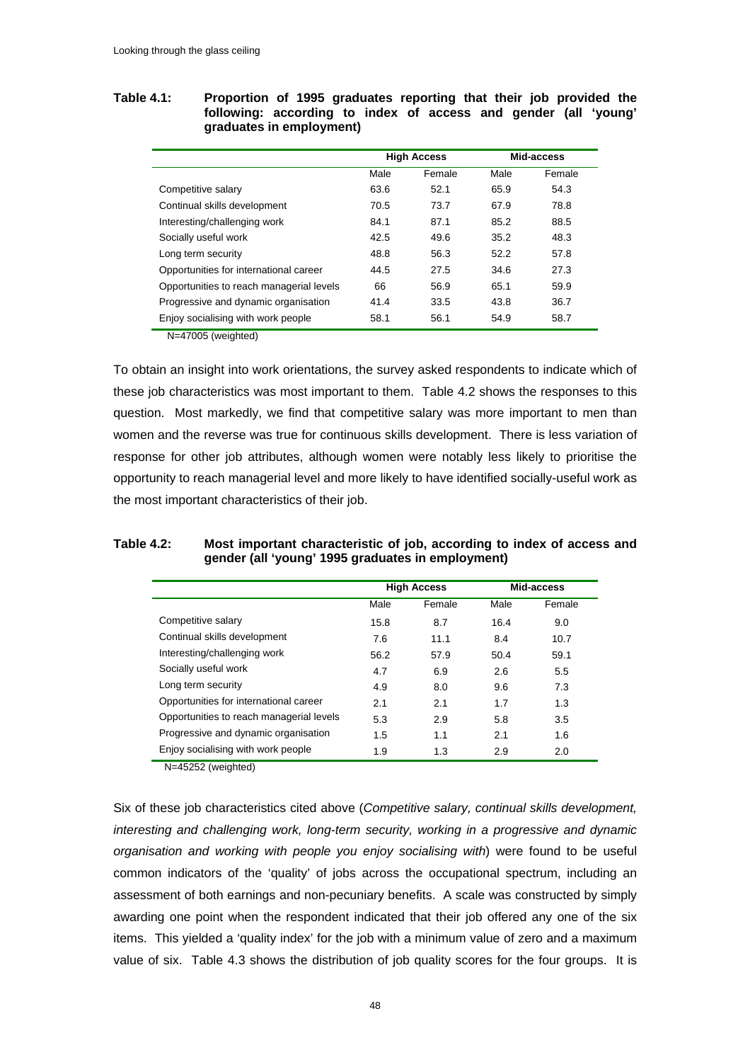**Table 4.1: Proportion of 1995 graduates reporting that their job provided the following: according to index of access and gender (all 'young' graduates in employment)**

| | High Access | | Mid-access | |
|---|---|---|---|---|
| | Male | Female | Male | Female |
| Competitive salary | 63.6 | 52.1 | 65.9 | 54.3 |
| Continual skills development | 70.5 | 73.7 | 67.9 | 78.8 |
| Interesting/challenging work | 84.1 | 87.1 | 85.2 | 88.5 |
| Socially useful work | 42.5 | 49.6 | 35.2 | 48.3 |
| Long term security | 48.8 | 56.3 | 52.2 | 57.8 |
| Opportunities for international career | 44.5 | 27.5 | 34.6 | 27.3 |
| Opportunities to reach managerial levels | 66 | 56.9 | 65.1 | 59.9 |
| Progressive and dynamic organisation | 41.4 | 33.5 | 43.8 | 36.7 |
| Enjoy socialising with work people | 58.1 | 56.1 | 54.9 | 58.7 |

N=47005 (weighted)

To obtain an insight into work orientations, the survey asked respondents to indicate which of these job characteristics was most important to them. Table 4.2 shows the responses to this question. Most markedly, we find that competitive salary was more important to men than women and the reverse was true for continuous skills development. There is less variation of response for other job attributes, although women were notably less likely to prioritise the opportunity to reach managerial level and more likely to have identified socially-useful work as the most important characteristics of their job.

**Table 4.2: Most important characteristic of job, according to index of access and gender (all 'young' 1995 graduates in employment)**

| | High Access | | Mid-access | |
|---|---|---|---|---|
| | Male | Female | Male | Female |
| Competitive salary | 15.8 | 8.7 | 16.4 | 9.0 |
| Continual skills development | 7.6 | 11.1 | 8.4 | 10.7 |
| Interesting/challenging work | 56.2 | 57.9 | 50.4 | 59.1 |
| Socially useful work | 4.7 | 6.9 | 2.6 | 5.5 |
| Long term security | 4.9 | 8.0 | 9.6 | 7.3 |
| Opportunities for international career | 2.1 | 2.1 | 1.7 | 1.3 |
| Opportunities to reach managerial levels | 5.3 | 2.9 | 5.8 | 3.5 |
| Progressive and dynamic organisation | 1.5 | 1.1 | 2.1 | 1.6 |
| Enjoy socialising with work people | 1.9 | 1.3 | 2.9 | 2.0 |

N=45252 (weighted)

Six of these job characteristics cited above (*Competitive salary, continual skills development, interesting and challenging work, long-term security, working in a progressive and dynamic organisation and working with people you enjoy socialising with*) were found to be useful common indicators of the 'quality' of jobs across the occupational spectrum, including an assessment of both earnings and non-pecuniary benefits. A scale was constructed by simply awarding one point when the respondent indicated that their job offered any one of the six items. This yielded a 'quality index' for the job with a minimum value of zero and a maximum value of six. Table 4.3 shows the distribution of job quality scores for the four groups. It is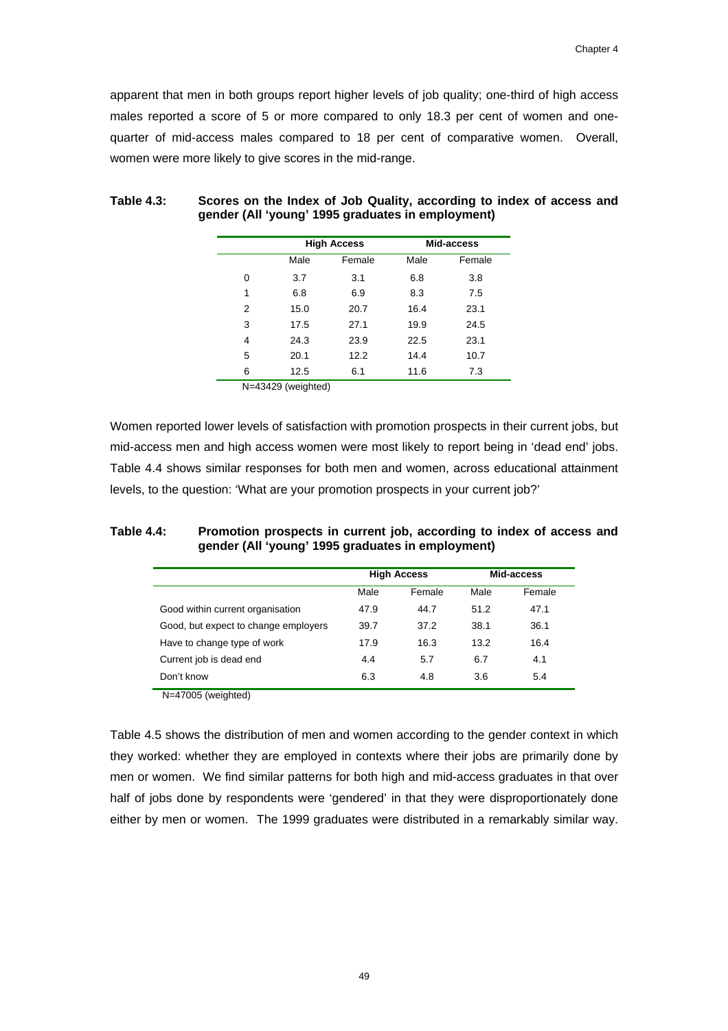apparent that men in both groups report higher levels of job quality; one-third of high access males reported a score of 5 or more compared to only 18.3 per cent of women and one-quarter of mid-access males compared to 18 per cent of comparative women. Overall, women were more likely to give scores in the mid-range.

**Table 4.3: Scores on the Index of Job Quality, according to index of access and gender (All 'young' 1995 graduates in employment)**

| | High Access | | Mid-access | |
|---|---|---|---|---|
| | Male | Female | Male | Female |
| 0 | 3.7 | 3.1 | 6.8 | 3.8 |
| 1 | 6.8 | 6.9 | 8.3 | 7.5 |
| 2 | 15.0 | 20.7 | 16.4 | 23.1 |
| 3 | 17.5 | 27.1 | 19.9 | 24.5 |
| 4 | 24.3 | 23.9 | 22.5 | 23.1 |
| 5 | 20.1 | 12.2 | 14.4 | 10.7 |
| 6 | 12.5 | 6.1 | 11.6 | 7.3 |

N=43429 (weighted)

Women reported lower levels of satisfaction with promotion prospects in their current jobs, but mid-access men and high access women were most likely to report being in 'dead end' jobs. Table 4.4 shows similar responses for both men and women, across educational attainment levels, to the question: 'What are your promotion prospects in your current job?'

**Table 4.4: Promotion prospects in current job, according to index of access and gender (All 'young' 1995 graduates in employment)**

| | High Access | | Mid-access | |
|---|---|---|---|---|
| | Male | Female | Male | Female |
| Good within current organisation | 47.9 | 44.7 | 51.2 | 47.1 |
| Good, but expect to change employers | 39.7 | 37.2 | 38.1 | 36.1 |
| Have to change type of work | 17.9 | 16.3 | 13.2 | 16.4 |
| Current job is dead end | 4.4 | 5.7 | 6.7 | 4.1 |
| Don't know | 6.3 | 4.8 | 3.6 | 5.4 |

N=47005 (weighted)

Table 4.5 shows the distribution of men and women according to the gender context in which they worked: whether they are employed in contexts where their jobs are primarily done by men or women. We find similar patterns for both high and mid-access graduates in that over half of jobs done by respondents were 'gendered' in that they were disproportionately done either by men or women. The 1999 graduates were distributed in a remarkably similar way.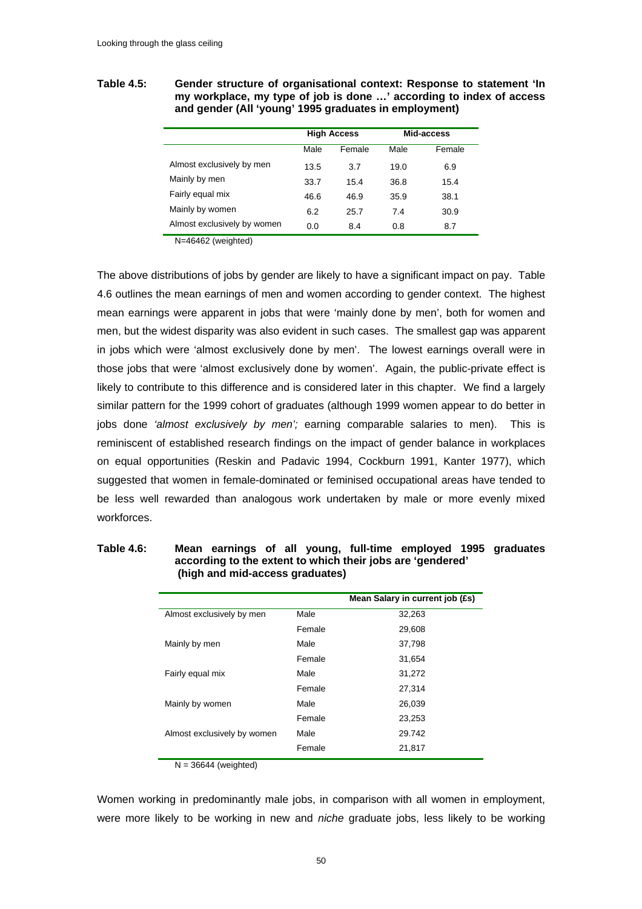**Table 4.5: Gender structure of organisational context: Response to statement 'In my workplace, my type of job is done …' according to index of access and gender (All 'young' 1995 graduates in employment)**

| | High Access | | Mid-access | |
|---|---|---|---|---|
| | Male | Female | Male | Female |
| Almost exclusively by men | 13.5 | 3.7 | 19.0 | 6.9 |
| Mainly by men | 33.7 | 15.4 | 36.8 | 15.4 |
| Fairly equal mix | 46.6 | 46.9 | 35.9 | 38.1 |
| Mainly by women | 6.2 | 25.7 | 7.4 | 30.9 |
| Almost exclusively by women | 0.0 | 8.4 | 0.8 | 8.7 |

N=46462 (weighted)

The above distributions of jobs by gender are likely to have a significant impact on pay. Table 4.6 outlines the mean earnings of men and women according to gender context. The highest mean earnings were apparent in jobs that were 'mainly done by men', both for women and men, but the widest disparity was also evident in such cases. The smallest gap was apparent in jobs which were 'almost exclusively done by men'. The lowest earnings overall were in those jobs that were 'almost exclusively done by women'. Again, the public-private effect is likely to contribute to this difference and is considered later in this chapter. We find a largely similar pattern for the 1999 cohort of graduates (although 1999 women appear to do better in jobs done *'almost exclusively by men';* earning comparable salaries to men). This is reminiscent of established research findings on the impact of gender balance in workplaces on equal opportunities (Reskin and Padavic 1994, Cockburn 1991, Kanter 1977), which suggested that women in female-dominated or feminised occupational areas have tended to be less well rewarded than analogous work undertaken by male or more evenly mixed workforces.

**Table 4.6: Mean earnings of all young, full-time employed 1995 graduates according to the extent to which their jobs are 'gendered' (high and mid-access graduates)**

| | | Mean Salary in current job (£s) |
|---|---|---|
| Almost exclusively by men | Male | 32,263 |
| | Female | 29,608 |
| Mainly by men | Male | 37,798 |
| | Female | 31,654 |
| Fairly equal mix | Male | 31,272 |
| | Female | 27,314 |
| Mainly by women | Male | 26,039 |
| | Female | 23,253 |
| Almost exclusively by women | Male | 29.742 |
| | Female | 21,817 |

N = 36644 (weighted)

Women working in predominantly male jobs, in comparison with all women in employment, were more likely to be working in new and *niche* graduate jobs, less likely to be working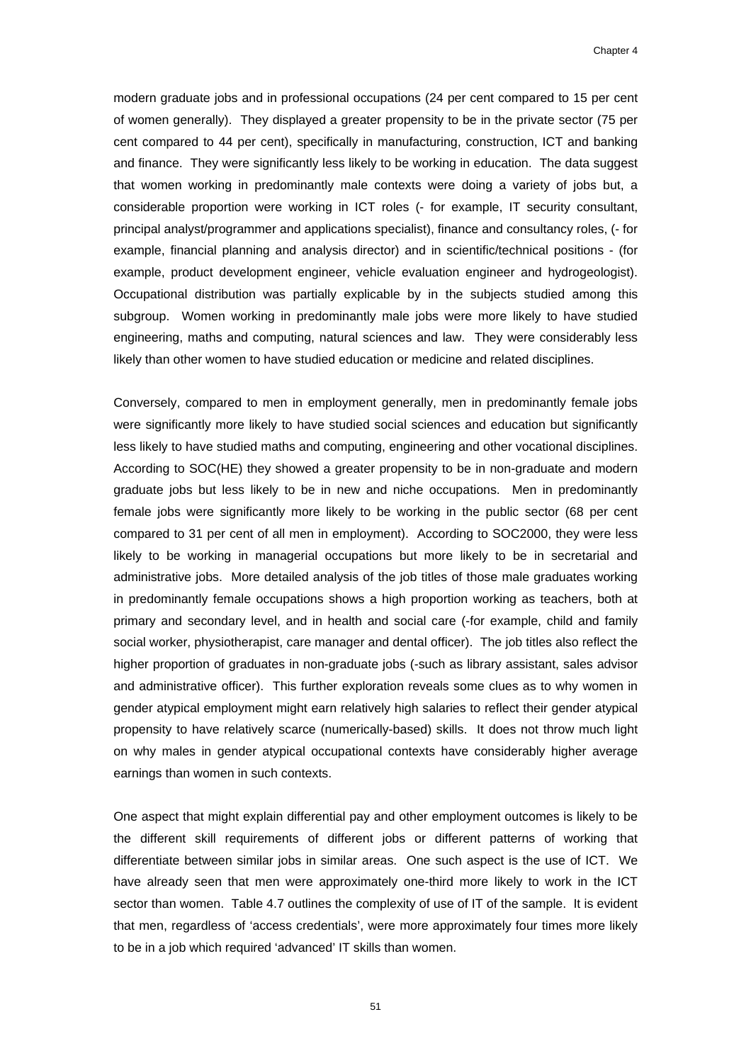modern graduate jobs and in professional occupations (24 per cent compared to 15 per cent of women generally). They displayed a greater propensity to be in the private sector (75 per cent compared to 44 per cent), specifically in manufacturing, construction, ICT and banking and finance. They were significantly less likely to be working in education. The data suggest that women working in predominantly male contexts were doing a variety of jobs but, a considerable proportion were working in ICT roles (- for example, IT security consultant, principal analyst/programmer and applications specialist), finance and consultancy roles, (- for example, financial planning and analysis director) and in scientific/technical positions - (for example, product development engineer, vehicle evaluation engineer and hydrogeologist). Occupational distribution was partially explicable by in the subjects studied among this subgroup. Women working in predominantly male jobs were more likely to have studied engineering, maths and computing, natural sciences and law. They were considerably less likely than other women to have studied education or medicine and related disciplines.

Conversely, compared to men in employment generally, men in predominantly female jobs were significantly more likely to have studied social sciences and education but significantly less likely to have studied maths and computing, engineering and other vocational disciplines. According to SOC(HE) they showed a greater propensity to be in non-graduate and modern graduate jobs but less likely to be in new and niche occupations. Men in predominantly female jobs were significantly more likely to be working in the public sector (68 per cent compared to 31 per cent of all men in employment). According to SOC2000, they were less likely to be working in managerial occupations but more likely to be in secretarial and administrative jobs. More detailed analysis of the job titles of those male graduates working in predominantly female occupations shows a high proportion working as teachers, both at primary and secondary level, and in health and social care (-for example, child and family social worker, physiotherapist, care manager and dental officer). The job titles also reflect the higher proportion of graduates in non-graduate jobs (-such as library assistant, sales advisor and administrative officer). This further exploration reveals some clues as to why women in gender atypical employment might earn relatively high salaries to reflect their gender atypical propensity to have relatively scarce (numerically-based) skills. It does not throw much light on why males in gender atypical occupational contexts have considerably higher average earnings than women in such contexts.

One aspect that might explain differential pay and other employment outcomes is likely to be the different skill requirements of different jobs or different patterns of working that differentiate between similar jobs in similar areas. One such aspect is the use of ICT. We have already seen that men were approximately one-third more likely to work in the ICT sector than women. Table 4.7 outlines the complexity of use of IT of the sample. It is evident that men, regardless of 'access credentials', were more approximately four times more likely to be in a job which required 'advanced' IT skills than women.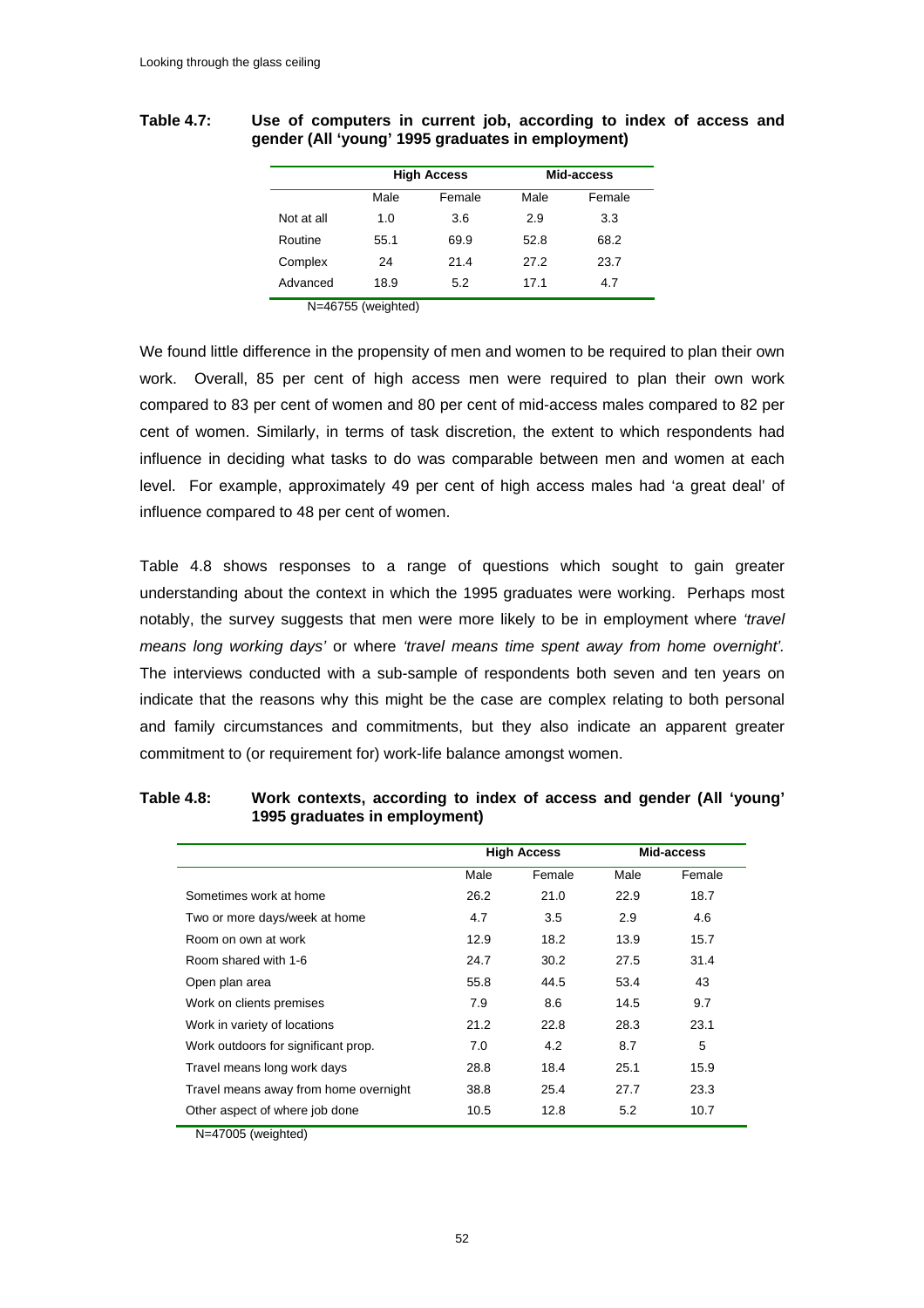**Table 4.7: Use of computers in current job, according to index of access and gender (All 'young' 1995 graduates in employment)**

| | High Access | | Mid-access | |
|---|---|---|---|---|
| | Male | Female | Male | Female |
| Not at all | 1.0 | 3.6 | 2.9 | 3.3 |
| Routine | 55.1 | 69.9 | 52.8 | 68.2 |
| Complex | 24 | 21.4 | 27.2 | 23.7 |
| Advanced | 18.9 | 5.2 | 17.1 | 4.7 |

N=46755 (weighted)

We found little difference in the propensity of men and women to be required to plan their own work. Overall, 85 per cent of high access men were required to plan their own work compared to 83 per cent of women and 80 per cent of mid-access males compared to 82 per cent of women. Similarly, in terms of task discretion, the extent to which respondents had influence in deciding what tasks to do was comparable between men and women at each level. For example, approximately 49 per cent of high access males had 'a great deal' of influence compared to 48 per cent of women.

Table 4.8 shows responses to a range of questions which sought to gain greater understanding about the context in which the 1995 graduates were working. Perhaps most notably, the survey suggests that men were more likely to be in employment where *'travel means long working days'* or where *'travel means time spent away from home overnight'*. The interviews conducted with a sub-sample of respondents both seven and ten years on indicate that the reasons why this might be the case are complex relating to both personal and family circumstances and commitments, but they also indicate an apparent greater commitment to (or requirement for) work-life balance amongst women.

**Table 4.8: Work contexts, according to index of access and gender (All 'young' 1995 graduates in employment)**

| | High Access | | Mid-access | |
|---|---|---|---|---|
| | Male | Female | Male | Female |
| Sometimes work at home | 26.2 | 21.0 | 22.9 | 18.7 |
| Two or more days/week at home | 4.7 | 3.5 | 2.9 | 4.6 |
| Room on own at work | 12.9 | 18.2 | 13.9 | 15.7 |
| Room shared with 1-6 | 24.7 | 30.2 | 27.5 | 31.4 |
| Open plan area | 55.8 | 44.5 | 53.4 | 43 |
| Work on clients premises | 7.9 | 8.6 | 14.5 | 9.7 |
| Work in variety of locations | 21.2 | 22.8 | 28.3 | 23.1 |
| Work outdoors for significant prop. | 7.0 | 4.2 | 8.7 | 5 |
| Travel means long work days | 28.8 | 18.4 | 25.1 | 15.9 |
| Travel means away from home overnight | 38.8 | 25.4 | 27.7 | 23.3 |
| Other aspect of where job done | 10.5 | 12.8 | 5.2 | 10.7 |

N=47005 (weighted)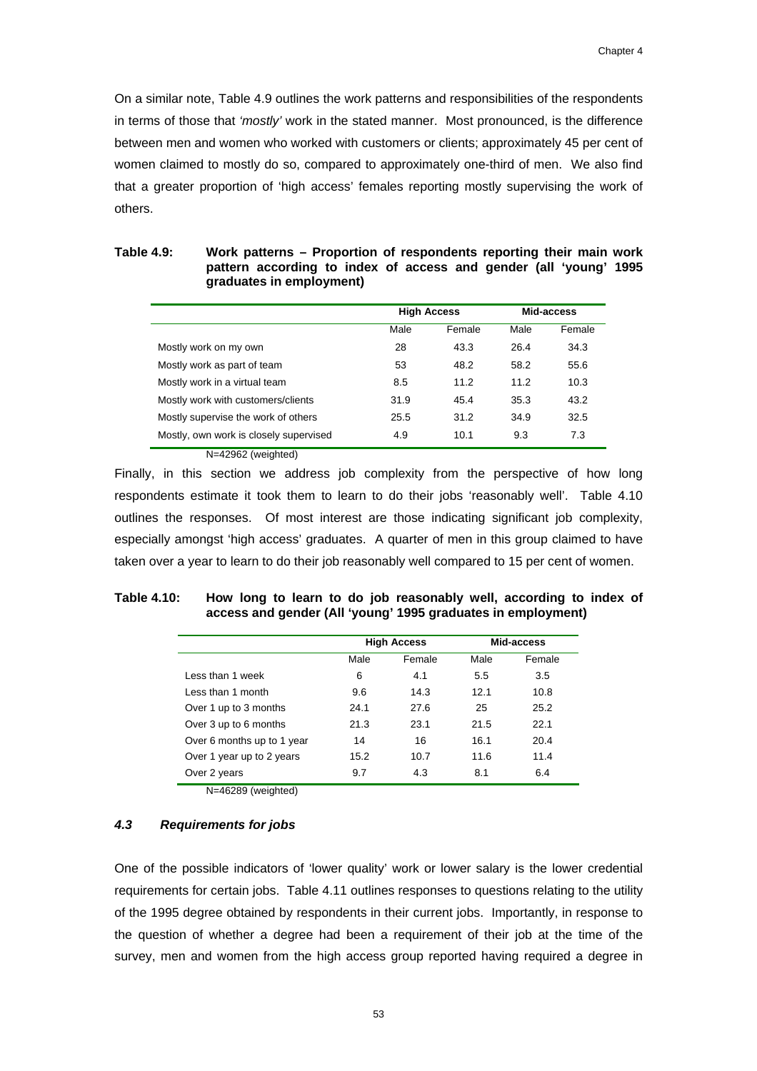On a similar note, Table 4.9 outlines the work patterns and responsibilities of the respondents in terms of those that *'mostly'* work in the stated manner. Most pronounced, is the difference between men and women who worked with customers or clients; approximately 45 per cent of women claimed to mostly do so, compared to approximately one-third of men. We also find that a greater proportion of 'high access' females reporting mostly supervising the work of others.

**Table 4.9: Work patterns – Proportion of respondents reporting their main work pattern according to index of access and gender (all 'young' 1995 graduates in employment)**

| | High Access | | Mid-access | |
|---|---|---|---|---|
| | Male | Female | Male | Female |
| Mostly work on my own | 28 | 43.3 | 26.4 | 34.3 |
| Mostly work as part of team | 53 | 48.2 | 58.2 | 55.6 |
| Mostly work in a virtual team | 8.5 | 11.2 | 11.2 | 10.3 |
| Mostly work with customers/clients | 31.9 | 45.4 | 35.3 | 43.2 |
| Mostly supervise the work of others | 25.5 | 31.2 | 34.9 | 32.5 |
| Mostly, own work is closely supervised | 4.9 | 10.1 | 9.3 | 7.3 |

N=42962 (weighted)

Finally, in this section we address job complexity from the perspective of how long respondents estimate it took them to learn to do their jobs 'reasonably well'. Table 4.10 outlines the responses. Of most interest are those indicating significant job complexity, especially amongst 'high access' graduates. A quarter of men in this group claimed to have taken over a year to learn to do their job reasonably well compared to 15 per cent of women.

**Table 4.10: How long to learn to do job reasonably well, according to index of access and gender (All 'young' 1995 graduates in employment)**

| | High Access | | Mid-access | |
|---|---|---|---|---|
| | Male | Female | Male | Female |
| Less than 1 week | 6 | 4.1 | 5.5 | 3.5 |
| Less than 1 month | 9.6 | 14.3 | 12.1 | 10.8 |
| Over 1 up to 3 months | 24.1 | 27.6 | 25 | 25.2 |
| Over 3 up to 6 months | 21.3 | 23.1 | 21.5 | 22.1 |
| Over 6 months up to 1 year | 14 | 16 | 16.1 | 20.4 |
| Over 1 year up to 2 years | 15.2 | 10.7 | 11.6 | 11.4 |
| Over 2 years | 9.7 | 4.3 | 8.1 | 6.4 |

N=46289 (weighted)

### *4.3 Requirements for jobs*

One of the possible indicators of 'lower quality' work or lower salary is the lower credential requirements for certain jobs. Table 4.11 outlines responses to questions relating to the utility of the 1995 degree obtained by respondents in their current jobs. Importantly, in response to the question of whether a degree had been a requirement of their job at the time of the survey, men and women from the high access group reported having required a degree in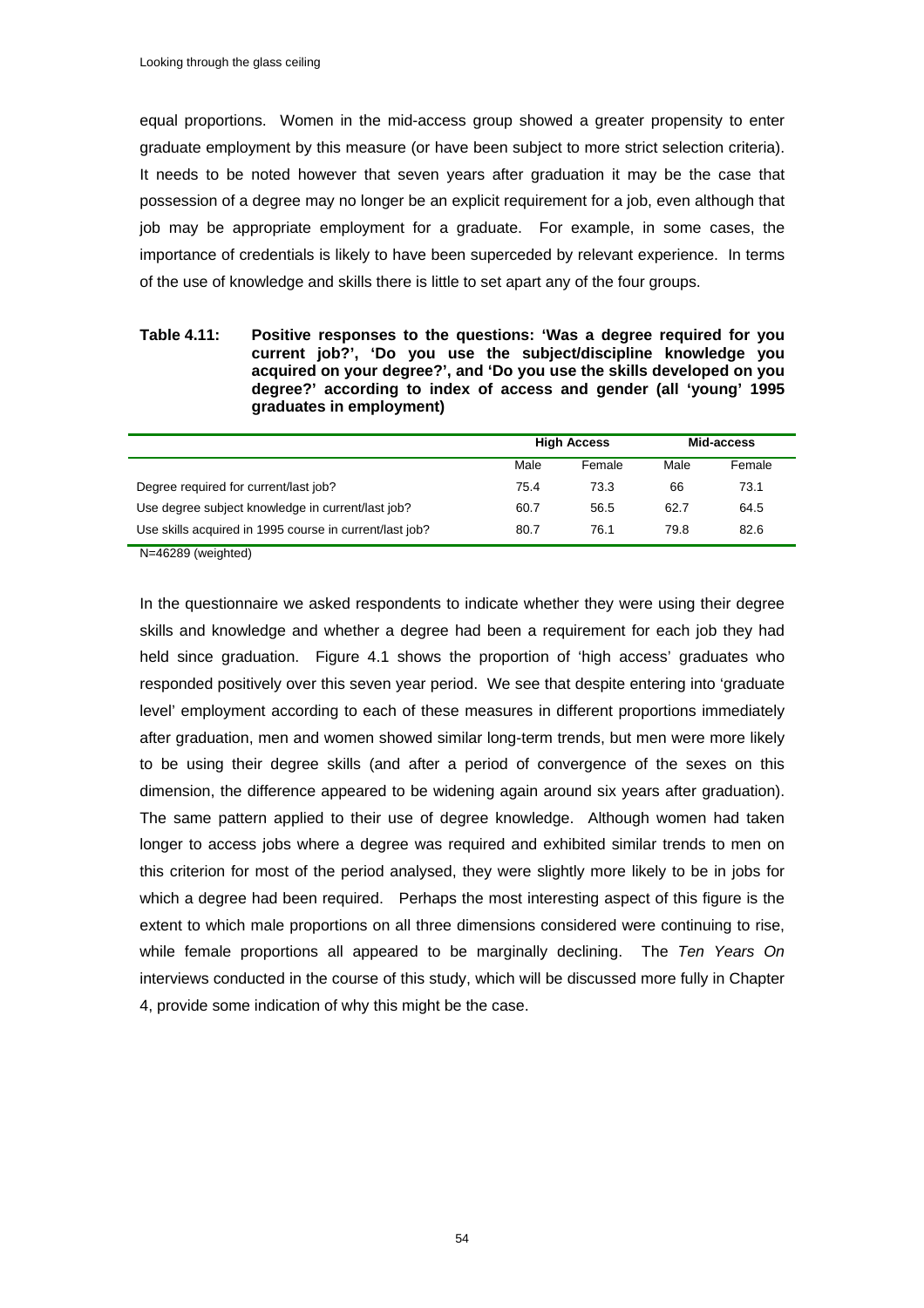equal proportions. Women in the mid-access group showed a greater propensity to enter graduate employment by this measure (or have been subject to more strict selection criteria). It needs to be noted however that seven years after graduation it may be the case that possession of a degree may no longer be an explicit requirement for a job, even although that job may be appropriate employment for a graduate. For example, in some cases, the importance of credentials is likely to have been superceded by relevant experience. In terms of the use of knowledge and skills there is little to set apart any of the four groups.

**Table 4.11: Positive responses to the questions: 'Was a degree required for you current job?', 'Do you use the subject/discipline knowledge you acquired on your degree?', and 'Do you use the skills developed on you degree?' according to index of access and gender (all 'young' 1995 graduates in employment)**

| | High Access | | Mid-access | |
|---|---|---|---|---|
| | Male | Female | Male | Female |
| Degree required for current/last job? | 75.4 | 73.3 | 66 | 73.1 |
| Use degree subject knowledge in current/last job? | 60.7 | 56.5 | 62.7 | 64.5 |
| Use skills acquired in 1995 course in current/last job? | 80.7 | 76.1 | 79.8 | 82.6 |

N=46289 (weighted)

In the questionnaire we asked respondents to indicate whether they were using their degree skills and knowledge and whether a degree had been a requirement for each job they had held since graduation. Figure 4.1 shows the proportion of 'high access' graduates who responded positively over this seven year period. We see that despite entering into 'graduate level' employment according to each of these measures in different proportions immediately after graduation, men and women showed similar long-term trends, but men were more likely to be using their degree skills (and after a period of convergence of the sexes on this dimension, the difference appeared to be widening again around six years after graduation). The same pattern applied to their use of degree knowledge. Although women had taken longer to access jobs where a degree was required and exhibited similar trends to men on this criterion for most of the period analysed, they were slightly more likely to be in jobs for which a degree had been required. Perhaps the most interesting aspect of this figure is the extent to which male proportions on all three dimensions considered were continuing to rise, while female proportions all appeared to be marginally declining. The *Ten Years On* interviews conducted in the course of this study, which will be discussed more fully in Chapter 4, provide some indication of why this might be the case.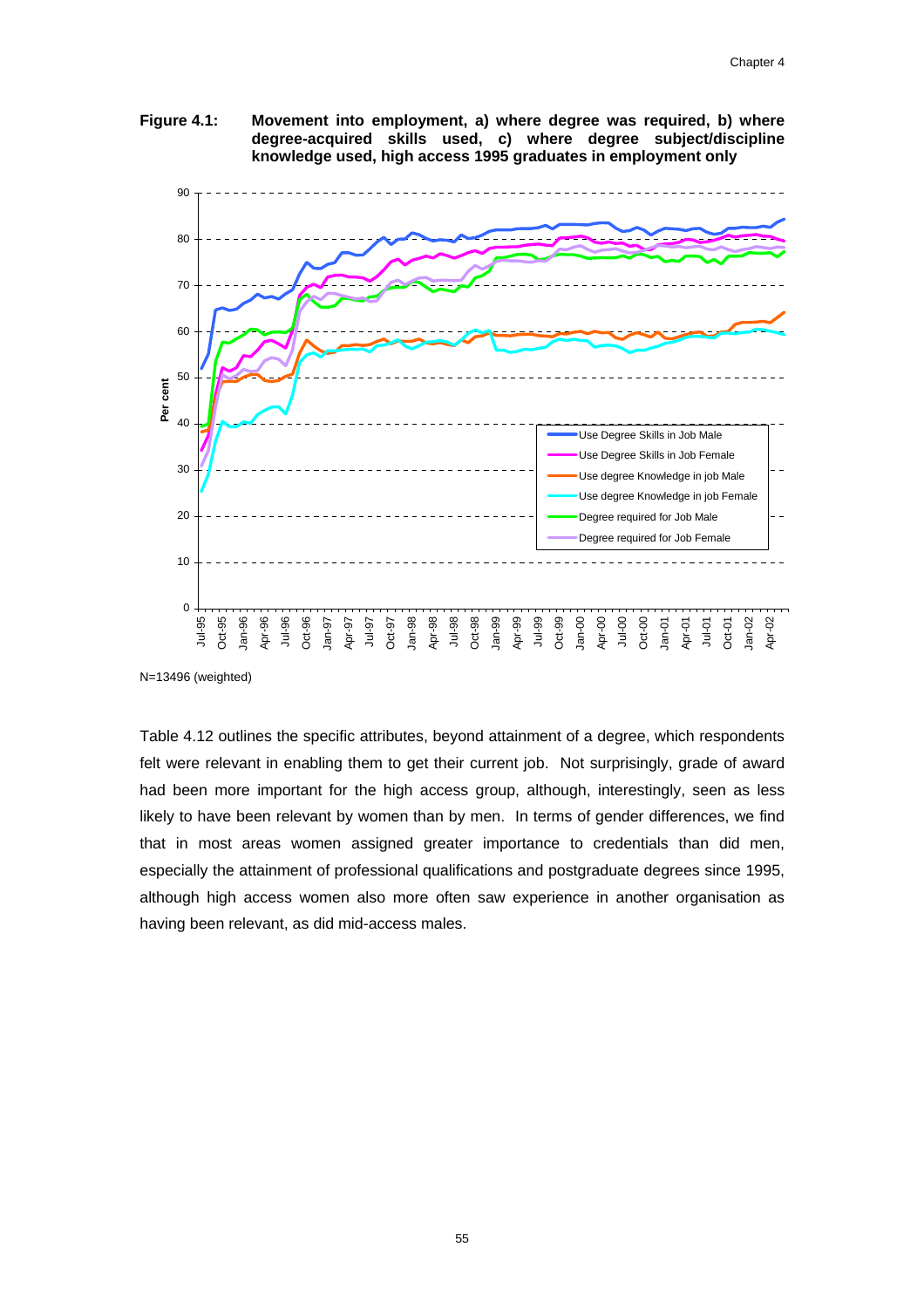**Figure 4.1: Movement into employment, a) where degree was required, b) where degree-acquired skills used, c) where degree subject/discipline knowledge used, high access 1995 graduates in employment only**

N=13496 (weighted)

Table 4.12 outlines the specific attributes, beyond attainment of a degree, which respondents felt were relevant in enabling them to get their current job. Not surprisingly, grade of award had been more important for the high access group, although, interestingly, seen as less likely to have been relevant by women than by men. In terms of gender differences, we find that in most areas women assigned greater importance to credentials than did men, especially the attainment of professional qualifications and postgraduate degrees since 1995, although high access women also more often saw experience in another organisation as having been relevant, as did mid-access males.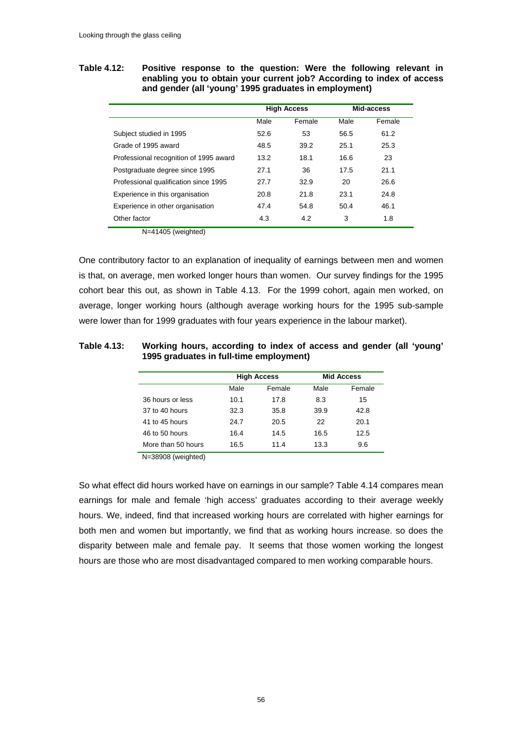**Table 4.12: Positive response to the question: Were the following relevant in enabling you to obtain your current job? According to index of access and gender (all 'young' 1995 graduates in employment)**

| | High Access | | Mid-access | |
|---|---|---|---|---|
| | Male | Female | Male | Female |
| Subject studied in 1995 | 52.6 | 53 | 56.5 | 61.2 |
| Grade of 1995 award | 48.5 | 39.2 | 25.1 | 25.3 |
| Professional recognition of 1995 award | 13.2 | 18.1 | 16.6 | 23 |
| Postgraduate degree since 1995 | 27.1 | 36 | 17.5 | 21.1 |
| Professional qualification since 1995 | 27.7 | 32.9 | 20 | 26.6 |
| Experience in this organisation | 20.8 | 21.8 | 23.1 | 24.8 |
| Experience in other organisation | 47.4 | 54.8 | 50.4 | 46.1 |
| Other factor | 4.3 | 4.2 | 3 | 1.8 |

N=41405 (weighted)

One contributory factor to an explanation of inequality of earnings between men and women is that, on average, men worked longer hours than women. Our survey findings for the 1995 cohort bear this out, as shown in Table 4.13. For the 1999 cohort, again men worked, on average, longer working hours (although average working hours for the 1995 sub-sample were lower than for 1999 graduates with four years experience in the labour market).

**Table 4.13: Working hours, according to index of access and gender (all 'young' 1995 graduates in full-time employment)**

| | High Access | | Mid Access | |
|---|---|---|---|---|
| | Male | Female | Male | Female |
| 36 hours or less | 10.1 | 17.8 | 8.3 | 15 |
| 37 to 40 hours | 32.3 | 35.8 | 39.9 | 42.8 |
| 41 to 45 hours | 24.7 | 20.5 | 22 | 20.1 |
| 46 to 50 hours | 16.4 | 14.5 | 16.5 | 12.5 |
| More than 50 hours | 16.5 | 11.4 | 13.3 | 9.6 |

N=38908 (weighted)

So what effect did hours worked have on earnings in our sample? Table 4.14 compares mean earnings for male and female 'high access' graduates according to their average weekly hours. We, indeed, find that increased working hours are correlated with higher earnings for both men and women but importantly, we find that as working hours increase. so does the disparity between male and female pay. It seems that those women working the longest hours are those who are most disadvantaged compared to men working comparable hours.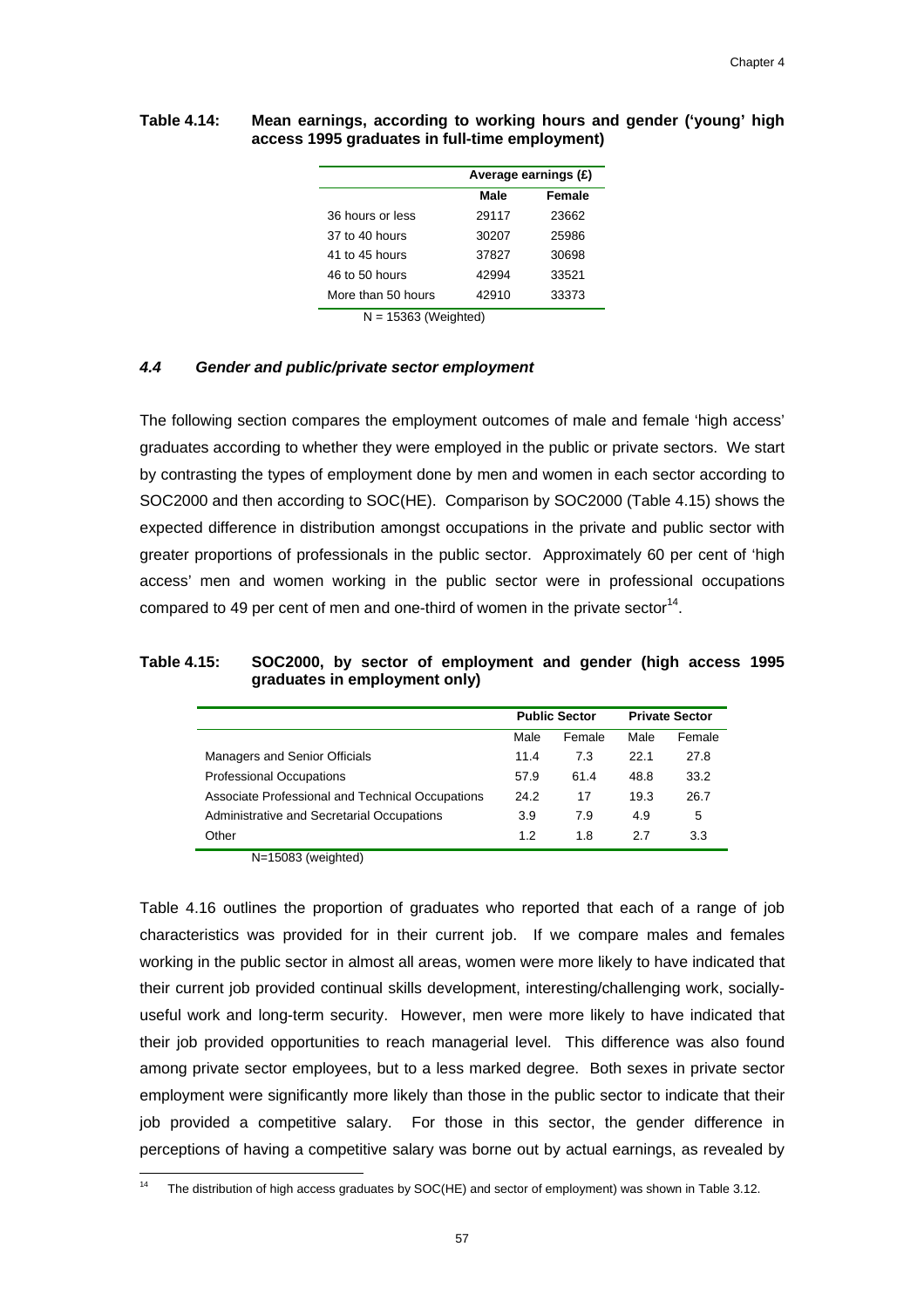**Table 4.14: Mean earnings, according to working hours and gender ('young' high access 1995 graduates in full-time employment)**

| | Average earnings (£) | |
|---|---|---|
| | **Male** | **Female** |
| 36 hours or less | 29117 | 23662 |
| 37 to 40 hours | 30207 | 25986 |
| 41 to 45 hours | 37827 | 30698 |
| 46 to 50 hours | 42994 | 33521 |
| More than 50 hours | 42910 | 33373 |

N = 15363 (Weighted)

### *4.4 Gender and public/private sector employment*

The following section compares the employment outcomes of male and female 'high access' graduates according to whether they were employed in the public or private sectors. We start by contrasting the types of employment done by men and women in each sector according to SOC2000 and then according to SOC(HE). Comparison by SOC2000 (Table 4.15) shows the expected difference in distribution amongst occupations in the private and public sector with greater proportions of professionals in the public sector. Approximately 60 per cent of 'high access' men and women working in the public sector were in professional occupations compared to 49 per cent of men and one-third of women in the private sector[14].

**Table 4.15: SOC2000, by sector of employment and gender (high access 1995 graduates in employment only)**

| | Public Sector | | Private Sector | |
|---|---|---|---|---|
| | Male | Female | Male | Female |
| Managers and Senior Officials | 11.4 | 7.3 | 22.1 | 27.8 |
| Professional Occupations | 57.9 | 61.4 | 48.8 | 33.2 |
| Associate Professional and Technical Occupations | 24.2 | 17 | 19.3 | 26.7 |
| Administrative and Secretarial Occupations | 3.9 | 7.9 | 4.9 | 5 |
| Other | 1.2 | 1.8 | 2.7 | 3.3 |

N=15083 (weighted)

Table 4.16 outlines the proportion of graduates who reported that each of a range of job characteristics was provided for in their current job. If we compare males and females working in the public sector in almost all areas, women were more likely to have indicated that their current job provided continual skills development, interesting/challenging work, socially-useful work and long-term security. However, men were more likely to have indicated that their job provided opportunities to reach managerial level. This difference was also found among private sector employees, but to a less marked degree. Both sexes in private sector employment were significantly more likely than those in the public sector to indicate that their job provided a competitive salary. For those in this sector, the gender difference in perceptions of having a competitive salary was borne out by actual earnings, as revealed by

[14] The distribution of high access graduates by SOC(HE) and sector of employment) was shown in Table 3.12.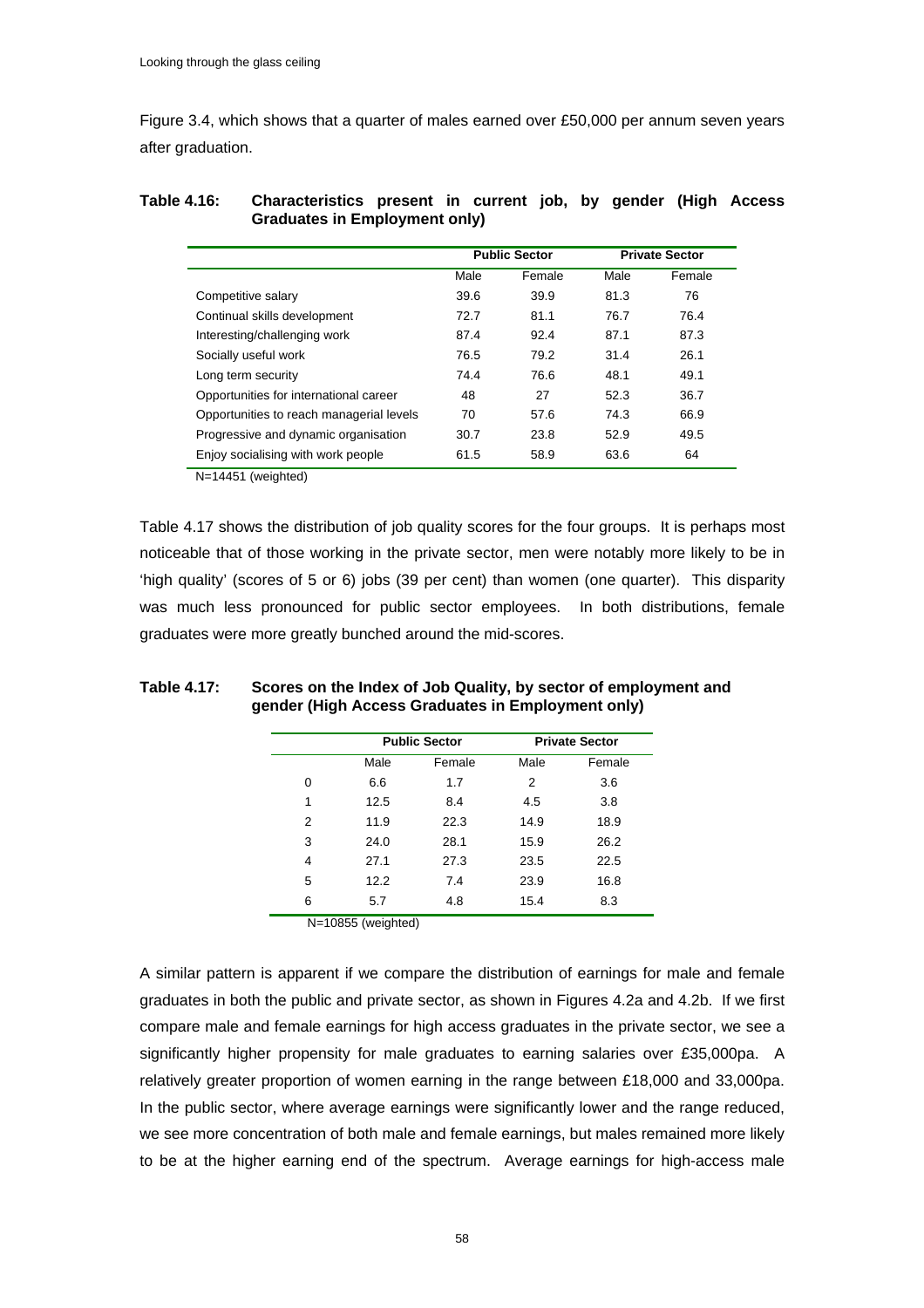Figure 3.4, which shows that a quarter of males earned over £50,000 per annum seven years after graduation.

**Table 4.16: Characteristics present in current job, by gender (High Access Graduates in Employment only)**

| | Public Sector | | Private Sector | |
|---|---|---|---|---|
| | Male | Female | Male | Female |
| Competitive salary | 39.6 | 39.9 | 81.3 | 76 |
| Continual skills development | 72.7 | 81.1 | 76.7 | 76.4 |
| Interesting/challenging work | 87.4 | 92.4 | 87.1 | 87.3 |
| Socially useful work | 76.5 | 79.2 | 31.4 | 26.1 |
| Long term security | 74.4 | 76.6 | 48.1 | 49.1 |
| Opportunities for international career | 48 | 27 | 52.3 | 36.7 |
| Opportunities to reach managerial levels | 70 | 57.6 | 74.3 | 66.9 |
| Progressive and dynamic organisation | 30.7 | 23.8 | 52.9 | 49.5 |
| Enjoy socialising with work people | 61.5 | 58.9 | 63.6 | 64 |

N=14451 (weighted)

Table 4.17 shows the distribution of job quality scores for the four groups. It is perhaps most noticeable that of those working in the private sector, men were notably more likely to be in 'high quality' (scores of 5 or 6) jobs (39 per cent) than women (one quarter). This disparity was much less pronounced for public sector employees. In both distributions, female graduates were more greatly bunched around the mid-scores.

**Table 4.17: Scores on the Index of Job Quality, by sector of employment and gender (High Access Graduates in Employment only)**

| | Public Sector | | Private Sector | |
|---|---|---|---|---|
| | Male | Female | Male | Female |
| 0 | 6.6 | 1.7 | 2 | 3.6 |
| 1 | 12.5 | 8.4 | 4.5 | 3.8 |
| 2 | 11.9 | 22.3 | 14.9 | 18.9 |
| 3 | 24.0 | 28.1 | 15.9 | 26.2 |
| 4 | 27.1 | 27.3 | 23.5 | 22.5 |
| 5 | 12.2 | 7.4 | 23.9 | 16.8 |
| 6 | 5.7 | 4.8 | 15.4 | 8.3 |

N=10855 (weighted)

A similar pattern is apparent if we compare the distribution of earnings for male and female graduates in both the public and private sector, as shown in Figures 4.2a and 4.2b. If we first compare male and female earnings for high access graduates in the private sector, we see a significantly higher propensity for male graduates to earning salaries over £35,000pa. A relatively greater proportion of women earning in the range between £18,000 and 33,000pa. In the public sector, where average earnings were significantly lower and the range reduced, we see more concentration of both male and female earnings, but males remained more likely to be at the higher earning end of the spectrum. Average earnings for high-access male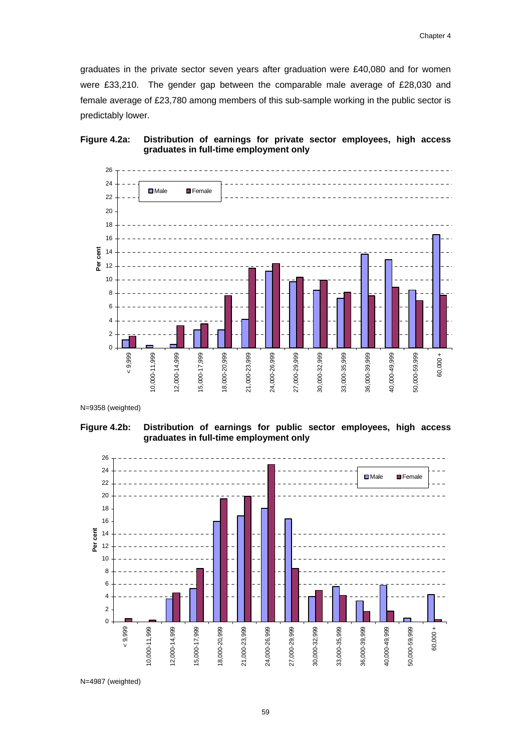graduates in the private sector seven years after graduation were £40,080 and for women were £33,210. The gender gap between the comparable male average of £28,030 and female average of £23,780 among members of this sub-sample working in the public sector is predictably lower.

**Figure 4.2a: Distribution of earnings for private sector employees, high access graduates in full-time employment only**

N=9358 (weighted)

**Figure 4.2b: Distribution of earnings for public sector employees, high access graduates in full-time employment only**

N=4987 (weighted)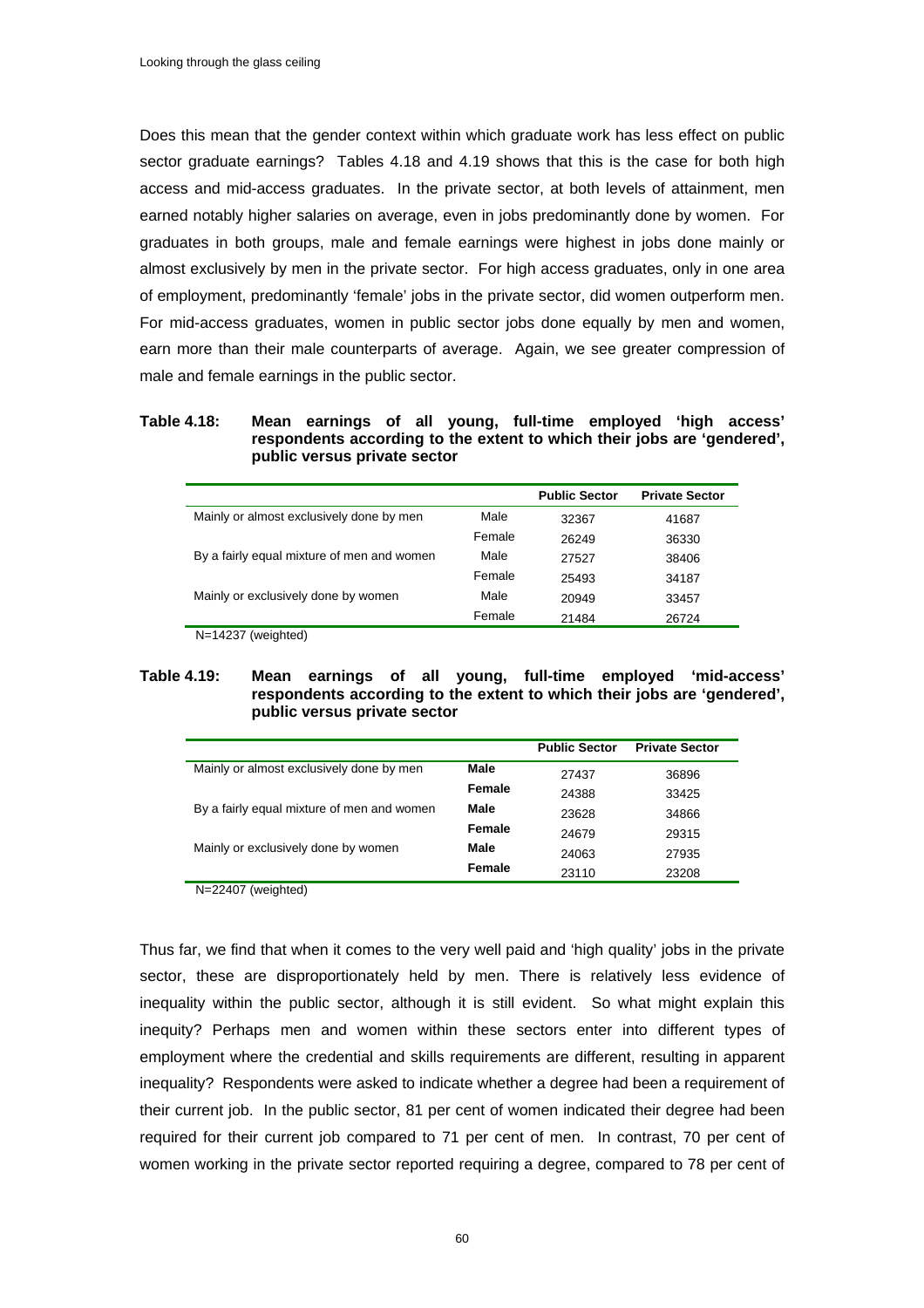Does this mean that the gender context within which graduate work has less effect on public sector graduate earnings? Tables 4.18 and 4.19 shows that this is the case for both high access and mid-access graduates. In the private sector, at both levels of attainment, men earned notably higher salaries on average, even in jobs predominantly done by women. For graduates in both groups, male and female earnings were highest in jobs done mainly or almost exclusively by men in the private sector. For high access graduates, only in one area of employment, predominantly 'female' jobs in the private sector, did women outperform men. For mid-access graduates, women in public sector jobs done equally by men and women, earn more than their male counterparts of average. Again, we see greater compression of male and female earnings in the public sector.

**Table 4.18: Mean earnings of all young, full-time employed 'high access' respondents according to the extent to which their jobs are 'gendered', public versus private sector**

| | | Public Sector | Private Sector |
|---|---|---|---|
| Mainly or almost exclusively done by men | Male | 32367 | 41687 |
| | Female | 26249 | 36330 |
| By a fairly equal mixture of men and women | Male | 27527 | 38406 |
| | Female | 25493 | 34187 |
| Mainly or exclusively done by women | Male | 20949 | 33457 |
| | Female | 21484 | 26724 |

N=14237 (weighted)

**Table 4.19: Mean earnings of all young, full-time employed 'mid-access' respondents according to the extent to which their jobs are 'gendered', public versus private sector**

| | | Public Sector | Private Sector |
|---|---|---|---|
| Mainly or almost exclusively done by men | **Male** | 27437 | 36896 |
| | **Female** | 24388 | 33425 |
| By a fairly equal mixture of men and women | **Male** | 23628 | 34866 |
| | **Female** | 24679 | 29315 |
| Mainly or exclusively done by women | **Male** | 24063 | 27935 |
| | **Female** | 23110 | 23208 |

N=22407 (weighted)

Thus far, we find that when it comes to the very well paid and 'high quality' jobs in the private sector, these are disproportionately held by men. There is relatively less evidence of inequality within the public sector, although it is still evident. So what might explain this inequity? Perhaps men and women within these sectors enter into different types of employment where the credential and skills requirements are different, resulting in apparent inequality? Respondents were asked to indicate whether a degree had been a requirement of their current job. In the public sector, 81 per cent of women indicated their degree had been required for their current job compared to 71 per cent of men. In contrast, 70 per cent of women working in the private sector reported requiring a degree, compared to 78 per cent of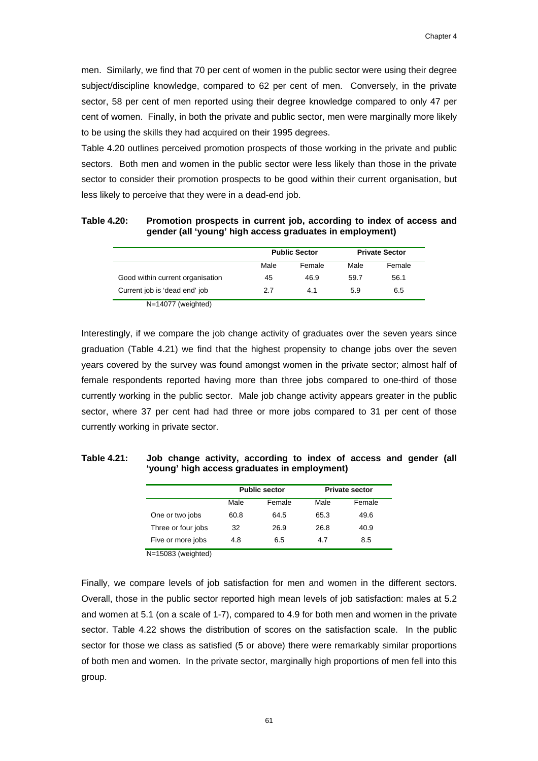men. Similarly, we find that 70 per cent of women in the public sector were using their degree subject/discipline knowledge, compared to 62 per cent of men. Conversely, in the private sector, 58 per cent of men reported using their degree knowledge compared to only 47 per cent of women. Finally, in both the private and public sector, men were marginally more likely to be using the skills they had acquired on their 1995 degrees.

Table 4.20 outlines perceived promotion prospects of those working in the private and public sectors. Both men and women in the public sector were less likely than those in the private sector to consider their promotion prospects to be good within their current organisation, but less likely to perceive that they were in a dead-end job.

**Table 4.20: Promotion prospects in current job, according to index of access and gender (all 'young' high access graduates in employment)**

| | Public Sector | | Private Sector | |
|---|---|---|---|---|
| | Male | Female | Male | Female |
| Good within current organisation | 45 | 46.9 | 59.7 | 56.1 |
| Current job is 'dead end' job | 2.7 | 4.1 | 5.9 | 6.5 |

N=14077 (weighted)

Interestingly, if we compare the job change activity of graduates over the seven years since graduation (Table 4.21) we find that the highest propensity to change jobs over the seven years covered by the survey was found amongst women in the private sector; almost half of female respondents reported having more than three jobs compared to one-third of those currently working in the public sector. Male job change activity appears greater in the public sector, where 37 per cent had had three or more jobs compared to 31 per cent of those currently working in private sector.

**Table 4.21: Job change activity, according to index of access and gender (all 'young' high access graduates in employment)**

| | Public sector | | Private sector | |
|---|---|---|---|---|
| | Male | Female | Male | Female |
| One or two jobs | 60.8 | 64.5 | 65.3 | 49.6 |
| Three or four jobs | 32 | 26.9 | 26.8 | 40.9 |
| Five or more jobs | 4.8 | 6.5 | 4.7 | 8.5 |

N=15083 (weighted)

Finally, we compare levels of job satisfaction for men and women in the different sectors. Overall, those in the public sector reported high mean levels of job satisfaction: males at 5.2 and women at 5.1 (on a scale of 1-7), compared to 4.9 for both men and women in the private sector. Table 4.22 shows the distribution of scores on the satisfaction scale. In the public sector for those we class as satisfied (5 or above) there were remarkably similar proportions of both men and women. In the private sector, marginally high proportions of men fell into this group.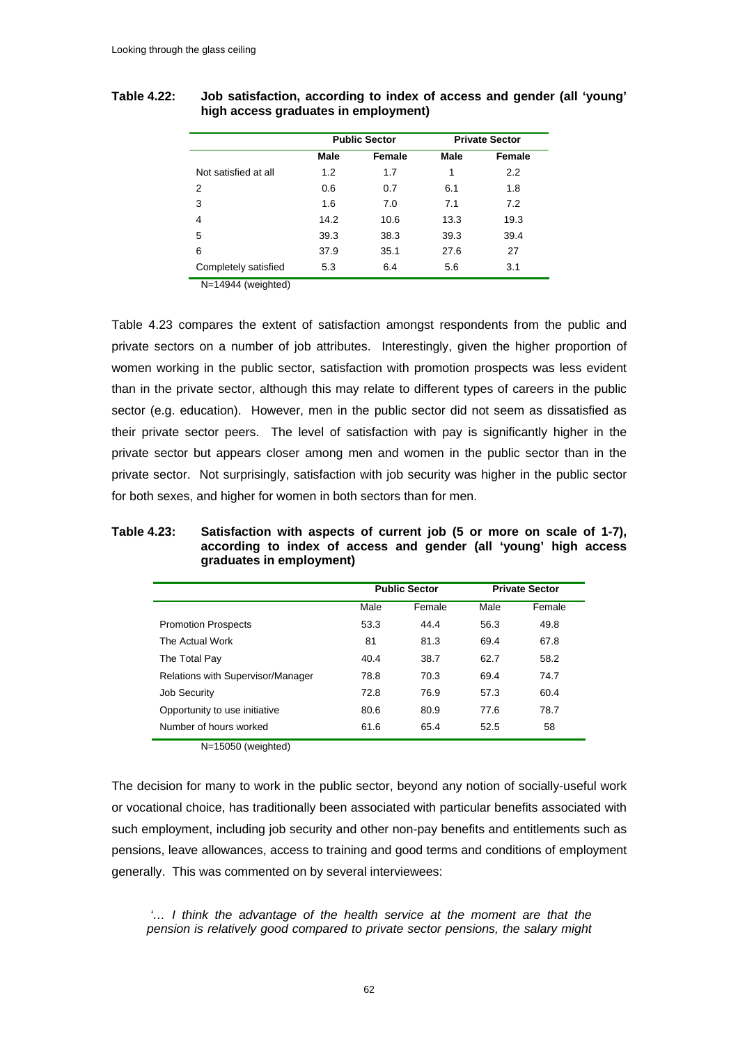**Table 4.22: Job satisfaction, according to index of access and gender (all 'young' high access graduates in employment)**

| | Public Sector | | Private Sector | |
|---|---|---|---|---|
| | **Male** | **Female** | **Male** | **Female** |
| Not satisfied at all | 1.2 | 1.7 | 1 | 2.2 |
| 2 | 0.6 | 0.7 | 6.1 | 1.8 |
| 3 | 1.6 | 7.0 | 7.1 | 7.2 |
| 4 | 14.2 | 10.6 | 13.3 | 19.3 |
| 5 | 39.3 | 38.3 | 39.3 | 39.4 |
| 6 | 37.9 | 35.1 | 27.6 | 27 |
| Completely satisfied | 5.3 | 6.4 | 5.6 | 3.1 |

N=14944 (weighted)

Table 4.23 compares the extent of satisfaction amongst respondents from the public and private sectors on a number of job attributes. Interestingly, given the higher proportion of women working in the public sector, satisfaction with promotion prospects was less evident than in the private sector, although this may relate to different types of careers in the public sector (e.g. education). However, men in the public sector did not seem as dissatisfied as their private sector peers. The level of satisfaction with pay is significantly higher in the private sector but appears closer among men and women in the public sector than in the private sector. Not surprisingly, satisfaction with job security was higher in the public sector for both sexes, and higher for women in both sectors than for men.

**Table 4.23: Satisfaction with aspects of current job (5 or more on scale of 1-7), according to index of access and gender (all 'young' high access graduates in employment)**

| | Public Sector | | Private Sector | |
|---|---|---|---|---|
| | Male | Female | Male | Female |
| Promotion Prospects | 53.3 | 44.4 | 56.3 | 49.8 |
| The Actual Work | 81 | 81.3 | 69.4 | 67.8 |
| The Total Pay | 40.4 | 38.7 | 62.7 | 58.2 |
| Relations with Supervisor/Manager | 78.8 | 70.3 | 69.4 | 74.7 |
| Job Security | 72.8 | 76.9 | 57.3 | 60.4 |
| Opportunity to use initiative | 80.6 | 80.9 | 77.6 | 78.7 |
| Number of hours worked | 61.6 | 65.4 | 52.5 | 58 |

N=15050 (weighted)

The decision for many to work in the public sector, beyond any notion of socially-useful work or vocational choice, has traditionally been associated with particular benefits associated with such employment, including job security and other non-pay benefits and entitlements such as pensions, leave allowances, access to training and good terms and conditions of employment generally. This was commented on by several interviewees:

*'… I think the advantage of the health service at the moment are that the pension is relatively good compared to private sector pensions, the salary might*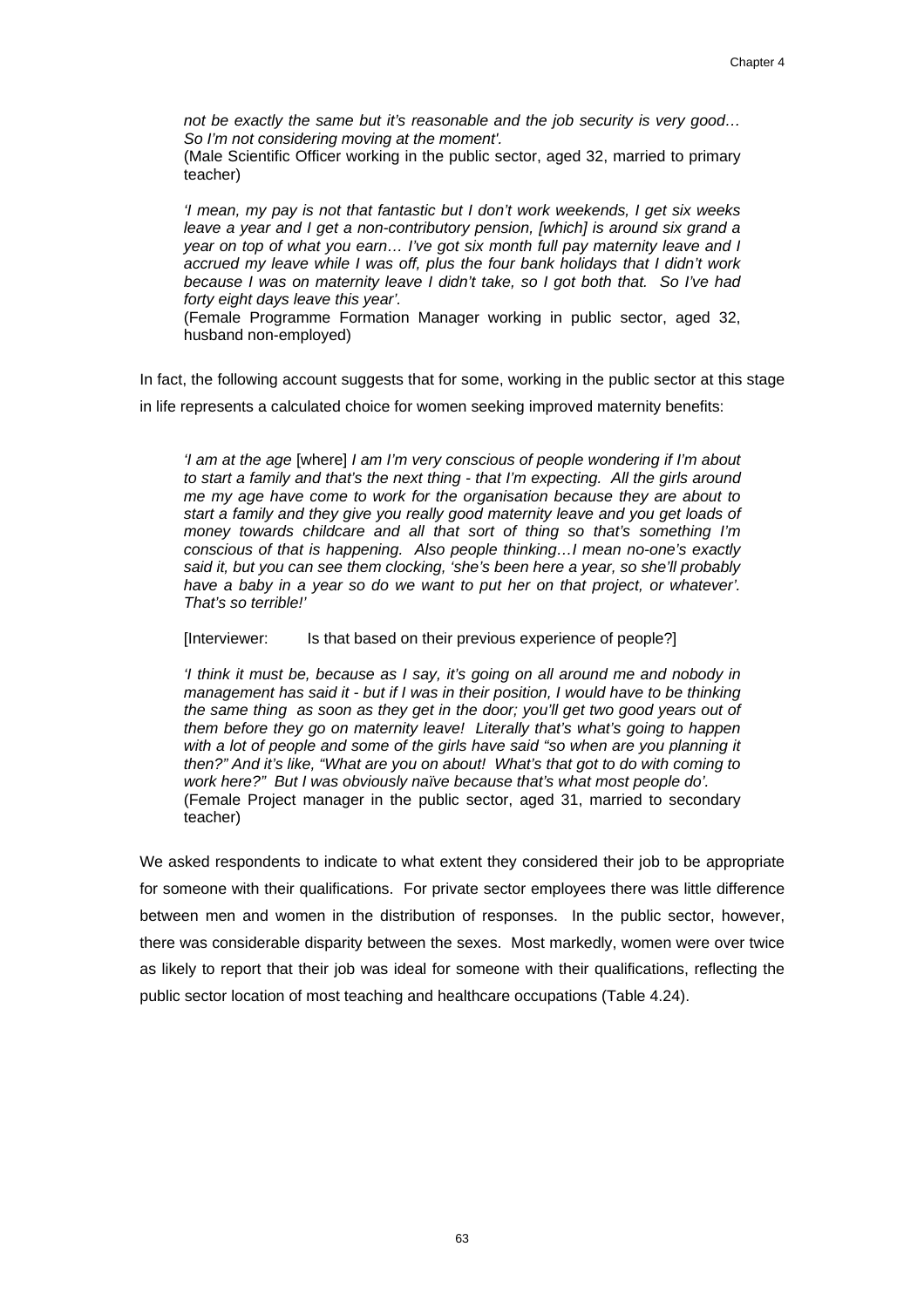*not be exactly the same but it's reasonable and the job security is very good… So I'm not considering moving at the moment'.*
(Male Scientific Officer working in the public sector, aged 32, married to primary teacher)

*'I mean, my pay is not that fantastic but I don't work weekends, I get six weeks leave a year and I get a non-contributory pension, [which] is around six grand a year on top of what you earn… I've got six month full pay maternity leave and I accrued my leave while I was off, plus the four bank holidays that I didn't work because I was on maternity leave I didn't take, so I got both that. So I've had forty eight days leave this year'.*
(Female Programme Formation Manager working in public sector, aged 32, husband non-employed)

In fact, the following account suggests that for some, working in the public sector at this stage in life represents a calculated choice for women seeking improved maternity benefits:

*'I am at the age* [where] *I am I'm very conscious of people wondering if I'm about to start a family and that's the next thing - that I'm expecting. All the girls around me my age have come to work for the organisation because they are about to start a family and they give you really good maternity leave and you get loads of money towards childcare and all that sort of thing so that's something I'm conscious of that is happening. Also people thinking…I mean no-one's exactly said it, but you can see them clocking, 'she's been here a year, so she'll probably have a baby in a year so do we want to put her on that project, or whatever'. That's so terrible!'*

[Interviewer: Is that based on their previous experience of people?]

*'I think it must be, because as I say, it's going on all around me and nobody in management has said it - but if I was in their position, I would have to be thinking the same thing as soon as they get in the door; you'll get two good years out of them before they go on maternity leave! Literally that's what's going to happen with a lot of people and some of the girls have said "so when are you planning it then?" And it's like, "What are you on about! What's that got to do with coming to work here?" But I was obviously naïve because that's what most people do'.*
(Female Project manager in the public sector, aged 31, married to secondary teacher)

We asked respondents to indicate to what extent they considered their job to be appropriate for someone with their qualifications. For private sector employees there was little difference between men and women in the distribution of responses. In the public sector, however, there was considerable disparity between the sexes. Most markedly, women were over twice as likely to report that their job was ideal for someone with their qualifications, reflecting the public sector location of most teaching and healthcare occupations (Table 4.24).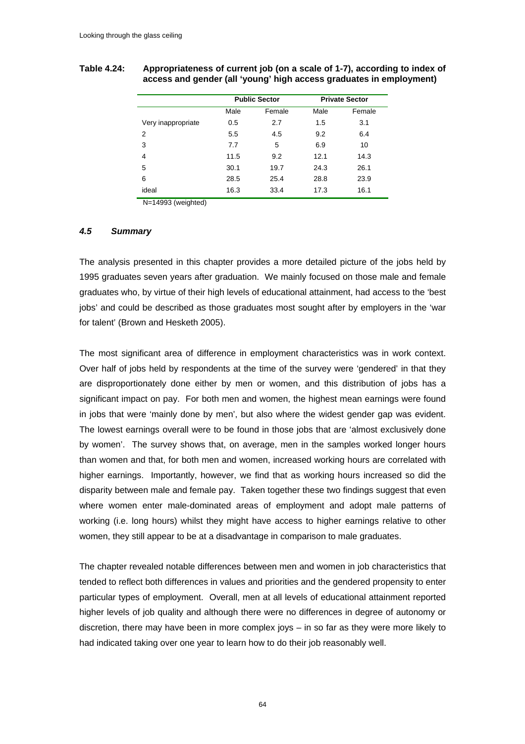**Table 4.24: Appropriateness of current job (on a scale of 1-7), according to index of access and gender (all 'young' high access graduates in employment)**

| | Public Sector | | Private Sector | |
|---|---|---|---|---|
| | Male | Female | Male | Female |
| Very inappropriate | 0.5 | 2.7 | 1.5 | 3.1 |
| 2 | 5.5 | 4.5 | 9.2 | 6.4 |
| 3 | 7.7 | 5 | 6.9 | 10 |
| 4 | 11.5 | 9.2 | 12.1 | 14.3 |
| 5 | 30.1 | 19.7 | 24.3 | 26.1 |
| 6 | 28.5 | 25.4 | 28.8 | 23.9 |
| ideal | 16.3 | 33.4 | 17.3 | 16.1 |

N=14993 (weighted)

### *4.5 Summary*

The analysis presented in this chapter provides a more detailed picture of the jobs held by 1995 graduates seven years after graduation. We mainly focused on those male and female graduates who, by virtue of their high levels of educational attainment, had access to the 'best jobs' and could be described as those graduates most sought after by employers in the 'war for talent' (Brown and Hesketh 2005).

The most significant area of difference in employment characteristics was in work context. Over half of jobs held by respondents at the time of the survey were 'gendered' in that they are disproportionately done either by men or women, and this distribution of jobs has a significant impact on pay. For both men and women, the highest mean earnings were found in jobs that were 'mainly done by men', but also where the widest gender gap was evident. The lowest earnings overall were to be found in those jobs that are 'almost exclusively done by women'. The survey shows that, on average, men in the samples worked longer hours than women and that, for both men and women, increased working hours are correlated with higher earnings. Importantly, however, we find that as working hours increased so did the disparity between male and female pay. Taken together these two findings suggest that even where women enter male-dominated areas of employment and adopt male patterns of working (i.e. long hours) whilst they might have access to higher earnings relative to other women, they still appear to be at a disadvantage in comparison to male graduates.

The chapter revealed notable differences between men and women in job characteristics that tended to reflect both differences in values and priorities and the gendered propensity to enter particular types of employment. Overall, men at all levels of educational attainment reported higher levels of job quality and although there were no differences in degree of autonomy or discretion, there may have been in more complex joys – in so far as they were more likely to had indicated taking over one year to learn how to do their job reasonably well.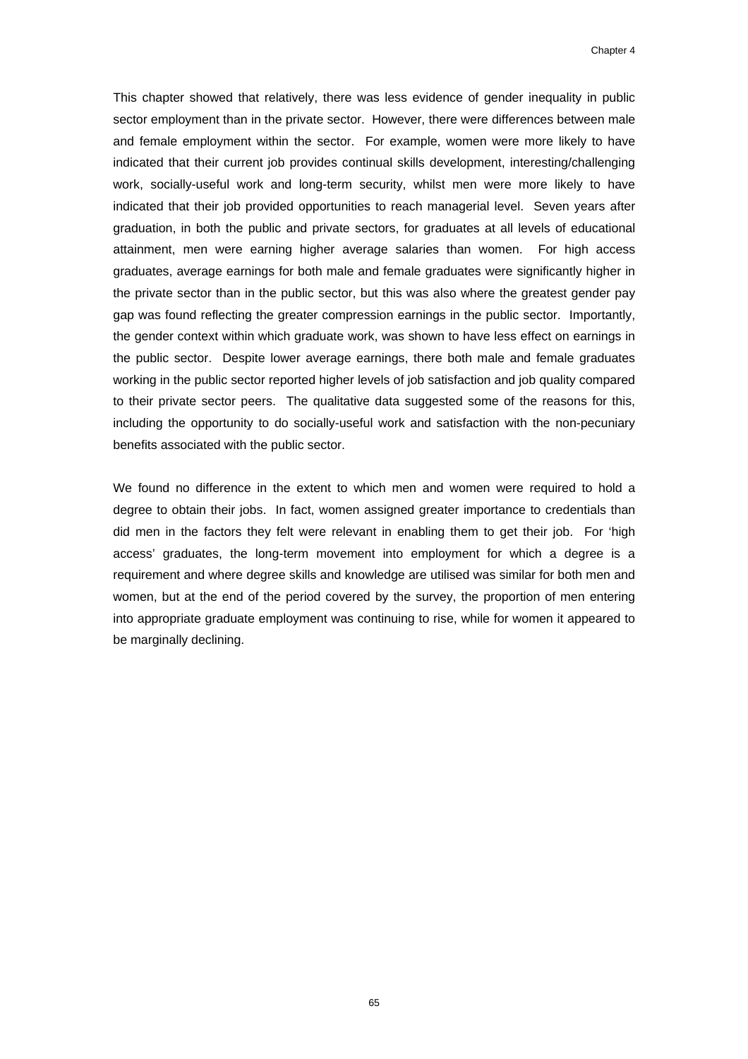This chapter showed that relatively, there was less evidence of gender inequality in public sector employment than in the private sector. However, there were differences between male and female employment within the sector. For example, women were more likely to have indicated that their current job provides continual skills development, interesting/challenging work, socially-useful work and long-term security, whilst men were more likely to have indicated that their job provided opportunities to reach managerial level. Seven years after graduation, in both the public and private sectors, for graduates at all levels of educational attainment, men were earning higher average salaries than women. For high access graduates, average earnings for both male and female graduates were significantly higher in the private sector than in the public sector, but this was also where the greatest gender pay gap was found reflecting the greater compression earnings in the public sector. Importantly, the gender context within which graduate work, was shown to have less effect on earnings in the public sector. Despite lower average earnings, there both male and female graduates working in the public sector reported higher levels of job satisfaction and job quality compared to their private sector peers. The qualitative data suggested some of the reasons for this, including the opportunity to do socially-useful work and satisfaction with the non-pecuniary benefits associated with the public sector.

We found no difference in the extent to which men and women were required to hold a degree to obtain their jobs. In fact, women assigned greater importance to credentials than did men in the factors they felt were relevant in enabling them to get their job. For 'high access' graduates, the long-term movement into employment for which a degree is a requirement and where degree skills and knowledge are utilised was similar for both men and women, but at the end of the period covered by the survey, the proportion of men entering into appropriate graduate employment was continuing to rise, while for women it appeared to be marginally declining.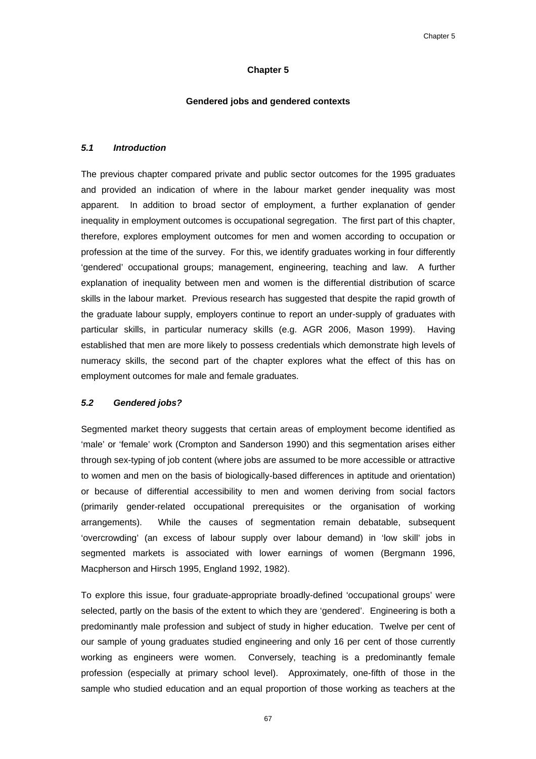# Chapter 5

## Gendered jobs and gendered contexts

### *5.1 Introduction*

The previous chapter compared private and public sector outcomes for the 1995 graduates and provided an indication of where in the labour market gender inequality was most apparent. In addition to broad sector of employment, a further explanation of gender inequality in employment outcomes is occupational segregation. The first part of this chapter, therefore, explores employment outcomes for men and women according to occupation or profession at the time of the survey. For this, we identify graduates working in four differently 'gendered' occupational groups; management, engineering, teaching and law. A further explanation of inequality between men and women is the differential distribution of scarce skills in the labour market. Previous research has suggested that despite the rapid growth of the graduate labour supply, employers continue to report an under-supply of graduates with particular skills, in particular numeracy skills (e.g. AGR 2006, Mason 1999). Having established that men are more likely to possess credentials which demonstrate high levels of numeracy skills, the second part of the chapter explores what the effect of this has on employment outcomes for male and female graduates.

### *5.2 Gendered jobs?*

Segmented market theory suggests that certain areas of employment become identified as 'male' or 'female' work (Crompton and Sanderson 1990) and this segmentation arises either through sex-typing of job content (where jobs are assumed to be more accessible or attractive to women and men on the basis of biologically-based differences in aptitude and orientation) or because of differential accessibility to men and women deriving from social factors (primarily gender-related occupational prerequisites or the organisation of working arrangements). While the causes of segmentation remain debatable, subsequent 'overcrowding' (an excess of labour supply over labour demand) in 'low skill' jobs in segmented markets is associated with lower earnings of women (Bergmann 1996, Macpherson and Hirsch 1995, England 1992, 1982).

To explore this issue, four graduate-appropriate broadly-defined 'occupational groups' were selected, partly on the basis of the extent to which they are 'gendered'. Engineering is both a predominantly male profession and subject of study in higher education. Twelve per cent of our sample of young graduates studied engineering and only 16 per cent of those currently working as engineers were women. Conversely, teaching is a predominantly female profession (especially at primary school level). Approximately, one-fifth of those in the sample who studied education and an equal proportion of those working as teachers at the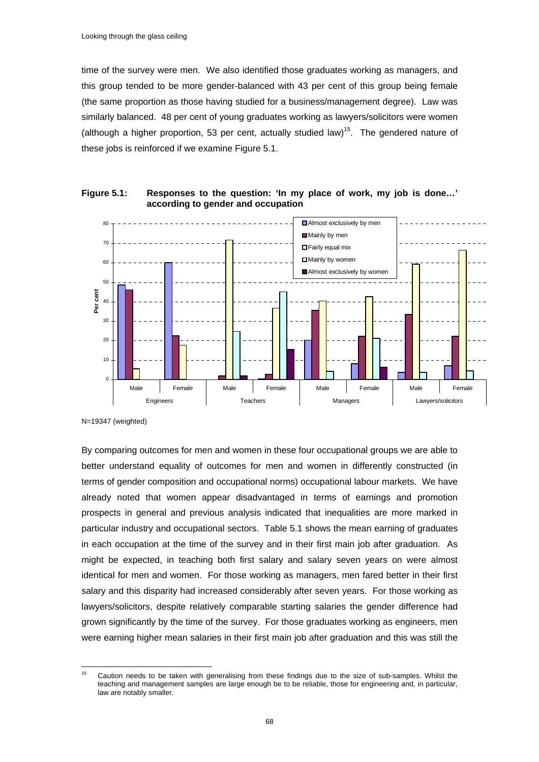time of the survey were men. We also identified those graduates working as managers, and this group tended to be more gender-balanced with 43 per cent of this group being female (the same proportion as those having studied for a business/management degree). Law was similarly balanced. 48 per cent of young graduates working as lawyers/solicitors were women (although a higher proportion, 53 per cent, actually studied law)[15]. The gendered nature of these jobs is reinforced if we examine Figure 5.1.

**Figure 5.1: Responses to the question: 'In my place of work, my job is done…' according to gender and occupation**

N=19347 (weighted)

By comparing outcomes for men and women in these four occupational groups we are able to better understand equality of outcomes for men and women in differently constructed (in terms of gender composition and occupational norms) occupational labour markets. We have already noted that women appear disadvantaged in terms of earnings and promotion prospects in general and previous analysis indicated that inequalities are more marked in particular industry and occupational sectors. Table 5.1 shows the mean earning of graduates in each occupation at the time of the survey and in their first main job after graduation. As might be expected, in teaching both first salary and salary seven years on were almost identical for men and women. For those working as managers, men fared better in their first salary and this disparity had increased considerably after seven years. For those working as lawyers/solicitors, despite relatively comparable starting salaries the gender difference had grown significantly by the time of the survey. For those graduates working as engineers, men were earning higher mean salaries in their first main job after graduation and this was still the

[15] Caution needs to be taken with generalising from these findings due to the size of sub-samples. Whilst the teaching and management samples are large enough be to be reliable, those for engineering and, in particular, law are notably smaller.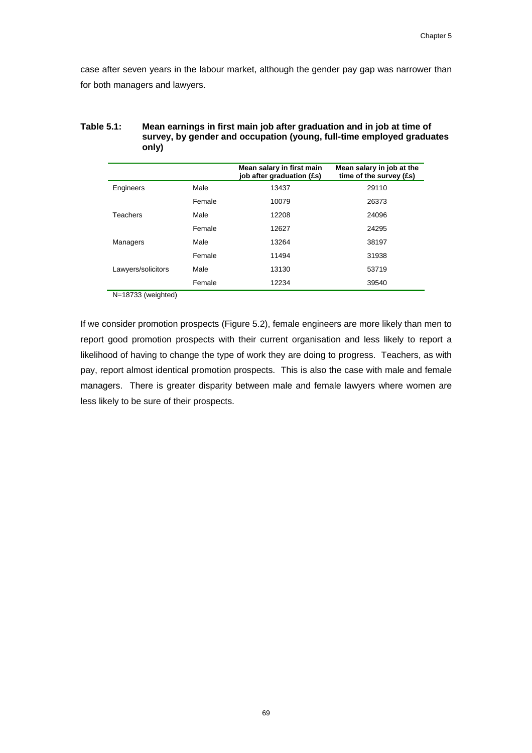case after seven years in the labour market, although the gender pay gap was narrower than for both managers and lawyers.

**Table 5.1: Mean earnings in first main job after graduation and in job at time of survey, by gender and occupation (young, full-time employed graduates only)**

| | | Mean salary in first main job after graduation (£s) | Mean salary in job at the time of the survey (£s) |
|---|---|---|---|
| Engineers | Male | 13437 | 29110 |
| | Female | 10079 | 26373 |
| Teachers | Male | 12208 | 24096 |
| | Female | 12627 | 24295 |
| Managers | Male | 13264 | 38197 |
| | Female | 11494 | 31938 |
| Lawyers/solicitors | Male | 13130 | 53719 |
| | Female | 12234 | 39540 |

N=18733 (weighted)

If we consider promotion prospects (Figure 5.2), female engineers are more likely than men to report good promotion prospects with their current organisation and less likely to report a likelihood of having to change the type of work they are doing to progress. Teachers, as with pay, report almost identical promotion prospects. This is also the case with male and female managers. There is greater disparity between male and female lawyers where women are less likely to be sure of their prospects.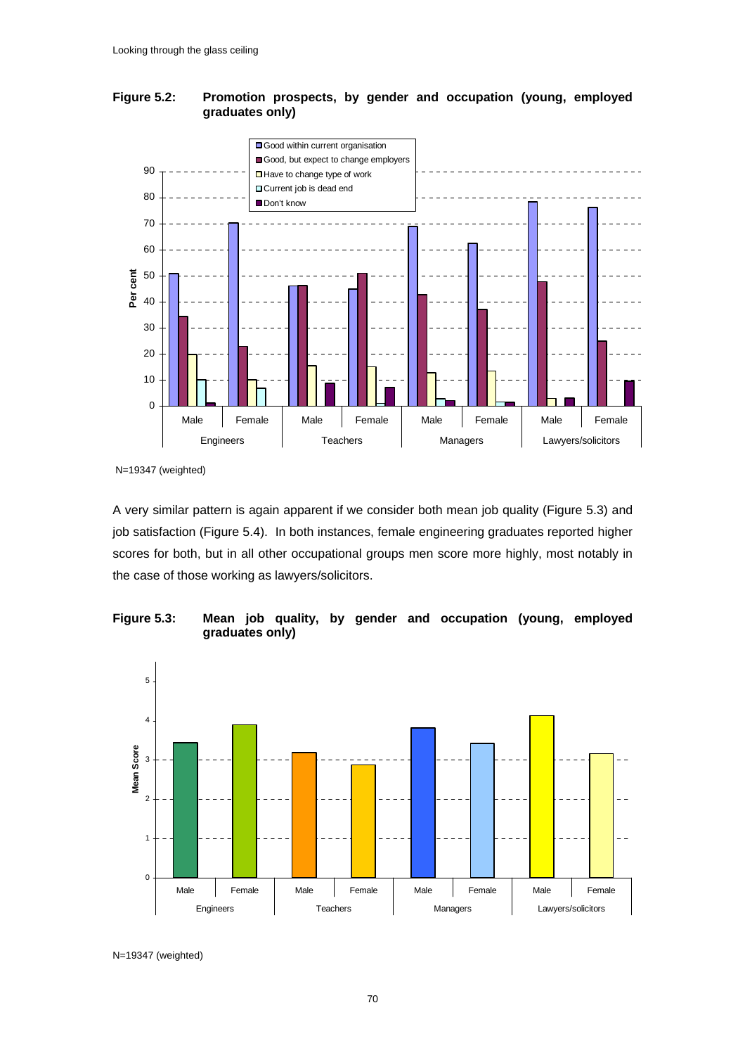**Figure 5.2: Promotion prospects, by gender and occupation (young, employed graduates only)**

N=19347 (weighted)

A very similar pattern is again apparent if we consider both mean job quality (Figure 5.3) and job satisfaction (Figure 5.4). In both instances, female engineering graduates reported higher scores for both, but in all other occupational groups men score more highly, most notably in the case of those working as lawyers/solicitors.

**Figure 5.3: Mean job quality, by gender and occupation (young, employed graduates only)**

N=19347 (weighted)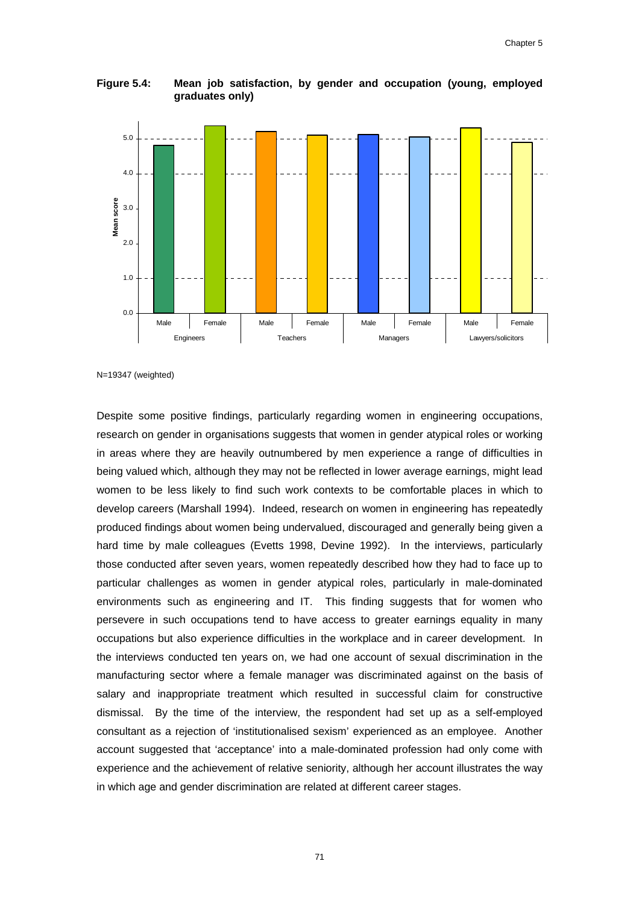**Figure 5.4: Mean job satisfaction, by gender and occupation (young, employed graduates only)**

N=19347 (weighted)

Despite some positive findings, particularly regarding women in engineering occupations, research on gender in organisations suggests that women in gender atypical roles or working in areas where they are heavily outnumbered by men experience a range of difficulties in being valued which, although they may not be reflected in lower average earnings, might lead women to be less likely to find such work contexts to be comfortable places in which to develop careers (Marshall 1994). Indeed, research on women in engineering has repeatedly produced findings about women being undervalued, discouraged and generally being given a hard time by male colleagues (Evetts 1998, Devine 1992). In the interviews, particularly those conducted after seven years, women repeatedly described how they had to face up to particular challenges as women in gender atypical roles, particularly in male-dominated environments such as engineering and IT. This finding suggests that for women who persevere in such occupations tend to have access to greater earnings equality in many occupations but also experience difficulties in the workplace and in career development. In the interviews conducted ten years on, we had one account of sexual discrimination in the manufacturing sector where a female manager was discriminated against on the basis of salary and inappropriate treatment which resulted in successful claim for constructive dismissal. By the time of the interview, the respondent had set up as a self-employed consultant as a rejection of 'institutionalised sexism' experienced as an employee. Another account suggested that 'acceptance' into a male-dominated profession had only come with experience and the achievement of relative seniority, although her account illustrates the way in which age and gender discrimination are related at different career stages.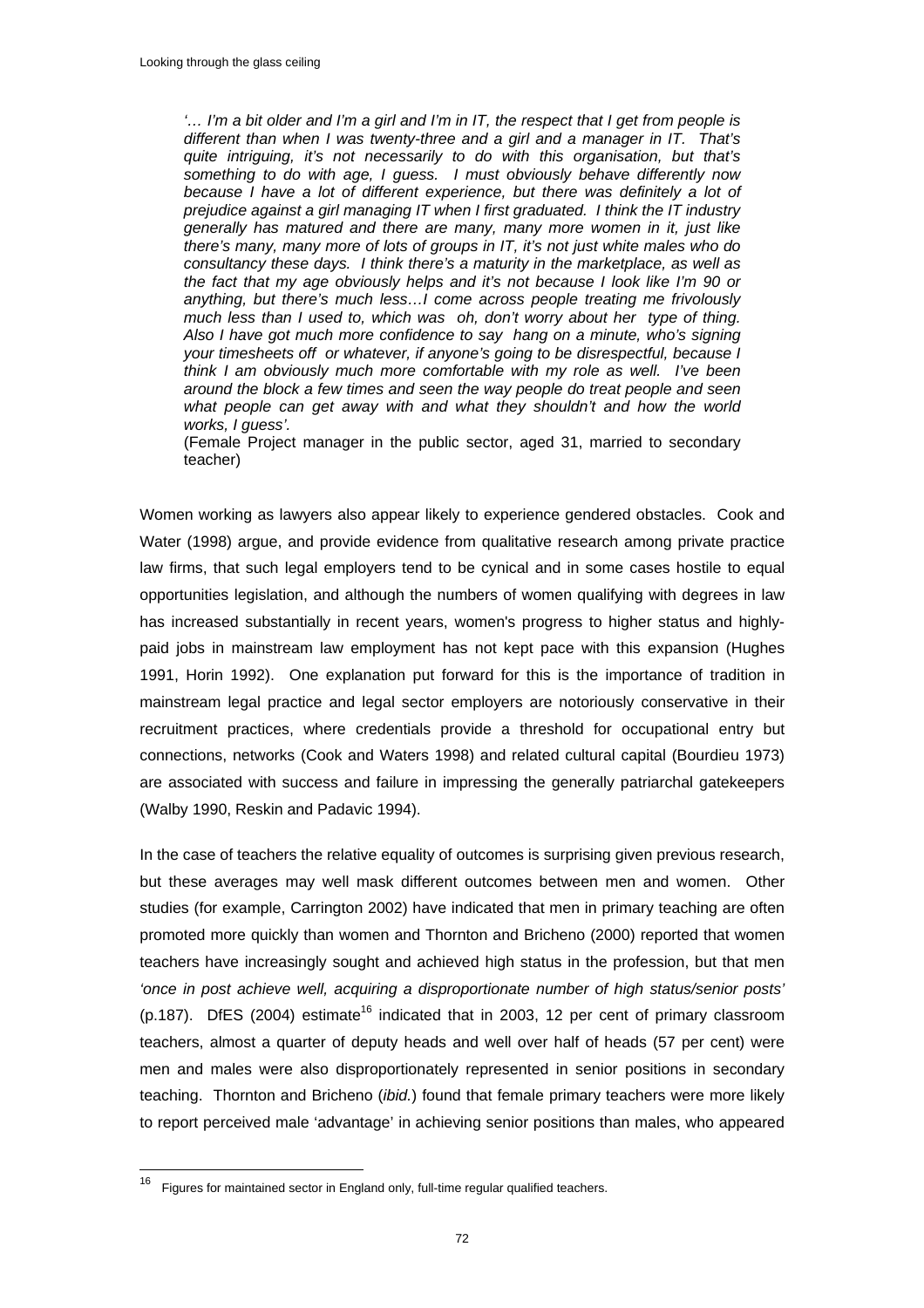*'… I'm a bit older and I'm a girl and I'm in IT, the respect that I get from people is different than when I was twenty-three and a girl and a manager in IT. That's quite intriguing, it's not necessarily to do with this organisation, but that's something to do with age, I guess. I must obviously behave differently now because I have a lot of different experience, but there was definitely a lot of prejudice against a girl managing IT when I first graduated. I think the IT industry generally has matured and there are many, many more women in it, just like there's many, many more of lots of groups in IT, it's not just white males who do consultancy these days. I think there's a maturity in the marketplace, as well as the fact that my age obviously helps and it's not because I look like I'm 90 or anything, but there's much less…I come across people treating me frivolously much less than I used to, which was oh, don't worry about her type of thing. Also I have got much more confidence to say hang on a minute, who's signing your timesheets off or whatever, if anyone's going to be disrespectful, because I think I am obviously much more comfortable with my role as well. I've been around the block a few times and seen the way people do treat people and seen what people can get away with and what they shouldn't and how the world works, I guess'.*

(Female Project manager in the public sector, aged 31, married to secondary teacher)

Women working as lawyers also appear likely to experience gendered obstacles. Cook and Water (1998) argue, and provide evidence from qualitative research among private practice law firms, that such legal employers tend to be cynical and in some cases hostile to equal opportunities legislation, and although the numbers of women qualifying with degrees in law has increased substantially in recent years, women's progress to higher status and highly-paid jobs in mainstream law employment has not kept pace with this expansion (Hughes 1991, Horin 1992). One explanation put forward for this is the importance of tradition in mainstream legal practice and legal sector employers are notoriously conservative in their recruitment practices, where credentials provide a threshold for occupational entry but connections, networks (Cook and Waters 1998) and related cultural capital (Bourdieu 1973) are associated with success and failure in impressing the generally patriarchal gatekeepers (Walby 1990, Reskin and Padavic 1994).

In the case of teachers the relative equality of outcomes is surprising given previous research, but these averages may well mask different outcomes between men and women. Other studies (for example, Carrington 2002) have indicated that men in primary teaching are often promoted more quickly than women and Thornton and Bricheno (2000) reported that women teachers have increasingly sought and achieved high status in the profession, but that men *'once in post achieve well, acquiring a disproportionate number of high status/senior posts'* (p.187). DfES (2004) estimate[16] indicated that in 2003, 12 per cent of primary classroom teachers, almost a quarter of deputy heads and well over half of heads (57 per cent) were men and males were also disproportionately represented in senior positions in secondary teaching. Thornton and Bricheno (*ibid.*) found that female primary teachers were more likely to report perceived male 'advantage' in achieving senior positions than males, who appeared

---

[16] Figures for maintained sector in England only, full-time regular qualified teachers.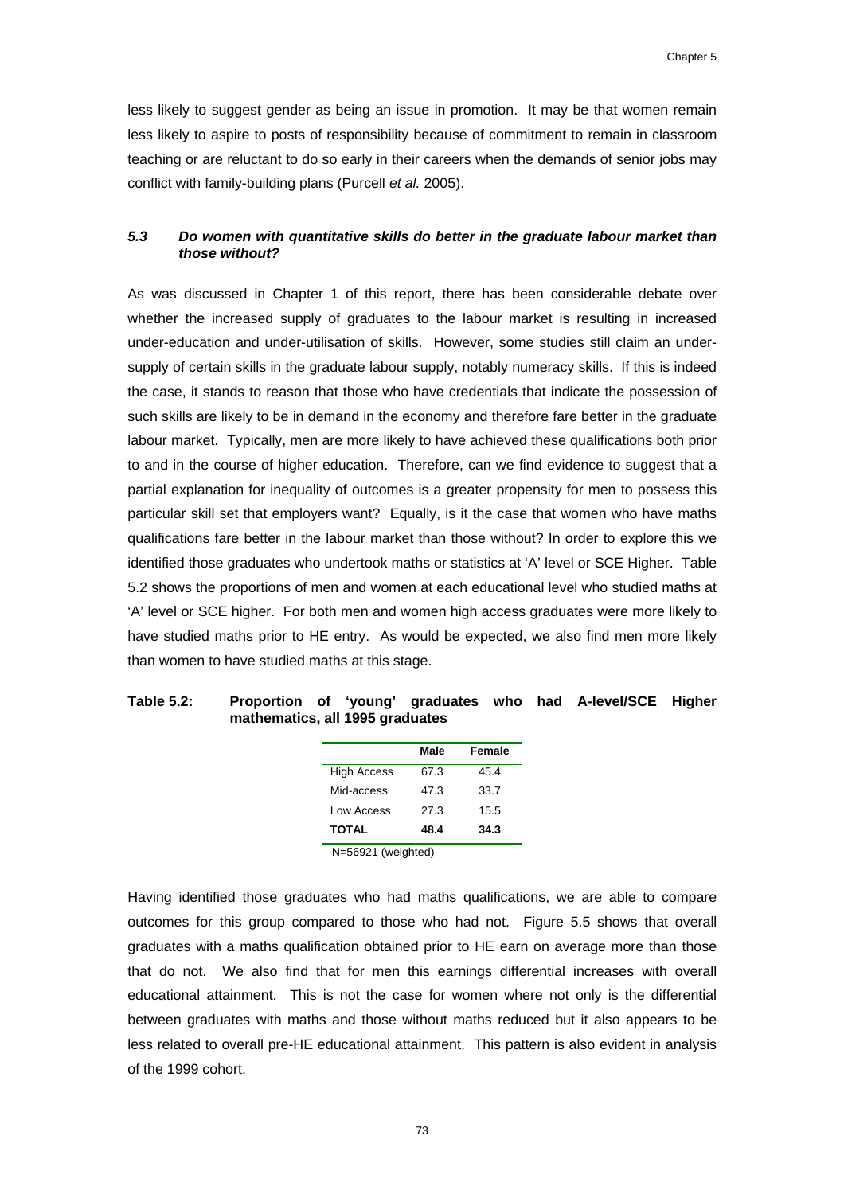less likely to suggest gender as being an issue in promotion. It may be that women remain less likely to aspire to posts of responsibility because of commitment to remain in classroom teaching or are reluctant to do so early in their careers when the demands of senior jobs may conflict with family-building plans (Purcell *et al.* 2005).

### *5.3 Do women with quantitative skills do better in the graduate labour market than those without?*

As was discussed in Chapter 1 of this report, there has been considerable debate over whether the increased supply of graduates to the labour market is resulting in increased under-education and under-utilisation of skills. However, some studies still claim an under-supply of certain skills in the graduate labour supply, notably numeracy skills. If this is indeed the case, it stands to reason that those who have credentials that indicate the possession of such skills are likely to be in demand in the economy and therefore fare better in the graduate labour market. Typically, men are more likely to have achieved these qualifications both prior to and in the course of higher education. Therefore, can we find evidence to suggest that a partial explanation for inequality of outcomes is a greater propensity for men to possess this particular skill set that employers want? Equally, is it the case that women who have maths qualifications fare better in the labour market than those without? In order to explore this we identified those graduates who undertook maths or statistics at 'A' level or SCE Higher. Table 5.2 shows the proportions of men and women at each educational level who studied maths at 'A' level or SCE higher. For both men and women high access graduates were more likely to have studied maths prior to HE entry. As would be expected, we also find men more likely than women to have studied maths at this stage.

**Table 5.2: Proportion of 'young' graduates who had A-level/SCE Higher mathematics, all 1995 graduates**

| | Male | Female |
|---|---|---|
| High Access | 67.3 | 45.4 |
| Mid-access | 47.3 | 33.7 |
| Low Access | 27.3 | 15.5 |
| **TOTAL** | **48.4** | **34.3** |

N=56921 (weighted)

Having identified those graduates who had maths qualifications, we are able to compare outcomes for this group compared to those who had not. Figure 5.5 shows that overall graduates with a maths qualification obtained prior to HE earn on average more than those that do not. We also find that for men this earnings differential increases with overall educational attainment. This is not the case for women where not only is the differential between graduates with maths and those without maths reduced but it also appears to be less related to overall pre-HE educational attainment. This pattern is also evident in analysis of the 1999 cohort.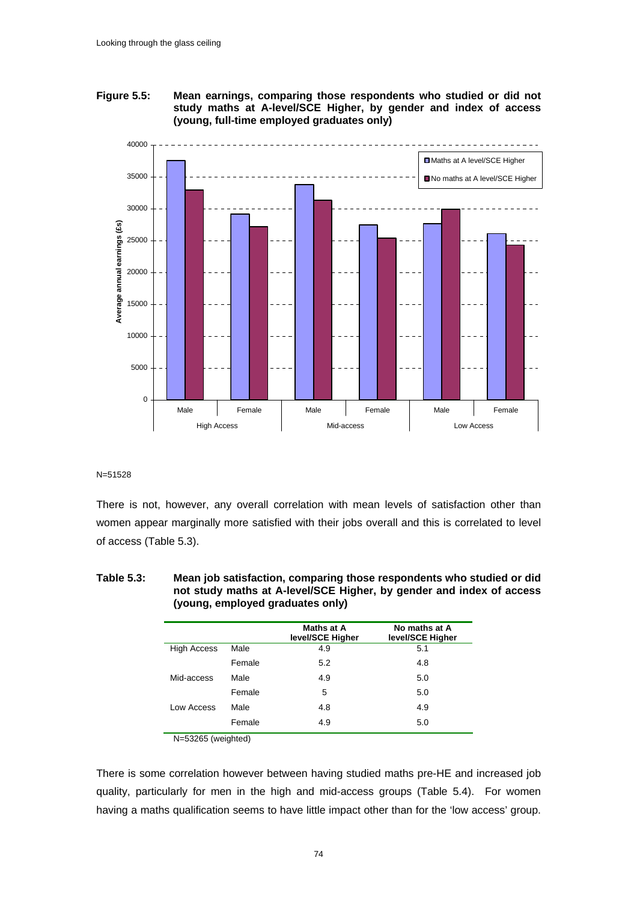**Figure 5.5: Mean earnings, comparing those respondents who studied or did not study maths at A-level/SCE Higher, by gender and index of access (young, full-time employed graduates only)**

N=51528

There is not, however, any overall correlation with mean levels of satisfaction other than women appear marginally more satisfied with their jobs overall and this is correlated to level of access (Table 5.3).

**Table 5.3: Mean job satisfaction, comparing those respondents who studied or did not study maths at A-level/SCE Higher, by gender and index of access (young, employed graduates only)**

| | | Maths at A level/SCE Higher | No maths at A level/SCE Higher |
|---|---|---|---|
| High Access | Male | 4.9 | 5.1 |
| | Female | 5.2 | 4.8 |
| Mid-access | Male | 4.9 | 5.0 |
| | Female | 5 | 5.0 |
| Low Access | Male | 4.8 | 4.9 |
| | Female | 4.9 | 5.0 |

N=53265 (weighted)

There is some correlation however between having studied maths pre-HE and increased job quality, particularly for men in the high and mid-access groups (Table 5.4). For women having a maths qualification seems to have little impact other than for the 'low access' group.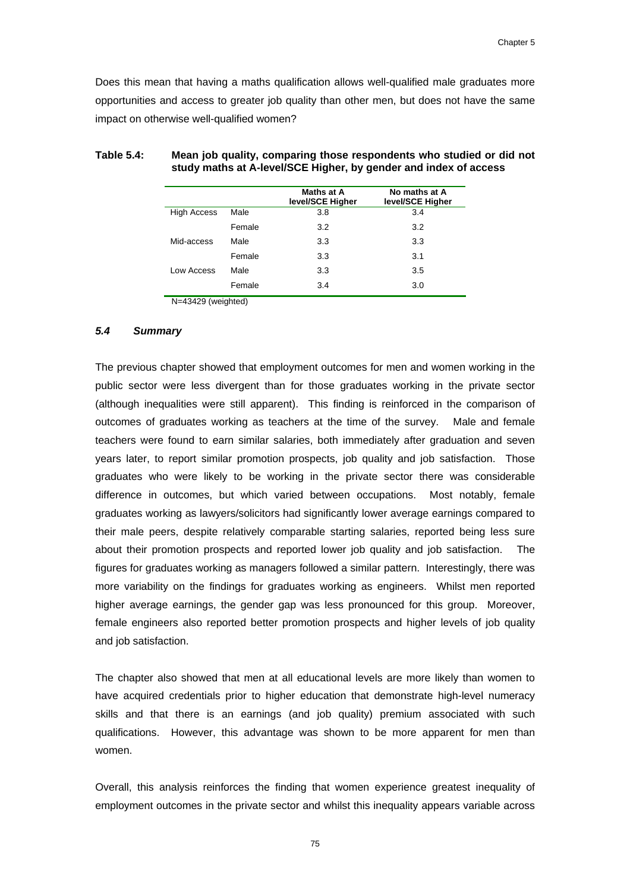Does this mean that having a maths qualification allows well-qualified male graduates more opportunities and access to greater job quality than other men, but does not have the same impact on otherwise well-qualified women?

**Table 5.4: Mean job quality, comparing those respondents who studied or did not study maths at A-level/SCE Higher, by gender and index of access**

| | | Maths at A level/SCE Higher | No maths at A level/SCE Higher |
|---|---|---|---|
| High Access | Male | 3.8 | 3.4 |
| | Female | 3.2 | 3.2 |
| Mid-access | Male | 3.3 | 3.3 |
| | Female | 3.3 | 3.1 |
| Low Access | Male | 3.3 | 3.5 |
| | Female | 3.4 | 3.0 |

N=43429 (weighted)

### *5.4 Summary*

The previous chapter showed that employment outcomes for men and women working in the public sector were less divergent than for those graduates working in the private sector (although inequalities were still apparent). This finding is reinforced in the comparison of outcomes of graduates working as teachers at the time of the survey. Male and female teachers were found to earn similar salaries, both immediately after graduation and seven years later, to report similar promotion prospects, job quality and job satisfaction. Those graduates who were likely to be working in the private sector there was considerable difference in outcomes, but which varied between occupations. Most notably, female graduates working as lawyers/solicitors had significantly lower average earnings compared to their male peers, despite relatively comparable starting salaries, reported being less sure about their promotion prospects and reported lower job quality and job satisfaction. The figures for graduates working as managers followed a similar pattern. Interestingly, there was more variability on the findings for graduates working as engineers. Whilst men reported higher average earnings, the gender gap was less pronounced for this group. Moreover, female engineers also reported better promotion prospects and higher levels of job quality and job satisfaction.

The chapter also showed that men at all educational levels are more likely than women to have acquired credentials prior to higher education that demonstrate high-level numeracy skills and that there is an earnings (and job quality) premium associated with such qualifications. However, this advantage was shown to be more apparent for men than women.

Overall, this analysis reinforces the finding that women experience greatest inequality of employment outcomes in the private sector and whilst this inequality appears variable across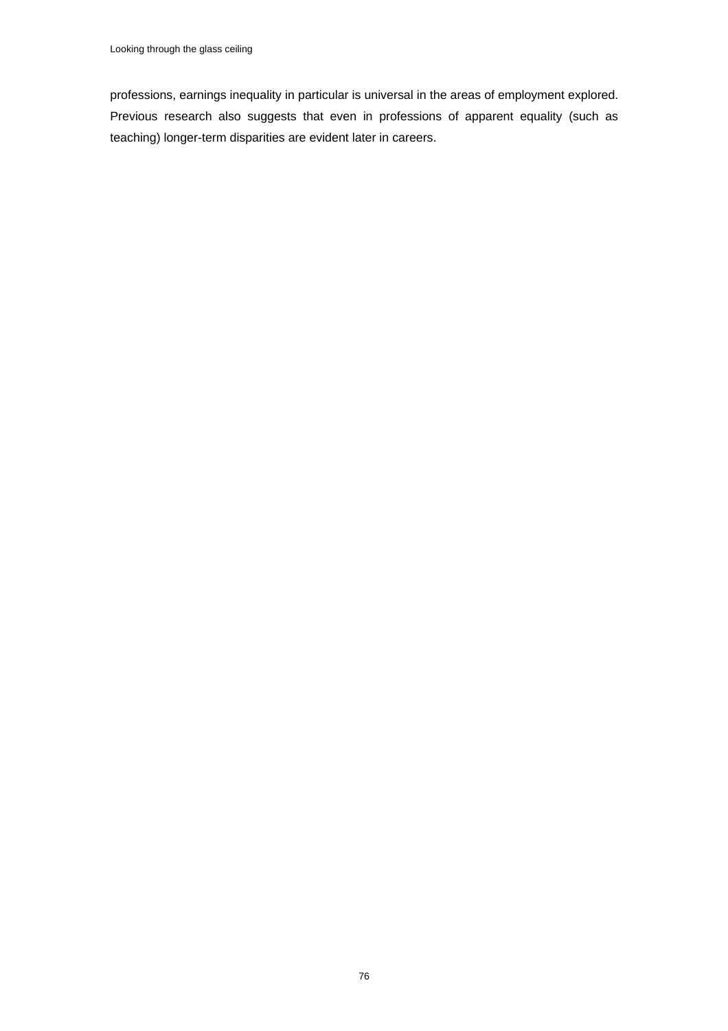professions, earnings inequality in particular is universal in the areas of employment explored. Previous research also suggests that even in professions of apparent equality (such as teaching) longer-term disparities are evident later in careers.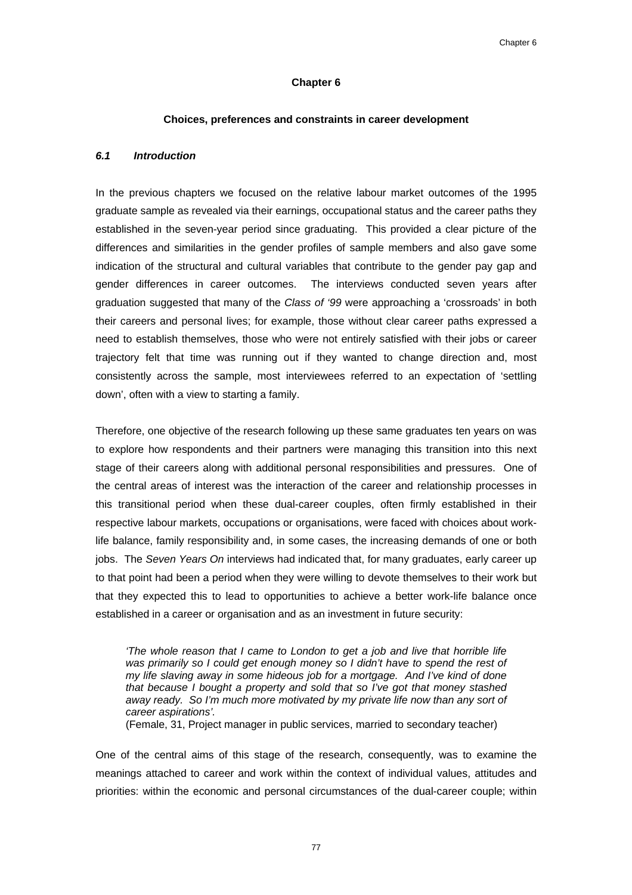# Chapter 6

## Choices, preferences and constraints in career development

### *6.1 Introduction*

In the previous chapters we focused on the relative labour market outcomes of the 1995 graduate sample as revealed via their earnings, occupational status and the career paths they established in the seven-year period since graduating. This provided a clear picture of the differences and similarities in the gender profiles of sample members and also gave some indication of the structural and cultural variables that contribute to the gender pay gap and gender differences in career outcomes. The interviews conducted seven years after graduation suggested that many of the *Class of '99* were approaching a 'crossroads' in both their careers and personal lives; for example, those without clear career paths expressed a need to establish themselves, those who were not entirely satisfied with their jobs or career trajectory felt that time was running out if they wanted to change direction and, most consistently across the sample, most interviewees referred to an expectation of 'settling down', often with a view to starting a family.

Therefore, one objective of the research following up these same graduates ten years on was to explore how respondents and their partners were managing this transition into this next stage of their careers along with additional personal responsibilities and pressures. One of the central areas of interest was the interaction of the career and relationship processes in this transitional period when these dual-career couples, often firmly established in their respective labour markets, occupations or organisations, were faced with choices about work-life balance, family responsibility and, in some cases, the increasing demands of one or both jobs. The *Seven Years On* interviews had indicated that, for many graduates, early career up to that point had been a period when they were willing to devote themselves to their work but that they expected this to lead to opportunities to achieve a better work-life balance once established in a career or organisation and as an investment in future security:

> *'The whole reason that I came to London to get a job and live that horrible life was primarily so I could get enough money so I didn't have to spend the rest of my life slaving away in some hideous job for a mortgage. And I've kind of done that because I bought a property and sold that so I've got that money stashed away ready. So I'm much more motivated by my private life now than any sort of career aspirations'.*
> (Female, 31, Project manager in public services, married to secondary teacher)

One of the central aims of this stage of the research, consequently, was to examine the meanings attached to career and work within the context of individual values, attitudes and priorities: within the economic and personal circumstances of the dual-career couple; within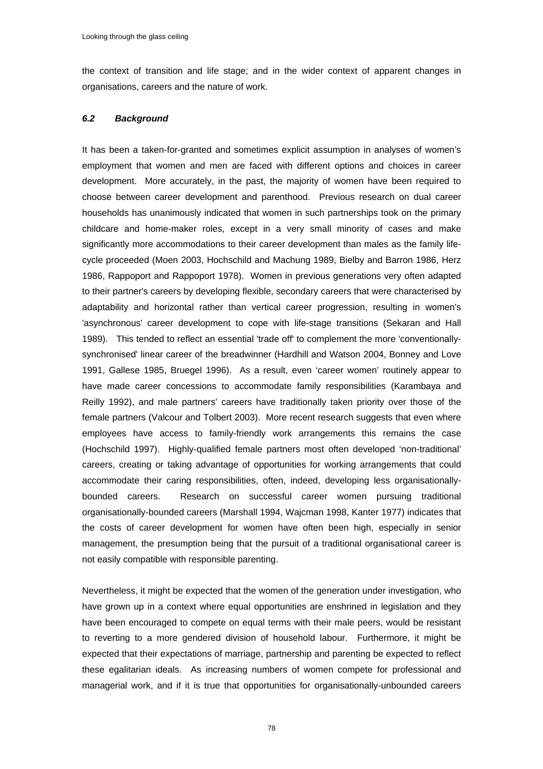the context of transition and life stage; and in the wider context of apparent changes in organisations, careers and the nature of work.

### *6.2 Background*

It has been a taken-for-granted and sometimes explicit assumption in analyses of women's employment that women and men are faced with different options and choices in career development. More accurately, in the past, the majority of women have been required to choose between career development and parenthood. Previous research on dual career households has unanimously indicated that women in such partnerships took on the primary childcare and home-maker roles, except in a very small minority of cases and make significantly more accommodations to their career development than males as the family life-cycle proceeded (Moen 2003, Hochschild and Machung 1989, Bielby and Barron 1986, Herz 1986, Rappoport and Rappoport 1978). Women in previous generations very often adapted to their partner's careers by developing flexible, secondary careers that were characterised by adaptability and horizontal rather than vertical career progression, resulting in women's 'asynchronous' career development to cope with life-stage transitions (Sekaran and Hall 1989). This tended to reflect an essential 'trade off' to complement the more 'conventionally-synchronised' linear career of the breadwinner (Hardhill and Watson 2004, Bonney and Love 1991, Gallese 1985, Bruegel 1996). As a result, even 'career women' routinely appear to have made career concessions to accommodate family responsibilities (Karambaya and Reilly 1992), and male partners' careers have traditionally taken priority over those of the female partners (Valcour and Tolbert 2003). More recent research suggests that even where employees have access to family-friendly work arrangements this remains the case (Hochschild 1997). Highly-qualified female partners most often developed 'non-traditional' careers, creating or taking advantage of opportunities for working arrangements that could accommodate their caring responsibilities, often, indeed, developing less organisationally-bounded careers. Research on successful career women pursuing traditional organisationally-bounded careers (Marshall 1994, Wajcman 1998, Kanter 1977) indicates that the costs of career development for women have often been high, especially in senior management, the presumption being that the pursuit of a traditional organisational career is not easily compatible with responsible parenting.

Nevertheless, it might be expected that the women of the generation under investigation, who have grown up in a context where equal opportunities are enshrined in legislation and they have been encouraged to compete on equal terms with their male peers, would be resistant to reverting to a more gendered division of household labour. Furthermore, it might be expected that their expectations of marriage, partnership and parenting be expected to reflect these egalitarian ideals. As increasing numbers of women compete for professional and managerial work, and if it is true that opportunities for organisationally-unbounded careers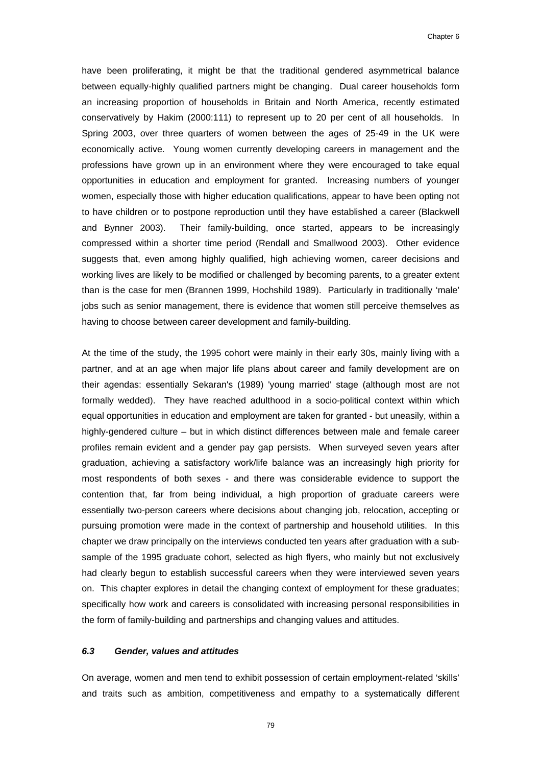have been proliferating, it might be that the traditional gendered asymmetrical balance between equally-highly qualified partners might be changing. Dual career households form an increasing proportion of households in Britain and North America, recently estimated conservatively by Hakim (2000:111) to represent up to 20 per cent of all households. In Spring 2003, over three quarters of women between the ages of 25-49 in the UK were economically active. Young women currently developing careers in management and the professions have grown up in an environment where they were encouraged to take equal opportunities in education and employment for granted. Increasing numbers of younger women, especially those with higher education qualifications, appear to have been opting not to have children or to postpone reproduction until they have established a career (Blackwell and Bynner 2003). Their family-building, once started, appears to be increasingly compressed within a shorter time period (Rendall and Smallwood 2003). Other evidence suggests that, even among highly qualified, high achieving women, career decisions and working lives are likely to be modified or challenged by becoming parents, to a greater extent than is the case for men (Brannen 1999, Hochshild 1989). Particularly in traditionally 'male' jobs such as senior management, there is evidence that women still perceive themselves as having to choose between career development and family-building.

At the time of the study, the 1995 cohort were mainly in their early 30s, mainly living with a partner, and at an age when major life plans about career and family development are on their agendas: essentially Sekaran's (1989) 'young married' stage (although most are not formally wedded). They have reached adulthood in a socio-political context within which equal opportunities in education and employment are taken for granted - but uneasily, within a highly-gendered culture – but in which distinct differences between male and female career profiles remain evident and a gender pay gap persists. When surveyed seven years after graduation, achieving a satisfactory work/life balance was an increasingly high priority for most respondents of both sexes - and there was considerable evidence to support the contention that, far from being individual, a high proportion of graduate careers were essentially two-person careers where decisions about changing job, relocation, accepting or pursuing promotion were made in the context of partnership and household utilities. In this chapter we draw principally on the interviews conducted ten years after graduation with a sub-sample of the 1995 graduate cohort, selected as high flyers, who mainly but not exclusively had clearly begun to establish successful careers when they were interviewed seven years on. This chapter explores in detail the changing context of employment for these graduates; specifically how work and careers is consolidated with increasing personal responsibilities in the form of family-building and partnerships and changing values and attitudes.

### *6.3 Gender, values and attitudes*

On average, women and men tend to exhibit possession of certain employment-related 'skills' and traits such as ambition, competitiveness and empathy to a systematically different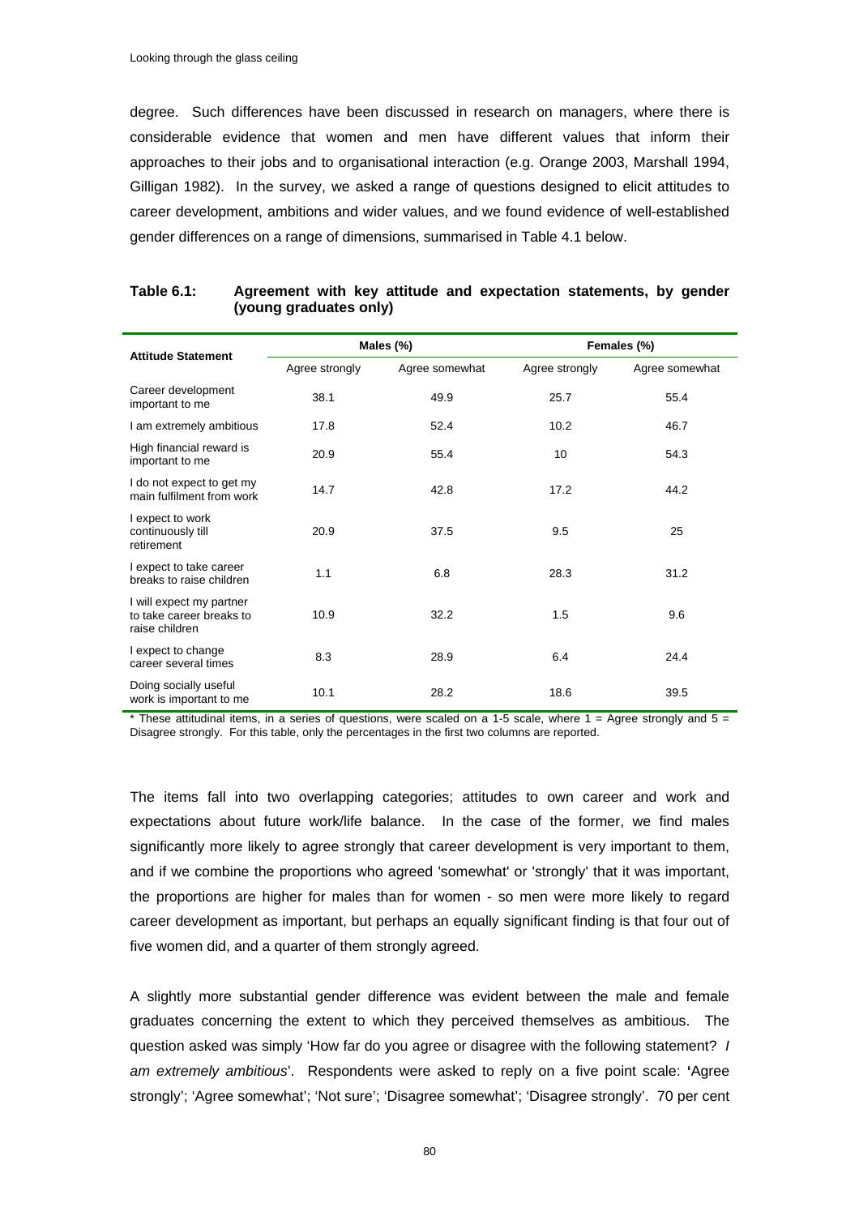degree. Such differences have been discussed in research on managers, where there is considerable evidence that women and men have different values that inform their approaches to their jobs and to organisational interaction (e.g. Orange 2003, Marshall 1994, Gilligan 1982). In the survey, we asked a range of questions designed to elicit attitudes to career development, ambitions and wider values, and we found evidence of well-established gender differences on a range of dimensions, summarised in Table 4.1 below.

**Table 6.1: Agreement with key attitude and expectation statements, by gender (young graduates only)**

| Attitude Statement | Males (%) | | Females (%) | |
|---|---|---|---|---|
| | Agree strongly | Agree somewhat | Agree strongly | Agree somewhat |
| Career development important to me | 38.1 | 49.9 | 25.7 | 55.4 |
| I am extremely ambitious | 17.8 | 52.4 | 10.2 | 46.7 |
| High financial reward is important to me | 20.9 | 55.4 | 10 | 54.3 |
| I do not expect to get my main fulfilment from work | 14.7 | 42.8 | 17.2 | 44.2 |
| I expect to work continuously till retirement | 20.9 | 37.5 | 9.5 | 25 |
| I expect to take career breaks to raise children | 1.1 | 6.8 | 28.3 | 31.2 |
| I will expect my partner to take career breaks to raise children | 10.9 | 32.2 | 1.5 | 9.6 |
| I expect to change career several times | 8.3 | 28.9 | 6.4 | 24.4 |
| Doing socially useful work is important to me | 10.1 | 28.2 | 18.6 | 39.5 |

\* These attitudinal items, in a series of questions, were scaled on a 1-5 scale, where 1 = Agree strongly and 5 = Disagree strongly. For this table, only the percentages in the first two columns are reported.

The items fall into two overlapping categories; attitudes to own career and work and expectations about future work/life balance. In the case of the former, we find males significantly more likely to agree strongly that career development is very important to them, and if we combine the proportions who agreed 'somewhat' or 'strongly' that it was important, the proportions are higher for males than for women - so men were more likely to regard career development as important, but perhaps an equally significant finding is that four out of five women did, and a quarter of them strongly agreed.

A slightly more substantial gender difference was evident between the male and female graduates concerning the extent to which they perceived themselves as ambitious. The question asked was simply 'How far do you agree or disagree with the following statement? *I am extremely ambitious*'. Respondents were asked to reply on a five point scale: **'**Agree strongly'; 'Agree somewhat'; 'Not sure'; 'Disagree somewhat'; 'Disagree strongly'. 70 per cent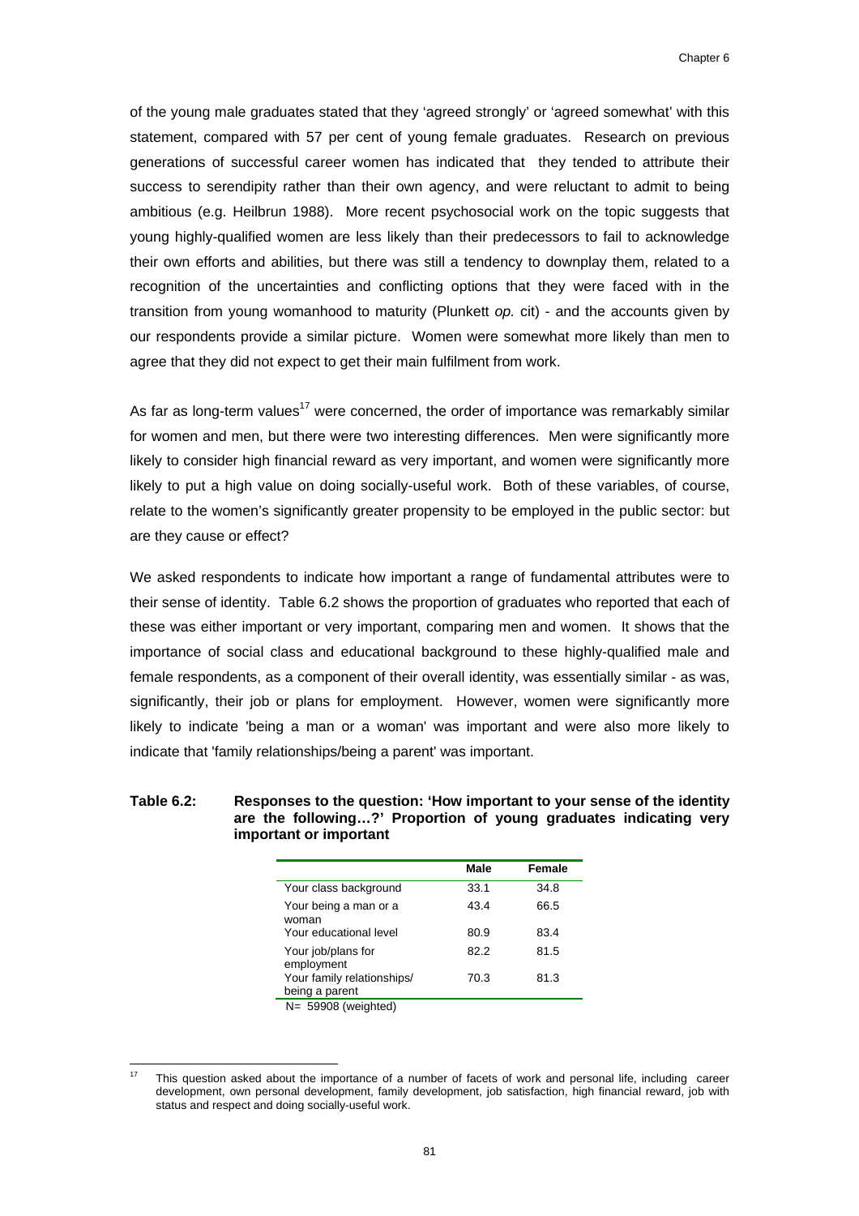of the young male graduates stated that they 'agreed strongly' or 'agreed somewhat' with this statement, compared with 57 per cent of young female graduates. Research on previous generations of successful career women has indicated that they tended to attribute their success to serendipity rather than their own agency, and were reluctant to admit to being ambitious (e.g. Heilbrun 1988). More recent psychosocial work on the topic suggests that young highly-qualified women are less likely than their predecessors to fail to acknowledge their own efforts and abilities, but there was still a tendency to downplay them, related to a recognition of the uncertainties and conflicting options that they were faced with in the transition from young womanhood to maturity (Plunkett *op.* cit) - and the accounts given by our respondents provide a similar picture. Women were somewhat more likely than men to agree that they did not expect to get their main fulfilment from work.

As far as long-term values[17] were concerned, the order of importance was remarkably similar for women and men, but there were two interesting differences. Men were significantly more likely to consider high financial reward as very important, and women were significantly more likely to put a high value on doing socially-useful work. Both of these variables, of course, relate to the women's significantly greater propensity to be employed in the public sector: but are they cause or effect?

We asked respondents to indicate how important a range of fundamental attributes were to their sense of identity. Table 6.2 shows the proportion of graduates who reported that each of these was either important or very important, comparing men and women. It shows that the importance of social class and educational background to these highly-qualified male and female respondents, as a component of their overall identity, was essentially similar - as was, significantly, their job or plans for employment. However, women were significantly more likely to indicate 'being a man or a woman' was important and were also more likely to indicate that 'family relationships/being a parent' was important.

**Table 6.2: Responses to the question: 'How important to your sense of the identity are the following…?' Proportion of young graduates indicating very important or important**

| | Male | Female |
|---|---|---|
| Your class background | 33.1 | 34.8 |
| Your being a man or a woman | 43.4 | 66.5 |
| Your educational level | 80.9 | 83.4 |
| Your job/plans for employment | 82.2 | 81.5 |
| Your family relationships/ being a parent | 70.3 | 81.3 |

N= 59908 (weighted)

[17] This question asked about the importance of a number of facets of work and personal life, including career development, own personal development, family development, job satisfaction, high financial reward, job with status and respect and doing socially-useful work.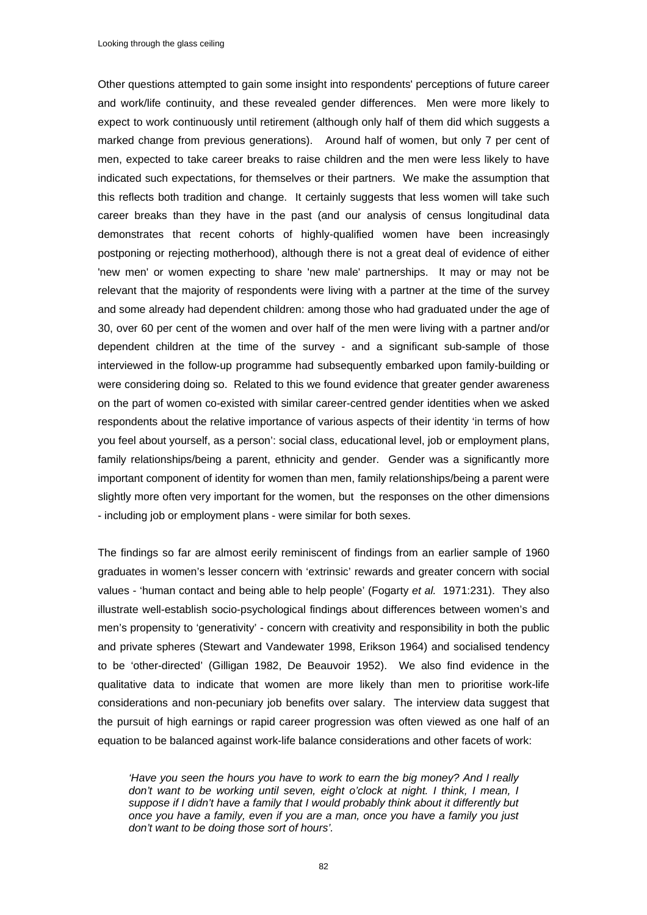Other questions attempted to gain some insight into respondents' perceptions of future career and work/life continuity, and these revealed gender differences. Men were more likely to expect to work continuously until retirement (although only half of them did which suggests a marked change from previous generations). Around half of women, but only 7 per cent of men, expected to take career breaks to raise children and the men were less likely to have indicated such expectations, for themselves or their partners. We make the assumption that this reflects both tradition and change. It certainly suggests that less women will take such career breaks than they have in the past (and our analysis of census longitudinal data demonstrates that recent cohorts of highly-qualified women have been increasingly postponing or rejecting motherhood), although there is not a great deal of evidence of either 'new men' or women expecting to share 'new male' partnerships. It may or may not be relevant that the majority of respondents were living with a partner at the time of the survey and some already had dependent children: among those who had graduated under the age of 30, over 60 per cent of the women and over half of the men were living with a partner and/or dependent children at the time of the survey - and a significant sub-sample of those interviewed in the follow-up programme had subsequently embarked upon family-building or were considering doing so. Related to this we found evidence that greater gender awareness on the part of women co-existed with similar career-centred gender identities when we asked respondents about the relative importance of various aspects of their identity 'in terms of how you feel about yourself, as a person': social class, educational level, job or employment plans, family relationships/being a parent, ethnicity and gender. Gender was a significantly more important component of identity for women than men, family relationships/being a parent were slightly more often very important for the women, but the responses on the other dimensions - including job or employment plans - were similar for both sexes.

The findings so far are almost eerily reminiscent of findings from an earlier sample of 1960 graduates in women's lesser concern with 'extrinsic' rewards and greater concern with social values - 'human contact and being able to help people' (Fogarty *et al.* 1971:231). They also illustrate well-establish socio-psychological findings about differences between women's and men's propensity to 'generativity' - concern with creativity and responsibility in both the public and private spheres (Stewart and Vandewater 1998, Erikson 1964) and socialised tendency to be 'other-directed' (Gilligan 1982, De Beauvoir 1952). We also find evidence in the qualitative data to indicate that women are more likely than men to prioritise work-life considerations and non-pecuniary job benefits over salary. The interview data suggest that the pursuit of high earnings or rapid career progression was often viewed as one half of an equation to be balanced against work-life balance considerations and other facets of work:

> *'Have you seen the hours you have to work to earn the big money? And I really don't want to be working until seven, eight o'clock at night. I think, I mean, I suppose if I didn't have a family that I would probably think about it differently but once you have a family, even if you are a man, once you have a family you just don't want to be doing those sort of hours'.*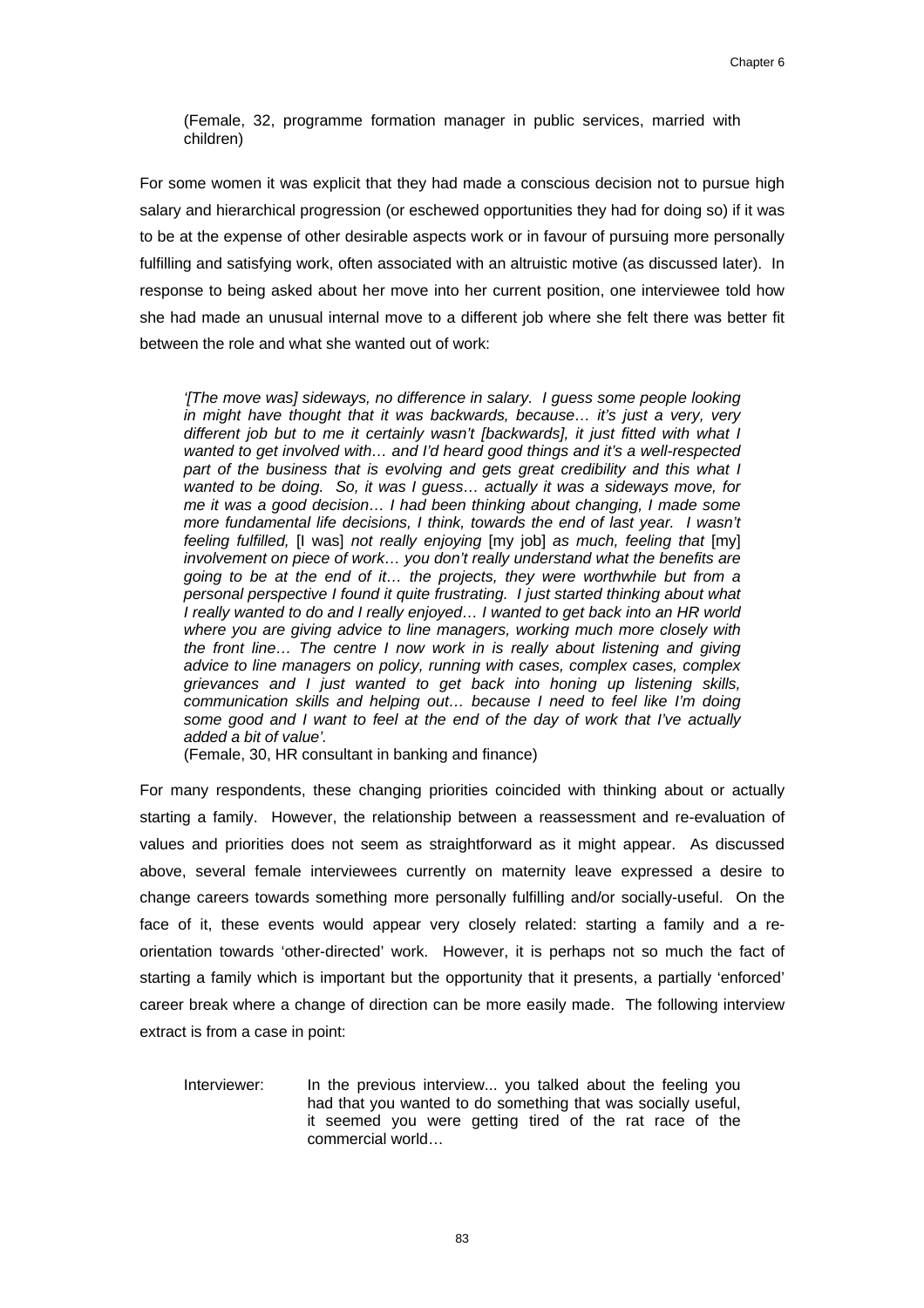(Female, 32, programme formation manager in public services, married with children)

For some women it was explicit that they had made a conscious decision not to pursue high salary and hierarchical progression (or eschewed opportunities they had for doing so) if it was to be at the expense of other desirable aspects work or in favour of pursuing more personally fulfilling and satisfying work, often associated with an altruistic motive (as discussed later). In response to being asked about her move into her current position, one interviewee told how she had made an unusual internal move to a different job where she felt there was better fit between the role and what she wanted out of work:

> *'[The move was] sideways, no difference in salary. I guess some people looking in might have thought that it was backwards, because… it's just a very, very different job but to me it certainly wasn't [backwards], it just fitted with what I wanted to get involved with… and I'd heard good things and it's a well-respected part of the business that is evolving and gets great credibility and this what I wanted to be doing. So, it was I guess… actually it was a sideways move, for me it was a good decision… I had been thinking about changing, I made some more fundamental life decisions, I think, towards the end of last year. I wasn't feeling fulfilled,* [I was] *not really enjoying* [my job] *as much, feeling that* [my] *involvement on piece of work… you don't really understand what the benefits are going to be at the end of it… the projects, they were worthwhile but from a personal perspective I found it quite frustrating. I just started thinking about what I really wanted to do and I really enjoyed… I wanted to get back into an HR world where you are giving advice to line managers, working much more closely with the front line… The centre I now work in is really about listening and giving advice to line managers on policy, running with cases, complex cases, complex grievances and I just wanted to get back into honing up listening skills, communication skills and helping out… because I need to feel like I'm doing some good and I want to feel at the end of the day of work that I've actually added a bit of value'.*
> (Female, 30, HR consultant in banking and finance)

For many respondents, these changing priorities coincided with thinking about or actually starting a family. However, the relationship between a reassessment and re-evaluation of values and priorities does not seem as straightforward as it might appear. As discussed above, several female interviewees currently on maternity leave expressed a desire to change careers towards something more personally fulfilling and/or socially-useful. On the face of it, these events would appear very closely related: starting a family and a re-orientation towards 'other-directed' work. However, it is perhaps not so much the fact of starting a family which is important but the opportunity that it presents, a partially 'enforced' career break where a change of direction can be more easily made. The following interview extract is from a case in point:

> Interviewer: In the previous interview... you talked about the feeling you had that you wanted to do something that was socially useful, it seemed you were getting tired of the rat race of the commercial world…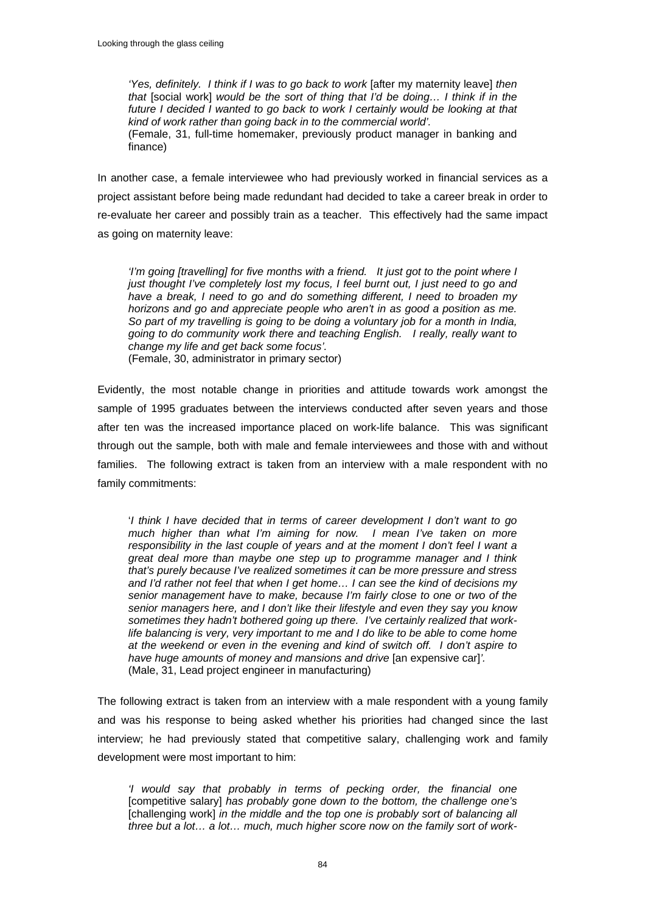*'Yes, definitely. I think if I was to go back to work* [after my maternity leave] *then that* [social work] *would be the sort of thing that I'd be doing… I think if in the future I decided I wanted to go back to work I certainly would be looking at that kind of work rather than going back in to the commercial world'.*
(Female, 31, full-time homemaker, previously product manager in banking and finance)

In another case, a female interviewee who had previously worked in financial services as a project assistant before being made redundant had decided to take a career break in order to re-evaluate her career and possibly train as a teacher. This effectively had the same impact as going on maternity leave:

*'I'm going [travelling] for five months with a friend. It just got to the point where I just thought I've completely lost my focus, I feel burnt out, I just need to go and have a break, I need to go and do something different, I need to broaden my horizons and go and appreciate people who aren't in as good a position as me. So part of my travelling is going to be doing a voluntary job for a month in India, going to do community work there and teaching English. I really, really want to change my life and get back some focus'.*
(Female, 30, administrator in primary sector)

Evidently, the most notable change in priorities and attitude towards work amongst the sample of 1995 graduates between the interviews conducted after seven years and those after ten was the increased importance placed on work-life balance. This was significant through out the sample, both with male and female interviewees and those with and without families. The following extract is taken from an interview with a male respondent with no family commitments:

'*I think I have decided that in terms of career development I don't want to go much higher than what I'm aiming for now. I mean I've taken on more responsibility in the last couple of years and at the moment I don't feel I want a great deal more than maybe one step up to programme manager and I think that's purely because I've realized sometimes it can be more pressure and stress and I'd rather not feel that when I get home… I can see the kind of decisions my senior management have to make, because I'm fairly close to one or two of the senior managers here, and I don't like their lifestyle and even they say you know sometimes they hadn't bothered going up there. I've certainly realized that work-life balancing is very, very important to me and I do like to be able to come home at the weekend or even in the evening and kind of switch off. I don't aspire to have huge amounts of money and mansions and drive* [an expensive car]*'.*
(Male, 31, Lead project engineer in manufacturing)

The following extract is taken from an interview with a male respondent with a young family and was his response to being asked whether his priorities had changed since the last interview; he had previously stated that competitive salary, challenging work and family development were most important to him:

*'I would say that probably in terms of pecking order, the financial one* [competitive salary] *has probably gone down to the bottom, the challenge one's* [challenging work] *in the middle and the top one is probably sort of balancing all three but a lot… a lot… much, much higher score now on the family sort of work-*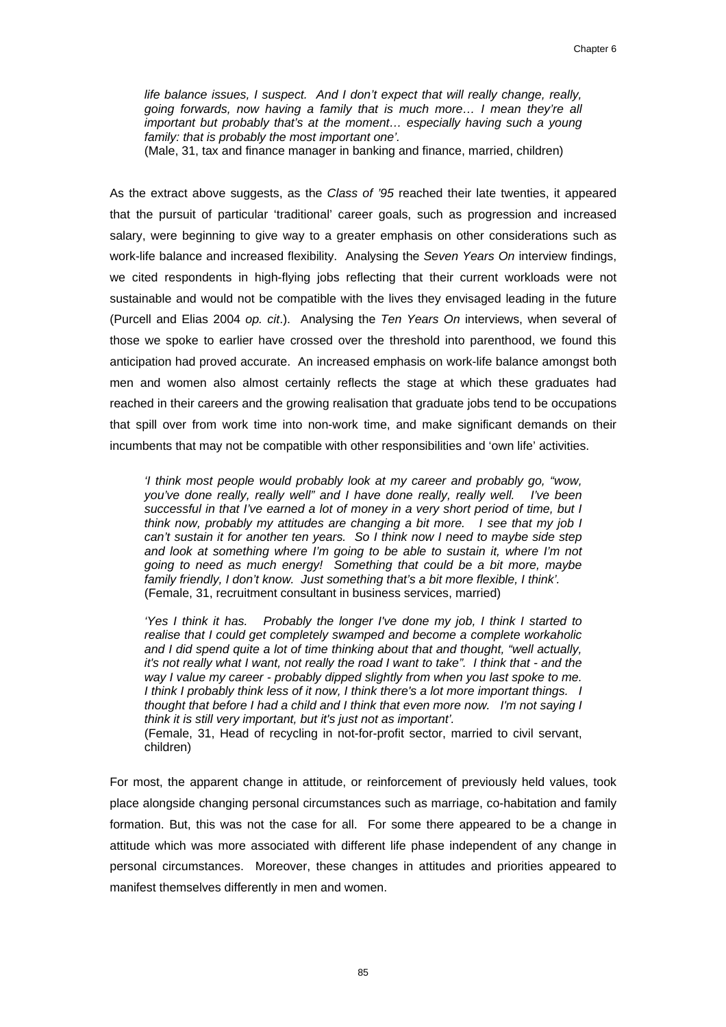*life balance issues, I suspect. And I don't expect that will really change, really, going forwards, now having a family that is much more… I mean they're all important but probably that's at the moment… especially having such a young family: that is probably the most important one'.*
(Male, 31, tax and finance manager in banking and finance, married, children)

As the extract above suggests, as the *Class of '95* reached their late twenties, it appeared that the pursuit of particular 'traditional' career goals, such as progression and increased salary, were beginning to give way to a greater emphasis on other considerations such as work-life balance and increased flexibility. Analysing the *Seven Years On* interview findings, we cited respondents in high-flying jobs reflecting that their current workloads were not sustainable and would not be compatible with the lives they envisaged leading in the future (Purcell and Elias 2004 *op. cit*.). Analysing the *Ten Years On* interviews, when several of those we spoke to earlier have crossed over the threshold into parenthood, we found this anticipation had proved accurate. An increased emphasis on work-life balance amongst both men and women also almost certainly reflects the stage at which these graduates had reached in their careers and the growing realisation that graduate jobs tend to be occupations that spill over from work time into non-work time, and make significant demands on their incumbents that may not be compatible with other responsibilities and 'own life' activities.

*'I think most people would probably look at my career and probably go, "wow, you've done really, really well" and I have done really, really well. I've been successful in that I've earned a lot of money in a very short period of time, but I think now, probably my attitudes are changing a bit more. I see that my job I can't sustain it for another ten years. So I think now I need to maybe side step and look at something where I'm going to be able to sustain it, where I'm not going to need as much energy! Something that could be a bit more, maybe family friendly, I don't know. Just something that's a bit more flexible, I think'.*
(Female, 31, recruitment consultant in business services, married)

*'Yes I think it has. Probably the longer I've done my job, I think I started to realise that I could get completely swamped and become a complete workaholic and I did spend quite a lot of time thinking about that and thought, "well actually, it's not really what I want, not really the road I want to take". I think that - and the way I value my career - probably dipped slightly from when you last spoke to me. I think I probably think less of it now, I think there's a lot more important things. I thought that before I had a child and I think that even more now. I'm not saying I think it is still very important, but it's just not as important'.*
(Female, 31, Head of recycling in not-for-profit sector, married to civil servant, children)

For most, the apparent change in attitude, or reinforcement of previously held values, took place alongside changing personal circumstances such as marriage, co-habitation and family formation. But, this was not the case for all. For some there appeared to be a change in attitude which was more associated with different life phase independent of any change in personal circumstances. Moreover, these changes in attitudes and priorities appeared to manifest themselves differently in men and women.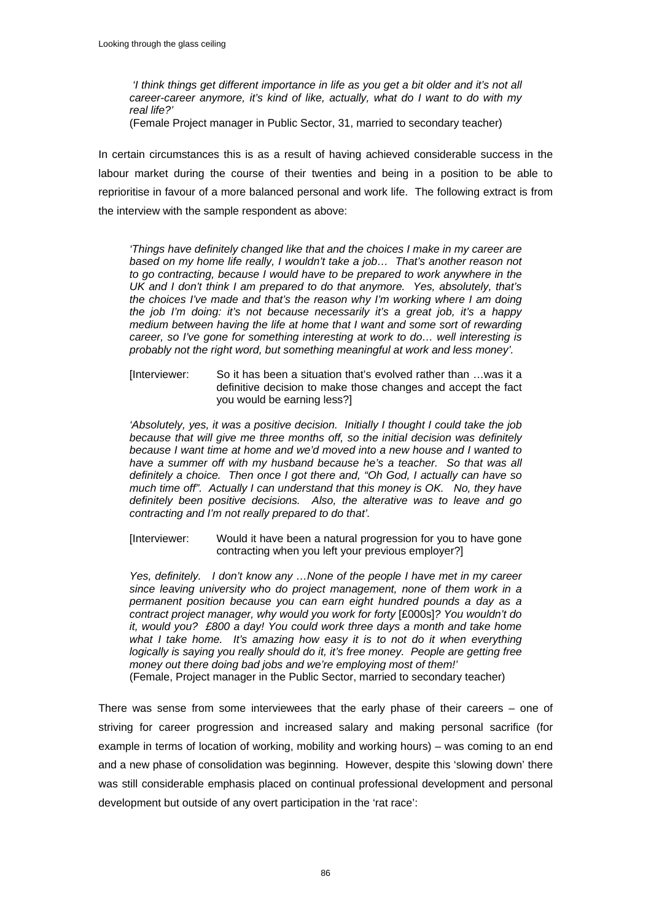*'I think things get different importance in life as you get a bit older and it's not all career-career anymore, it's kind of like, actually, what do I want to do with my real life?'*
(Female Project manager in Public Sector, 31, married to secondary teacher)

In certain circumstances this is as a result of having achieved considerable success in the labour market during the course of their twenties and being in a position to be able to reprioritise in favour of a more balanced personal and work life. The following extract is from the interview with the sample respondent as above:

> *'Things have definitely changed like that and the choices I make in my career are based on my home life really, I wouldn't take a job… That's another reason not to go contracting, because I would have to be prepared to work anywhere in the UK and I don't think I am prepared to do that anymore. Yes, absolutely, that's the choices I've made and that's the reason why I'm working where I am doing the job I'm doing: it's not because necessarily it's a great job, it's a happy medium between having the life at home that I want and some sort of rewarding career, so I've gone for something interesting at work to do… well interesting is probably not the right word, but something meaningful at work and less money'.*
>
> [Interviewer: So it has been a situation that's evolved rather than …was it a definitive decision to make those changes and accept the fact you would be earning less?]
>
> *'Absolutely, yes, it was a positive decision. Initially I thought I could take the job because that will give me three months off, so the initial decision was definitely because I want time at home and we'd moved into a new house and I wanted to have a summer off with my husband because he's a teacher. So that was all definitely a choice. Then once I got there and, "Oh God, I actually can have so much time off". Actually I can understand that this money is OK. No, they have definitely been positive decisions. Also, the alterative was to leave and go contracting and I'm not really prepared to do that'.*
>
> [Interviewer: Would it have been a natural progression for you to have gone contracting when you left your previous employer?]
>
> *Yes, definitely. I don't know any …None of the people I have met in my career since leaving university who do project management, none of them work in a permanent position because you can earn eight hundred pounds a day as a contract project manager, why would you work for forty* [£000s]*? You wouldn't do it, would you? £800 a day! You could work three days a month and take home what I take home. It's amazing how easy it is to not do it when everything logically is saying you really should do it, it's free money. People are getting free money out there doing bad jobs and we're employing most of them!'*
> (Female, Project manager in the Public Sector, married to secondary teacher)

There was sense from some interviewees that the early phase of their careers – one of striving for career progression and increased salary and making personal sacrifice (for example in terms of location of working, mobility and working hours) – was coming to an end and a new phase of consolidation was beginning. However, despite this 'slowing down' there was still considerable emphasis placed on continual professional development and personal development but outside of any overt participation in the 'rat race':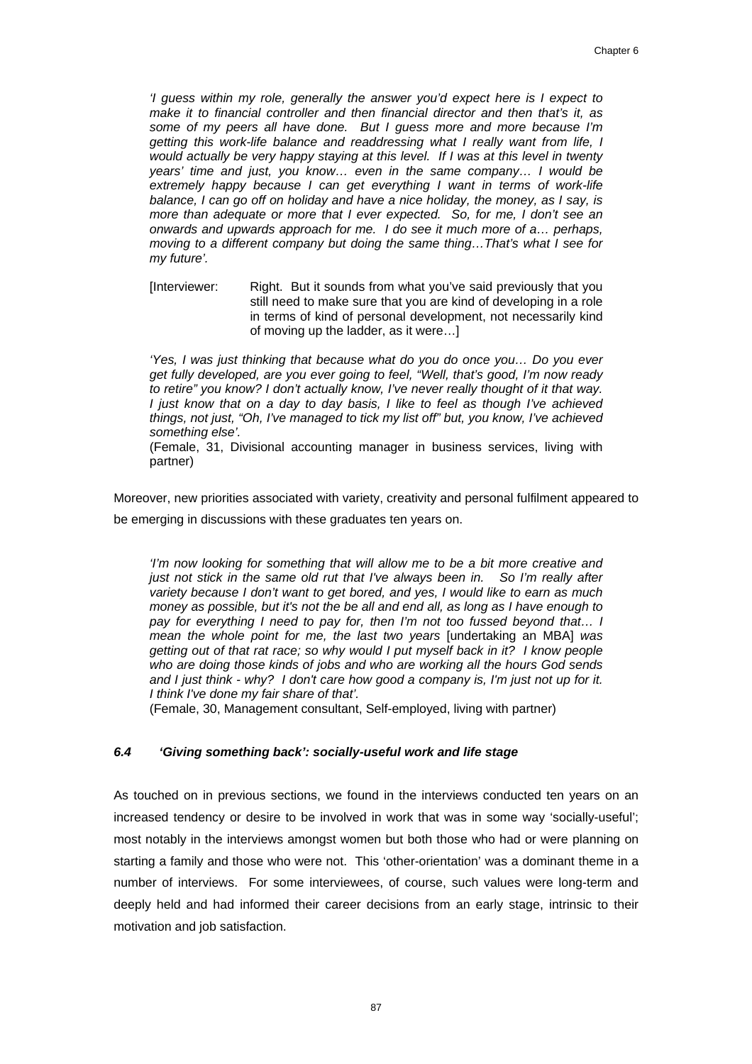*'I guess within my role, generally the answer you'd expect here is I expect to make it to financial controller and then financial director and then that's it, as some of my peers all have done. But I guess more and more because I'm getting this work-life balance and readdressing what I really want from life, I would actually be very happy staying at this level. If I was at this level in twenty years' time and just, you know… even in the same company… I would be extremely happy because I can get everything I want in terms of work-life balance, I can go off on holiday and have a nice holiday, the money, as I say, is more than adequate or more that I ever expected. So, for me, I don't see an onwards and upwards approach for me. I do see it much more of a… perhaps, moving to a different company but doing the same thing…That's what I see for my future'.*

> [Interviewer: Right. But it sounds from what you've said previously that you still need to make sure that you are kind of developing in a role in terms of kind of personal development, not necessarily kind of moving up the ladder, as it were…]

*'Yes, I was just thinking that because what do you do once you… Do you ever get fully developed, are you ever going to feel, "Well, that's good, I'm now ready to retire" you know? I don't actually know, I've never really thought of it that way. I just know that on a day to day basis, I like to feel as though I've achieved things, not just, "Oh, I've managed to tick my list off" but, you know, I've achieved something else'.*
(Female, 31, Divisional accounting manager in business services, living with partner)

Moreover, new priorities associated with variety, creativity and personal fulfilment appeared to be emerging in discussions with these graduates ten years on.

*'I'm now looking for something that will allow me to be a bit more creative and just not stick in the same old rut that I've always been in. So I'm really after variety because I don't want to get bored, and yes, I would like to earn as much money as possible, but it's not the be all and end all, as long as I have enough to pay for everything I need to pay for, then I'm not too fussed beyond that… I mean the whole point for me, the last two years* [undertaking an MBA] *was getting out of that rat race; so why would I put myself back in it? I know people who are doing those kinds of jobs and who are working all the hours God sends and I just think - why? I don't care how good a company is, I'm just not up for it. I think I've done my fair share of that'.*
(Female, 30, Management consultant, Self-employed, living with partner)

### *6.4 'Giving something back': socially-useful work and life stage*

As touched on in previous sections, we found in the interviews conducted ten years on an increased tendency or desire to be involved in work that was in some way 'socially-useful'; most notably in the interviews amongst women but both those who had or were planning on starting a family and those who were not. This 'other-orientation' was a dominant theme in a number of interviews. For some interviewees, of course, such values were long-term and deeply held and had informed their career decisions from an early stage, intrinsic to their motivation and job satisfaction.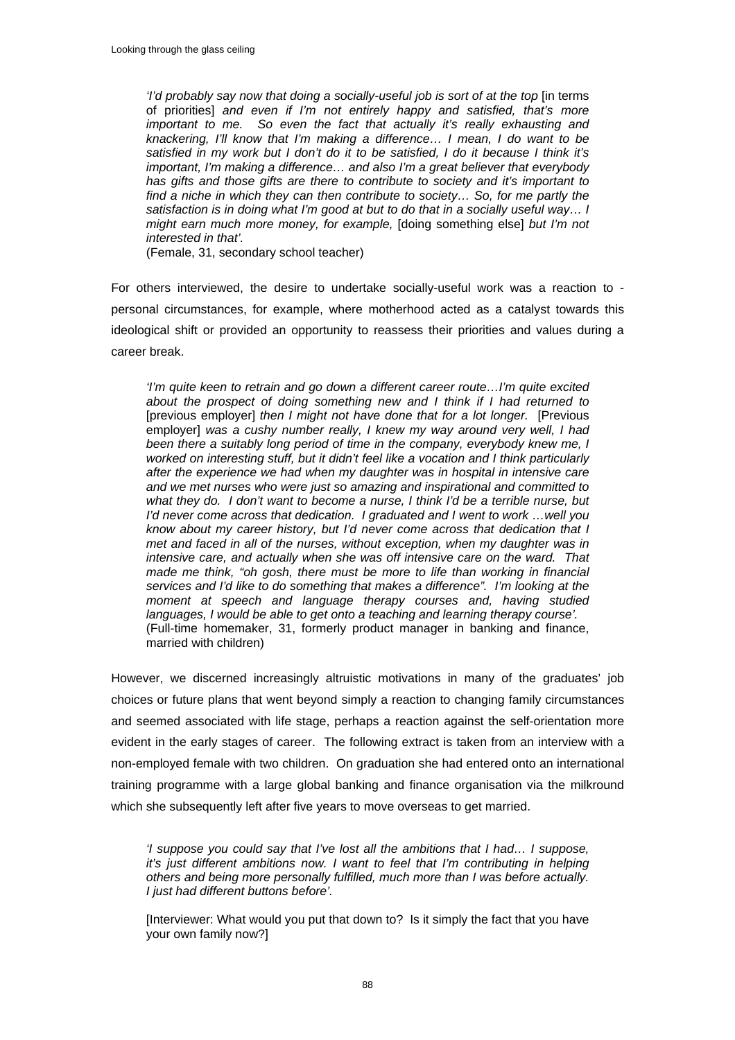*'I'd probably say now that doing a socially-useful job is sort of at the top* [in terms of priorities] *and even if I'm not entirely happy and satisfied, that's more important to me. So even the fact that actually it's really exhausting and knackering, I'll know that I'm making a difference… I mean, I do want to be satisfied in my work but I don't do it to be satisfied, I do it because I think it's important, I'm making a difference… and also I'm a great believer that everybody has gifts and those gifts are there to contribute to society and it's important to find a niche in which they can then contribute to society… So, for me partly the satisfaction is in doing what I'm good at but to do that in a socially useful way… I might earn much more money, for example,* [doing something else] *but I'm not interested in that'.*
(Female, 31, secondary school teacher)

For others interviewed, the desire to undertake socially-useful work was a reaction to - personal circumstances, for example, where motherhood acted as a catalyst towards this ideological shift or provided an opportunity to reassess their priorities and values during a career break.

*'I'm quite keen to retrain and go down a different career route…I'm quite excited about the prospect of doing something new and I think if I had returned to* [previous employer] *then I might not have done that for a lot longer.* [Previous employer] *was a cushy number really, I knew my way around very well, I had been there a suitably long period of time in the company, everybody knew me, I worked on interesting stuff, but it didn't feel like a vocation and I think particularly after the experience we had when my daughter was in hospital in intensive care and we met nurses who were just so amazing and inspirational and committed to what they do. I don't want to become a nurse, I think I'd be a terrible nurse, but I'd never come across that dedication. I graduated and I went to work …well you know about my career history, but I'd never come across that dedication that I met and faced in all of the nurses, without exception, when my daughter was in intensive care, and actually when she was off intensive care on the ward. That made me think, "oh gosh, there must be more to life than working in financial services and I'd like to do something that makes a difference". I'm looking at the moment at speech and language therapy courses and, having studied languages, I would be able to get onto a teaching and learning therapy course'.*
(Full-time homemaker, 31, formerly product manager in banking and finance, married with children)

However, we discerned increasingly altruistic motivations in many of the graduates' job choices or future plans that went beyond simply a reaction to changing family circumstances and seemed associated with life stage, perhaps a reaction against the self-orientation more evident in the early stages of career. The following extract is taken from an interview with a non-employed female with two children. On graduation she had entered onto an international training programme with a large global banking and finance organisation via the milkround which she subsequently left after five years to move overseas to get married.

*'I suppose you could say that I've lost all the ambitions that I had… I suppose, it's just different ambitions now. I want to feel that I'm contributing in helping others and being more personally fulfilled, much more than I was before actually. I just had different buttons before'.*

[Interviewer: What would you put that down to? Is it simply the fact that you have your own family now?]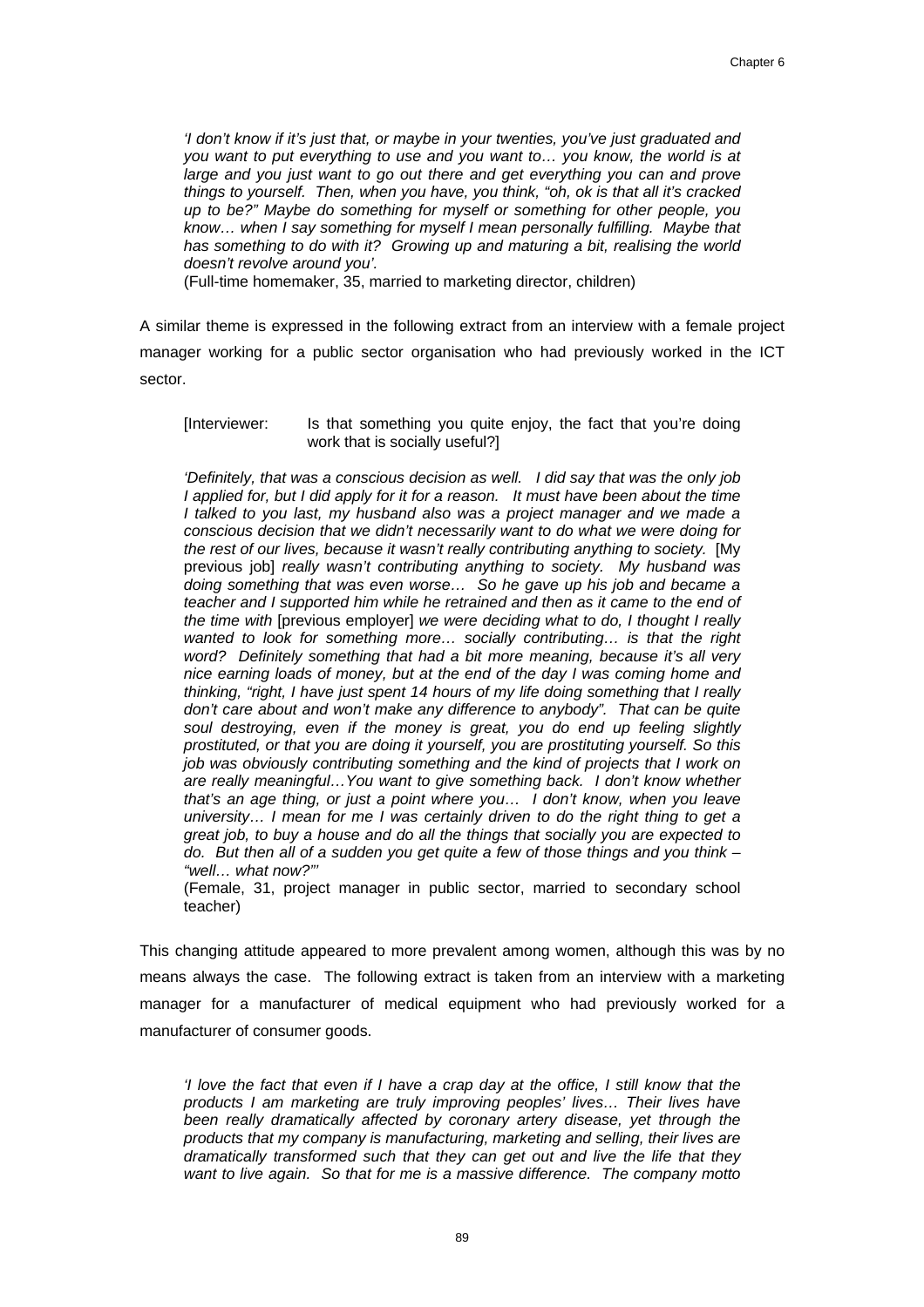*'I don't know if it's just that, or maybe in your twenties, you've just graduated and you want to put everything to use and you want to… you know, the world is at large and you just want to go out there and get everything you can and prove things to yourself. Then, when you have, you think, "oh, ok is that all it's cracked up to be?" Maybe do something for myself or something for other people, you know… when I say something for myself I mean personally fulfilling. Maybe that has something to do with it? Growing up and maturing a bit, realising the world doesn't revolve around you'.*
(Full-time homemaker, 35, married to marketing director, children)

A similar theme is expressed in the following extract from an interview with a female project manager working for a public sector organisation who had previously worked in the ICT sector.

> [Interviewer: Is that something you quite enjoy, the fact that you're doing work that is socially useful?]
>
> *'Definitely, that was a conscious decision as well. I did say that was the only job I applied for, but I did apply for it for a reason. It must have been about the time I talked to you last, my husband also was a project manager and we made a conscious decision that we didn't necessarily want to do what we were doing for the rest of our lives, because it wasn't really contributing anything to society.* [My previous job] *really wasn't contributing anything to society. My husband was doing something that was even worse… So he gave up his job and became a teacher and I supported him while he retrained and then as it came to the end of the time with* [previous employer] *we were deciding what to do, I thought I really wanted to look for something more… socially contributing… is that the right word? Definitely something that had a bit more meaning, because it's all very nice earning loads of money, but at the end of the day I was coming home and thinking, "right, I have just spent 14 hours of my life doing something that I really don't care about and won't make any difference to anybody". That can be quite soul destroying, even if the money is great, you do end up feeling slightly prostituted, or that you are doing it yourself, you are prostituting yourself. So this job was obviously contributing something and the kind of projects that I work on are really meaningful…You want to give something back. I don't know whether that's an age thing, or just a point where you… I don't know, when you leave university… I mean for me I was certainly driven to do the right thing to get a great job, to buy a house and do all the things that socially you are expected to do. But then all of a sudden you get quite a few of those things and you think – "well… what now?"'*
> (Female, 31, project manager in public sector, married to secondary school teacher)

This changing attitude appeared to more prevalent among women, although this was by no means always the case. The following extract is taken from an interview with a marketing manager for a manufacturer of medical equipment who had previously worked for a manufacturer of consumer goods.

> *'I love the fact that even if I have a crap day at the office, I still know that the products I am marketing are truly improving peoples' lives… Their lives have been really dramatically affected by coronary artery disease, yet through the products that my company is manufacturing, marketing and selling, their lives are dramatically transformed such that they can get out and live the life that they want to live again. So that for me is a massive difference. The company motto*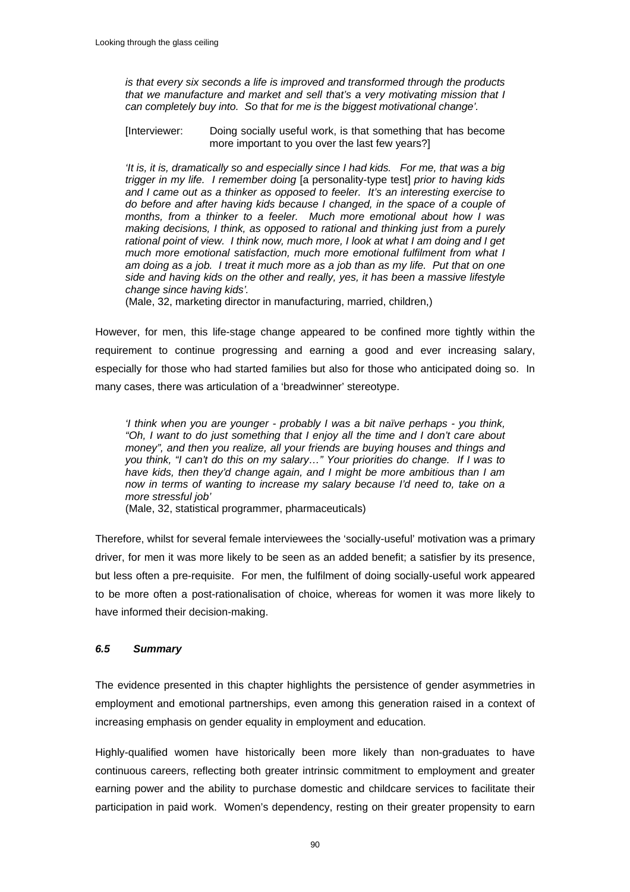*is that every six seconds a life is improved and transformed through the products that we manufacture and market and sell that's a very motivating mission that I can completely buy into. So that for me is the biggest motivational change'.*

[Interviewer: Doing socially useful work, is that something that has become more important to you over the last few years?]

*'It is, it is, dramatically so and especially since I had kids. For me, that was a big trigger in my life. I remember doing* [a personality-type test] *prior to having kids and I came out as a thinker as opposed to feeler. It's an interesting exercise to do before and after having kids because I changed, in the space of a couple of months, from a thinker to a feeler. Much more emotional about how I was making decisions, I think, as opposed to rational and thinking just from a purely rational point of view. I think now, much more, I look at what I am doing and I get much more emotional satisfaction, much more emotional fulfilment from what I am doing as a job. I treat it much more as a job than as my life. Put that on one side and having kids on the other and really, yes, it has been a massive lifestyle change since having kids'.*
(Male, 32, marketing director in manufacturing, married, children,)

However, for men, this life-stage change appeared to be confined more tightly within the requirement to continue progressing and earning a good and ever increasing salary, especially for those who had started families but also for those who anticipated doing so. In many cases, there was articulation of a 'breadwinner' stereotype.

*'I think when you are younger - probably I was a bit naïve perhaps - you think, "Oh, I want to do just something that I enjoy all the time and I don't care about money", and then you realize, all your friends are buying houses and things and you think, "I can't do this on my salary…" Your priorities do change. If I was to have kids, then they'd change again, and I might be more ambitious than I am now in terms of wanting to increase my salary because I'd need to, take on a more stressful job'*
(Male, 32, statistical programmer, pharmaceuticals)

Therefore, whilst for several female interviewees the 'socially-useful' motivation was a primary driver, for men it was more likely to be seen as an added benefit; a satisfier by its presence, but less often a pre-requisite. For men, the fulfilment of doing socially-useful work appeared to be more often a post-rationalisation of choice, whereas for women it was more likely to have informed their decision-making.

### *6.5 Summary*

The evidence presented in this chapter highlights the persistence of gender asymmetries in employment and emotional partnerships, even among this generation raised in a context of increasing emphasis on gender equality in employment and education.

Highly-qualified women have historically been more likely than non-graduates to have continuous careers, reflecting both greater intrinsic commitment to employment and greater earning power and the ability to purchase domestic and childcare services to facilitate their participation in paid work. Women's dependency, resting on their greater propensity to earn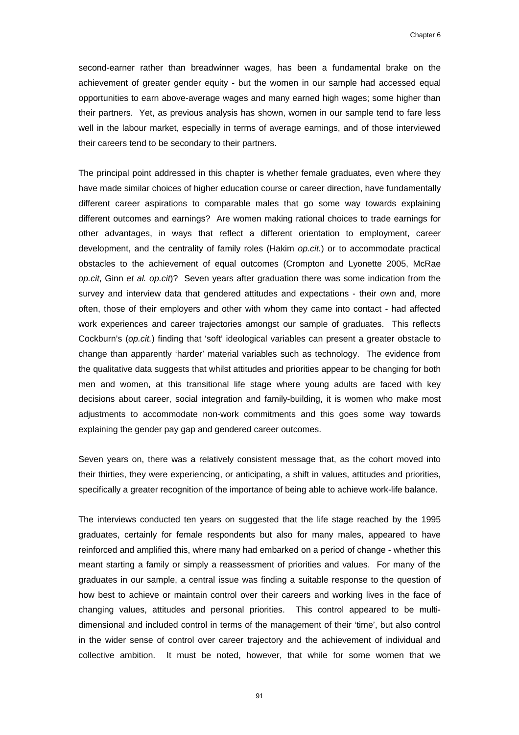second-earner rather than breadwinner wages, has been a fundamental brake on the achievement of greater gender equity - but the women in our sample had accessed equal opportunities to earn above-average wages and many earned high wages; some higher than their partners. Yet, as previous analysis has shown, women in our sample tend to fare less well in the labour market, especially in terms of average earnings, and of those interviewed their careers tend to be secondary to their partners.

The principal point addressed in this chapter is whether female graduates, even where they have made similar choices of higher education course or career direction, have fundamentally different career aspirations to comparable males that go some way towards explaining different outcomes and earnings? Are women making rational choices to trade earnings for other advantages, in ways that reflect a different orientation to employment, career development, and the centrality of family roles (Hakim *op.cit.*) or to accommodate practical obstacles to the achievement of equal outcomes (Crompton and Lyonette 2005, McRae *op.cit*, Ginn *et al. op.cit*)? Seven years after graduation there was some indication from the survey and interview data that gendered attitudes and expectations - their own and, more often, those of their employers and other with whom they came into contact - had affected work experiences and career trajectories amongst our sample of graduates. This reflects Cockburn's (*op.cit.*) finding that 'soft' ideological variables can present a greater obstacle to change than apparently 'harder' material variables such as technology. The evidence from the qualitative data suggests that whilst attitudes and priorities appear to be changing for both men and women, at this transitional life stage where young adults are faced with key decisions about career, social integration and family-building, it is women who make most adjustments to accommodate non-work commitments and this goes some way towards explaining the gender pay gap and gendered career outcomes.

Seven years on, there was a relatively consistent message that, as the cohort moved into their thirties, they were experiencing, or anticipating, a shift in values, attitudes and priorities, specifically a greater recognition of the importance of being able to achieve work-life balance.

The interviews conducted ten years on suggested that the life stage reached by the 1995 graduates, certainly for female respondents but also for many males, appeared to have reinforced and amplified this, where many had embarked on a period of change - whether this meant starting a family or simply a reassessment of priorities and values. For many of the graduates in our sample, a central issue was finding a suitable response to the question of how best to achieve or maintain control over their careers and working lives in the face of changing values, attitudes and personal priorities. This control appeared to be multi-dimensional and included control in terms of the management of their 'time', but also control in the wider sense of control over career trajectory and the achievement of individual and collective ambition. It must be noted, however, that while for some women that we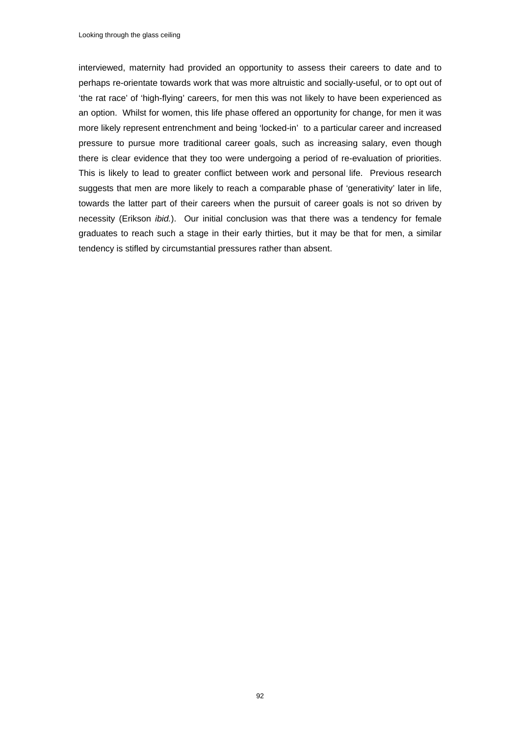interviewed, maternity had provided an opportunity to assess their careers to date and to perhaps re-orientate towards work that was more altruistic and socially-useful, or to opt out of 'the rat race' of 'high-flying' careers, for men this was not likely to have been experienced as an option. Whilst for women, this life phase offered an opportunity for change, for men it was more likely represent entrenchment and being 'locked-in' to a particular career and increased pressure to pursue more traditional career goals, such as increasing salary, even though there is clear evidence that they too were undergoing a period of re-evaluation of priorities. This is likely to lead to greater conflict between work and personal life. Previous research suggests that men are more likely to reach a comparable phase of 'generativity' later in life, towards the latter part of their careers when the pursuit of career goals is not so driven by necessity (Erikson *ibid.*). Our initial conclusion was that there was a tendency for female graduates to reach such a stage in their early thirties, but it may be that for men, a similar tendency is stifled by circumstantial pressures rather than absent.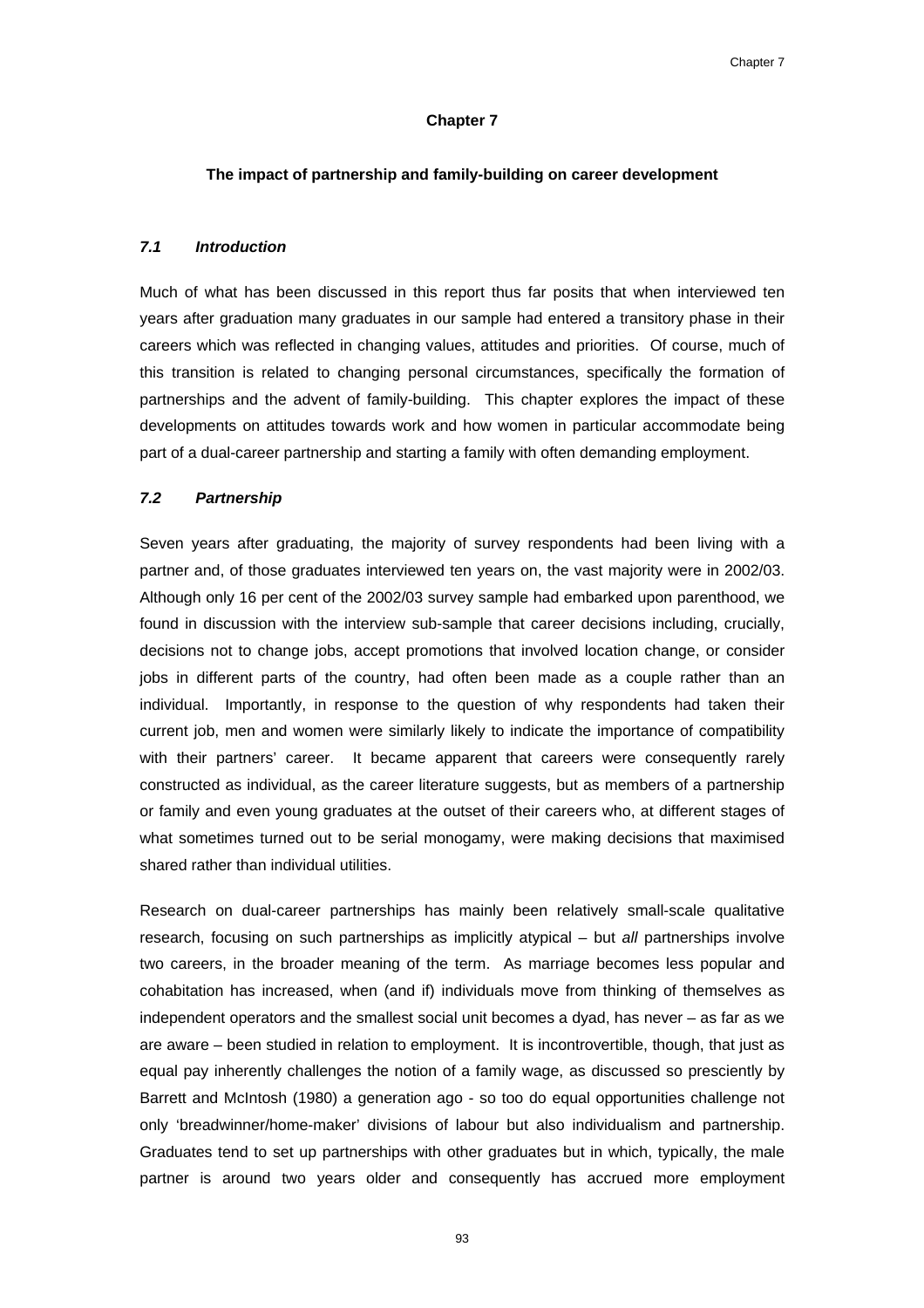# Chapter 7

## The impact of partnership and family-building on career development

### *7.1 Introduction*

Much of what has been discussed in this report thus far posits that when interviewed ten years after graduation many graduates in our sample had entered a transitory phase in their careers which was reflected in changing values, attitudes and priorities. Of course, much of this transition is related to changing personal circumstances, specifically the formation of partnerships and the advent of family-building. This chapter explores the impact of these developments on attitudes towards work and how women in particular accommodate being part of a dual-career partnership and starting a family with often demanding employment.

### *7.2 Partnership*

Seven years after graduating, the majority of survey respondents had been living with a partner and, of those graduates interviewed ten years on, the vast majority were in 2002/03. Although only 16 per cent of the 2002/03 survey sample had embarked upon parenthood, we found in discussion with the interview sub-sample that career decisions including, crucially, decisions not to change jobs, accept promotions that involved location change, or consider jobs in different parts of the country, had often been made as a couple rather than an individual. Importantly, in response to the question of why respondents had taken their current job, men and women were similarly likely to indicate the importance of compatibility with their partners' career. It became apparent that careers were consequently rarely constructed as individual, as the career literature suggests, but as members of a partnership or family and even young graduates at the outset of their careers who, at different stages of what sometimes turned out to be serial monogamy, were making decisions that maximised shared rather than individual utilities.

Research on dual-career partnerships has mainly been relatively small-scale qualitative research, focusing on such partnerships as implicitly atypical – but *all* partnerships involve two careers, in the broader meaning of the term. As marriage becomes less popular and cohabitation has increased, when (and if) individuals move from thinking of themselves as independent operators and the smallest social unit becomes a dyad, has never – as far as we are aware – been studied in relation to employment. It is incontrovertible, though, that just as equal pay inherently challenges the notion of a family wage, as discussed so presciently by Barrett and McIntosh (1980) a generation ago - so too do equal opportunities challenge not only 'breadwinner/home-maker' divisions of labour but also individualism and partnership. Graduates tend to set up partnerships with other graduates but in which, typically, the male partner is around two years older and consequently has accrued more employment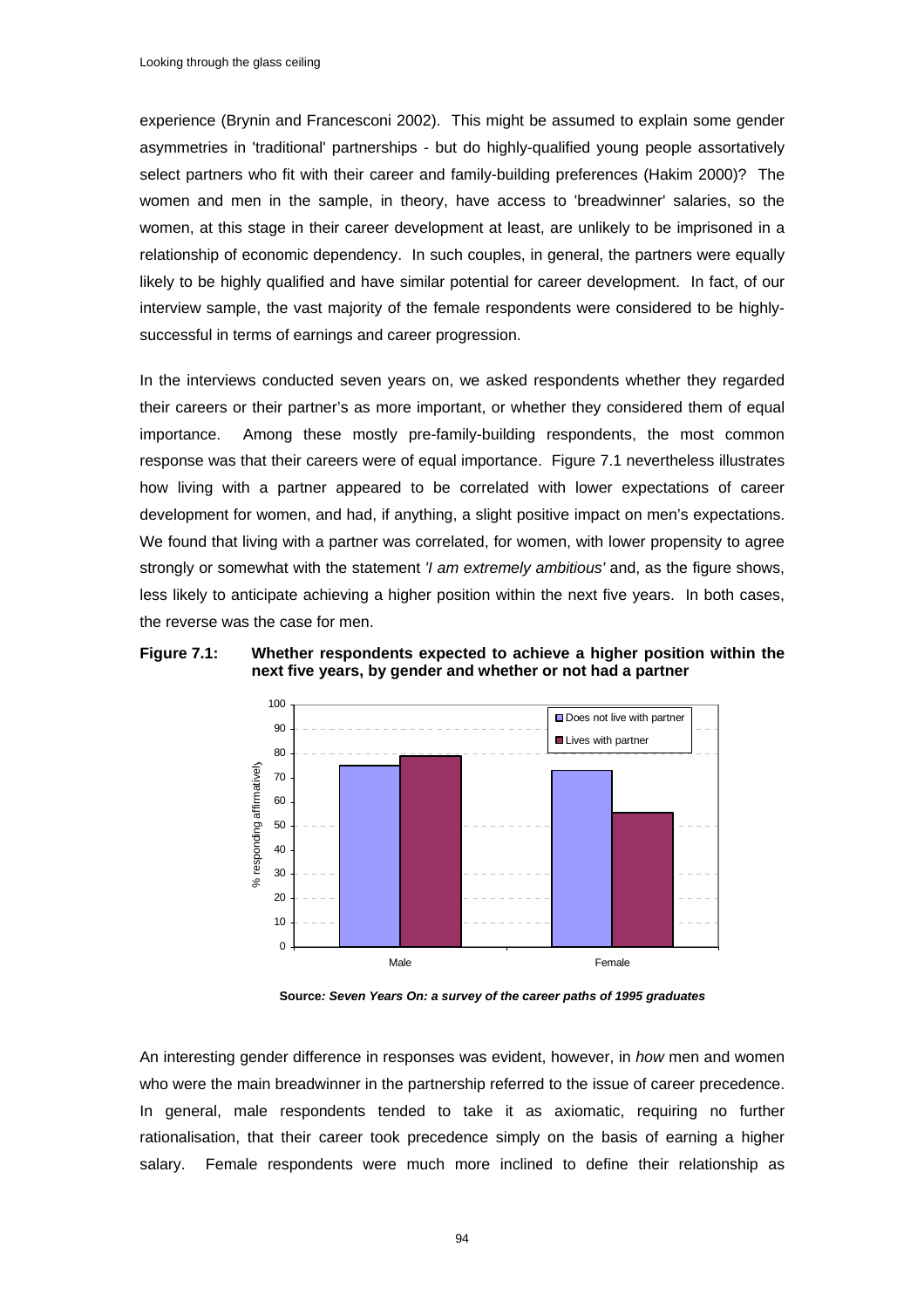experience (Brynin and Francesconi 2002). This might be assumed to explain some gender asymmetries in 'traditional' partnerships - but do highly-qualified young people assortatively select partners who fit with their career and family-building preferences (Hakim 2000)? The women and men in the sample, in theory, have access to 'breadwinner' salaries, so the women, at this stage in their career development at least, are unlikely to be imprisoned in a relationship of economic dependency. In such couples, in general, the partners were equally likely to be highly qualified and have similar potential for career development. In fact, of our interview sample, the vast majority of the female respondents were considered to be highly-successful in terms of earnings and career progression.

In the interviews conducted seven years on, we asked respondents whether they regarded their careers or their partner's as more important, or whether they considered them of equal importance. Among these mostly pre-family-building respondents, the most common response was that their careers were of equal importance. Figure 7.1 nevertheless illustrates how living with a partner appeared to be correlated with lower expectations of career development for women, and had, if anything, a slight positive impact on men's expectations. We found that living with a partner was correlated, for women, with lower propensity to agree strongly or somewhat with the statement *'I am extremely ambitious'* and, as the figure shows, less likely to anticipate achieving a higher position within the next five years. In both cases, the reverse was the case for men.

**Figure 7.1: Whether respondents expected to achieve a higher position within the next five years, by gender and whether or not had a partner**

| % responding affirmatively | Does not live with partner | Lives with partner |
|---|---|---|
| Male | 75 | 79 |
| Female | 73 | 55 |

**Source*: Seven Years On: a survey of the career paths of 1995 graduates***

An interesting gender difference in responses was evident, however, in *how* men and women who were the main breadwinner in the partnership referred to the issue of career precedence. In general, male respondents tended to take it as axiomatic, requiring no further rationalisation, that their career took precedence simply on the basis of earning a higher salary. Female respondents were much more inclined to define their relationship as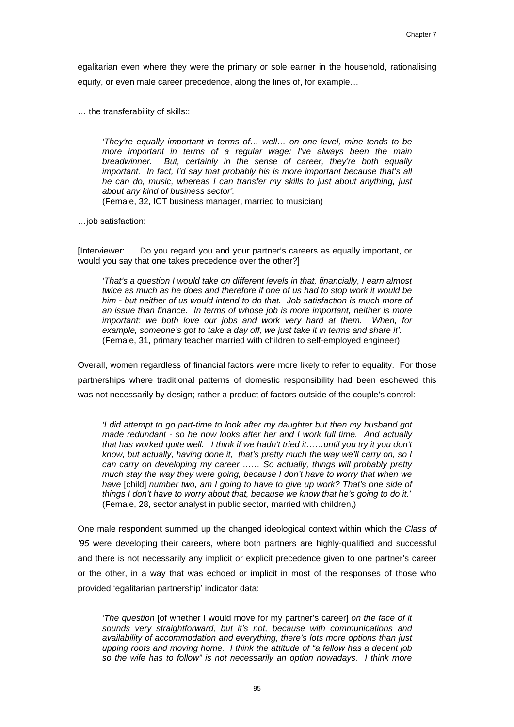egalitarian even where they were the primary or sole earner in the household, rationalising equity, or even male career precedence, along the lines of, for example…

… the transferability of skills::

> *'They're equally important in terms of… well… on one level, mine tends to be more important in terms of a regular wage: I've always been the main breadwinner. But, certainly in the sense of career, they're both equally important. In fact, I'd say that probably his is more important because that's all he can do, music, whereas I can transfer my skills to just about anything, just about any kind of business sector'.*
> (Female, 32, ICT business manager, married to musician)

…job satisfaction:

[Interviewer: Do you regard you and your partner's careers as equally important, or would you say that one takes precedence over the other?]

> *'That's a question I would take on different levels in that, financially, I earn almost twice as much as he does and therefore if one of us had to stop work it would be him - but neither of us would intend to do that. Job satisfaction is much more of an issue than finance. In terms of whose job is more important, neither is more important: we both love our jobs and work very hard at them. When, for example, someone's got to take a day off, we just take it in terms and share it'.*
> (Female, 31, primary teacher married with children to self-employed engineer)

Overall, women regardless of financial factors were more likely to refer to equality. For those partnerships where traditional patterns of domestic responsibility had been eschewed this was not necessarily by design; rather a product of factors outside of the couple's control:

> *'I did attempt to go part-time to look after my daughter but then my husband got made redundant - so he now looks after her and I work full time. And actually that has worked quite well. I think if we hadn't tried it……until you try it you don't know, but actually, having done it, that's pretty much the way we'll carry on, so I can carry on developing my career …… So actually, things will probably pretty much stay the way they were going, because I don't have to worry that when we have* [child] *number two, am I going to have to give up work? That's one side of things I don't have to worry about that, because we know that he's going to do it.'*
> (Female, 28, sector analyst in public sector, married with children,)

One male respondent summed up the changed ideological context within which the *Class of '95* were developing their careers, where both partners are highly-qualified and successful and there is not necessarily any implicit or explicit precedence given to one partner's career or the other, in a way that was echoed or implicit in most of the responses of those who provided 'egalitarian partnership' indicator data:

> *'The question* [of whether I would move for my partner's career] *on the face of it sounds very straightforward, but it's not, because with communications and availability of accommodation and everything, there's lots more options than just upping roots and moving home. I think the attitude of "a fellow has a decent job so the wife has to follow" is not necessarily an option nowadays. I think more*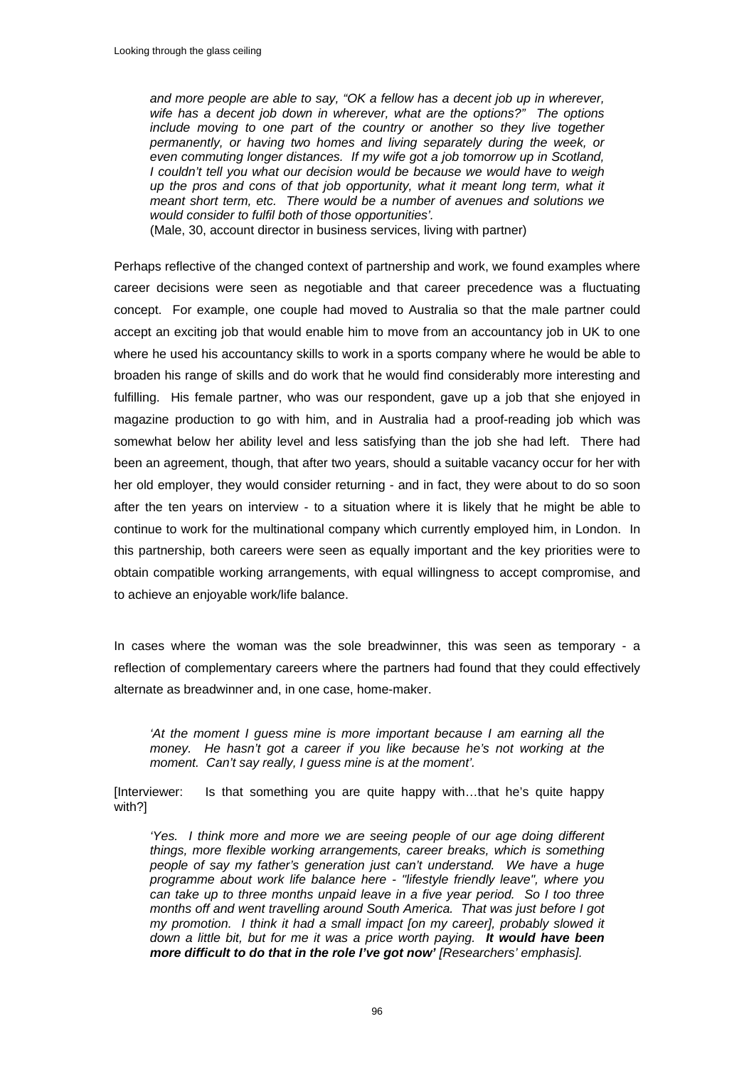*and more people are able to say, "OK a fellow has a decent job up in wherever, wife has a decent job down in wherever, what are the options?" The options include moving to one part of the country or another so they live together permanently, or having two homes and living separately during the week, or even commuting longer distances. If my wife got a job tomorrow up in Scotland, I couldn't tell you what our decision would be because we would have to weigh up the pros and cons of that job opportunity, what it meant long term, what it meant short term, etc. There would be a number of avenues and solutions we would consider to fulfil both of those opportunities'.*
(Male, 30, account director in business services, living with partner)

Perhaps reflective of the changed context of partnership and work, we found examples where career decisions were seen as negotiable and that career precedence was a fluctuating concept. For example, one couple had moved to Australia so that the male partner could accept an exciting job that would enable him to move from an accountancy job in UK to one where he used his accountancy skills to work in a sports company where he would be able to broaden his range of skills and do work that he would find considerably more interesting and fulfilling. His female partner, who was our respondent, gave up a job that she enjoyed in magazine production to go with him, and in Australia had a proof-reading job which was somewhat below her ability level and less satisfying than the job she had left. There had been an agreement, though, that after two years, should a suitable vacancy occur for her with her old employer, they would consider returning - and in fact, they were about to do so soon after the ten years on interview - to a situation where it is likely that he might be able to continue to work for the multinational company which currently employed him, in London. In this partnership, both careers were seen as equally important and the key priorities were to obtain compatible working arrangements, with equal willingness to accept compromise, and to achieve an enjoyable work/life balance.

In cases where the woman was the sole breadwinner, this was seen as temporary - a reflection of complementary careers where the partners had found that they could effectively alternate as breadwinner and, in one case, home-maker.

*'At the moment I guess mine is more important because I am earning all the money. He hasn't got a career if you like because he's not working at the moment. Can't say really, I guess mine is at the moment'.*

[Interviewer: Is that something you are quite happy with…that he's quite happy with?]

*'Yes. I think more and more we are seeing people of our age doing different things, more flexible working arrangements, career breaks, which is something people of say my father's generation just can't understand. We have a huge programme about work life balance here - "lifestyle friendly leave", where you can take up to three months unpaid leave in a five year period. So I too three months off and went travelling around South America. That was just before I got my promotion. I think it had a small impact [on my career], probably slowed it down a little bit, but for me it was a price worth paying.* ***It would have been more difficult to do that in the role I've got now'*** *[Researchers' emphasis].*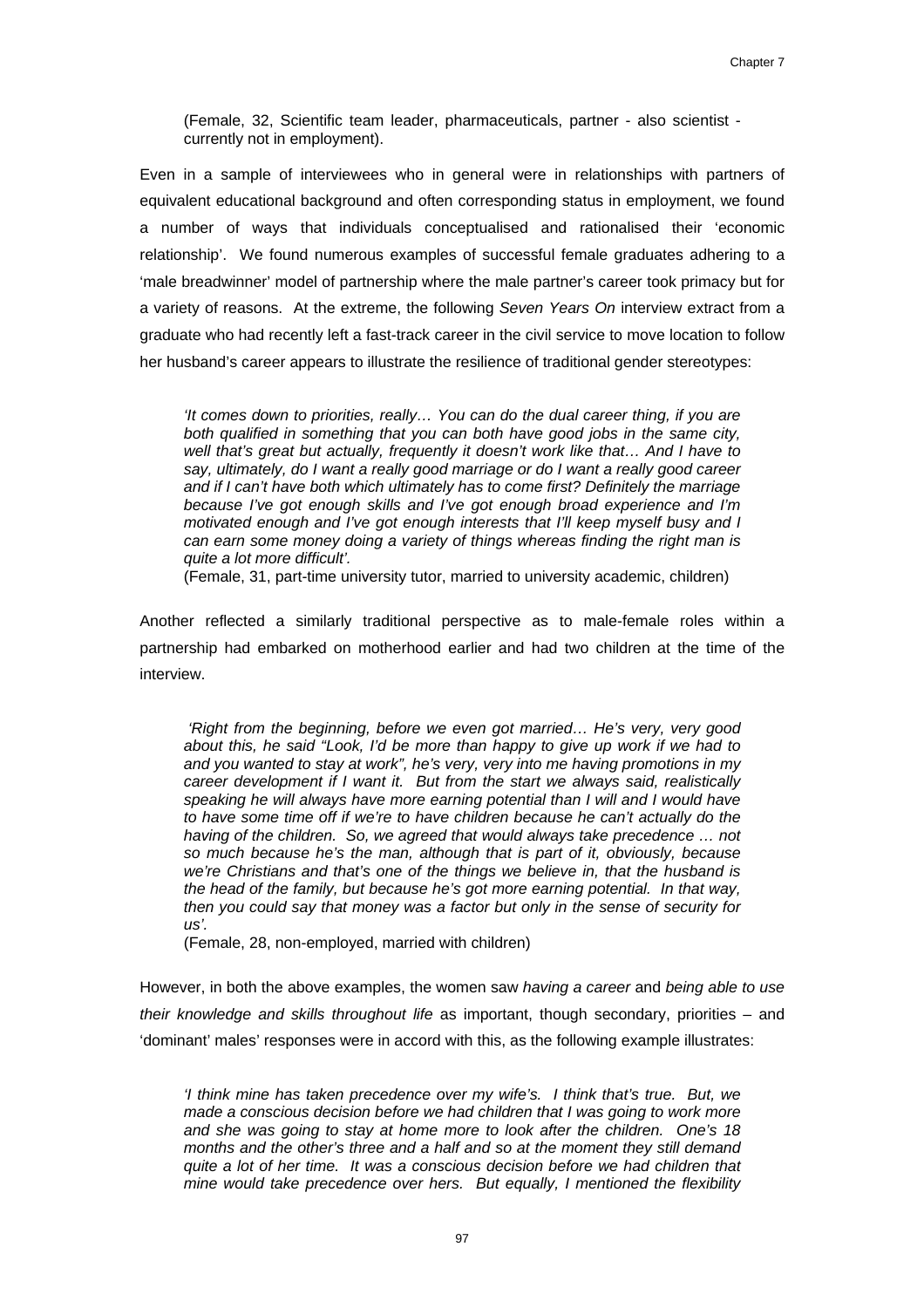(Female, 32, Scientific team leader, pharmaceuticals, partner - also scientist - currently not in employment).

Even in a sample of interviewees who in general were in relationships with partners of equivalent educational background and often corresponding status in employment, we found a number of ways that individuals conceptualised and rationalised their 'economic relationship'. We found numerous examples of successful female graduates adhering to a 'male breadwinner' model of partnership where the male partner's career took primacy but for a variety of reasons. At the extreme, the following *Seven Years On* interview extract from a graduate who had recently left a fast-track career in the civil service to move location to follow her husband's career appears to illustrate the resilience of traditional gender stereotypes:

> *'It comes down to priorities, really… You can do the dual career thing, if you are both qualified in something that you can both have good jobs in the same city, well that's great but actually, frequently it doesn't work like that… And I have to say, ultimately, do I want a really good marriage or do I want a really good career and if I can't have both which ultimately has to come first? Definitely the marriage because I've got enough skills and I've got enough broad experience and I'm motivated enough and I've got enough interests that I'll keep myself busy and I can earn some money doing a variety of things whereas finding the right man is quite a lot more difficult'.*
>
> (Female, 31, part-time university tutor, married to university academic, children)

Another reflected a similarly traditional perspective as to male-female roles within a partnership had embarked on motherhood earlier and had two children at the time of the interview.

> *'Right from the beginning, before we even got married… He's very, very good about this, he said "Look, I'd be more than happy to give up work if we had to and you wanted to stay at work", he's very, very into me having promotions in my career development if I want it. But from the start we always said, realistically speaking he will always have more earning potential than I will and I would have to have some time off if we're to have children because he can't actually do the having of the children. So, we agreed that would always take precedence … not so much because he's the man, although that is part of it, obviously, because we're Christians and that's one of the things we believe in, that the husband is the head of the family, but because he's got more earning potential. In that way, then you could say that money was a factor but only in the sense of security for us'.*
>
> (Female, 28, non-employed, married with children)

However, in both the above examples, the women saw *having a career* and *being able to use their knowledge and skills throughout life* as important, though secondary, priorities – and 'dominant' males' responses were in accord with this, as the following example illustrates:

> *'I think mine has taken precedence over my wife's. I think that's true. But, we made a conscious decision before we had children that I was going to work more and she was going to stay at home more to look after the children. One's 18 months and the other's three and a half and so at the moment they still demand quite a lot of her time. It was a conscious decision before we had children that mine would take precedence over hers. But equally, I mentioned the flexibility*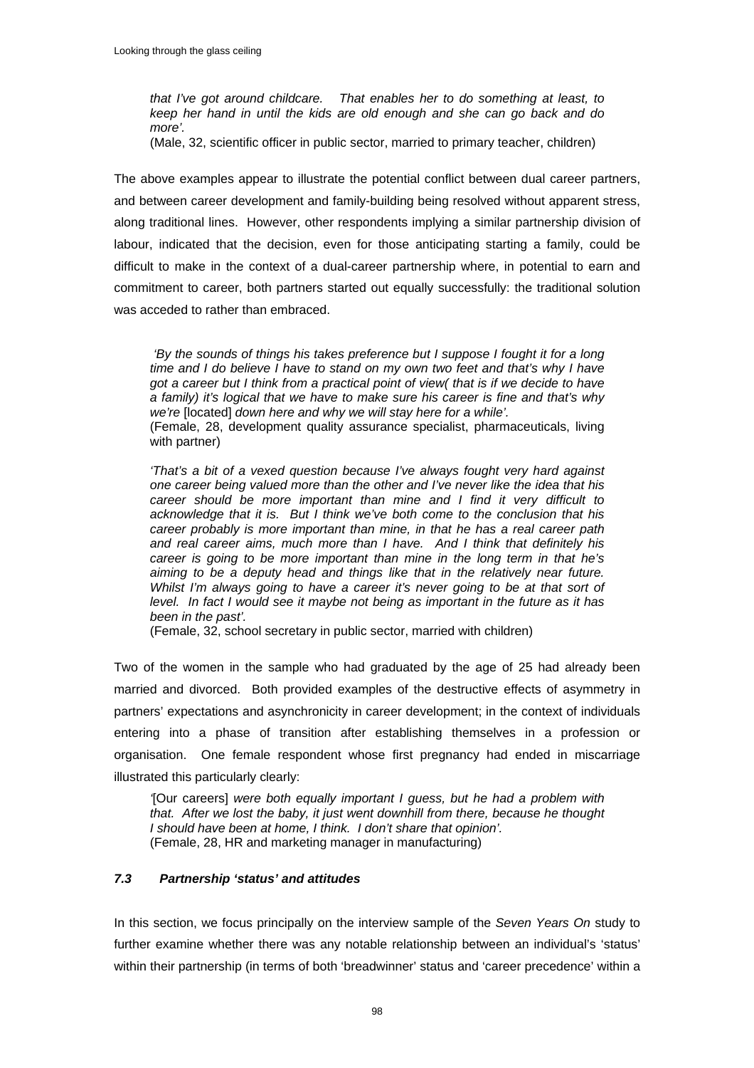*that I've got around childcare. That enables her to do something at least, to keep her hand in until the kids are old enough and she can go back and do more'.*
(Male, 32, scientific officer in public sector, married to primary teacher, children)

The above examples appear to illustrate the potential conflict between dual career partners, and between career development and family-building being resolved without apparent stress, along traditional lines. However, other respondents implying a similar partnership division of labour, indicated that the decision, even for those anticipating starting a family, could be difficult to make in the context of a dual-career partnership where, in potential to earn and commitment to career, both partners started out equally successfully: the traditional solution was acceded to rather than embraced.

*'By the sounds of things his takes preference but I suppose I fought it for a long time and I do believe I have to stand on my own two feet and that's why I have got a career but I think from a practical point of view( that is if we decide to have a family) it's logical that we have to make sure his career is fine and that's why we're* [located] *down here and why we will stay here for a while'.*
(Female, 28, development quality assurance specialist, pharmaceuticals, living with partner)

*'That's a bit of a vexed question because I've always fought very hard against one career being valued more than the other and I've never like the idea that his career should be more important than mine and I find it very difficult to acknowledge that it is. But I think we've both come to the conclusion that his career probably is more important than mine, in that he has a real career path and real career aims, much more than I have. And I think that definitely his career is going to be more important than mine in the long term in that he's aiming to be a deputy head and things like that in the relatively near future. Whilst I'm always going to have a career it's never going to be at that sort of level. In fact I would see it maybe not being as important in the future as it has been in the past'.*
(Female, 32, school secretary in public sector, married with children)

Two of the women in the sample who had graduated by the age of 25 had already been married and divorced. Both provided examples of the destructive effects of asymmetry in partners' expectations and asynchronicity in career development; in the context of individuals entering into a phase of transition after establishing themselves in a profession or organisation. One female respondent whose first pregnancy had ended in miscarriage illustrated this particularly clearly:

*'*[Our careers] *were both equally important I guess, but he had a problem with that. After we lost the baby, it just went downhill from there, because he thought I should have been at home, I think. I don't share that opinion'.*
(Female, 28, HR and marketing manager in manufacturing)

### *7.3 Partnership 'status' and attitudes*

In this section, we focus principally on the interview sample of the *Seven Years On* study to further examine whether there was any notable relationship between an individual's 'status' within their partnership (in terms of both 'breadwinner' status and 'career precedence' within a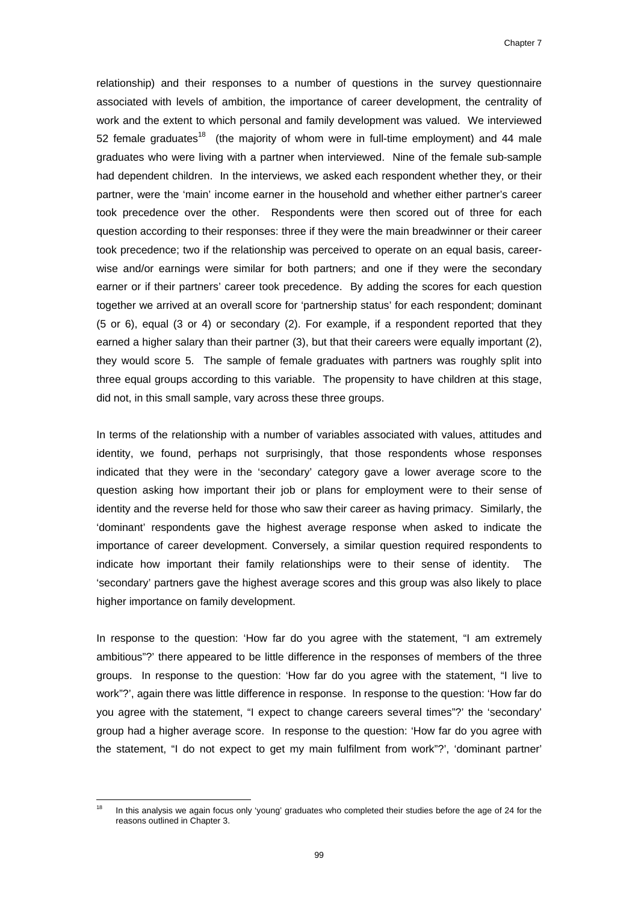relationship) and their responses to a number of questions in the survey questionnaire associated with levels of ambition, the importance of career development, the centrality of work and the extent to which personal and family development was valued. We interviewed 52 female graduates[18] (the majority of whom were in full-time employment) and 44 male graduates who were living with a partner when interviewed. Nine of the female sub-sample had dependent children. In the interviews, we asked each respondent whether they, or their partner, were the 'main' income earner in the household and whether either partner's career took precedence over the other. Respondents were then scored out of three for each question according to their responses: three if they were the main breadwinner or their career took precedence; two if the relationship was perceived to operate on an equal basis, career-wise and/or earnings were similar for both partners; and one if they were the secondary earner or if their partners' career took precedence. By adding the scores for each question together we arrived at an overall score for 'partnership status' for each respondent; dominant (5 or 6), equal (3 or 4) or secondary (2). For example, if a respondent reported that they earned a higher salary than their partner (3), but that their careers were equally important (2), they would score 5. The sample of female graduates with partners was roughly split into three equal groups according to this variable. The propensity to have children at this stage, did not, in this small sample, vary across these three groups.

In terms of the relationship with a number of variables associated with values, attitudes and identity, we found, perhaps not surprisingly, that those respondents whose responses indicated that they were in the 'secondary' category gave a lower average score to the question asking how important their job or plans for employment were to their sense of identity and the reverse held for those who saw their career as having primacy. Similarly, the 'dominant' respondents gave the highest average response when asked to indicate the importance of career development. Conversely, a similar question required respondents to indicate how important their family relationships were to their sense of identity. The 'secondary' partners gave the highest average scores and this group was also likely to place higher importance on family development.

In response to the question: 'How far do you agree with the statement, "I am extremely ambitious"?' there appeared to be little difference in the responses of members of the three groups. In response to the question: 'How far do you agree with the statement, "I live to work"?', again there was little difference in response. In response to the question: 'How far do you agree with the statement, "I expect to change careers several times"?' the 'secondary' group had a higher average score. In response to the question: 'How far do you agree with the statement, "I do not expect to get my main fulfilment from work"?', 'dominant partner'

[18] In this analysis we again focus only 'young' graduates who completed their studies before the age of 24 for the reasons outlined in Chapter 3.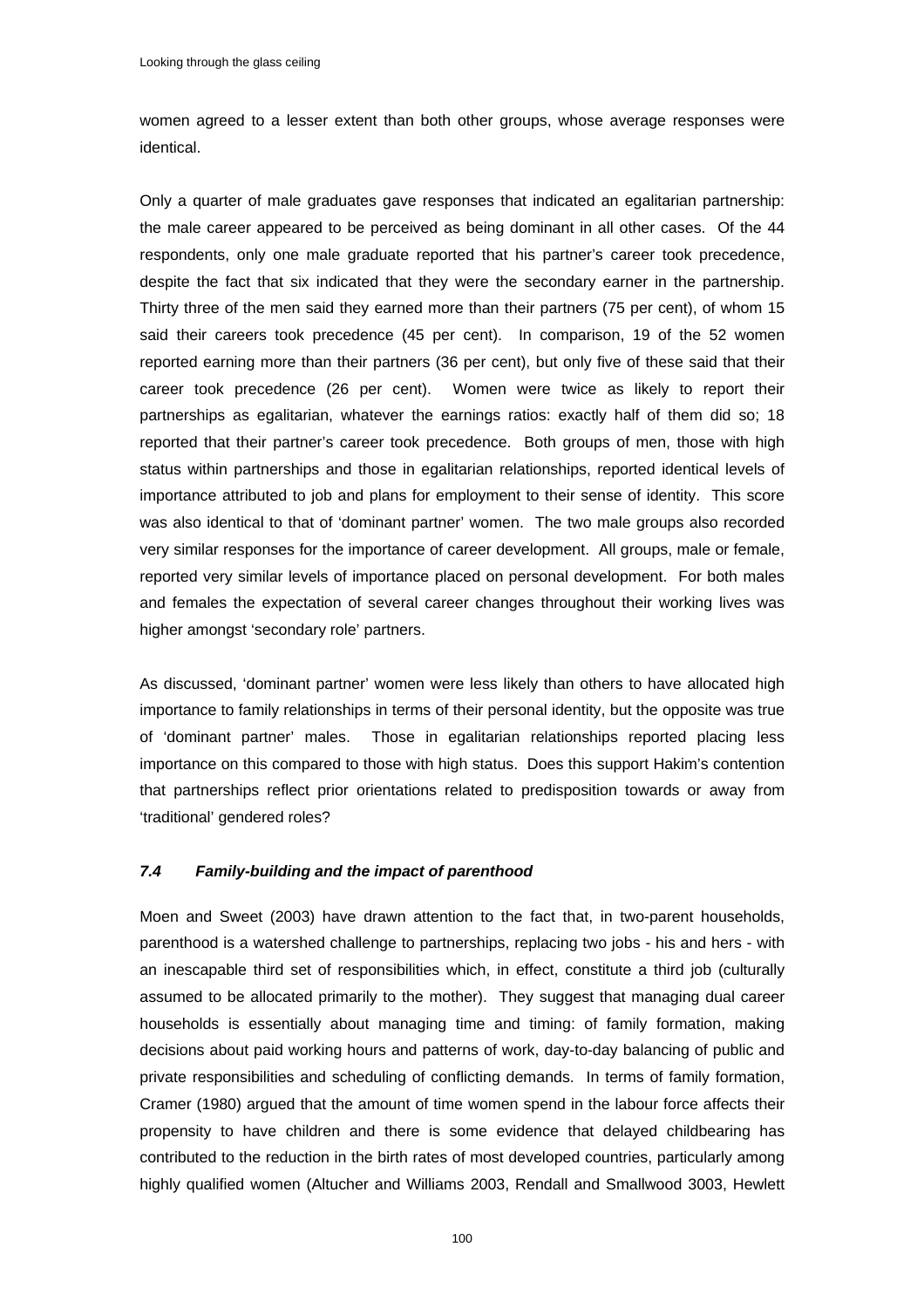women agreed to a lesser extent than both other groups, whose average responses were identical.

Only a quarter of male graduates gave responses that indicated an egalitarian partnership: the male career appeared to be perceived as being dominant in all other cases. Of the 44 respondents, only one male graduate reported that his partner's career took precedence, despite the fact that six indicated that they were the secondary earner in the partnership. Thirty three of the men said they earned more than their partners (75 per cent), of whom 15 said their careers took precedence (45 per cent). In comparison, 19 of the 52 women reported earning more than their partners (36 per cent), but only five of these said that their career took precedence (26 per cent). Women were twice as likely to report their partnerships as egalitarian, whatever the earnings ratios: exactly half of them did so; 18 reported that their partner's career took precedence. Both groups of men, those with high status within partnerships and those in egalitarian relationships, reported identical levels of importance attributed to job and plans for employment to their sense of identity. This score was also identical to that of 'dominant partner' women. The two male groups also recorded very similar responses for the importance of career development. All groups, male or female, reported very similar levels of importance placed on personal development. For both males and females the expectation of several career changes throughout their working lives was higher amongst 'secondary role' partners.

As discussed, 'dominant partner' women were less likely than others to have allocated high importance to family relationships in terms of their personal identity, but the opposite was true of 'dominant partner' males. Those in egalitarian relationships reported placing less importance on this compared to those with high status. Does this support Hakim's contention that partnerships reflect prior orientations related to predisposition towards or away from 'traditional' gendered roles?

### *7.4 Family-building and the impact of parenthood*

Moen and Sweet (2003) have drawn attention to the fact that, in two-parent households, parenthood is a watershed challenge to partnerships, replacing two jobs - his and hers - with an inescapable third set of responsibilities which, in effect, constitute a third job (culturally assumed to be allocated primarily to the mother). They suggest that managing dual career households is essentially about managing time and timing: of family formation, making decisions about paid working hours and patterns of work, day-to-day balancing of public and private responsibilities and scheduling of conflicting demands. In terms of family formation, Cramer (1980) argued that the amount of time women spend in the labour force affects their propensity to have children and there is some evidence that delayed childbearing has contributed to the reduction in the birth rates of most developed countries, particularly among highly qualified women (Altucher and Williams 2003, Rendall and Smallwood 3003, Hewlett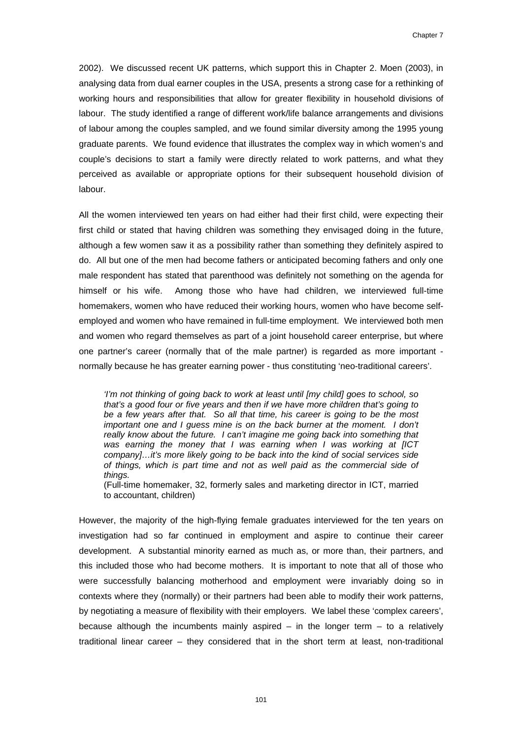2002). We discussed recent UK patterns, which support this in Chapter 2. Moen (2003), in analysing data from dual earner couples in the USA, presents a strong case for a rethinking of working hours and responsibilities that allow for greater flexibility in household divisions of labour. The study identified a range of different work/life balance arrangements and divisions of labour among the couples sampled, and we found similar diversity among the 1995 young graduate parents. We found evidence that illustrates the complex way in which women's and couple's decisions to start a family were directly related to work patterns, and what they perceived as available or appropriate options for their subsequent household division of labour.

All the women interviewed ten years on had either had their first child, were expecting their first child or stated that having children was something they envisaged doing in the future, although a few women saw it as a possibility rather than something they definitely aspired to do. All but one of the men had become fathers or anticipated becoming fathers and only one male respondent has stated that parenthood was definitely not something on the agenda for himself or his wife. Among those who have had children, we interviewed full-time homemakers, women who have reduced their working hours, women who have become self-employed and women who have remained in full-time employment. We interviewed both men and women who regard themselves as part of a joint household career enterprise, but where one partner's career (normally that of the male partner) is regarded as more important - normally because he has greater earning power - thus constituting 'neo-traditional careers'.

> *'I'm not thinking of going back to work at least until [my child] goes to school, so that's a good four or five years and then if we have more children that's going to be a few years after that. So all that time, his career is going to be the most important one and I guess mine is on the back burner at the moment. I don't really know about the future. I can't imagine me going back into something that was earning the money that I was earning when I was working at [ICT company]…it's more likely going to be back into the kind of social services side of things, which is part time and not as well paid as the commercial side of things.*
> (Full-time homemaker, 32, formerly sales and marketing director in ICT, married to accountant, children)

However, the majority of the high-flying female graduates interviewed for the ten years on investigation had so far continued in employment and aspire to continue their career development. A substantial minority earned as much as, or more than, their partners, and this included those who had become mothers. It is important to note that all of those who were successfully balancing motherhood and employment were invariably doing so in contexts where they (normally) or their partners had been able to modify their work patterns, by negotiating a measure of flexibility with their employers. We label these 'complex careers', because although the incumbents mainly aspired – in the longer term – to a relatively traditional linear career – they considered that in the short term at least, non-traditional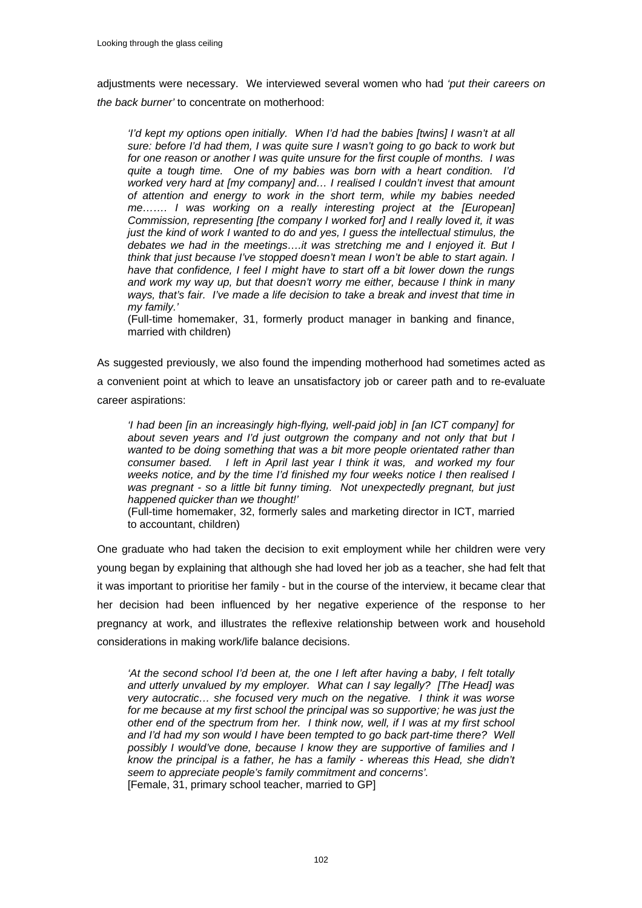adjustments were necessary. We interviewed several women who had *'put their careers on the back burner'* to concentrate on motherhood:

> *'I'd kept my options open initially. When I'd had the babies [twins] I wasn't at all sure: before I'd had them, I was quite sure I wasn't going to go back to work but for one reason or another I was quite unsure for the first couple of months. I was quite a tough time. One of my babies was born with a heart condition. I'd worked very hard at [my company] and… I realised I couldn't invest that amount of attention and energy to work in the short term, while my babies needed me……. I was working on a really interesting project at the [European] Commission, representing [the company I worked for] and I really loved it, it was just the kind of work I wanted to do and yes, I guess the intellectual stimulus, the debates we had in the meetings….it was stretching me and I enjoyed it. But I think that just because I've stopped doesn't mean I won't be able to start again. I have that confidence, I feel I might have to start off a bit lower down the rungs and work my way up, but that doesn't worry me either, because I think in many ways, that's fair. I've made a life decision to take a break and invest that time in my family.'*
>
> (Full-time homemaker, 31, formerly product manager in banking and finance, married with children)

As suggested previously, we also found the impending motherhood had sometimes acted as a convenient point at which to leave an unsatisfactory job or career path and to re-evaluate career aspirations:

> *'I had been [in an increasingly high-flying, well-paid job] in [an ICT company] for about seven years and I'd just outgrown the company and not only that but I wanted to be doing something that was a bit more people orientated rather than consumer based. I left in April last year I think it was, and worked my four weeks notice, and by the time I'd finished my four weeks notice I then realised I was pregnant - so a little bit funny timing. Not unexpectedly pregnant, but just happened quicker than we thought!'*
>
> (Full-time homemaker, 32, formerly sales and marketing director in ICT, married to accountant, children)

One graduate who had taken the decision to exit employment while her children were very young began by explaining that although she had loved her job as a teacher, she had felt that it was important to prioritise her family - but in the course of the interview, it became clear that her decision had been influenced by her negative experience of the response to her pregnancy at work, and illustrates the reflexive relationship between work and household considerations in making work/life balance decisions.

> *'At the second school I'd been at, the one I left after having a baby, I felt totally and utterly unvalued by my employer. What can I say legally? [The Head] was very autocratic… she focused very much on the negative. I think it was worse for me because at my first school the principal was so supportive; he was just the other end of the spectrum from her. I think now, well, if I was at my first school and I'd had my son would I have been tempted to go back part-time there? Well possibly I would've done, because I know they are supportive of families and I know the principal is a father, he has a family - whereas this Head, she didn't seem to appreciate people's family commitment and concerns'.*
>
> [Female, 31, primary school teacher, married to GP]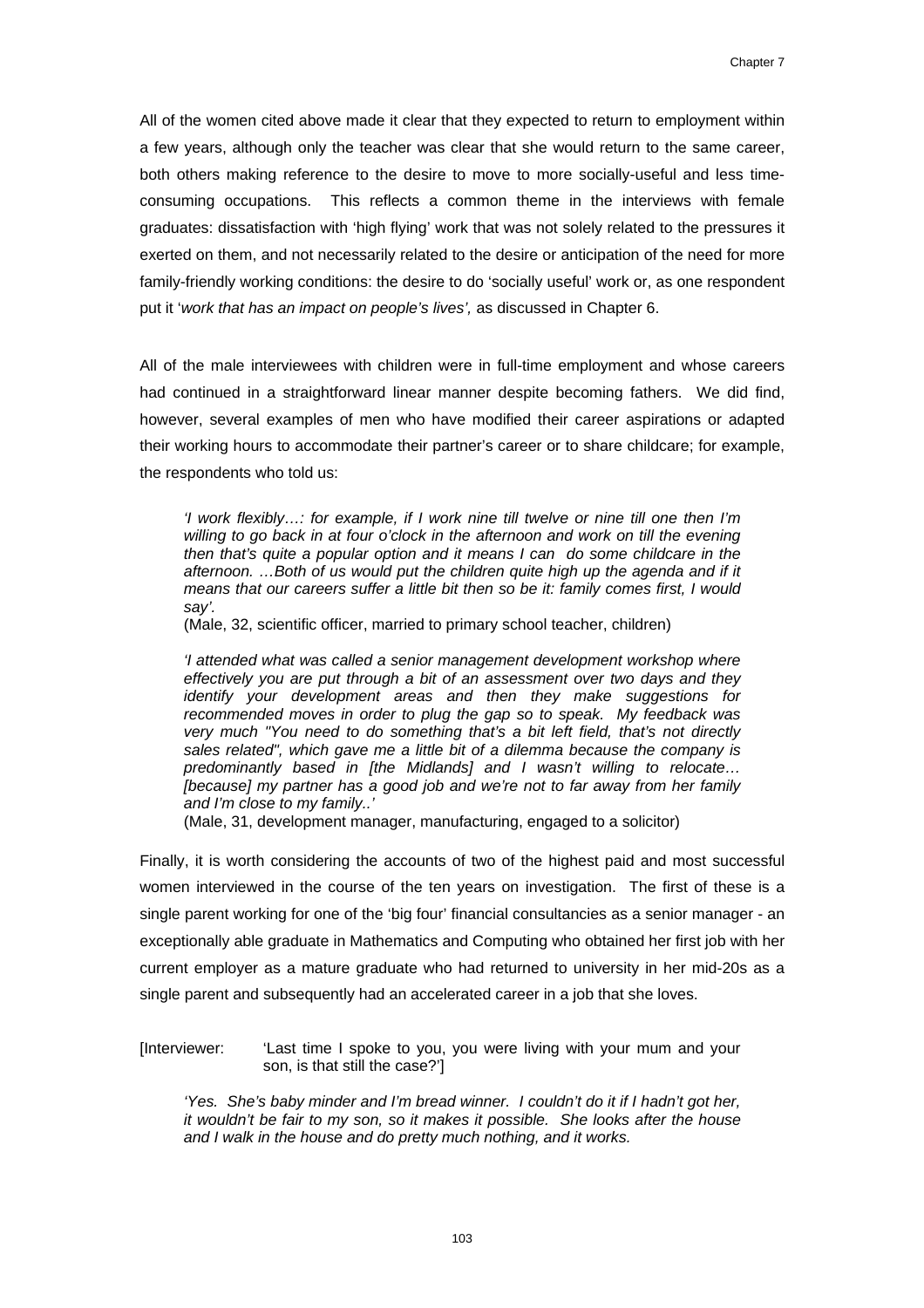All of the women cited above made it clear that they expected to return to employment within a few years, although only the teacher was clear that she would return to the same career, both others making reference to the desire to move to more socially-useful and less time-consuming occupations. This reflects a common theme in the interviews with female graduates: dissatisfaction with 'high flying' work that was not solely related to the pressures it exerted on them, and not necessarily related to the desire or anticipation of the need for more family-friendly working conditions: the desire to do 'socially useful' work or, as one respondent put it '*work that has an impact on people's lives',* as discussed in Chapter 6.

All of the male interviewees with children were in full-time employment and whose careers had continued in a straightforward linear manner despite becoming fathers. We did find, however, several examples of men who have modified their career aspirations or adapted their working hours to accommodate their partner's career or to share childcare; for example, the respondents who told us:

> *'I work flexibly…: for example, if I work nine till twelve or nine till one then I'm willing to go back in at four o'clock in the afternoon and work on till the evening then that's quite a popular option and it means I can do some childcare in the afternoon. …Both of us would put the children quite high up the agenda and if it means that our careers suffer a little bit then so be it: family comes first, I would say'.*
>
> (Male, 32, scientific officer, married to primary school teacher, children)

> *'I attended what was called a senior management development workshop where effectively you are put through a bit of an assessment over two days and they identify your development areas and then they make suggestions for recommended moves in order to plug the gap so to speak. My feedback was very much "You need to do something that's a bit left field, that's not directly sales related", which gave me a little bit of a dilemma because the company is predominantly based in [the Midlands] and I wasn't willing to relocate… [because] my partner has a good job and we're not to far away from her family and I'm close to my family..'*
>
> (Male, 31, development manager, manufacturing, engaged to a solicitor)

Finally, it is worth considering the accounts of two of the highest paid and most successful women interviewed in the course of the ten years on investigation. The first of these is a single parent working for one of the 'big four' financial consultancies as a senior manager - an exceptionally able graduate in Mathematics and Computing who obtained her first job with her current employer as a mature graduate who had returned to university in her mid-20s as a single parent and subsequently had an accelerated career in a job that she loves.

[Interviewer: 'Last time I spoke to you, you were living with your mum and your son, is that still the case?']

> *'Yes. She's baby minder and I'm bread winner. I couldn't do it if I hadn't got her, it wouldn't be fair to my son, so it makes it possible. She looks after the house and I walk in the house and do pretty much nothing, and it works.*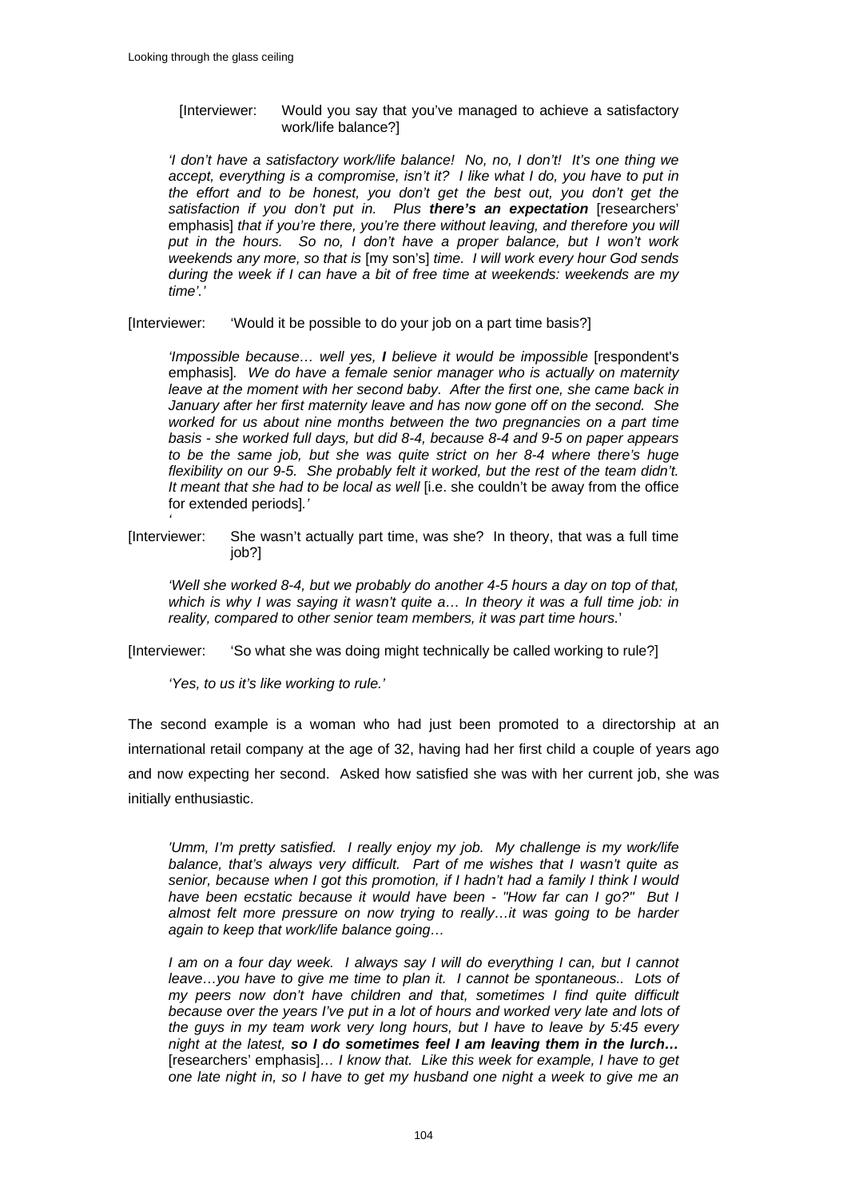[Interviewer: Would you say that you've managed to achieve a satisfactory work/life balance?]

*'I don't have a satisfactory work/life balance! No, no, I don't! It's one thing we accept, everything is a compromise, isn't it? I like what I do, you have to put in the effort and to be honest, you don't get the best out, you don't get the satisfaction if you don't put in. Plus* ***there's an expectation*** [researchers' emphasis] *that if you're there, you're there without leaving, and therefore you will put in the hours. So no, I don't have a proper balance, but I won't work weekends any more, so that is* [my son's] *time. I will work every hour God sends during the week if I can have a bit of free time at weekends: weekends are my time'.'*

[Interviewer: 'Would it be possible to do your job on a part time basis?]

*'Impossible because… well yes,* ***I*** *believe it would be impossible* [respondent's emphasis]*. We do have a female senior manager who is actually on maternity leave at the moment with her second baby. After the first one, she came back in January after her first maternity leave and has now gone off on the second. She worked for us about nine months between the two pregnancies on a part time basis - she worked full days, but did 8-4, because 8-4 and 9-5 on paper appears to be the same job, but she was quite strict on her 8-4 where there's huge flexibility on our 9-5. She probably felt it worked, but the rest of the team didn't. It meant that she had to be local as well* [i.e. she couldn't be away from the office for extended periods]*.'*

[Interviewer: She wasn't actually part time, was she? In theory, that was a full time job?]

*'Well she worked 8-4, but we probably do another 4-5 hours a day on top of that, which is why I was saying it wasn't quite a… In theory it was a full time job: in reality, compared to other senior team members, it was part time hours.'*

[Interviewer: 'So what she was doing might technically be called working to rule?]

*'Yes, to us it's like working to rule.'*

The second example is a woman who had just been promoted to a directorship at an international retail company at the age of 32, having had her first child a couple of years ago and now expecting her second. Asked how satisfied she was with her current job, she was initially enthusiastic.

*'Umm, I'm pretty satisfied. I really enjoy my job. My challenge is my work/life balance, that's always very difficult. Part of me wishes that I wasn't quite as senior, because when I got this promotion, if I hadn't had a family I think I would have been ecstatic because it would have been - "How far can I go?" But I almost felt more pressure on now trying to really…it was going to be harder again to keep that work/life balance going…*

*I am on a four day week. I always say I will do everything I can, but I cannot leave…you have to give me time to plan it. I cannot be spontaneous.. Lots of my peers now don't have children and that, sometimes I find quite difficult because over the years I've put in a lot of hours and worked very late and lots of the guys in my team work very long hours, but I have to leave by 5:45 every night at the latest,* ***so I do sometimes feel I am leaving them in the lurch…*** [researchers' emphasis]*… I know that. Like this week for example, I have to get one late night in, so I have to get my husband one night a week to give me an*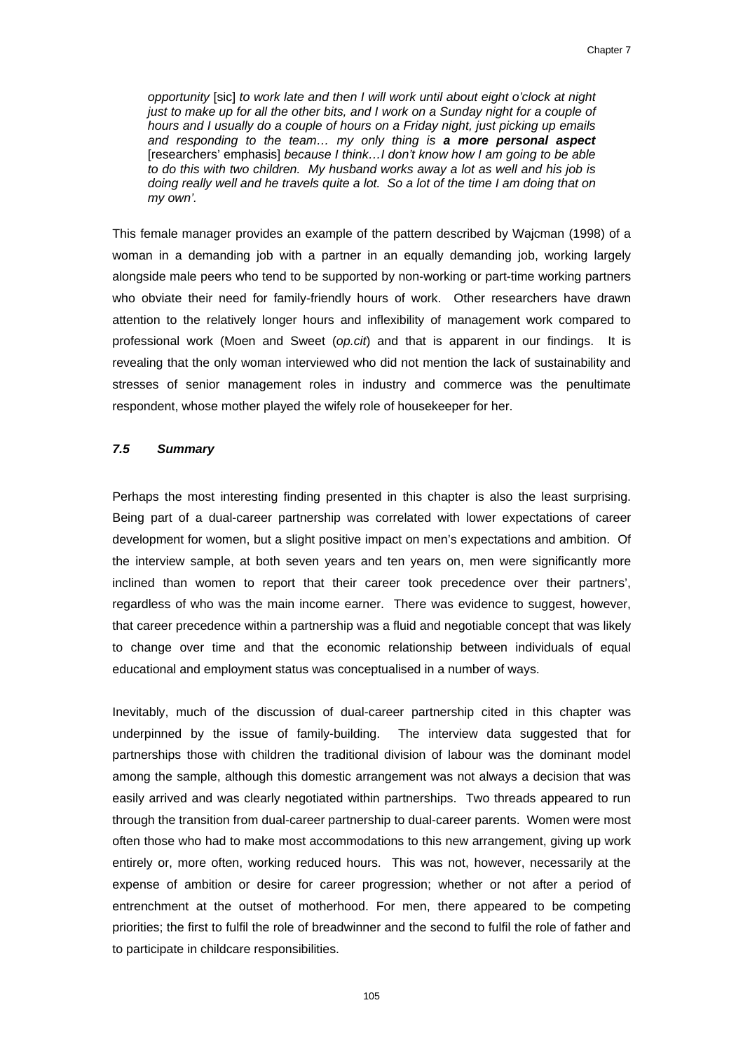*opportunity* [sic] *to work late and then I will work until about eight o'clock at night just to make up for all the other bits, and I work on a Sunday night for a couple of hours and I usually do a couple of hours on a Friday night, just picking up emails and responding to the team… my only thing is* ***a more personal aspect*** [researchers' emphasis] *because I think…I don't know how I am going to be able to do this with two children. My husband works away a lot as well and his job is doing really well and he travels quite a lot. So a lot of the time I am doing that on my own'*.

This female manager provides an example of the pattern described by Wajcman (1998) of a woman in a demanding job with a partner in an equally demanding job, working largely alongside male peers who tend to be supported by non-working or part-time working partners who obviate their need for family-friendly hours of work. Other researchers have drawn attention to the relatively longer hours and inflexibility of management work compared to professional work (Moen and Sweet (*op.cit*) and that is apparent in our findings. It is revealing that the only woman interviewed who did not mention the lack of sustainability and stresses of senior management roles in industry and commerce was the penultimate respondent, whose mother played the wifely role of housekeeper for her.

### *7.5 Summary*

Perhaps the most interesting finding presented in this chapter is also the least surprising. Being part of a dual-career partnership was correlated with lower expectations of career development for women, but a slight positive impact on men's expectations and ambition. Of the interview sample, at both seven years and ten years on, men were significantly more inclined than women to report that their career took precedence over their partners', regardless of who was the main income earner. There was evidence to suggest, however, that career precedence within a partnership was a fluid and negotiable concept that was likely to change over time and that the economic relationship between individuals of equal educational and employment status was conceptualised in a number of ways.

Inevitably, much of the discussion of dual-career partnership cited in this chapter was underpinned by the issue of family-building. The interview data suggested that for partnerships those with children the traditional division of labour was the dominant model among the sample, although this domestic arrangement was not always a decision that was easily arrived and was clearly negotiated within partnerships. Two threads appeared to run through the transition from dual-career partnership to dual-career parents. Women were most often those who had to make most accommodations to this new arrangement, giving up work entirely or, more often, working reduced hours. This was not, however, necessarily at the expense of ambition or desire for career progression; whether or not after a period of entrenchment at the outset of motherhood. For men, there appeared to be competing priorities; the first to fulfil the role of breadwinner and the second to fulfil the role of father and to participate in childcare responsibilities.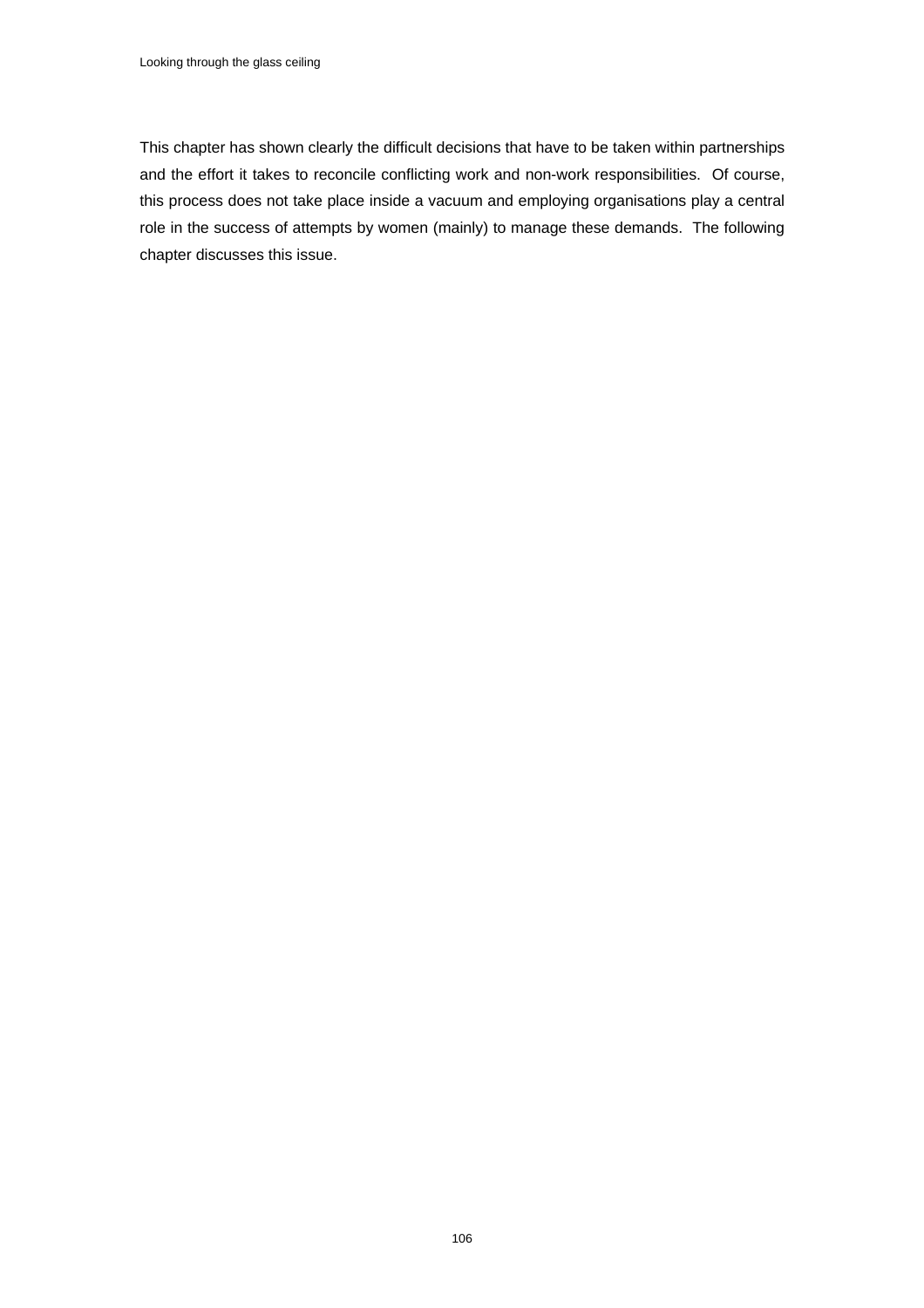This chapter has shown clearly the difficult decisions that have to be taken within partnerships and the effort it takes to reconcile conflicting work and non-work responsibilities. Of course, this process does not take place inside a vacuum and employing organisations play a central role in the success of attempts by women (mainly) to manage these demands. The following chapter discusses this issue.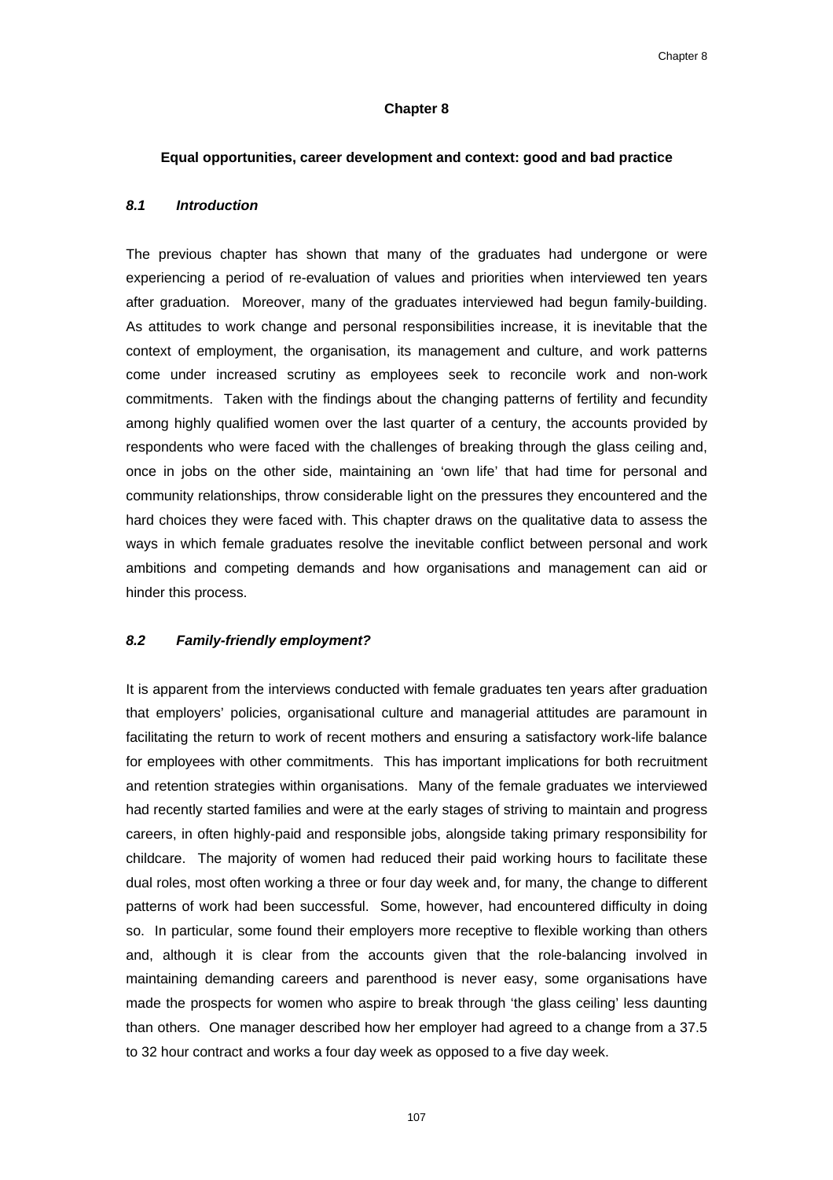# Chapter 8

## Equal opportunities, career development and context: good and bad practice

### *8.1 Introduction*

The previous chapter has shown that many of the graduates had undergone or were experiencing a period of re-evaluation of values and priorities when interviewed ten years after graduation. Moreover, many of the graduates interviewed had begun family-building. As attitudes to work change and personal responsibilities increase, it is inevitable that the context of employment, the organisation, its management and culture, and work patterns come under increased scrutiny as employees seek to reconcile work and non-work commitments. Taken with the findings about the changing patterns of fertility and fecundity among highly qualified women over the last quarter of a century, the accounts provided by respondents who were faced with the challenges of breaking through the glass ceiling and, once in jobs on the other side, maintaining an 'own life' that had time for personal and community relationships, throw considerable light on the pressures they encountered and the hard choices they were faced with. This chapter draws on the qualitative data to assess the ways in which female graduates resolve the inevitable conflict between personal and work ambitions and competing demands and how organisations and management can aid or hinder this process.

### *8.2 Family-friendly employment?*

It is apparent from the interviews conducted with female graduates ten years after graduation that employers' policies, organisational culture and managerial attitudes are paramount in facilitating the return to work of recent mothers and ensuring a satisfactory work-life balance for employees with other commitments. This has important implications for both recruitment and retention strategies within organisations. Many of the female graduates we interviewed had recently started families and were at the early stages of striving to maintain and progress careers, in often highly-paid and responsible jobs, alongside taking primary responsibility for childcare. The majority of women had reduced their paid working hours to facilitate these dual roles, most often working a three or four day week and, for many, the change to different patterns of work had been successful. Some, however, had encountered difficulty in doing so. In particular, some found their employers more receptive to flexible working than others and, although it is clear from the accounts given that the role-balancing involved in maintaining demanding careers and parenthood is never easy, some organisations have made the prospects for women who aspire to break through 'the glass ceiling' less daunting than others. One manager described how her employer had agreed to a change from a 37.5 to 32 hour contract and works a four day week as opposed to a five day week.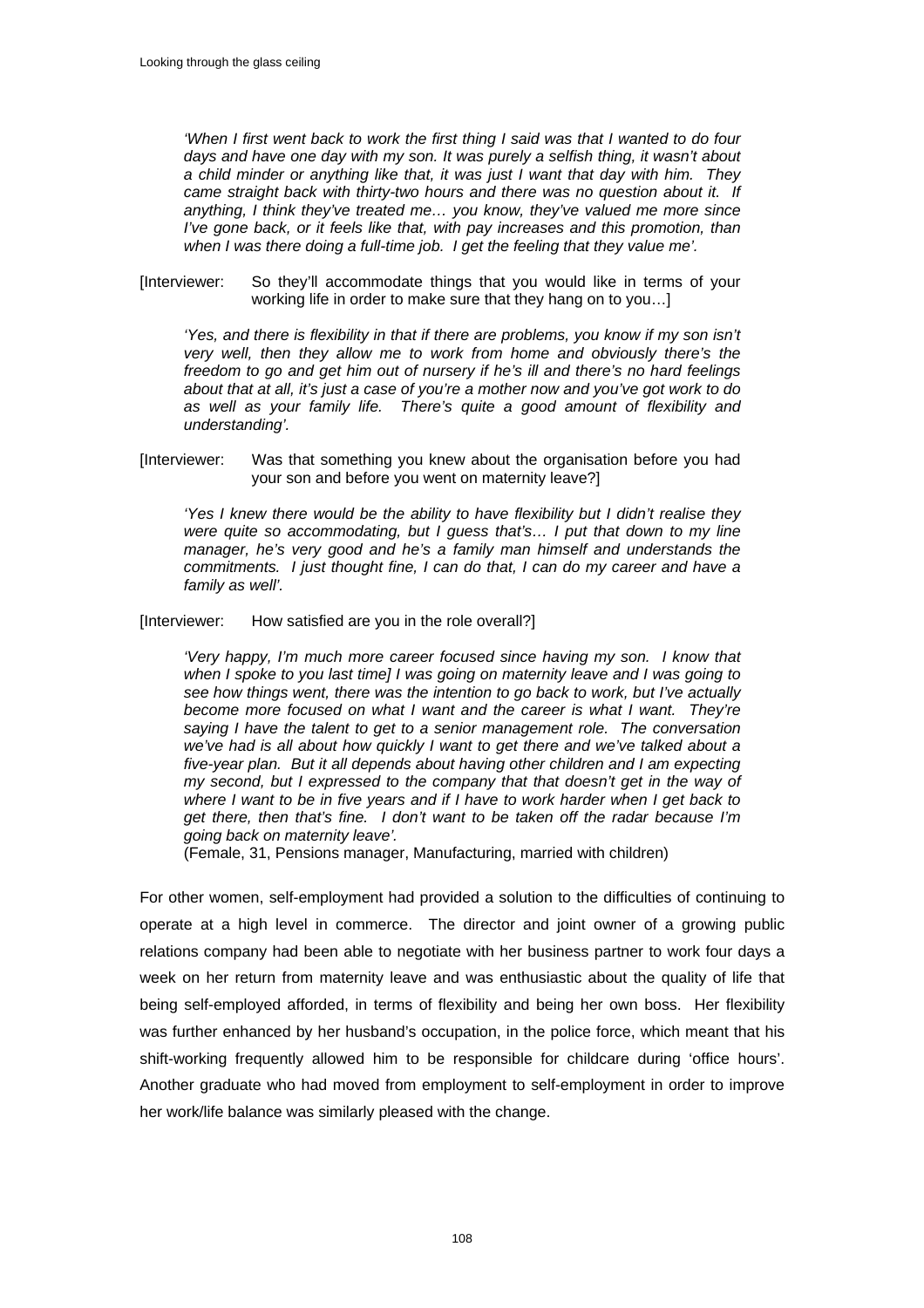*'When I first went back to work the first thing I said was that I wanted to do four days and have one day with my son. It was purely a selfish thing, it wasn't about a child minder or anything like that, it was just I want that day with him. They came straight back with thirty-two hours and there was no question about it. If anything, I think they've treated me… you know, they've valued me more since I've gone back, or it feels like that, with pay increases and this promotion, than when I was there doing a full-time job. I get the feeling that they value me'.*

[Interviewer: So they'll accommodate things that you would like in terms of your working life in order to make sure that they hang on to you…]

*'Yes, and there is flexibility in that if there are problems, you know if my son isn't very well, then they allow me to work from home and obviously there's the freedom to go and get him out of nursery if he's ill and there's no hard feelings about that at all, it's just a case of you're a mother now and you've got work to do as well as your family life. There's quite a good amount of flexibility and understanding'.*

[Interviewer: Was that something you knew about the organisation before you had your son and before you went on maternity leave?]

*'Yes I knew there would be the ability to have flexibility but I didn't realise they were quite so accommodating, but I guess that's… I put that down to my line manager, he's very good and he's a family man himself and understands the commitments. I just thought fine, I can do that, I can do my career and have a family as well'.*

[Interviewer: How satisfied are you in the role overall?]

*'Very happy, I'm much more career focused since having my son. I know that when I spoke to you last time] I was going on maternity leave and I was going to see how things went, there was the intention to go back to work, but I've actually become more focused on what I want and the career is what I want. They're saying I have the talent to get to a senior management role. The conversation we've had is all about how quickly I want to get there and we've talked about a five-year plan. But it all depends about having other children and I am expecting my second, but I expressed to the company that that doesn't get in the way of where I want to be in five years and if I have to work harder when I get back to get there, then that's fine. I don't want to be taken off the radar because I'm going back on maternity leave'.*
(Female, 31, Pensions manager, Manufacturing, married with children)

For other women, self-employment had provided a solution to the difficulties of continuing to operate at a high level in commerce. The director and joint owner of a growing public relations company had been able to negotiate with her business partner to work four days a week on her return from maternity leave and was enthusiastic about the quality of life that being self-employed afforded, in terms of flexibility and being her own boss. Her flexibility was further enhanced by her husband's occupation, in the police force, which meant that his shift-working frequently allowed him to be responsible for childcare during 'office hours'. Another graduate who had moved from employment to self-employment in order to improve her work/life balance was similarly pleased with the change.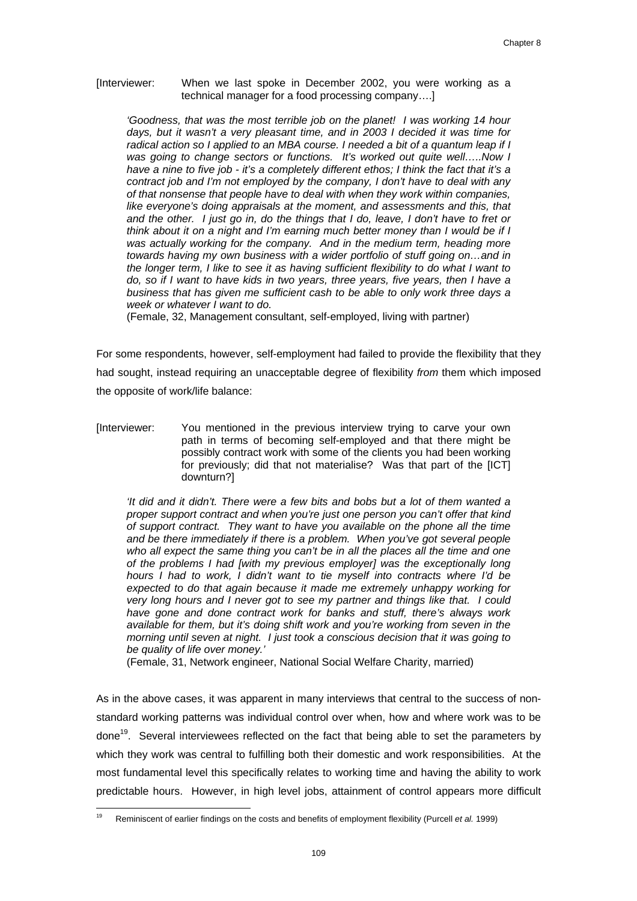[Interviewer: When we last spoke in December 2002, you were working as a technical manager for a food processing company….]

> *'Goodness, that was the most terrible job on the planet! I was working 14 hour days, but it wasn't a very pleasant time, and in 2003 I decided it was time for radical action so I applied to an MBA course. I needed a bit of a quantum leap if I was going to change sectors or functions. It's worked out quite well…..Now I have a nine to five job - it's a completely different ethos; I think the fact that it's a contract job and I'm not employed by the company, I don't have to deal with any of that nonsense that people have to deal with when they work within companies, like everyone's doing appraisals at the moment, and assessments and this, that and the other. I just go in, do the things that I do, leave, I don't have to fret or think about it on a night and I'm earning much better money than I would be if I was actually working for the company. And in the medium term, heading more towards having my own business with a wider portfolio of stuff going on…and in the longer term, I like to see it as having sufficient flexibility to do what I want to do, so if I want to have kids in two years, three years, five years, then I have a business that has given me sufficient cash to be able to only work three days a week or whatever I want to do.*
>
> (Female, 32, Management consultant, self-employed, living with partner)

For some respondents, however, self-employment had failed to provide the flexibility that they had sought, instead requiring an unacceptable degree of flexibility *from* them which imposed the opposite of work/life balance:

[Interviewer: You mentioned in the previous interview trying to carve your own path in terms of becoming self-employed and that there might be possibly contract work with some of the clients you had been working for previously; did that not materialise? Was that part of the [ICT] downturn?]

> *'It did and it didn't. There were a few bits and bobs but a lot of them wanted a proper support contract and when you're just one person you can't offer that kind of support contract. They want to have you available on the phone all the time and be there immediately if there is a problem. When you've got several people who all expect the same thing you can't be in all the places all the time and one of the problems I had [with my previous employer] was the exceptionally long hours I had to work, I didn't want to tie myself into contracts where I'd be expected to do that again because it made me extremely unhappy working for very long hours and I never got to see my partner and things like that. I could have gone and done contract work for banks and stuff, there's always work available for them, but it's doing shift work and you're working from seven in the morning until seven at night. I just took a conscious decision that it was going to be quality of life over money.'*
>
> (Female, 31, Network engineer, National Social Welfare Charity, married)

As in the above cases, it was apparent in many interviews that central to the success of non-standard working patterns was individual control over when, how and where work was to be done[19]. Several interviewees reflected on the fact that being able to set the parameters by which they work was central to fulfilling both their domestic and work responsibilities. At the most fundamental level this specifically relates to working time and having the ability to work predictable hours. However, in high level jobs, attainment of control appears more difficult

[19] Reminiscent of earlier findings on the costs and benefits of employment flexibility (Purcell *et al.* 1999)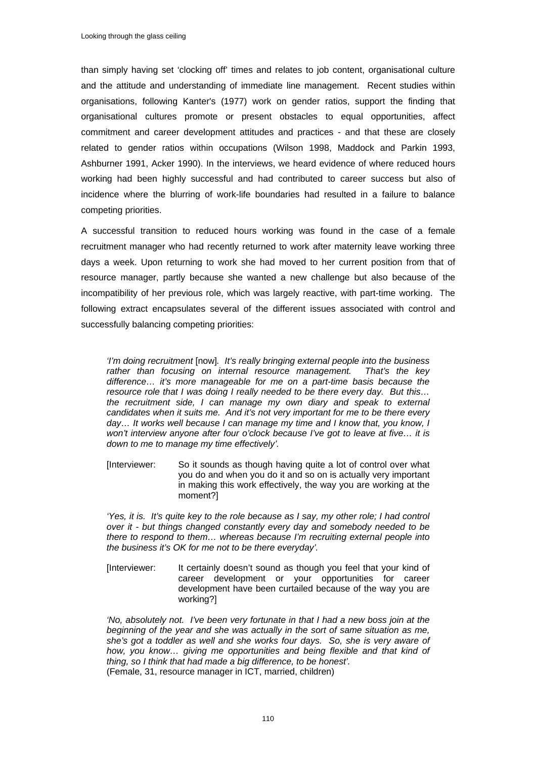than simply having set 'clocking off' times and relates to job content, organisational culture and the attitude and understanding of immediate line management. Recent studies within organisations, following Kanter's (1977) work on gender ratios, support the finding that organisational cultures promote or present obstacles to equal opportunities, affect commitment and career development attitudes and practices - and that these are closely related to gender ratios within occupations (Wilson 1998, Maddock and Parkin 1993, Ashburner 1991, Acker 1990). In the interviews, we heard evidence of where reduced hours working had been highly successful and had contributed to career success but also of incidence where the blurring of work-life boundaries had resulted in a failure to balance competing priorities.

A successful transition to reduced hours working was found in the case of a female recruitment manager who had recently returned to work after maternity leave working three days a week. Upon returning to work she had moved to her current position from that of resource manager, partly because she wanted a new challenge but also because of the incompatibility of her previous role, which was largely reactive, with part-time working. The following extract encapsulates several of the different issues associated with control and successfully balancing competing priorities:

> *'I'm doing recruitment* [now]*. It's really bringing external people into the business rather than focusing on internal resource management. That's the key difference… it's more manageable for me on a part-time basis because the resource role that I was doing I really needed to be there every day. But this… the recruitment side, I can manage my own diary and speak to external candidates when it suits me. And it's not very important for me to be there every day… It works well because I can manage my time and I know that, you know, I won't interview anyone after four o'clock because I've got to leave at five… it is down to me to manage my time effectively'.*
>
> [Interviewer: So it sounds as though having quite a lot of control over what you do and when you do it and so on is actually very important in making this work effectively, the way you are working at the moment?]
>
> *'Yes, it is. It's quite key to the role because as I say, my other role; I had control over it - but things changed constantly every day and somebody needed to be there to respond to them… whereas because I'm recruiting external people into the business it's OK for me not to be there everyday'.*
>
> [Interviewer: It certainly doesn't sound as though you feel that your kind of career development or your opportunities for career development have been curtailed because of the way you are working?]
>
> *'No, absolutely not. I've been very fortunate in that I had a new boss join at the beginning of the year and she was actually in the sort of same situation as me, she's got a toddler as well and she works four days. So, she is very aware of how, you know… giving me opportunities and being flexible and that kind of thing, so I think that had made a big difference, to be honest'.*
> (Female, 31, resource manager in ICT, married, children)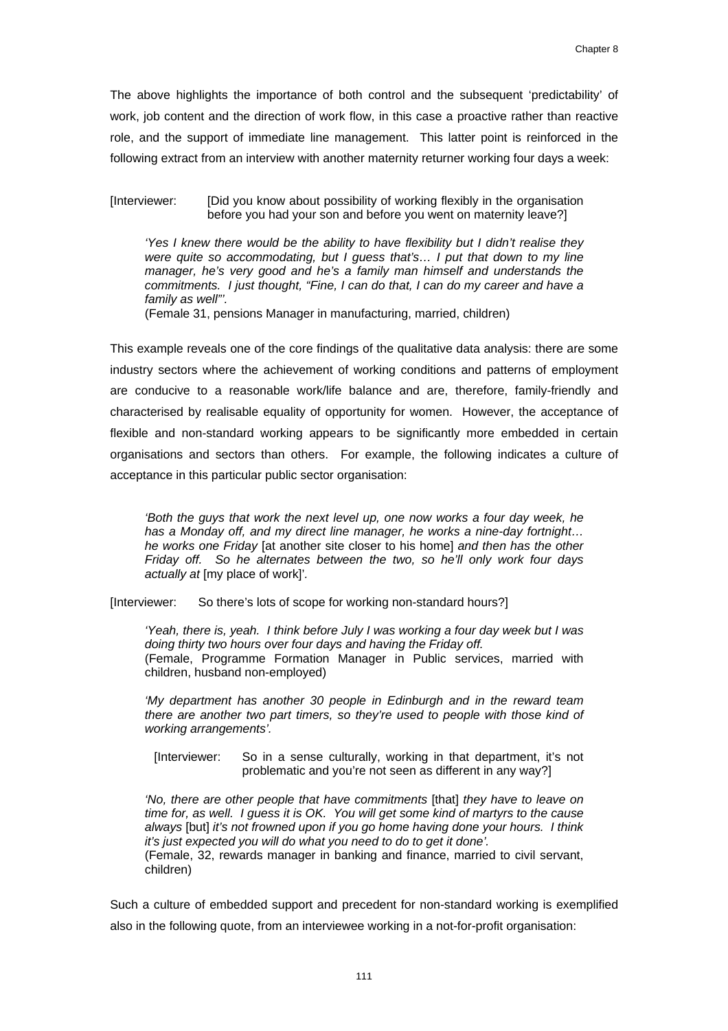The above highlights the importance of both control and the subsequent 'predictability' of work, job content and the direction of work flow, in this case a proactive rather than reactive role, and the support of immediate line management. This latter point is reinforced in the following extract from an interview with another maternity returner working four days a week:

[Interviewer: [Did you know about possibility of working flexibly in the organisation before you had your son and before you went on maternity leave?]

> *'Yes I knew there would be the ability to have flexibility but I didn't realise they were quite so accommodating, but I guess that's… I put that down to my line manager, he's very good and he's a family man himself and understands the commitments. I just thought, "Fine, I can do that, I can do my career and have a family as well"'.*
>
> (Female 31, pensions Manager in manufacturing, married, children)

This example reveals one of the core findings of the qualitative data analysis: there are some industry sectors where the achievement of working conditions and patterns of employment are conducive to a reasonable work/life balance and are, therefore, family-friendly and characterised by realisable equality of opportunity for women. However, the acceptance of flexible and non-standard working appears to be significantly more embedded in certain organisations and sectors than others. For example, the following indicates a culture of acceptance in this particular public sector organisation:

> *'Both the guys that work the next level up, one now works a four day week, he has a Monday off, and my direct line manager, he works a nine-day fortnight… he works one Friday* [at another site closer to his home] *and then has the other Friday off. So he alternates between the two, so he'll only work four days actually at* [my place of work]*'.*

[Interviewer: So there's lots of scope for working non-standard hours?]

> *'Yeah, there is, yeah. I think before July I was working a four day week but I was doing thirty two hours over four days and having the Friday off.*
>
> (Female, Programme Formation Manager in Public services, married with children, husband non-employed)
>
> *'My department has another 30 people in Edinburgh and in the reward team there are another two part timers, so they're used to people with those kind of working arrangements'.*
>
> [Interviewer: So in a sense culturally, working in that department, it's not problematic and you're not seen as different in any way?]
>
> *'No, there are other people that have commitments* [that] *they have to leave on time for, as well. I guess it is OK. You will get some kind of martyrs to the cause always* [but] *it's not frowned upon if you go home having done your hours. I think it's just expected you will do what you need to do to get it done'.*
>
> (Female, 32, rewards manager in banking and finance, married to civil servant, children)

Such a culture of embedded support and precedent for non-standard working is exemplified also in the following quote, from an interviewee working in a not-for-profit organisation: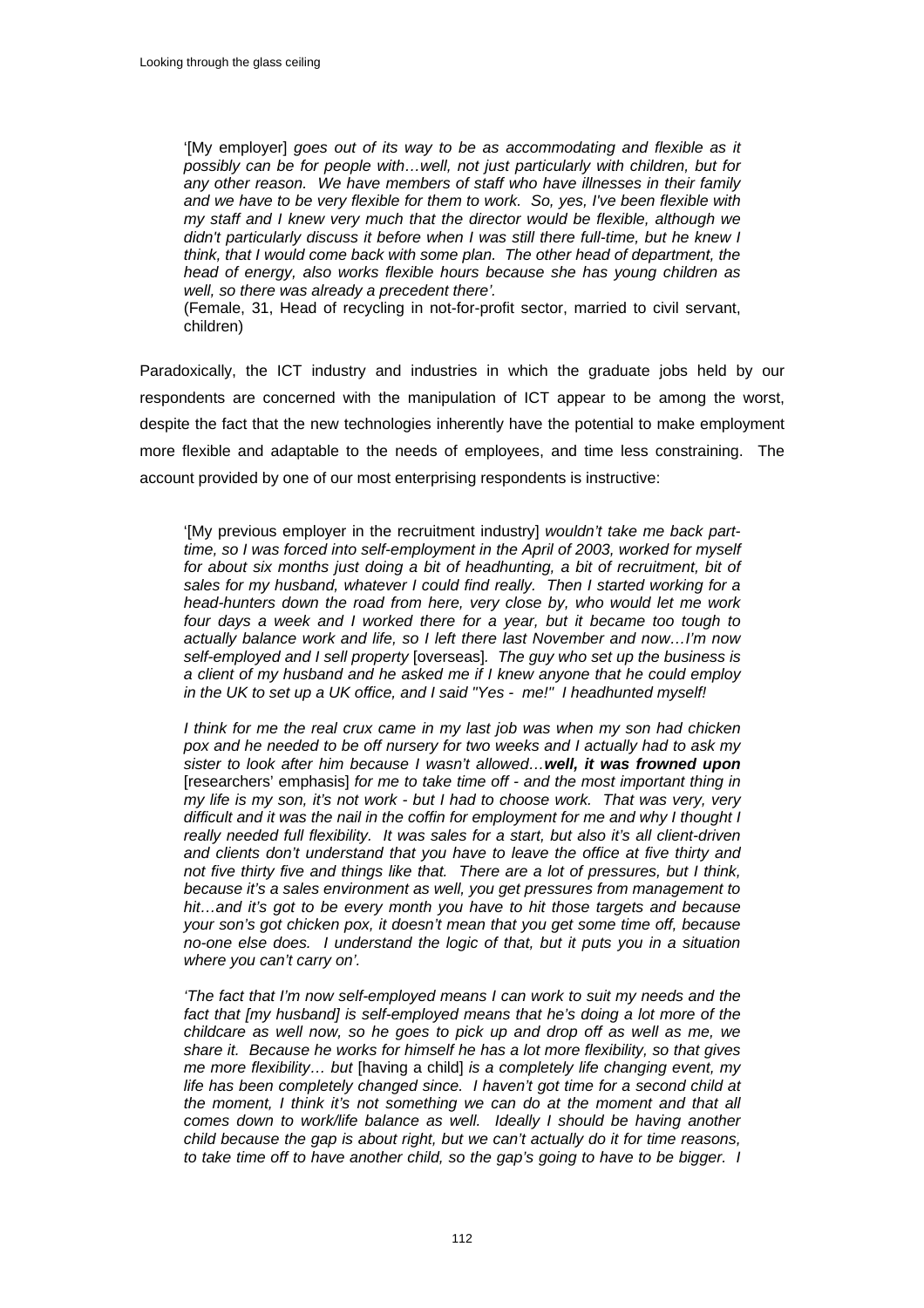'[My employer] *goes out of its way to be as accommodating and flexible as it possibly can be for people with…well, not just particularly with children, but for any other reason. We have members of staff who have illnesses in their family and we have to be very flexible for them to work. So, yes, I've been flexible with my staff and I knew very much that the director would be flexible, although we didn't particularly discuss it before when I was still there full-time, but he knew I think, that I would come back with some plan. The other head of department, the head of energy, also works flexible hours because she has young children as well, so there was already a precedent there'.*

(Female, 31, Head of recycling in not-for-profit sector, married to civil servant, children)

Paradoxically, the ICT industry and industries in which the graduate jobs held by our respondents are concerned with the manipulation of ICT appear to be among the worst, despite the fact that the new technologies inherently have the potential to make employment more flexible and adaptable to the needs of employees, and time less constraining. The account provided by one of our most enterprising respondents is instructive:

'[My previous employer in the recruitment industry] *wouldn't take me back part-time, so I was forced into self-employment in the April of 2003, worked for myself for about six months just doing a bit of headhunting, a bit of recruitment, bit of sales for my husband, whatever I could find really. Then I started working for a head-hunters down the road from here, very close by, who would let me work four days a week and I worked there for a year, but it became too tough to actually balance work and life, so I left there last November and now…I'm now self-employed and I sell property* [overseas]. *The guy who set up the business is a client of my husband and he asked me if I knew anyone that he could employ in the UK to set up a UK office, and I said "Yes - me!" I headhunted myself!*

*I think for me the real crux came in my last job was when my son had chicken pox and he needed to be off nursery for two weeks and I actually had to ask my sister to look after him because I wasn't allowed…**well, it was frowned upon*** [researchers' emphasis] *for me to take time off - and the most important thing in my life is my son, it's not work - but I had to choose work. That was very, very difficult and it was the nail in the coffin for employment for me and why I thought I really needed full flexibility. It was sales for a start, but also it's all client-driven and clients don't understand that you have to leave the office at five thirty and not five thirty five and things like that. There are a lot of pressures, but I think, because it's a sales environment as well, you get pressures from management to hit…and it's got to be every month you have to hit those targets and because your son's got chicken pox, it doesn't mean that you get some time off, because no-one else does. I understand the logic of that, but it puts you in a situation where you can't carry on'.*

*'The fact that I'm now self-employed means I can work to suit my needs and the fact that [my husband] is self-employed means that he's doing a lot more of the childcare as well now, so he goes to pick up and drop off as well as me, we share it. Because he works for himself he has a lot more flexibility, so that gives me more flexibility… but* [having a child] *is a completely life changing event, my life has been completely changed since. I haven't got time for a second child at the moment, I think it's not something we can do at the moment and that all comes down to work/life balance as well. Ideally I should be having another child because the gap is about right, but we can't actually do it for time reasons, to take time off to have another child, so the gap's going to have to be bigger. I*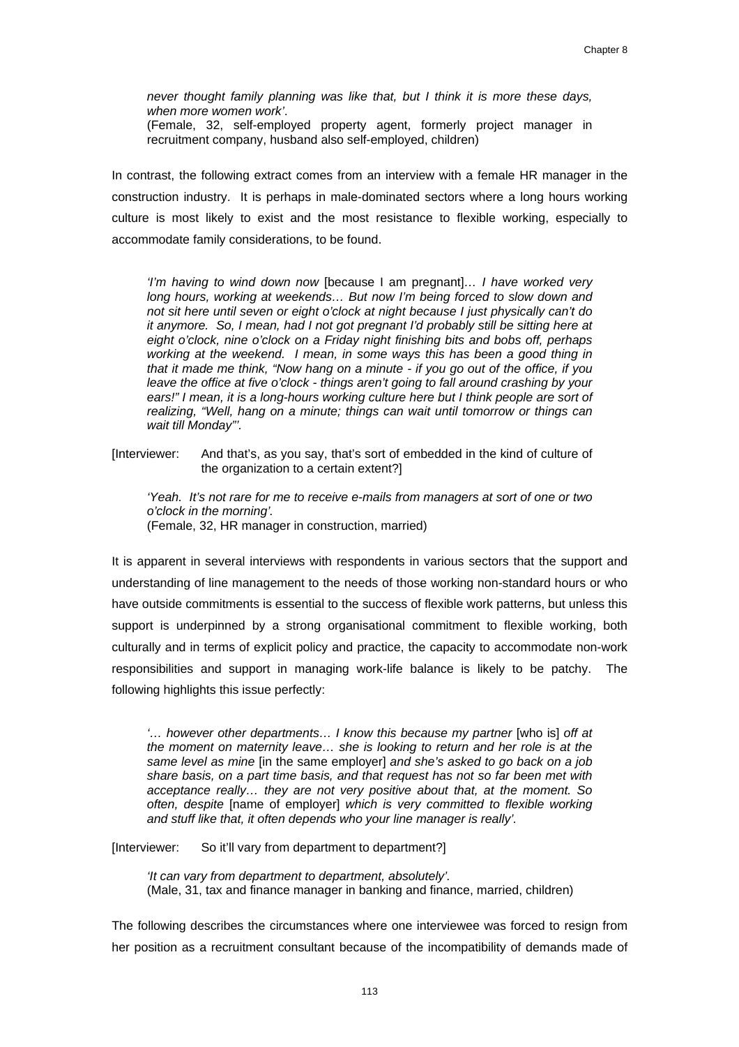> *never thought family planning was like that, but I think it is more these days, when more women work'*.
> (Female, 32, self-employed property agent, formerly project manager in recruitment company, husband also self-employed, children)

In contrast, the following extract comes from an interview with a female HR manager in the construction industry. It is perhaps in male-dominated sectors where a long hours working culture is most likely to exist and the most resistance to flexible working, especially to accommodate family considerations, to be found.

> *'I'm having to wind down now* [because I am pregnant]*… I have worked very long hours, working at weekends… But now I'm being forced to slow down and not sit here until seven or eight o'clock at night because I just physically can't do it anymore. So, I mean, had I not got pregnant I'd probably still be sitting here at eight o'clock, nine o'clock on a Friday night finishing bits and bobs off, perhaps working at the weekend. I mean, in some ways this has been a good thing in that it made me think, "Now hang on a minute - if you go out of the office, if you leave the office at five o'clock - things aren't going to fall around crashing by your ears!" I mean, it is a long-hours working culture here but I think people are sort of realizing, "Well, hang on a minute; things can wait until tomorrow or things can wait till Monday"'*.

[Interviewer: And that's, as you say, that's sort of embedded in the kind of culture of the organization to a certain extent?]

> *'Yeah. It's not rare for me to receive e-mails from managers at sort of one or two o'clock in the morning'*.
> (Female, 32, HR manager in construction, married)

It is apparent in several interviews with respondents in various sectors that the support and understanding of line management to the needs of those working non-standard hours or who have outside commitments is essential to the success of flexible work patterns, but unless this support is underpinned by a strong organisational commitment to flexible working, both culturally and in terms of explicit policy and practice, the capacity to accommodate non-work responsibilities and support in managing work-life balance is likely to be patchy. The following highlights this issue perfectly:

> *'… however other departments… I know this because my partner* [who is] *off at the moment on maternity leave… she is looking to return and her role is at the same level as mine* [in the same employer] *and she's asked to go back on a job share basis, on a part time basis, and that request has not so far been met with acceptance really… they are not very positive about that, at the moment. So often, despite* [name of employer] *which is very committed to flexible working and stuff like that, it often depends who your line manager is really'*.

[Interviewer: So it'll vary from department to department?]

> *'It can vary from department to department, absolutely'*.
> (Male, 31, tax and finance manager in banking and finance, married, children)

The following describes the circumstances where one interviewee was forced to resign from her position as a recruitment consultant because of the incompatibility of demands made of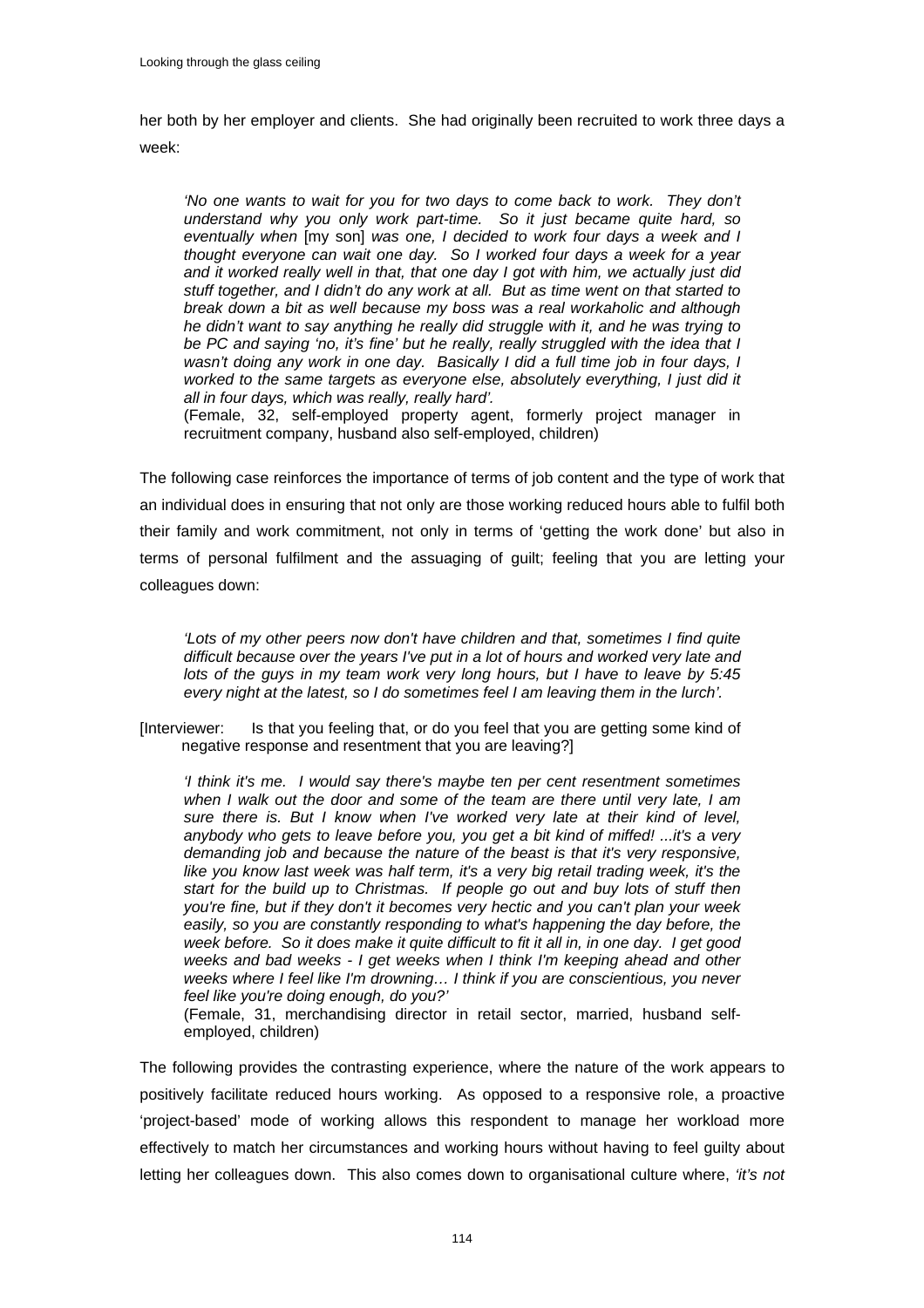her both by her employer and clients. She had originally been recruited to work three days a week:

> *'No one wants to wait for you for two days to come back to work. They don't understand why you only work part-time. So it just became quite hard, so eventually when* [my son] *was one, I decided to work four days a week and I thought everyone can wait one day. So I worked four days a week for a year and it worked really well in that, that one day I got with him, we actually just did stuff together, and I didn't do any work at all. But as time went on that started to break down a bit as well because my boss was a real workaholic and although he didn't want to say anything he really did struggle with it, and he was trying to be PC and saying 'no, it's fine' but he really, really struggled with the idea that I wasn't doing any work in one day. Basically I did a full time job in four days, I worked to the same targets as everyone else, absolutely everything, I just did it all in four days, which was really, really hard'.*
>
> (Female, 32, self-employed property agent, formerly project manager in recruitment company, husband also self-employed, children)

The following case reinforces the importance of terms of job content and the type of work that an individual does in ensuring that not only are those working reduced hours able to fulfil both their family and work commitment, not only in terms of 'getting the work done' but also in terms of personal fulfilment and the assuaging of guilt; feeling that you are letting your colleagues down:

> *'Lots of my other peers now don't have children and that, sometimes I find quite difficult because over the years I've put in a lot of hours and worked very late and lots of the guys in my team work very long hours, but I have to leave by 5:45 every night at the latest, so I do sometimes feel I am leaving them in the lurch'.*

[Interviewer: Is that you feeling that, or do you feel that you are getting some kind of negative response and resentment that you are leaving?]

> *'I think it's me. I would say there's maybe ten per cent resentment sometimes when I walk out the door and some of the team are there until very late, I am sure there is. But I know when I've worked very late at their kind of level, anybody who gets to leave before you, you get a bit kind of miffed! ...it's a very demanding job and because the nature of the beast is that it's very responsive, like you know last week was half term, it's a very big retail trading week, it's the start for the build up to Christmas. If people go out and buy lots of stuff then you're fine, but if they don't it becomes very hectic and you can't plan your week easily, so you are constantly responding to what's happening the day before, the week before. So it does make it quite difficult to fit it all in, in one day. I get good weeks and bad weeks - I get weeks when I think I'm keeping ahead and other weeks where I feel like I'm drowning… I think if you are conscientious, you never feel like you're doing enough, do you?'*
>
> (Female, 31, merchandising director in retail sector, married, husband self-employed, children)

The following provides the contrasting experience, where the nature of the work appears to positively facilitate reduced hours working. As opposed to a responsive role, a proactive 'project-based' mode of working allows this respondent to manage her workload more effectively to match her circumstances and working hours without having to feel guilty about letting her colleagues down. This also comes down to organisational culture where, *'it's not*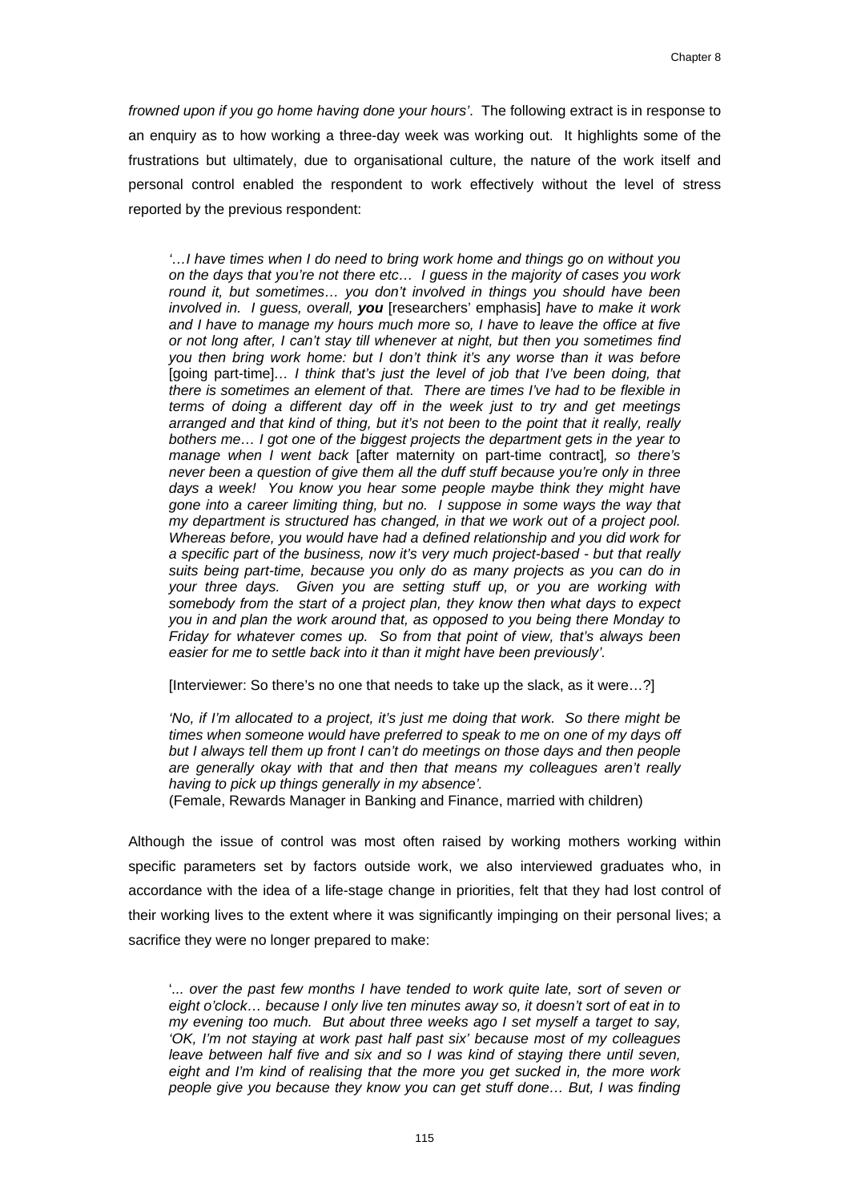*frowned upon if you go home having done your hours'*. The following extract is in response to an enquiry as to how working a three-day week was working out. It highlights some of the frustrations but ultimately, due to organisational culture, the nature of the work itself and personal control enabled the respondent to work effectively without the level of stress reported by the previous respondent:

> *'…I have times when I do need to bring work home and things go on without you on the days that you're not there etc… I guess in the majority of cases you work round it, but sometimes… you don't involved in things you should have been involved in. I guess, overall,* ***you*** [researchers' emphasis] *have to make it work and I have to manage my hours much more so, I have to leave the office at five or not long after, I can't stay till whenever at night, but then you sometimes find you then bring work home: but I don't think it's any worse than it was before* [going part-time]*… I think that's just the level of job that I've been doing, that there is sometimes an element of that. There are times I've had to be flexible in terms of doing a different day off in the week just to try and get meetings arranged and that kind of thing, but it's not been to the point that it really, really bothers me… I got one of the biggest projects the department gets in the year to manage when I went back* [after maternity on part-time contract]*, so there's never been a question of give them all the duff stuff because you're only in three days a week! You know you hear some people maybe think they might have gone into a career limiting thing, but no. I suppose in some ways the way that my department is structured has changed, in that we work out of a project pool. Whereas before, you would have had a defined relationship and you did work for a specific part of the business, now it's very much project-based - but that really suits being part-time, because you only do as many projects as you can do in your three days. Given you are setting stuff up, or you are working with somebody from the start of a project plan, they know then what days to expect you in and plan the work around that, as opposed to you being there Monday to Friday for whatever comes up. So from that point of view, that's always been easier for me to settle back into it than it might have been previously'.*
>
> [Interviewer: So there's no one that needs to take up the slack, as it were…?]
>
> *'No, if I'm allocated to a project, it's just me doing that work. So there might be times when someone would have preferred to speak to me on one of my days off but I always tell them up front I can't do meetings on those days and then people are generally okay with that and then that means my colleagues aren't really having to pick up things generally in my absence'.*
> (Female, Rewards Manager in Banking and Finance, married with children)

Although the issue of control was most often raised by working mothers working within specific parameters set by factors outside work, we also interviewed graduates who, in accordance with the idea of a life-stage change in priorities, felt that they had lost control of their working lives to the extent where it was significantly impinging on their personal lives; a sacrifice they were no longer prepared to make:

> '*... over the past few months I have tended to work quite late, sort of seven or eight o'clock… because I only live ten minutes away so, it doesn't sort of eat in to my evening too much. But about three weeks ago I set myself a target to say, 'OK, I'm not staying at work past half past six' because most of my colleagues leave between half five and six and so I was kind of staying there until seven, eight and I'm kind of realising that the more you get sucked in, the more work people give you because they know you can get stuff done… But, I was finding*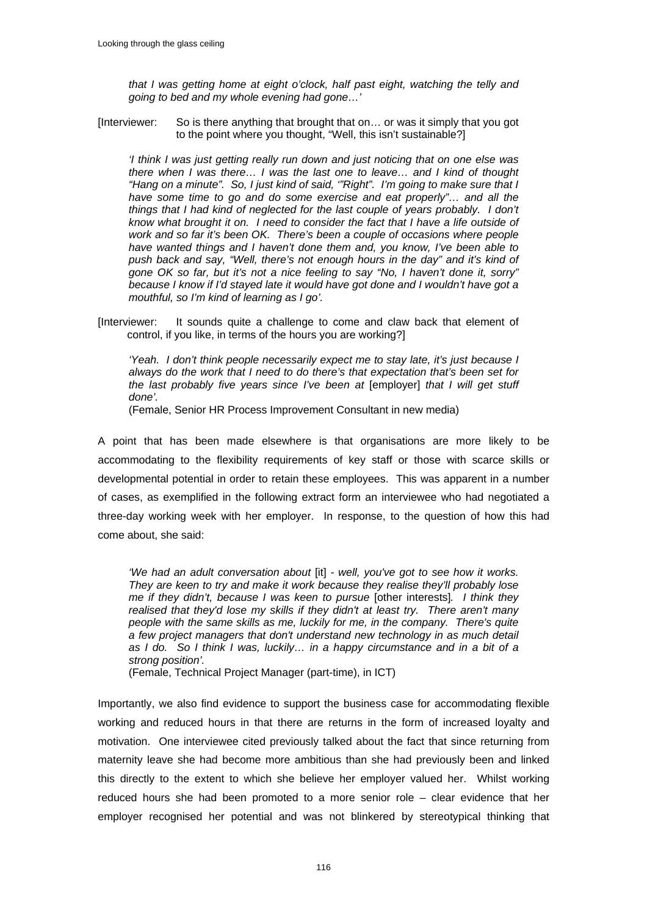*that I was getting home at eight o'clock, half past eight, watching the telly and going to bed and my whole evening had gone…'*

[Interviewer: So is there anything that brought that on… or was it simply that you got to the point where you thought, "Well, this isn't sustainable?]

*'I think I was just getting really run down and just noticing that on one else was there when I was there… I was the last one to leave… and I kind of thought "Hang on a minute". So, I just kind of said, '"Right". I'm going to make sure that I have some time to go and do some exercise and eat properly"… and all the things that I had kind of neglected for the last couple of years probably. I don't know what brought it on. I need to consider the fact that I have a life outside of work and so far it's been OK. There's been a couple of occasions where people have wanted things and I haven't done them and, you know, I've been able to push back and say, "Well, there's not enough hours in the day" and it's kind of gone OK so far, but it's not a nice feeling to say "No, I haven't done it, sorry" because I know if I'd stayed late it would have got done and I wouldn't have got a mouthful, so I'm kind of learning as I go'.*

[Interviewer: It sounds quite a challenge to come and claw back that element of control, if you like, in terms of the hours you are working?]

*'Yeah. I don't think people necessarily expect me to stay late, it's just because I always do the work that I need to do there's that expectation that's been set for the last probably five years since I've been at* [employer] *that I will get stuff done'.*
(Female, Senior HR Process Improvement Consultant in new media)

A point that has been made elsewhere is that organisations are more likely to be accommodating to the flexibility requirements of key staff or those with scarce skills or developmental potential in order to retain these employees. This was apparent in a number of cases, as exemplified in the following extract form an interviewee who had negotiated a three-day working week with her employer. In response, to the question of how this had come about, she said:

*'We had an adult conversation about* [it] *- well, you've got to see how it works. They are keen to try and make it work because they realise they'll probably lose me if they didn't, because I was keen to pursue* [other interests]*. I think they realised that they'd lose my skills if they didn't at least try. There aren't many people with the same skills as me, luckily for me, in the company. There's quite a few project managers that don't understand new technology in as much detail as I do. So I think I was, luckily… in a happy circumstance and in a bit of a strong position'.*
(Female, Technical Project Manager (part-time), in ICT)

Importantly, we also find evidence to support the business case for accommodating flexible working and reduced hours in that there are returns in the form of increased loyalty and motivation. One interviewee cited previously talked about the fact that since returning from maternity leave she had become more ambitious than she had previously been and linked this directly to the extent to which she believe her employer valued her. Whilst working reduced hours she had been promoted to a more senior role – clear evidence that her employer recognised her potential and was not blinkered by stereotypical thinking that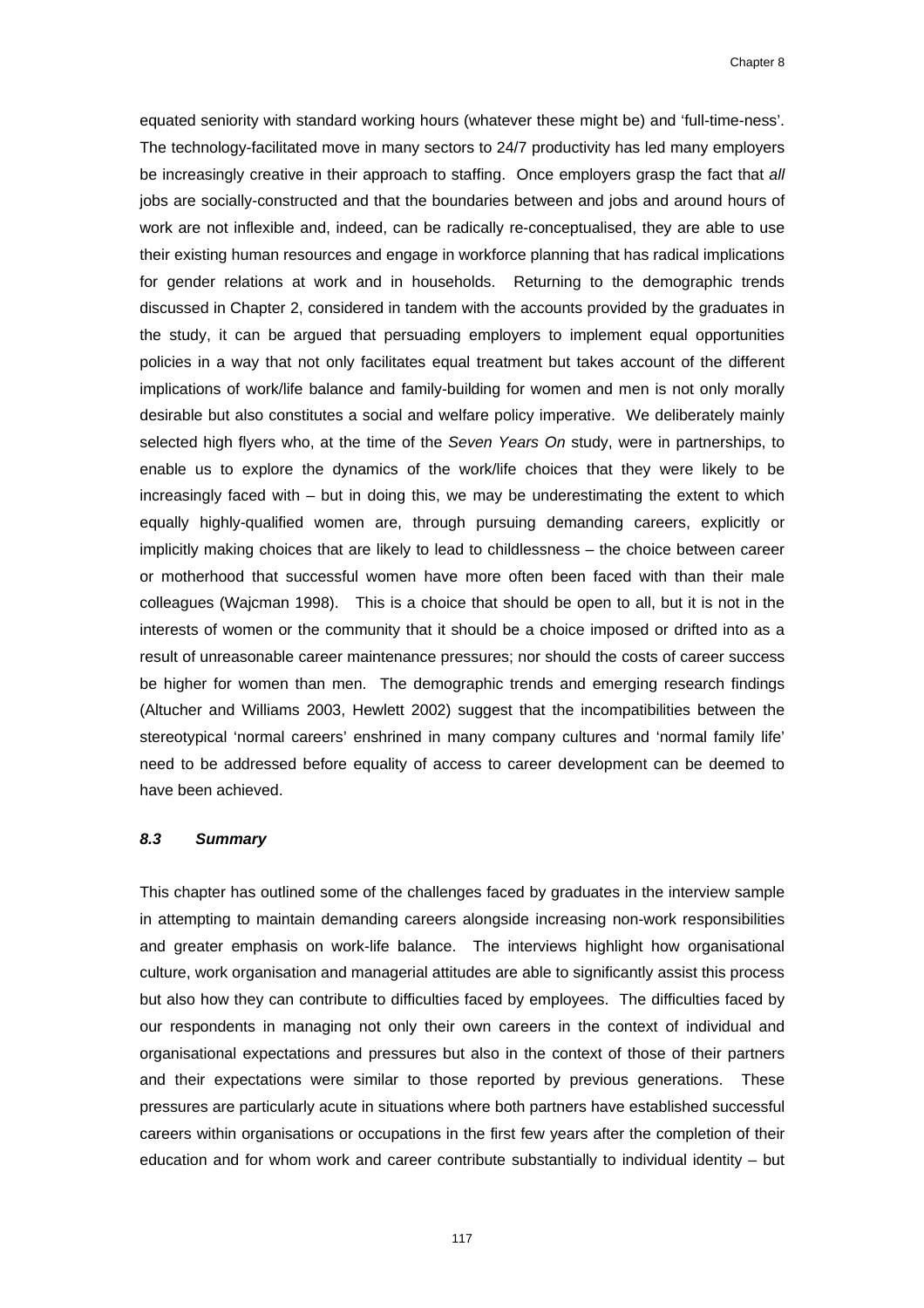equated seniority with standard working hours (whatever these might be) and 'full-time-ness'. The technology-facilitated move in many sectors to 24/7 productivity has led many employers be increasingly creative in their approach to staffing. Once employers grasp the fact that *all* jobs are socially-constructed and that the boundaries between and jobs and around hours of work are not inflexible and, indeed, can be radically re-conceptualised, they are able to use their existing human resources and engage in workforce planning that has radical implications for gender relations at work and in households. Returning to the demographic trends discussed in Chapter 2, considered in tandem with the accounts provided by the graduates in the study, it can be argued that persuading employers to implement equal opportunities policies in a way that not only facilitates equal treatment but takes account of the different implications of work/life balance and family-building for women and men is not only morally desirable but also constitutes a social and welfare policy imperative. We deliberately mainly selected high flyers who, at the time of the *Seven Years On* study, were in partnerships, to enable us to explore the dynamics of the work/life choices that they were likely to be increasingly faced with – but in doing this, we may be underestimating the extent to which equally highly-qualified women are, through pursuing demanding careers, explicitly or implicitly making choices that are likely to lead to childlessness – the choice between career or motherhood that successful women have more often been faced with than their male colleagues (Wajcman 1998). This is a choice that should be open to all, but it is not in the interests of women or the community that it should be a choice imposed or drifted into as a result of unreasonable career maintenance pressures; nor should the costs of career success be higher for women than men. The demographic trends and emerging research findings (Altucher and Williams 2003, Hewlett 2002) suggest that the incompatibilities between the stereotypical 'normal careers' enshrined in many company cultures and 'normal family life' need to be addressed before equality of access to career development can be deemed to have been achieved.

### *8.3 Summary*

This chapter has outlined some of the challenges faced by graduates in the interview sample in attempting to maintain demanding careers alongside increasing non-work responsibilities and greater emphasis on work-life balance. The interviews highlight how organisational culture, work organisation and managerial attitudes are able to significantly assist this process but also how they can contribute to difficulties faced by employees. The difficulties faced by our respondents in managing not only their own careers in the context of individual and organisational expectations and pressures but also in the context of those of their partners and their expectations were similar to those reported by previous generations. These pressures are particularly acute in situations where both partners have established successful careers within organisations or occupations in the first few years after the completion of their education and for whom work and career contribute substantially to individual identity – but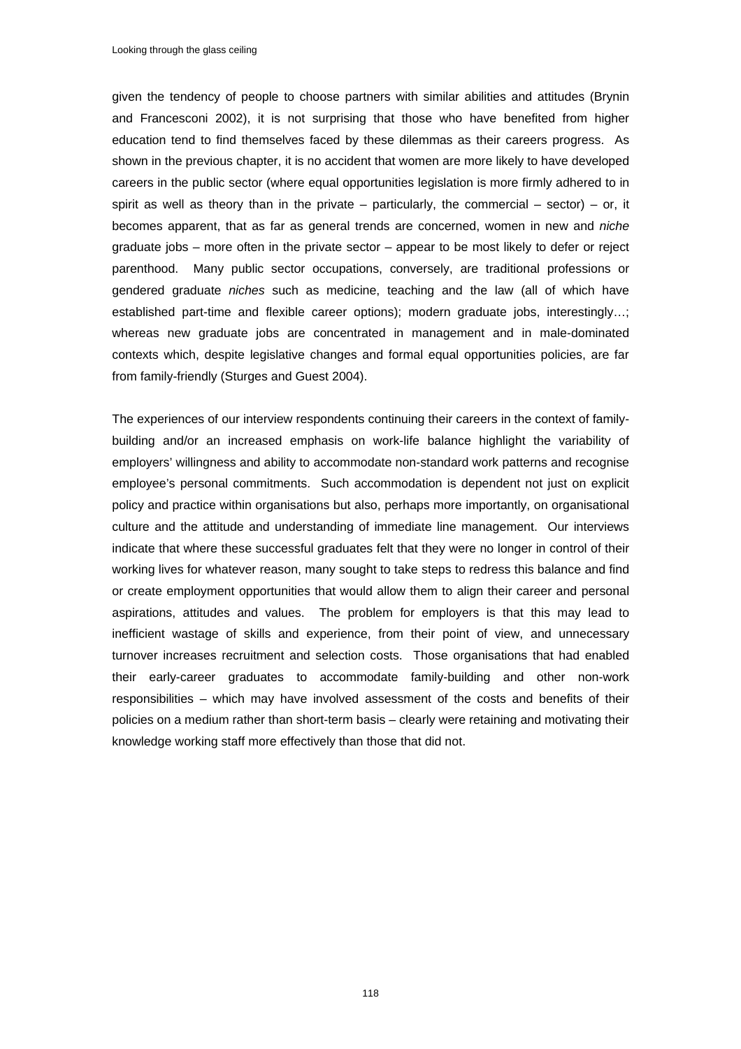given the tendency of people to choose partners with similar abilities and attitudes (Brynin and Francesconi 2002), it is not surprising that those who have benefited from higher education tend to find themselves faced by these dilemmas as their careers progress. As shown in the previous chapter, it is no accident that women are more likely to have developed careers in the public sector (where equal opportunities legislation is more firmly adhered to in spirit as well as theory than in the private – particularly, the commercial – sector) – or, it becomes apparent, that as far as general trends are concerned, women in new and *niche* graduate jobs – more often in the private sector – appear to be most likely to defer or reject parenthood. Many public sector occupations, conversely, are traditional professions or gendered graduate *niches* such as medicine, teaching and the law (all of which have established part-time and flexible career options); modern graduate jobs, interestingly…; whereas new graduate jobs are concentrated in management and in male-dominated contexts which, despite legislative changes and formal equal opportunities policies, are far from family-friendly (Sturges and Guest 2004).

The experiences of our interview respondents continuing their careers in the context of family-building and/or an increased emphasis on work-life balance highlight the variability of employers' willingness and ability to accommodate non-standard work patterns and recognise employee's personal commitments. Such accommodation is dependent not just on explicit policy and practice within organisations but also, perhaps more importantly, on organisational culture and the attitude and understanding of immediate line management. Our interviews indicate that where these successful graduates felt that they were no longer in control of their working lives for whatever reason, many sought to take steps to redress this balance and find or create employment opportunities that would allow them to align their career and personal aspirations, attitudes and values. The problem for employers is that this may lead to inefficient wastage of skills and experience, from their point of view, and unnecessary turnover increases recruitment and selection costs. Those organisations that had enabled their early-career graduates to accommodate family-building and other non-work responsibilities – which may have involved assessment of the costs and benefits of their policies on a medium rather than short-term basis – clearly were retaining and motivating their knowledge working staff more effectively than those that did not.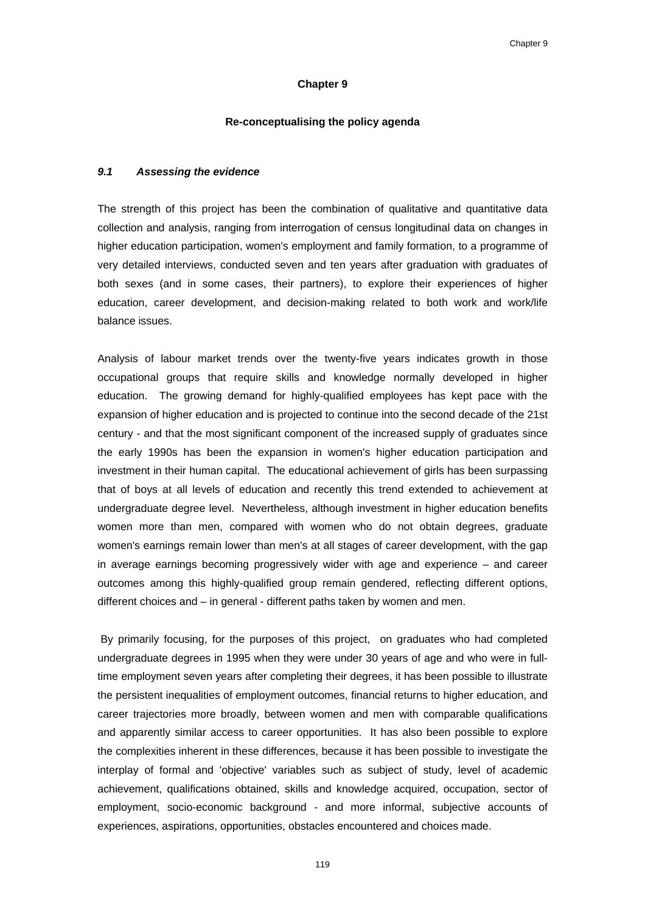# Chapter 9

## Re-conceptualising the policy agenda

### *9.1 Assessing the evidence*

The strength of this project has been the combination of qualitative and quantitative data collection and analysis, ranging from interrogation of census longitudinal data on changes in higher education participation, women's employment and family formation, to a programme of very detailed interviews, conducted seven and ten years after graduation with graduates of both sexes (and in some cases, their partners), to explore their experiences of higher education, career development, and decision-making related to both work and work/life balance issues.

Analysis of labour market trends over the twenty-five years indicates growth in those occupational groups that require skills and knowledge normally developed in higher education. The growing demand for highly-qualified employees has kept pace with the expansion of higher education and is projected to continue into the second decade of the 21st century - and that the most significant component of the increased supply of graduates since the early 1990s has been the expansion in women's higher education participation and investment in their human capital. The educational achievement of girls has been surpassing that of boys at all levels of education and recently this trend extended to achievement at undergraduate degree level. Nevertheless, although investment in higher education benefits women more than men, compared with women who do not obtain degrees, graduate women's earnings remain lower than men's at all stages of career development, with the gap in average earnings becoming progressively wider with age and experience – and career outcomes among this highly-qualified group remain gendered, reflecting different options, different choices and – in general - different paths taken by women and men.

By primarily focusing, for the purposes of this project, on graduates who had completed undergraduate degrees in 1995 when they were under 30 years of age and who were in full-time employment seven years after completing their degrees, it has been possible to illustrate the persistent inequalities of employment outcomes, financial returns to higher education, and career trajectories more broadly, between women and men with comparable qualifications and apparently similar access to career opportunities. It has also been possible to explore the complexities inherent in these differences, because it has been possible to investigate the interplay of formal and 'objective' variables such as subject of study, level of academic achievement, qualifications obtained, skills and knowledge acquired, occupation, sector of employment, socio-economic background - and more informal, subjective accounts of experiences, aspirations, opportunities, obstacles encountered and choices made.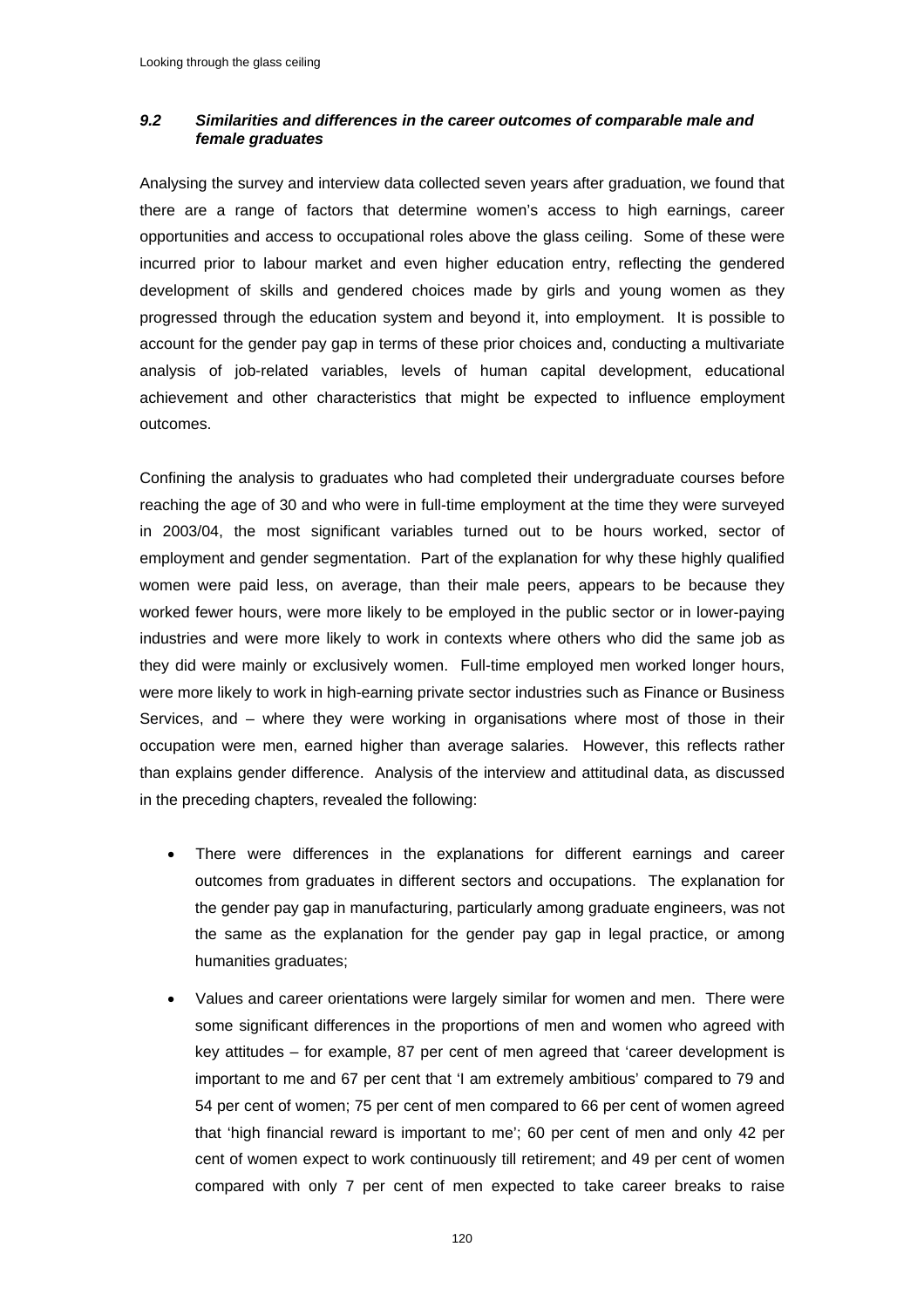### *9.2 Similarities and differences in the career outcomes of comparable male and female graduates*

Analysing the survey and interview data collected seven years after graduation, we found that there are a range of factors that determine women's access to high earnings, career opportunities and access to occupational roles above the glass ceiling. Some of these were incurred prior to labour market and even higher education entry, reflecting the gendered development of skills and gendered choices made by girls and young women as they progressed through the education system and beyond it, into employment. It is possible to account for the gender pay gap in terms of these prior choices and, conducting a multivariate analysis of job-related variables, levels of human capital development, educational achievement and other characteristics that might be expected to influence employment outcomes.

Confining the analysis to graduates who had completed their undergraduate courses before reaching the age of 30 and who were in full-time employment at the time they were surveyed in 2003/04, the most significant variables turned out to be hours worked, sector of employment and gender segmentation. Part of the explanation for why these highly qualified women were paid less, on average, than their male peers, appears to be because they worked fewer hours, were more likely to be employed in the public sector or in lower-paying industries and were more likely to work in contexts where others who did the same job as they did were mainly or exclusively women. Full-time employed men worked longer hours, were more likely to work in high-earning private sector industries such as Finance or Business Services, and – where they were working in organisations where most of those in their occupation were men, earned higher than average salaries. However, this reflects rather than explains gender difference. Analysis of the interview and attitudinal data, as discussed in the preceding chapters, revealed the following:

- There were differences in the explanations for different earnings and career outcomes from graduates in different sectors and occupations. The explanation for the gender pay gap in manufacturing, particularly among graduate engineers, was not the same as the explanation for the gender pay gap in legal practice, or among humanities graduates;
- Values and career orientations were largely similar for women and men. There were some significant differences in the proportions of men and women who agreed with key attitudes – for example, 87 per cent of men agreed that 'career development is important to me and 67 per cent that 'I am extremely ambitious' compared to 79 and 54 per cent of women; 75 per cent of men compared to 66 per cent of women agreed that 'high financial reward is important to me'; 60 per cent of men and only 42 per cent of women expect to work continuously till retirement; and 49 per cent of women compared with only 7 per cent of men expected to take career breaks to raise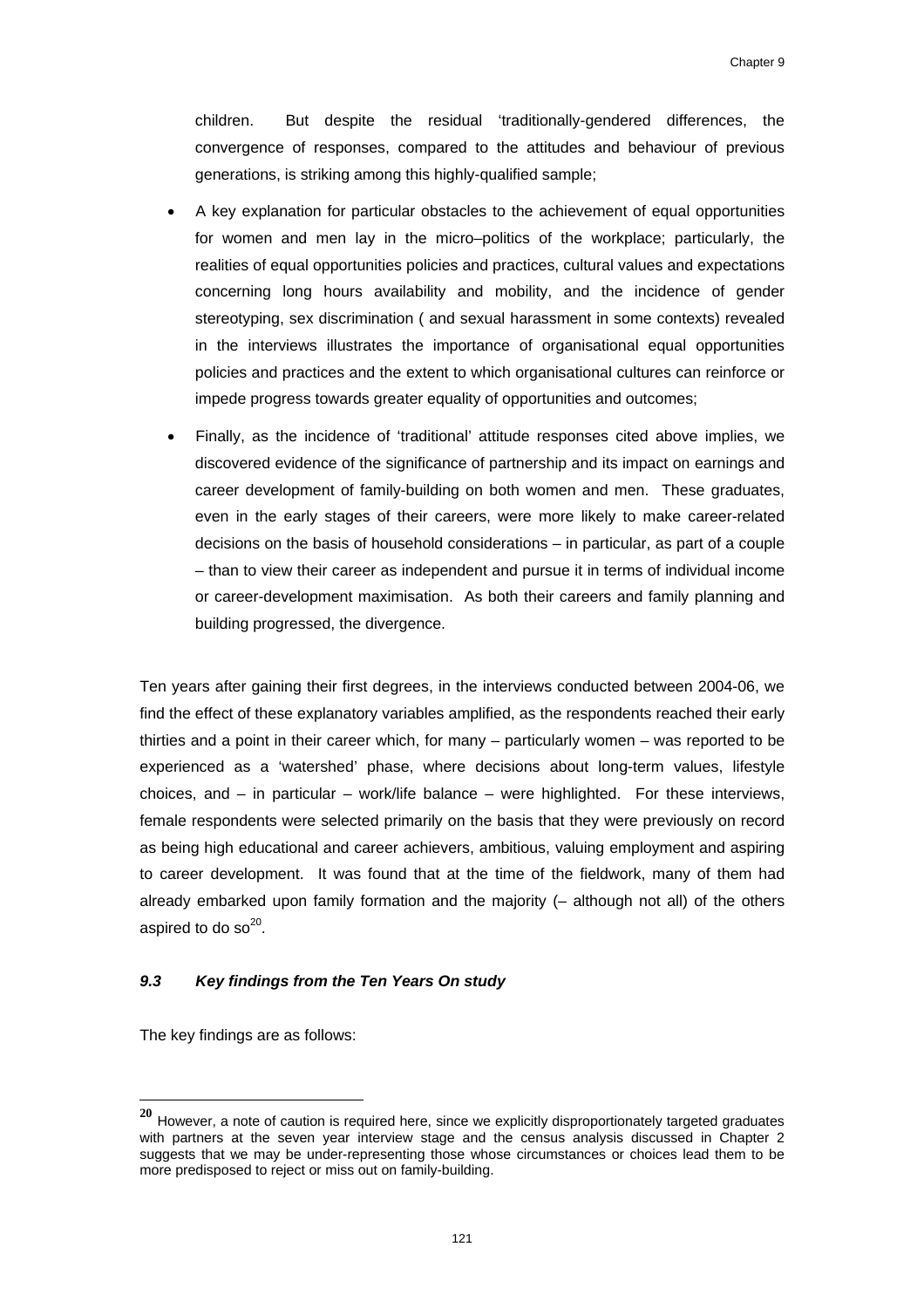children. But despite the residual 'traditionally-gendered differences, the convergence of responses, compared to the attitudes and behaviour of previous generations, is striking among this highly-qualified sample;

- A key explanation for particular obstacles to the achievement of equal opportunities for women and men lay in the micro–politics of the workplace; particularly, the realities of equal opportunities policies and practices, cultural values and expectations concerning long hours availability and mobility, and the incidence of gender stereotyping, sex discrimination ( and sexual harassment in some contexts) revealed in the interviews illustrates the importance of organisational equal opportunities policies and practices and the extent to which organisational cultures can reinforce or impede progress towards greater equality of opportunities and outcomes;
- Finally, as the incidence of 'traditional' attitude responses cited above implies, we discovered evidence of the significance of partnership and its impact on earnings and career development of family-building on both women and men. These graduates, even in the early stages of their careers, were more likely to make career-related decisions on the basis of household considerations – in particular, as part of a couple – than to view their career as independent and pursue it in terms of individual income or career-development maximisation. As both their careers and family planning and building progressed, the divergence.

Ten years after gaining their first degrees, in the interviews conducted between 2004-06, we find the effect of these explanatory variables amplified, as the respondents reached their early thirties and a point in their career which, for many – particularly women – was reported to be experienced as a 'watershed' phase, where decisions about long-term values, lifestyle choices, and – in particular – work/life balance – were highlighted. For these interviews, female respondents were selected primarily on the basis that they were previously on record as being high educational and career achievers, ambitious, valuing employment and aspiring to career development. It was found that at the time of the fieldwork, many of them had already embarked upon family formation and the majority (– although not all) of the others aspired to do so[20].

### *9.3 Key findings from the Ten Years On study*

The key findings are as follows:

[20] However, a note of caution is required here, since we explicitly disproportionately targeted graduates with partners at the seven year interview stage and the census analysis discussed in Chapter 2 suggests that we may be under-representing those whose circumstances or choices lead them to be more predisposed to reject or miss out on family-building.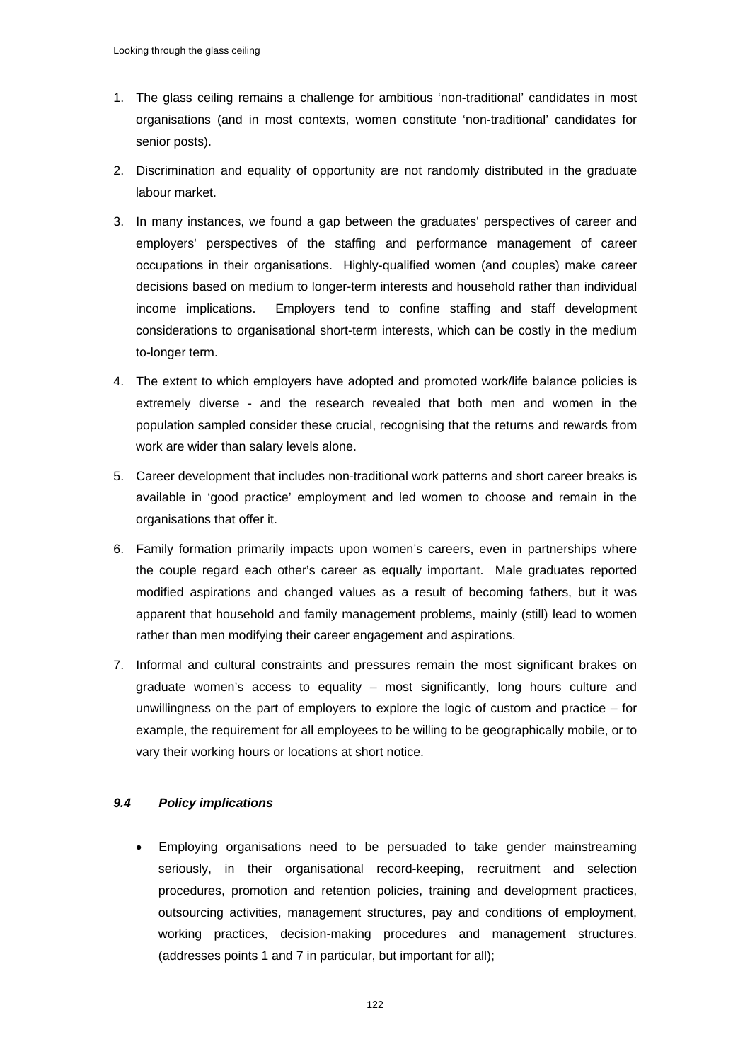1. The glass ceiling remains a challenge for ambitious 'non-traditional' candidates in most organisations (and in most contexts, women constitute 'non-traditional' candidates for senior posts).

2. Discrimination and equality of opportunity are not randomly distributed in the graduate labour market.

3. In many instances, we found a gap between the graduates' perspectives of career and employers' perspectives of the staffing and performance management of career occupations in their organisations. Highly-qualified women (and couples) make career decisions based on medium to longer-term interests and household rather than individual income implications. Employers tend to confine staffing and staff development considerations to organisational short-term interests, which can be costly in the medium to-longer term.

4. The extent to which employers have adopted and promoted work/life balance policies is extremely diverse - and the research revealed that both men and women in the population sampled consider these crucial, recognising that the returns and rewards from work are wider than salary levels alone.

5. Career development that includes non-traditional work patterns and short career breaks is available in 'good practice' employment and led women to choose and remain in the organisations that offer it.

6. Family formation primarily impacts upon women's careers, even in partnerships where the couple regard each other's career as equally important. Male graduates reported modified aspirations and changed values as a result of becoming fathers, but it was apparent that household and family management problems, mainly (still) lead to women rather than men modifying their career engagement and aspirations.

7. Informal and cultural constraints and pressures remain the most significant brakes on graduate women's access to equality – most significantly, long hours culture and unwillingness on the part of employers to explore the logic of custom and practice – for example, the requirement for all employees to be willing to be geographically mobile, or to vary their working hours or locations at short notice.

### *9.4 Policy implications*

- Employing organisations need to be persuaded to take gender mainstreaming seriously, in their organisational record-keeping, recruitment and selection procedures, promotion and retention policies, training and development practices, outsourcing activities, management structures, pay and conditions of employment, working practices, decision-making procedures and management structures. (addresses points 1 and 7 in particular, but important for all);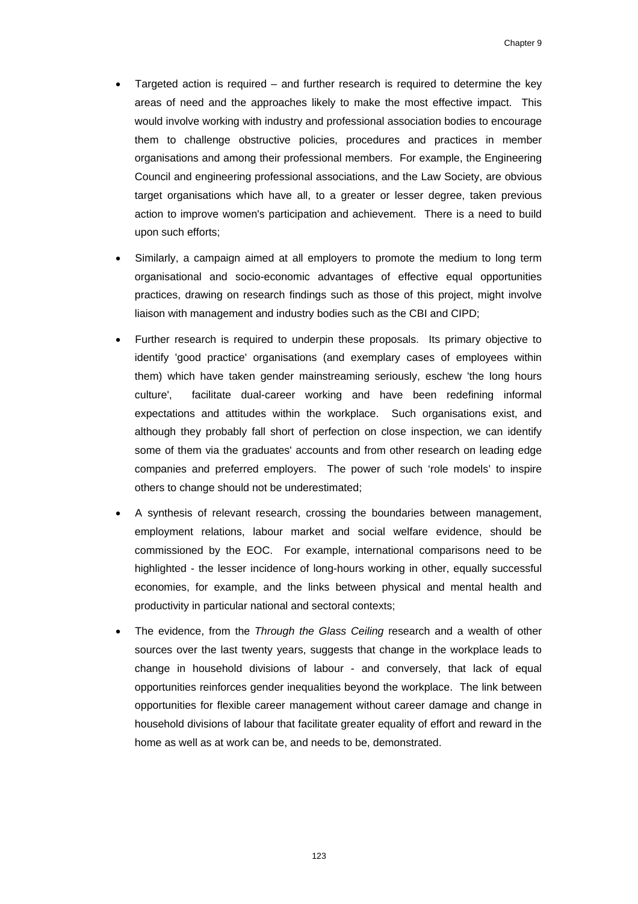- Targeted action is required – and further research is required to determine the key areas of need and the approaches likely to make the most effective impact. This would involve working with industry and professional association bodies to encourage them to challenge obstructive policies, procedures and practices in member organisations and among their professional members. For example, the Engineering Council and engineering professional associations, and the Law Society, are obvious target organisations which have all, to a greater or lesser degree, taken previous action to improve women's participation and achievement. There is a need to build upon such efforts;

- Similarly, a campaign aimed at all employers to promote the medium to long term organisational and socio-economic advantages of effective equal opportunities practices, drawing on research findings such as those of this project, might involve liaison with management and industry bodies such as the CBI and CIPD;

- Further research is required to underpin these proposals. Its primary objective to identify 'good practice' organisations (and exemplary cases of employees within them) which have taken gender mainstreaming seriously, eschew 'the long hours culture', facilitate dual-career working and have been redefining informal expectations and attitudes within the workplace. Such organisations exist, and although they probably fall short of perfection on close inspection, we can identify some of them via the graduates' accounts and from other research on leading edge companies and preferred employers. The power of such 'role models' to inspire others to change should not be underestimated;

- A synthesis of relevant research, crossing the boundaries between management, employment relations, labour market and social welfare evidence, should be commissioned by the EOC. For example, international comparisons need to be highlighted - the lesser incidence of long-hours working in other, equally successful economies, for example, and the links between physical and mental health and productivity in particular national and sectoral contexts;

- The evidence, from the *Through the Glass Ceiling* research and a wealth of other sources over the last twenty years, suggests that change in the workplace leads to change in household divisions of labour - and conversely, that lack of equal opportunities reinforces gender inequalities beyond the workplace. The link between opportunities for flexible career management without career damage and change in household divisions of labour that facilitate greater equality of effort and reward in the home as well as at work can be, and needs to be, demonstrated.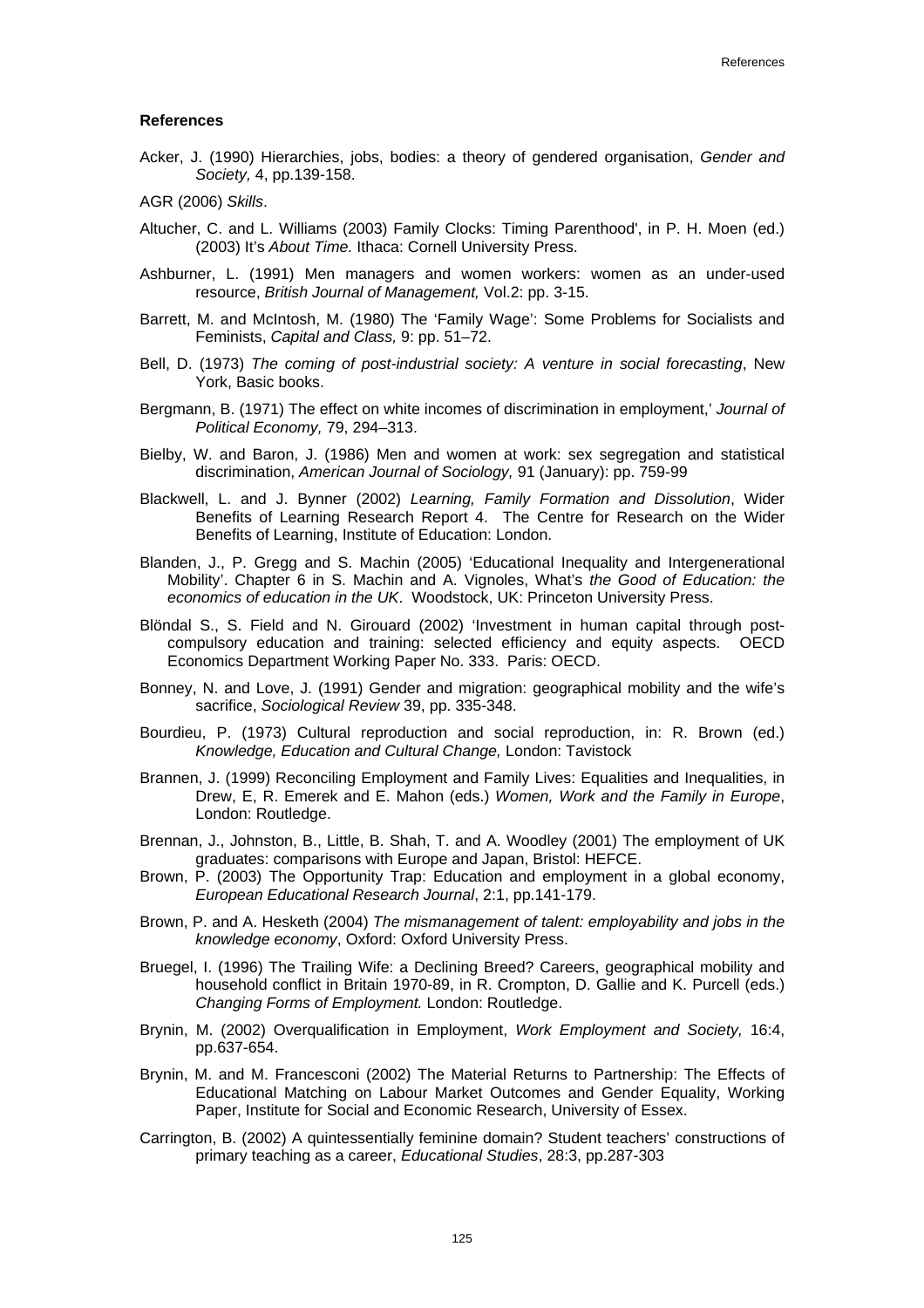**References**

Acker, J. (1990) Hierarchies, jobs, bodies: a theory of gendered organisation, *Gender and Society,* 4, pp.139-158.

AGR (2006) *Skills*.

Altucher, C. and L. Williams (2003) Family Clocks: Timing Parenthood', in P. H. Moen (ed.) (2003) It's *About Time.* Ithaca: Cornell University Press.

Ashburner, L. (1991) Men managers and women workers: women as an under-used resource, *British Journal of Management,* Vol.2: pp. 3-15.

Barrett, M. and McIntosh, M. (1980) The 'Family Wage': Some Problems for Socialists and Feminists, *Capital and Class,* 9: pp. 51–72.

Bell, D. (1973) *The coming of post-industrial society: A venture in social forecasting*, New York, Basic books.

Bergmann, B. (1971) The effect on white incomes of discrimination in employment,' *Journal of Political Economy,* 79, 294–313.

Bielby, W. and Baron, J. (1986) Men and women at work: sex segregation and statistical discrimination, *American Journal of Sociology,* 91 (January): pp. 759-99

Blackwell, L. and J. Bynner (2002) *Learning, Family Formation and Dissolution*, Wider Benefits of Learning Research Report 4. The Centre for Research on the Wider Benefits of Learning, Institute of Education: London.

Blanden, J., P. Gregg and S. Machin (2005) 'Educational Inequality and Intergenerational Mobility'. Chapter 6 in S. Machin and A. Vignoles, What's *the Good of Education: the economics of education in the UK*. Woodstock, UK: Princeton University Press.

Blöndal S., S. Field and N. Girouard (2002) 'Investment in human capital through post-compulsory education and training: selected efficiency and equity aspects. OECD Economics Department Working Paper No. 333. Paris: OECD.

Bonney, N. and Love, J. (1991) Gender and migration: geographical mobility and the wife's sacrifice, *Sociological Review* 39, pp. 335-348.

Bourdieu, P. (1973) Cultural reproduction and social reproduction, in: R. Brown (ed.) *Knowledge, Education and Cultural Change,* London: Tavistock

Brannen, J. (1999) Reconciling Employment and Family Lives: Equalities and Inequalities, in Drew, E, R. Emerek and E. Mahon (eds.) *Women, Work and the Family in Europe*, London: Routledge.

Brennan, J., Johnston, B., Little, B. Shah, T. and A. Woodley (2001) The employment of UK graduates: comparisons with Europe and Japan, Bristol: HEFCE.

Brown, P. (2003) The Opportunity Trap: Education and employment in a global economy, *European Educational Research Journal*, 2:1, pp.141-179.

Brown, P. and A. Hesketh (2004) *The mismanagement of talent: employability and jobs in the knowledge economy*, Oxford: Oxford University Press.

Bruegel, I. (1996) The Trailing Wife: a Declining Breed? Careers, geographical mobility and household conflict in Britain 1970-89, in R. Crompton, D. Gallie and K. Purcell (eds.) *Changing Forms of Employment.* London: Routledge.

Brynin, M. (2002) Overqualification in Employment, *Work Employment and Society,* 16:4, pp.637-654.

Brynin, M. and M. Francesconi (2002) The Material Returns to Partnership: The Effects of Educational Matching on Labour Market Outcomes and Gender Equality, Working Paper, Institute for Social and Economic Research, University of Essex.

Carrington, B. (2002) A quintessentially feminine domain? Student teachers' constructions of primary teaching as a career, *Educational Studies*, 28:3, pp.287-303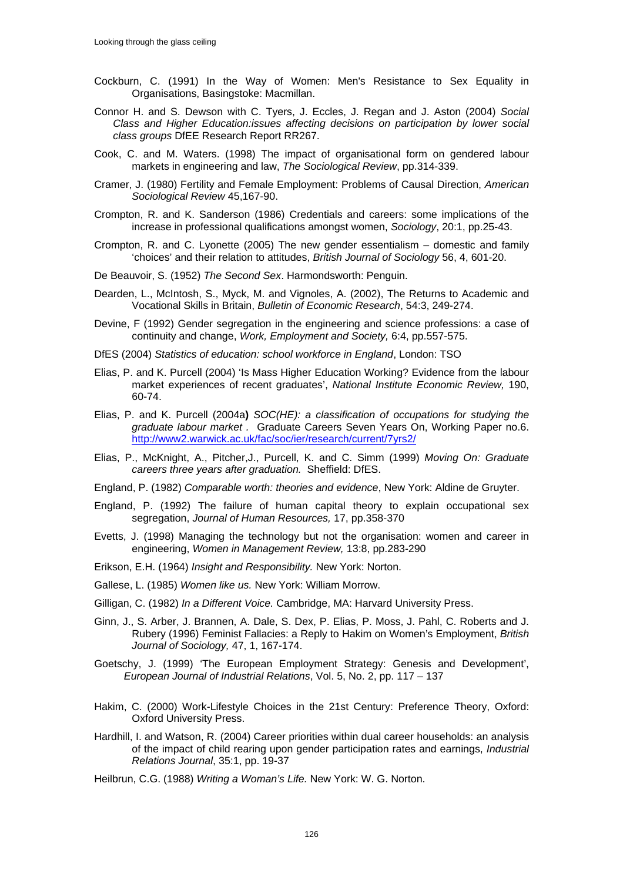Cockburn, C. (1991) In the Way of Women: Men's Resistance to Sex Equality in Organisations, Basingstoke: Macmillan.

Connor H. and S. Dewson with C. Tyers, J. Eccles, J. Regan and J. Aston (2004) *Social Class and Higher Education:issues affecting decisions on participation by lower social class groups* DfEE Research Report RR267.

Cook, C. and M. Waters. (1998) The impact of organisational form on gendered labour markets in engineering and law, *The Sociological Review*, pp.314-339.

Cramer, J. (1980) Fertility and Female Employment: Problems of Causal Direction, *American Sociological Review* 45,167-90.

Crompton, R. and K. Sanderson (1986) Credentials and careers: some implications of the increase in professional qualifications amongst women, *Sociology*, 20:1, pp.25-43.

Crompton, R. and C. Lyonette (2005) The new gender essentialism – domestic and family 'choices' and their relation to attitudes, *British Journal of Sociology* 56, 4, 601-20.

De Beauvoir, S. (1952) *The Second Sex*. Harmondsworth: Penguin.

Dearden, L., McIntosh, S., Myck, M. and Vignoles, A. (2002), The Returns to Academic and Vocational Skills in Britain, *Bulletin of Economic Research*, 54:3, 249-274.

Devine, F (1992) Gender segregation in the engineering and science professions: a case of continuity and change, *Work, Employment and Society,* 6:4, pp.557-575.

DfES (2004) *Statistics of education: school workforce in England*, London: TSO

Elias, P. and K. Purcell (2004) 'Is Mass Higher Education Working? Evidence from the labour market experiences of recent graduates', *National Institute Economic Review,* 190, 60-74.

Elias, P. and K. Purcell (2004a**)** *SOC(HE): a classification of occupations for studying the graduate labour market* . Graduate Careers Seven Years On, Working Paper no.6. http://www2.warwick.ac.uk/fac/soc/ier/research/current/7yrs2/

Elias, P., McKnight, A., Pitcher,J., Purcell, K. and C. Simm (1999) *Moving On: Graduate careers three years after graduation.* Sheffield: DfES.

England, P. (1982) *Comparable worth: theories and evidence*, New York: Aldine de Gruyter.

England, P. (1992) The failure of human capital theory to explain occupational sex segregation, *Journal of Human Resources,* 17, pp.358-370

Evetts, J. (1998) Managing the technology but not the organisation: women and career in engineering, *Women in Management Review,* 13:8, pp.283-290

Erikson, E.H. (1964) *Insight and Responsibility.* New York: Norton.

Gallese, L. (1985) *Women like us.* New York: William Morrow.

Gilligan, C. (1982) *In a Different Voice.* Cambridge, MA: Harvard University Press.

Ginn, J., S. Arber, J. Brannen, A. Dale, S. Dex, P. Elias, P. Moss, J. Pahl, C. Roberts and J. Rubery (1996) Feminist Fallacies: a Reply to Hakim on Women's Employment, *British Journal of Sociology,* 47, 1, 167-174.

Goetschy, J. (1999) 'The European Employment Strategy: Genesis and Development', *European Journal of Industrial Relations*, Vol. 5, No. 2, pp. 117 – 137

Hakim, C. (2000) Work-Lifestyle Choices in the 21st Century: Preference Theory, Oxford: Oxford University Press.

Hardhill, I. and Watson, R. (2004) Career priorities within dual career households: an analysis of the impact of child rearing upon gender participation rates and earnings, *Industrial Relations Journal*, 35:1, pp. 19-37

Heilbrun, C.G. (1988) *Writing a Woman's Life.* New York: W. G. Norton.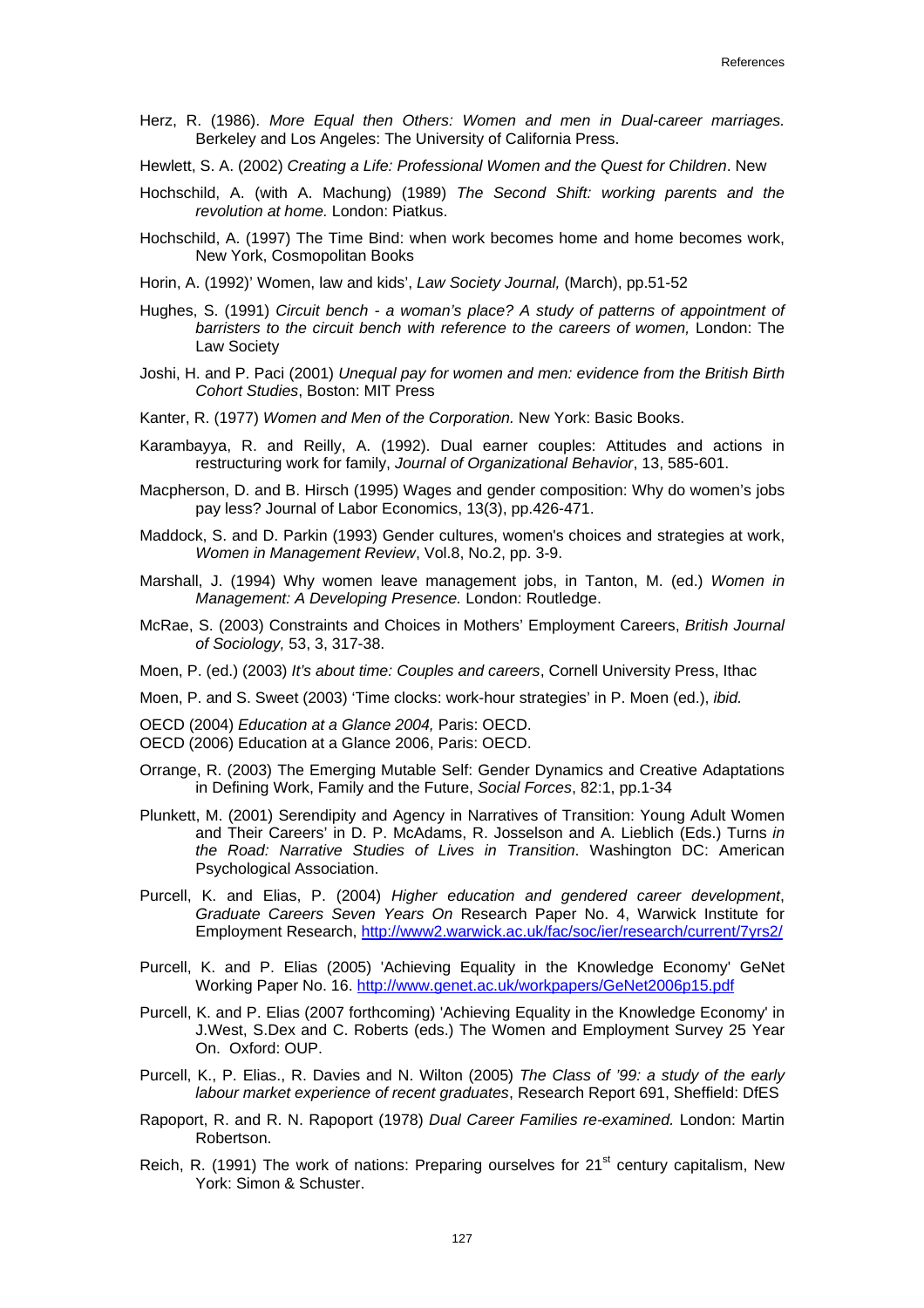Herz, R. (1986). *More Equal then Others: Women and men in Dual-career marriages.* Berkeley and Los Angeles: The University of California Press.

Hewlett, S. A. (2002) *Creating a Life: Professional Women and the Quest for Children*. New

Hochschild, A. (with A. Machung) (1989) *The Second Shift: working parents and the revolution at home.* London: Piatkus.

Hochschild, A. (1997) The Time Bind: when work becomes home and home becomes work, New York, Cosmopolitan Books

Horin, A. (1992)' Women, law and kids', *Law Society Journal,* (March), pp.51-52

Hughes, S. (1991) *Circuit bench - a woman's place? A study of patterns of appointment of barristers to the circuit bench with reference to the careers of women,* London: The Law Society

Joshi, H. and P. Paci (2001) *Unequal pay for women and men: evidence from the British Birth Cohort Studies*, Boston: MIT Press

Kanter, R. (1977) *Women and Men of the Corporation.* New York: Basic Books.

Karambayya, R. and Reilly, A. (1992). Dual earner couples: Attitudes and actions in restructuring work for family, *Journal of Organizational Behavior*, 13, 585-601.

Macpherson, D. and B. Hirsch (1995) Wages and gender composition: Why do women's jobs pay less? Journal of Labor Economics, 13(3), pp.426-471.

Maddock, S. and D. Parkin (1993) Gender cultures, women's choices and strategies at work, *Women in Management Review*, Vol.8, No.2, pp. 3-9.

Marshall, J. (1994) Why women leave management jobs, in Tanton, M. (ed.) *Women in Management: A Developing Presence.* London: Routledge.

McRae, S. (2003) Constraints and Choices in Mothers' Employment Careers, *British Journal of Sociology,* 53, 3, 317-38.

Moen, P. (ed.) (2003) *It's about time: Couples and careers*, Cornell University Press, Ithac

Moen, P. and S. Sweet (2003) 'Time clocks: work-hour strategies' in P. Moen (ed.), *ibid.*

OECD (2004) *Education at a Glance 2004,* Paris: OECD.

OECD (2006) Education at a Glance 2006, Paris: OECD.

Orrange, R. (2003) The Emerging Mutable Self: Gender Dynamics and Creative Adaptations in Defining Work, Family and the Future, *Social Forces*, 82:1, pp.1-34

Plunkett, M. (2001) Serendipity and Agency in Narratives of Transition: Young Adult Women and Their Careers' in D. P. McAdams, R. Josselson and A. Lieblich (Eds.) Turns *in the Road: Narrative Studies of Lives in Transition*. Washington DC: American Psychological Association.

Purcell, K. and Elias, P. (2004) *Higher education and gendered career development*, *Graduate Careers Seven Years On* Research Paper No. 4, Warwick Institute for Employment Research, http://www2.warwick.ac.uk/fac/soc/ier/research/current/7yrs2/

Purcell, K. and P. Elias (2005) 'Achieving Equality in the Knowledge Economy' GeNet Working Paper No. 16. http://www.genet.ac.uk/workpapers/GeNet2006p15.pdf

Purcell, K. and P. Elias (2007 forthcoming) 'Achieving Equality in the Knowledge Economy' in J.West, S.Dex and C. Roberts (eds.) The Women and Employment Survey 25 Year On. Oxford: OUP.

Purcell, K., P. Elias., R. Davies and N. Wilton (2005) *The Class of '99: a study of the early labour market experience of recent graduates*, Research Report 691, Sheffield: DfES

Rapoport, R. and R. N. Rapoport (1978) *Dual Career Families re-examined.* London: Martin Robertson.

Reich, R. (1991) The work of nations: Preparing ourselves for 21st century capitalism, New York: Simon & Schuster.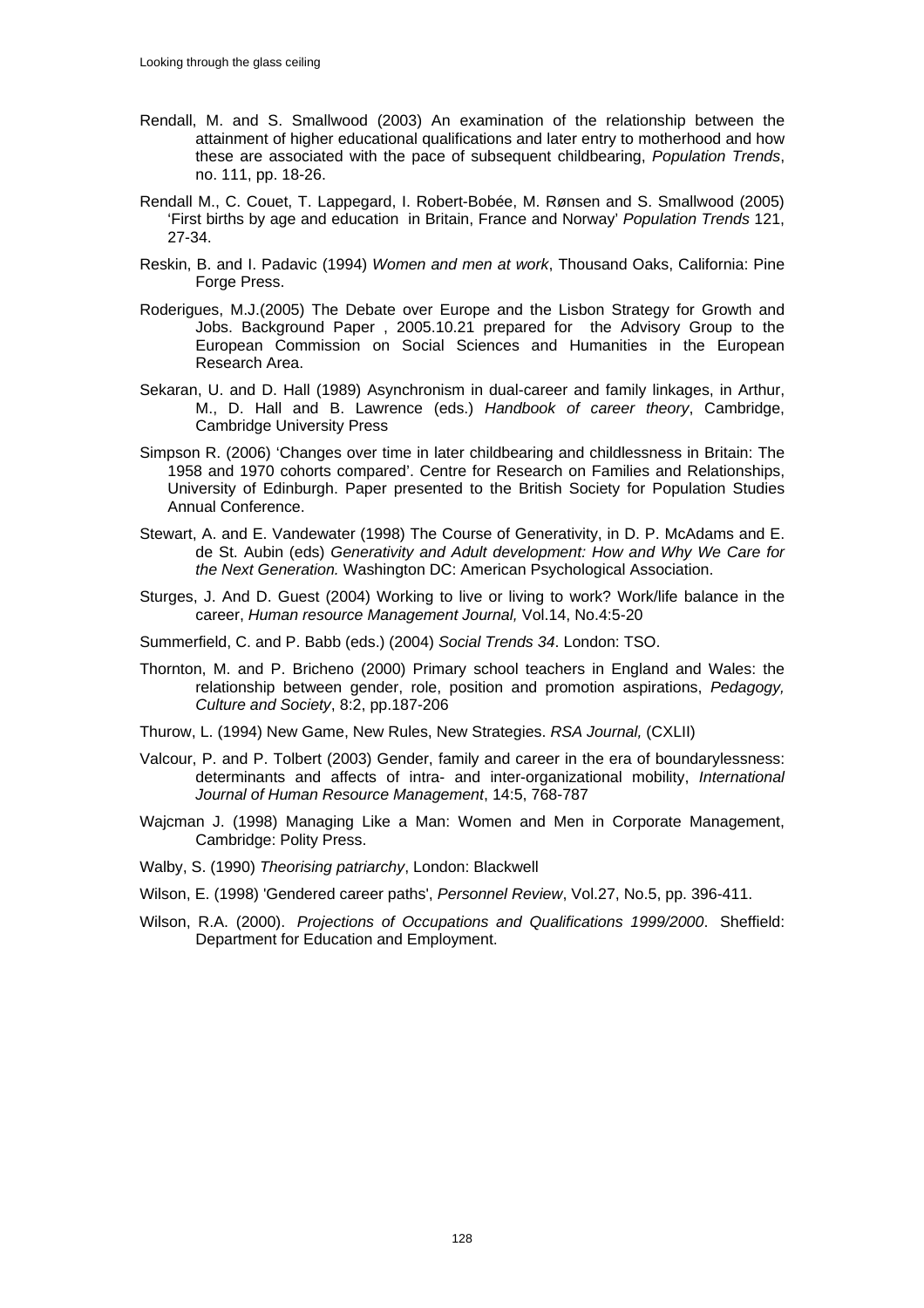Rendall, M. and S. Smallwood (2003) An examination of the relationship between the attainment of higher educational qualifications and later entry to motherhood and how these are associated with the pace of subsequent childbearing, *Population Trends*, no. 111, pp. 18-26.

Rendall M., C. Couet, T. Lappegard, I. Robert-Bobée, M. Rønsen and S. Smallwood (2005) 'First births by age and education in Britain, France and Norway' *Population Trends* 121, 27-34.

Reskin, B. and I. Padavic (1994) *Women and men at work*, Thousand Oaks, California: Pine Forge Press.

Roderigues, M.J.(2005) The Debate over Europe and the Lisbon Strategy for Growth and Jobs. Background Paper , 2005.10.21 prepared for the Advisory Group to the European Commission on Social Sciences and Humanities in the European Research Area.

Sekaran, U. and D. Hall (1989) Asynchronism in dual-career and family linkages, in Arthur, M., D. Hall and B. Lawrence (eds.) *Handbook of career theory*, Cambridge, Cambridge University Press

Simpson R. (2006) 'Changes over time in later childbearing and childlessness in Britain: The 1958 and 1970 cohorts compared'. Centre for Research on Families and Relationships, University of Edinburgh. Paper presented to the British Society for Population Studies Annual Conference.

Stewart, A. and E. Vandewater (1998) The Course of Generativity, in D. P. McAdams and E. de St. Aubin (eds) *Generativity and Adult development: How and Why We Care for the Next Generation.* Washington DC: American Psychological Association.

Sturges, J. And D. Guest (2004) Working to live or living to work? Work/life balance in the career, *Human resource Management Journal,* Vol.14, No.4:5-20

Summerfield, C. and P. Babb (eds.) (2004) *Social Trends 34*. London: TSO.

Thornton, M. and P. Bricheno (2000) Primary school teachers in England and Wales: the relationship between gender, role, position and promotion aspirations, *Pedagogy, Culture and Society*, 8:2, pp.187-206

Thurow, L. (1994) New Game, New Rules, New Strategies. *RSA Journal,* (CXLII)

Valcour, P. and P. Tolbert (2003) Gender, family and career in the era of boundarylessness: determinants and affects of intra- and inter-organizational mobility, *International Journal of Human Resource Management*, 14:5, 768-787

Wajcman J. (1998) Managing Like a Man: Women and Men in Corporate Management, Cambridge: Polity Press.

Walby, S. (1990) *Theorising patriarchy*, London: Blackwell

Wilson, E. (1998) 'Gendered career paths', *Personnel Review*, Vol.27, No.5, pp. 396-411.

Wilson, R.A. (2000). *Projections of Occupations and Qualifications 1999/2000*. Sheffield: Department for Education and Employment.